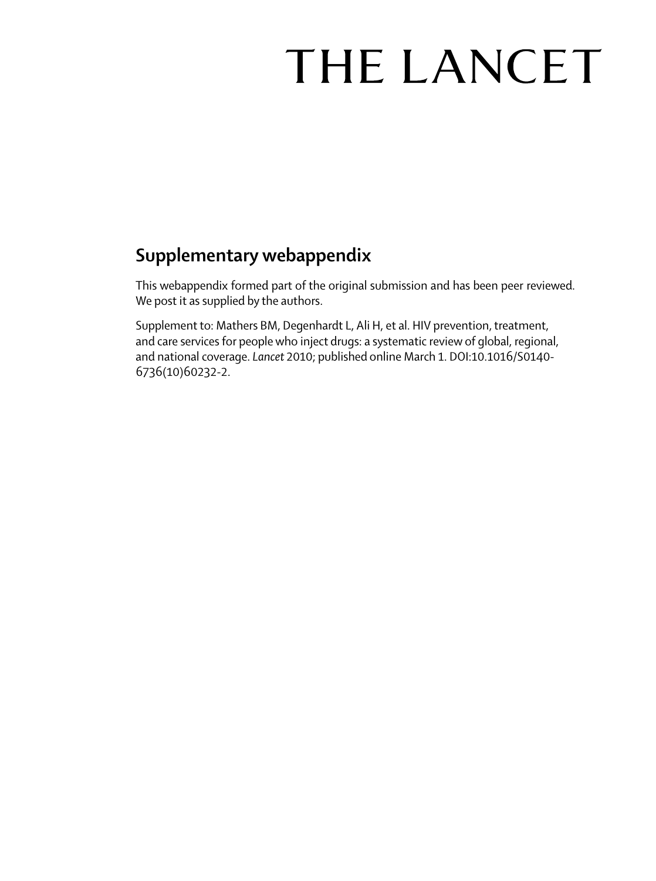# THE LANCET

## Supplementary webappendix

This webappendix formed part of the original submission and has been peer reviewed. We post it as supplied by the authors.

Supplement to: Mathers BM, Degenhardt L, Ali H, et al. HIV prevention, treatment, and care services for people who inject drugs: a systematic review of global, regional, and national coverage. *Lancet* 2010; published online March 1. DOI:10.1016/S0140-6736(10)60232-2.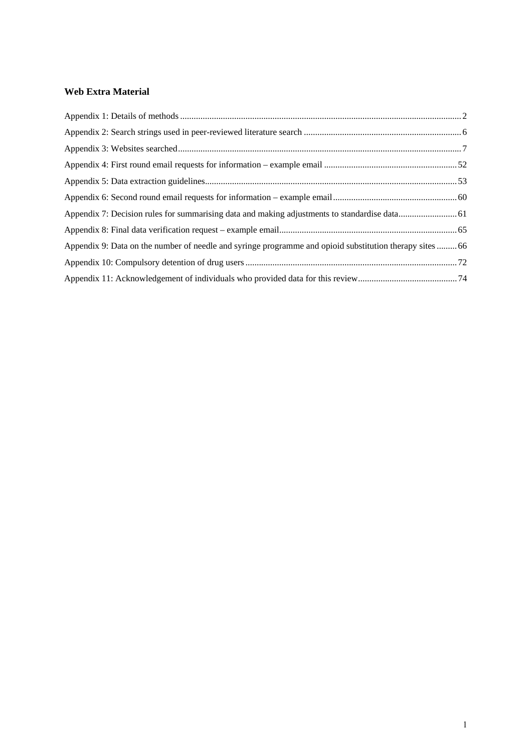**Web Extra Material**

Appendix 1: Details of methods ... 2

Appendix 2: Search strings used in peer-reviewed literature search ... 6

Appendix 3: Websites searched ... 7

Appendix 4: First round email requests for information – example email ... 52

Appendix 5: Data extraction guidelines ... 53

Appendix 6: Second round email requests for information – example email ... 60

Appendix 7: Decision rules for summarising data and making adjustments to standardise data ... 61

Appendix 8: Final data verification request – example email ... 65

Appendix 9: Data on the number of needle and syringe programme and opioid substitution therapy sites ... 66

Appendix 10: Compulsory detention of drug users ... 72

Appendix 11: Acknowledgement of individuals who provided data for this review ... 74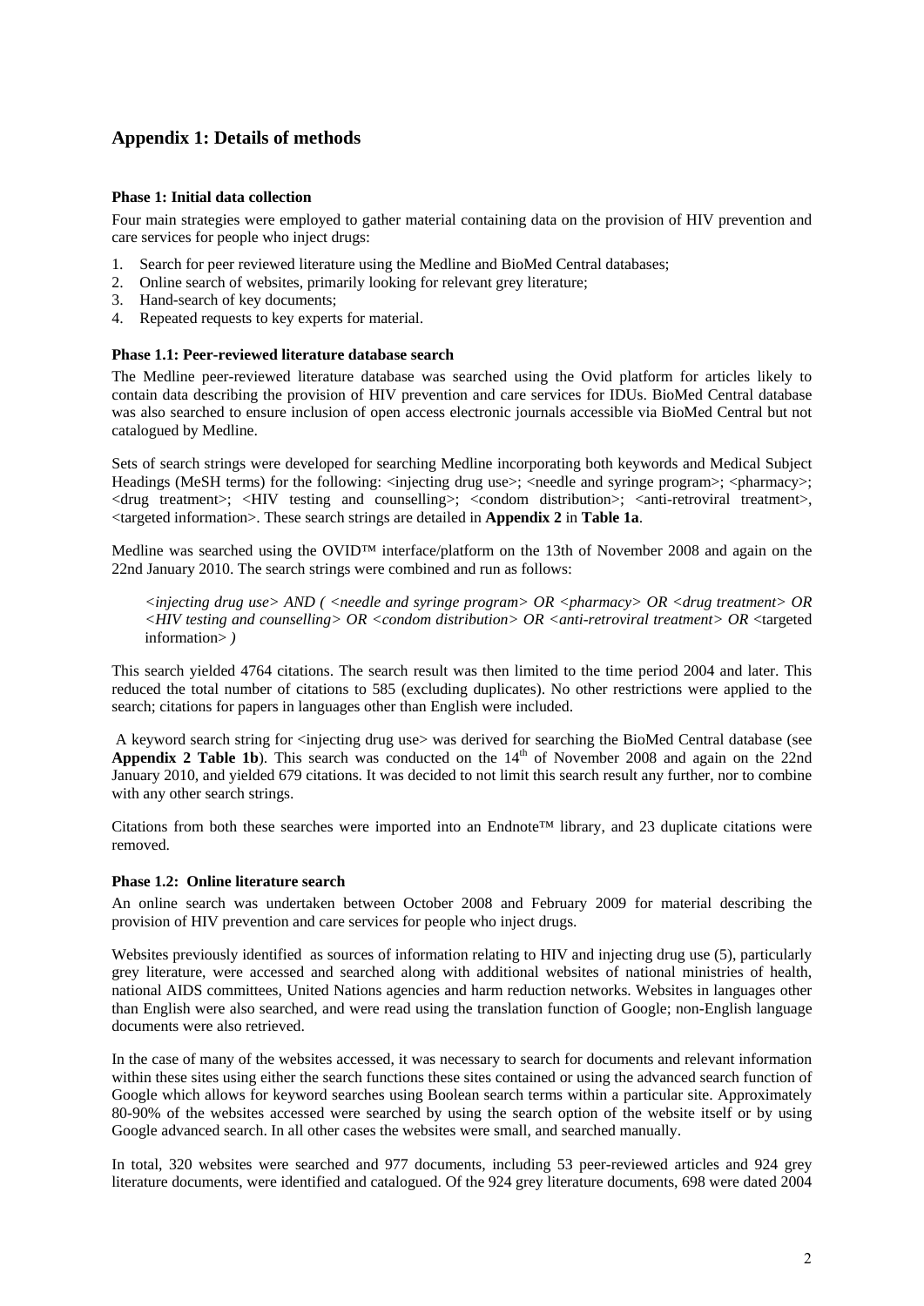## Appendix 1: Details of methods

**Phase 1: Initial data collection**

Four main strategies were employed to gather material containing data on the provision of HIV prevention and care services for people who inject drugs:

1. Search for peer reviewed literature using the Medline and BioMed Central databases;
2. Online search of websites, primarily looking for relevant grey literature;
3. Hand-search of key documents;
4. Repeated requests to key experts for material.

**Phase 1.1: Peer-reviewed literature database search**

The Medline peer-reviewed literature database was searched using the Ovid platform for articles likely to contain data describing the provision of HIV prevention and care services for IDUs. BioMed Central database was also searched to ensure inclusion of open access electronic journals accessible via BioMed Central but not catalogued by Medline.

Sets of search strings were developed for searching Medline incorporating both keywords and Medical Subject Headings (MeSH terms) for the following: <injecting drug use>; <needle and syringe program>; <pharmacy>; <drug treatment>; <HIV testing and counselling>; <condom distribution>; <anti-retroviral treatment>, <targeted information>. These search strings are detailed in **Appendix 2** in **Table 1a**.

Medline was searched using the OVID™ interface/platform on the 13th of November 2008 and again on the 22nd January 2010. The search strings were combined and run as follows:

> *<injecting drug use> AND ( <needle and syringe program> OR <pharmacy> OR <drug treatment> OR <HIV testing and counselling> OR <condom distribution> OR <anti-retroviral treatment> OR* <targeted information> *)*

This search yielded 4764 citations. The search result was then limited to the time period 2004 and later. This reduced the total number of citations to 585 (excluding duplicates). No other restrictions were applied to the search; citations for papers in languages other than English were included.

A keyword search string for <injecting drug use> was derived for searching the BioMed Central database (see **Appendix 2 Table 1b**). This search was conducted on the 14th of November 2008 and again on the 22nd January 2010, and yielded 679 citations. It was decided to not limit this search result any further, nor to combine with any other search strings.

Citations from both these searches were imported into an Endnote™ library, and 23 duplicate citations were removed.

**Phase 1.2: Online literature search**

An online search was undertaken between October 2008 and February 2009 for material describing the provision of HIV prevention and care services for people who inject drugs.

Websites previously identified as sources of information relating to HIV and injecting drug use (5), particularly grey literature, were accessed and searched along with additional websites of national ministries of health, national AIDS committees, United Nations agencies and harm reduction networks. Websites in languages other than English were also searched, and were read using the translation function of Google; non-English language documents were also retrieved.

In the case of many of the websites accessed, it was necessary to search for documents and relevant information within these sites using either the search functions these sites contained or using the advanced search function of Google which allows for keyword searches using Boolean search terms within a particular site. Approximately 80-90% of the websites accessed were searched by using the search option of the website itself or by using Google advanced search. In all other cases the websites were small, and searched manually.

In total, 320 websites were searched and 977 documents, including 53 peer-reviewed articles and 924 grey literature documents, were identified and catalogued. Of the 924 grey literature documents, 698 were dated 2004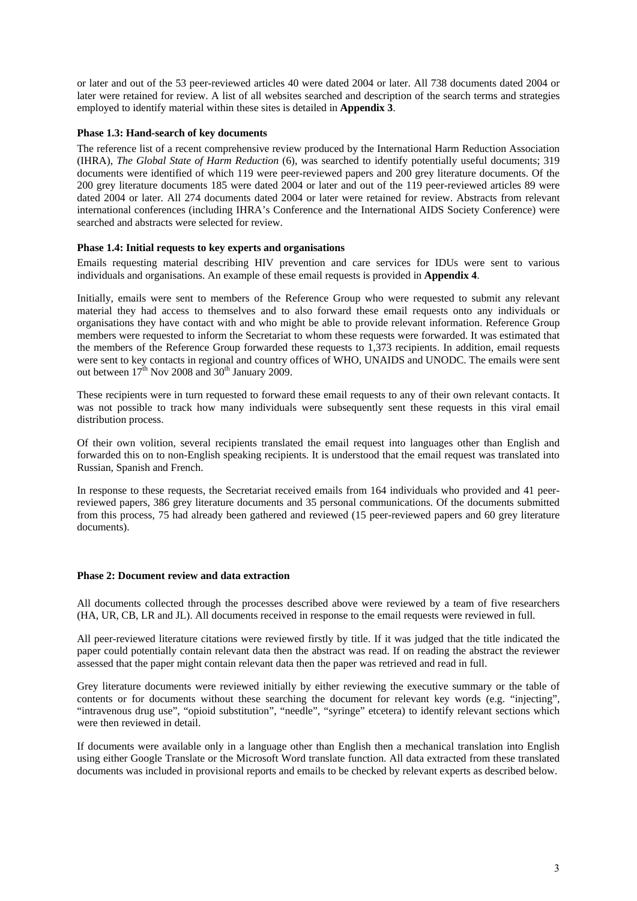or later and out of the 53 peer-reviewed articles 40 were dated 2004 or later. All 738 documents dated 2004 or later were retained for review. A list of all websites searched and description of the search terms and strategies employed to identify material within these sites is detailed in **Appendix 3**.

**Phase 1.3: Hand-search of key documents**

The reference list of a recent comprehensive review produced by the International Harm Reduction Association (IHRA), *The Global State of Harm Reduction* (6), was searched to identify potentially useful documents; 319 documents were identified of which 119 were peer-reviewed papers and 200 grey literature documents. Of the 200 grey literature documents 185 were dated 2004 or later and out of the 119 peer-reviewed articles 89 were dated 2004 or later. All 274 documents dated 2004 or later were retained for review. Abstracts from relevant international conferences (including IHRA's Conference and the International AIDS Society Conference) were searched and abstracts were selected for review.

**Phase 1.4: Initial requests to key experts and organisations**

Emails requesting material describing HIV prevention and care services for IDUs were sent to various individuals and organisations. An example of these email requests is provided in **Appendix 4**.

Initially, emails were sent to members of the Reference Group who were requested to submit any relevant material they had access to themselves and to also forward these email requests onto any individuals or organisations they have contact with and who might be able to provide relevant information. Reference Group members were requested to inform the Secretariat to whom these requests were forwarded. It was estimated that the members of the Reference Group forwarded these requests to 1,373 recipients. In addition, email requests were sent to key contacts in regional and country offices of WHO, UNAIDS and UNODC. The emails were sent out between 17th Nov 2008 and 30th January 2009.

These recipients were in turn requested to forward these email requests to any of their own relevant contacts. It was not possible to track how many individuals were subsequently sent these requests in this viral email distribution process.

Of their own volition, several recipients translated the email request into languages other than English and forwarded this on to non-English speaking recipients. It is understood that the email request was translated into Russian, Spanish and French.

In response to these requests, the Secretariat received emails from 164 individuals who provided and 41 peer-reviewed papers, 386 grey literature documents and 35 personal communications. Of the documents submitted from this process, 75 had already been gathered and reviewed (15 peer-reviewed papers and 60 grey literature documents).

**Phase 2: Document review and data extraction**

All documents collected through the processes described above were reviewed by a team of five researchers (HA, UR, CB, LR and JL). All documents received in response to the email requests were reviewed in full.

All peer-reviewed literature citations were reviewed firstly by title. If it was judged that the title indicated the paper could potentially contain relevant data then the abstract was read. If on reading the abstract the reviewer assessed that the paper might contain relevant data then the paper was retrieved and read in full.

Grey literature documents were reviewed initially by either reviewing the executive summary or the table of contents or for documents without these searching the document for relevant key words (e.g. "injecting", "intravenous drug use", "opioid substitution", "needle", "syringe" etcetera) to identify relevant sections which were then reviewed in detail.

If documents were available only in a language other than English then a mechanical translation into English using either Google Translate or the Microsoft Word translate function. All data extracted from these translated documents was included in provisional reports and emails to be checked by relevant experts as described below.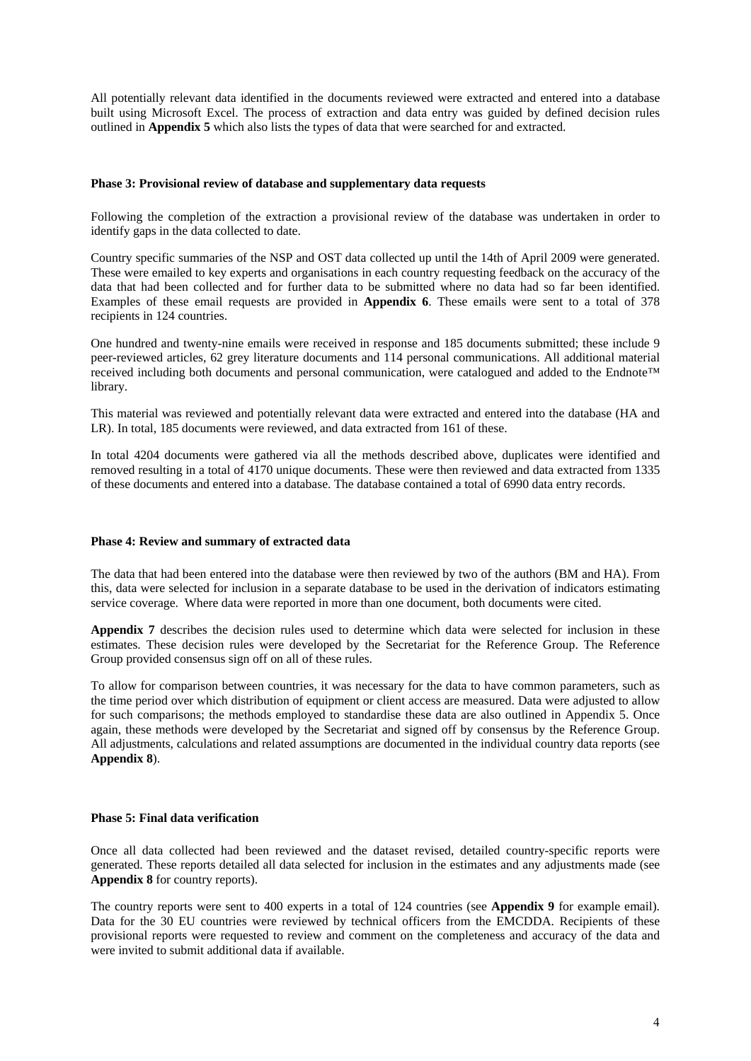All potentially relevant data identified in the documents reviewed were extracted and entered into a database built using Microsoft Excel. The process of extraction and data entry was guided by defined decision rules outlined in **Appendix 5** which also lists the types of data that were searched for and extracted.

**Phase 3: Provisional review of database and supplementary data requests**

Following the completion of the extraction a provisional review of the database was undertaken in order to identify gaps in the data collected to date.

Country specific summaries of the NSP and OST data collected up until the 14th of April 2009 were generated. These were emailed to key experts and organisations in each country requesting feedback on the accuracy of the data that had been collected and for further data to be submitted where no data had so far been identified. Examples of these email requests are provided in **Appendix 6**. These emails were sent to a total of 378 recipients in 124 countries.

One hundred and twenty-nine emails were received in response and 185 documents submitted; these include 9 peer-reviewed articles, 62 grey literature documents and 114 personal communications. All additional material received including both documents and personal communication, were catalogued and added to the Endnote™ library.

This material was reviewed and potentially relevant data were extracted and entered into the database (HA and LR). In total, 185 documents were reviewed, and data extracted from 161 of these.

In total 4204 documents were gathered via all the methods described above, duplicates were identified and removed resulting in a total of 4170 unique documents. These were then reviewed and data extracted from 1335 of these documents and entered into a database. The database contained a total of 6990 data entry records.

**Phase 4: Review and summary of extracted data**

The data that had been entered into the database were then reviewed by two of the authors (BM and HA). From this, data were selected for inclusion in a separate database to be used in the derivation of indicators estimating service coverage. Where data were reported in more than one document, both documents were cited.

**Appendix 7** describes the decision rules used to determine which data were selected for inclusion in these estimates. These decision rules were developed by the Secretariat for the Reference Group. The Reference Group provided consensus sign off on all of these rules.

To allow for comparison between countries, it was necessary for the data to have common parameters, such as the time period over which distribution of equipment or client access are measured. Data were adjusted to allow for such comparisons; the methods employed to standardise these data are also outlined in Appendix 5. Once again, these methods were developed by the Secretariat and signed off by consensus by the Reference Group. All adjustments, calculations and related assumptions are documented in the individual country data reports (see **Appendix 8**).

**Phase 5: Final data verification**

Once all data collected had been reviewed and the dataset revised, detailed country-specific reports were generated. These reports detailed all data selected for inclusion in the estimates and any adjustments made (see **Appendix 8** for country reports).

The country reports were sent to 400 experts in a total of 124 countries (see **Appendix 9** for example email). Data for the 30 EU countries were reviewed by technical officers from the EMCDDA. Recipients of these provisional reports were requested to review and comment on the completeness and accuracy of the data and were invited to submit additional data if available.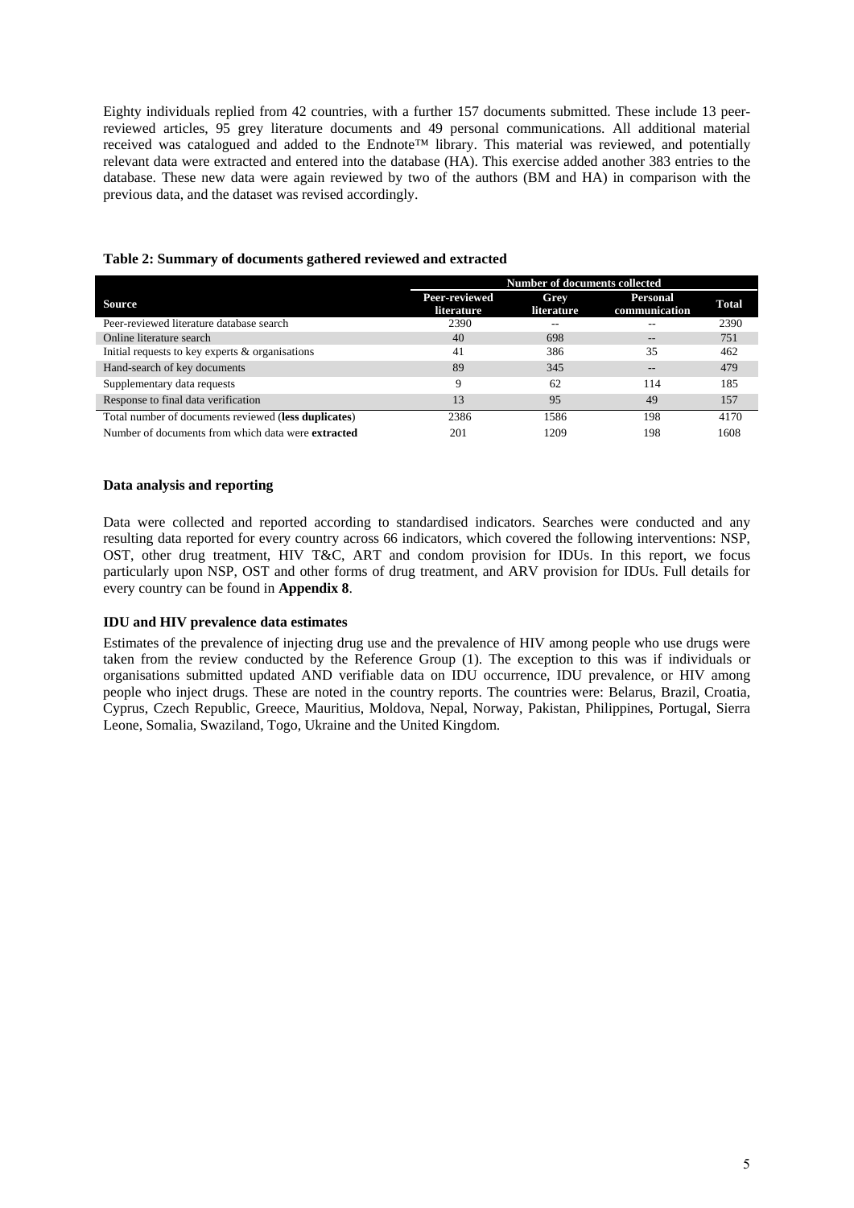Eighty individuals replied from 42 countries, with a further 157 documents submitted. These include 13 peer-reviewed articles, 95 grey literature documents and 49 personal communications. All additional material received was catalogued and added to the Endnote™ library. This material was reviewed, and potentially relevant data were extracted and entered into the database (HA). This exercise added another 383 entries to the database. These new data were again reviewed by two of the authors (BM and HA) in comparison with the previous data, and the dataset was revised accordingly.

**Table 2: Summary of documents gathered reviewed and extracted**

| Source | Number of documents collected | | | |
|---|---|---|---|---|
| | Peer-reviewed literature | Grey literature | Personal communication | Total |
| Peer-reviewed literature database search | 2390 | -- | -- | 2390 |
| Online literature search | 40 | 698 | -- | 751 |
| Initial requests to key experts & organisations | 41 | 386 | 35 | 462 |
| Hand-search of key documents | 89 | 345 | -- | 479 |
| Supplementary data requests | 9 | 62 | 114 | 185 |
| Response to final data verification | 13 | 95 | 49 | 157 |
| Total number of documents reviewed (**less duplicates**) | 2386 | 1586 | 198 | 4170 |
| Number of documents from which data were **extracted** | 201 | 1209 | 198 | 1608 |

**Data analysis and reporting**

Data were collected and reported according to standardised indicators. Searches were conducted and any resulting data reported for every country across 66 indicators, which covered the following interventions: NSP, OST, other drug treatment, HIV T&C, ART and condom provision for IDUs. In this report, we focus particularly upon NSP, OST and other forms of drug treatment, and ARV provision for IDUs. Full details for every country can be found in **Appendix 8**.

**IDU and HIV prevalence data estimates**

Estimates of the prevalence of injecting drug use and the prevalence of HIV among people who use drugs were taken from the review conducted by the Reference Group (1). The exception to this was if individuals or organisations submitted updated AND verifiable data on IDU occurrence, IDU prevalence, or HIV among people who inject drugs. These are noted in the country reports. The countries were: Belarus, Brazil, Croatia, Cyprus, Czech Republic, Greece, Mauritius, Moldova, Nepal, Norway, Pakistan, Philippines, Portugal, Sierra Leone, Somalia, Swaziland, Togo, Ukraine and the United Kingdom.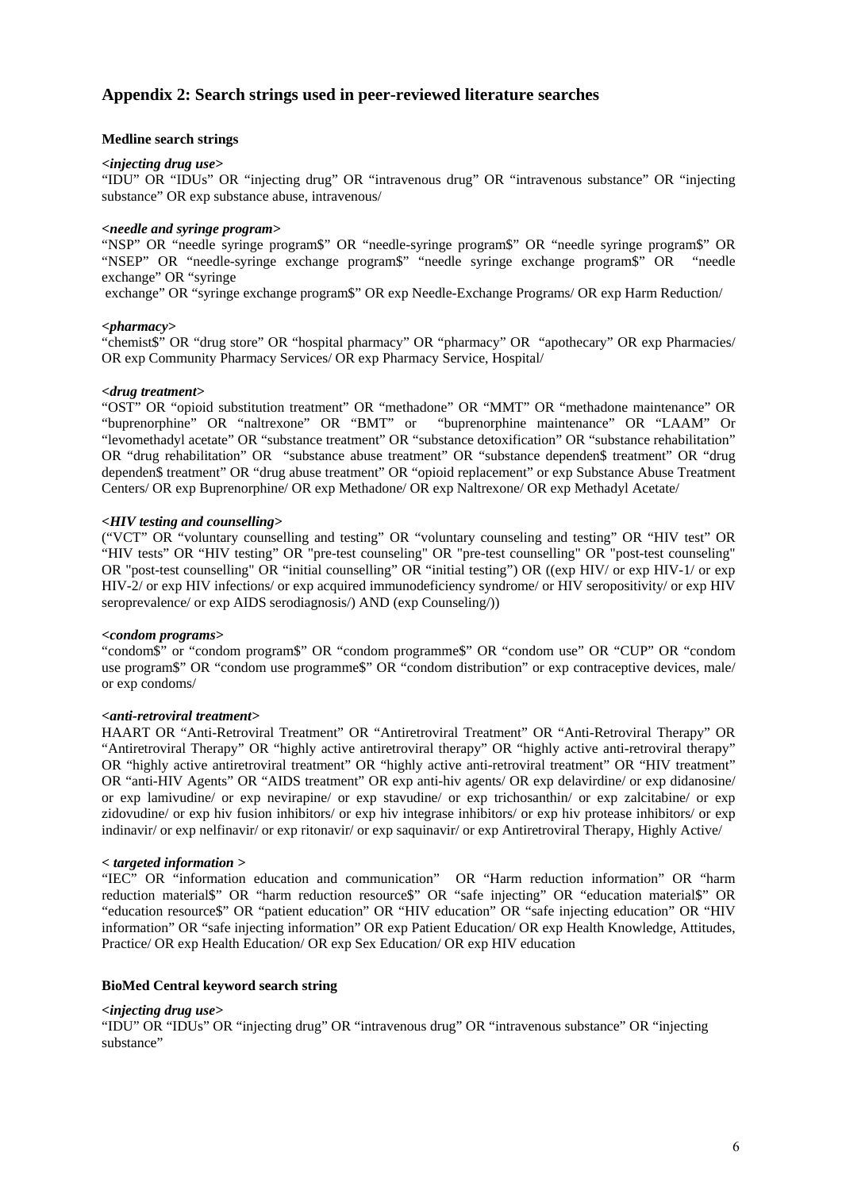## Appendix 2: Search strings used in peer-reviewed literature searches

### Medline search strings

***<injecting drug use>***

"IDU" OR "IDUs" OR "injecting drug" OR "intravenous drug" OR "intravenous substance" OR "injecting substance" OR exp substance abuse, intravenous/

***<needle and syringe program>***

"NSP" OR "needle syringe program$" OR "needle-syringe program$" OR "needle syringe program$" OR "NSEP" OR "needle-syringe exchange program$" "needle syringe exchange program$" OR "needle exchange" OR "syringe exchange" OR "syringe exchange program$" OR exp Needle-Exchange Programs/ OR exp Harm Reduction/

***<pharmacy>***

"chemist$" OR "drug store" OR "hospital pharmacy" OR "pharmacy" OR "apothecary" OR exp Pharmacies/ OR exp Community Pharmacy Services/ OR exp Pharmacy Service, Hospital/

***<drug treatment>***

"OST" OR "opioid substitution treatment" OR "methadone" OR "MMT" OR "methadone maintenance" OR "buprenorphine" OR "naltrexone" OR "BMT" or "buprenorphine maintenance" OR "LAAM" Or "levomethadyl acetate" OR "substance treatment" OR "substance detoxification" OR "substance rehabilitation" OR "drug rehabilitation" OR "substance abuse treatment" OR "substance dependen$ treatment" OR "drug dependen$ treatment" OR "drug abuse treatment" OR "opioid replacement" or exp Substance Abuse Treatment Centers/ OR exp Buprenorphine/ OR exp Methadone/ OR exp Naltrexone/ OR exp Methadyl Acetate/

***<HIV testing and counselling>***

("VCT" OR "voluntary counselling and testing" OR "voluntary counseling and testing" OR "HIV test" OR "HIV tests" OR "HIV testing" OR "pre-test counseling" OR "pre-test counselling" OR "post-test counseling" OR "post-test counselling" OR "initial counselling" OR "initial testing") OR ((exp HIV/ or exp HIV-1/ or exp HIV-2/ or exp HIV infections/ or exp acquired immunodeficiency syndrome/ or HIV seropositivity/ or exp HIV seroprevalence/ or exp AIDS serodiagnosis/) AND (exp Counseling/))

***<condom programs>***

"condom$" or "condom program$" OR "condom programme$" OR "condom use" OR "CUP" OR "condom use program$" OR "condom use programme$" OR "condom distribution" or exp contraceptive devices, male/ or exp condoms/

***<anti-retroviral treatment>***

HAART OR "Anti-Retroviral Treatment" OR "Antiretroviral Treatment" OR "Anti-Retroviral Therapy" OR "Antiretroviral Therapy" OR "highly active antiretroviral therapy" OR "highly active anti-retroviral therapy" OR "highly active antiretroviral treatment" OR "highly active anti-retroviral treatment" OR "HIV treatment" OR "anti-HIV Agents" OR "AIDS treatment" OR exp anti-hiv agents/ OR exp delavirdine/ or exp didanosine/ or exp lamivudine/ or exp nevirapine/ or exp stavudine/ or exp trichosanthin/ or exp zalcitabine/ or exp zidovudine/ or exp hiv fusion inhibitors/ or exp hiv integrase inhibitors/ or exp hiv protease inhibitors/ or exp indinavir/ or exp nelfinavir/ or exp ritonavir/ or exp saquinavir/ or exp Antiretroviral Therapy, Highly Active/

***< targeted information >***

"IEC" OR "information education and communication" OR "Harm reduction information" OR "harm reduction material$" OR "harm reduction resource$" OR "safe injecting" OR "education material$" OR "education resource$" OR "patient education" OR "HIV education" OR "safe injecting education" OR "HIV information" OR "safe injecting information" OR exp Patient Education/ OR exp Health Knowledge, Attitudes, Practice/ OR exp Health Education/ OR exp Sex Education/ OR exp HIV education

### BioMed Central keyword search string

***<injecting drug use>***

"IDU" OR "IDUs" OR "injecting drug" OR "intravenous drug" OR "intravenous substance" OR "injecting substance"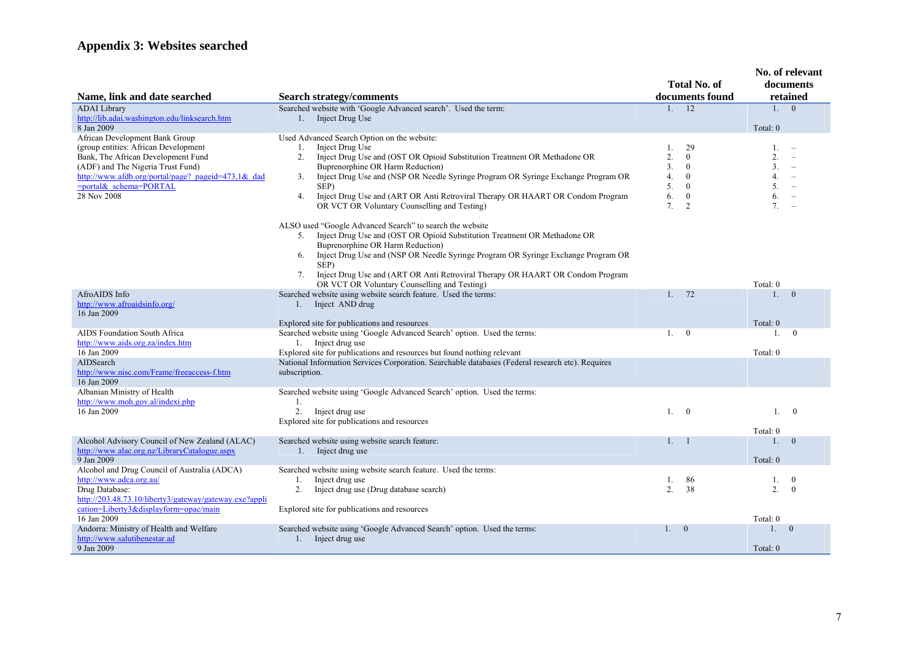# Appendix 3: Websites searched

| Name, link and date searched | Search strategy/comments | Total No. of documents found | No. of relevant documents retained |
|---|---|---|---|
| ADAI Library<br>http://lib.adai.washington.edu/linksearch.htm<br>8 Jan 2009 | Searched website with 'Google Advanced search'. Used the term:<br>1. Inject Drug Use | 1. 12 | 1. 0<br>Total: 0 |
| African Development Bank Group<br>(group entities: African Development Bank, The African Development Fund (ADF) and The Nigeria Trust Fund)<br>http://www.afdb.org/portal/page?_pageid=473,1&_dad=portal&_schema=PORTAL<br>28 Nov 2008 | Used Advanced Search Option on the website:<br>1. Inject Drug Use<br>2. Inject Drug Use and (OST OR Opioid Substitution Treatment OR Methadone OR Buprenorphine OR Harm Reduction)<br>3. Inject Drug Use and (NSP OR Needle Syringe Program OR Syringe Exchange Program OR SEP)<br>4. Inject Drug Use and (ART OR Anti Retroviral Therapy OR HAART OR Condom Program OR VCT OR Voluntary Counselling and Testing)<br><br>ALSO used "Google Advanced Search" to search the website<br>5. Inject Drug Use and (OST OR Opioid Substitution Treatment OR Methadone OR Buprenorphine OR Harm Reduction)<br>6. Inject Drug Use and (NSP OR Needle Syringe Program OR Syringe Exchange Program OR SEP)<br>7. Inject Drug Use and (ART OR Anti Retroviral Therapy OR HAART OR Condom Program OR VCT OR Voluntary Counselling and Testing) | 1. 29<br>2. 0<br>3. 0<br>4. 0<br>5. 0<br>6. 0<br>7. 2 | 1. –<br>2. –<br>3. –<br>4. –<br>5. –<br>6. –<br>7. –<br>Total: 0 |
| AfroAIDS Info<br>http://www.afroaidsinfo.org/<br>16 Jan 2009 | Searched website using website search feature. Used the terms:<br>1. Inject AND drug<br><br>Explored site for publications and resources | 1. 72 | 1. 0<br>Total: 0 |
| AIDS Foundation South Africa<br>http://www.aids.org.za/index.htm<br>16 Jan 2009 | Searched website using 'Google Advanced Search' option. Used the terms:<br>1. Inject drug use<br>Explored site for publications and resources but found nothing relevant | 1. 0 | 1. 0<br>Total: 0 |
| AIDSearch<br>http://www.nisc.com/Frame/freeaccess-f.htm<br>16 Jan 2009 | National Information Services Corporation. Searchable databases (Federal research etc). Requires subscription. | | |
| Albanian Ministry of Health<br>http://www.moh.gov.al/indexi.php<br>16 Jan 2009 | Searched website using 'Google Advanced Search' option. Used the terms:<br>1.<br>2. Inject drug use<br>Explored site for publications and resources | 1. 0 | 1. 0<br>Total: 0 |
| Alcohol Advisory Council of New Zealand (ALAC)<br>http://www.alac.org.nz/LibraryCatalogue.aspx<br>9 Jan 2009 | Searched website using website search feature:<br>1. Inject drug use | 1. 1 | 1. 0<br>Total: 0 |
| Alcohol and Drug Council of Australia (ADCA)<br>http://www.adca.org.au/<br>Drug Database:<br>http://203.48.73.10/liberty3/gateway/gateway.exe?application=Liberty3&displayform=opac/main<br>16 Jan 2009 | Searched website using website search feature. Used the terms:<br>1. Inject drug use<br>2. Inject drug use (Drug database search)<br><br>Explored site for publications and resources | 1. 86<br>2. 38 | 1. 0<br>2. 0<br>Total: 0 |
| Andorra: Ministry of Health and Welfare<br>http://www.salutibenestar.ad<br>9 Jan 2009 | Searched website using 'Google Advanced Search' option. Used the terms:<br>1. Inject drug use | 1. 0 | 1. 0<br>Total: 0 |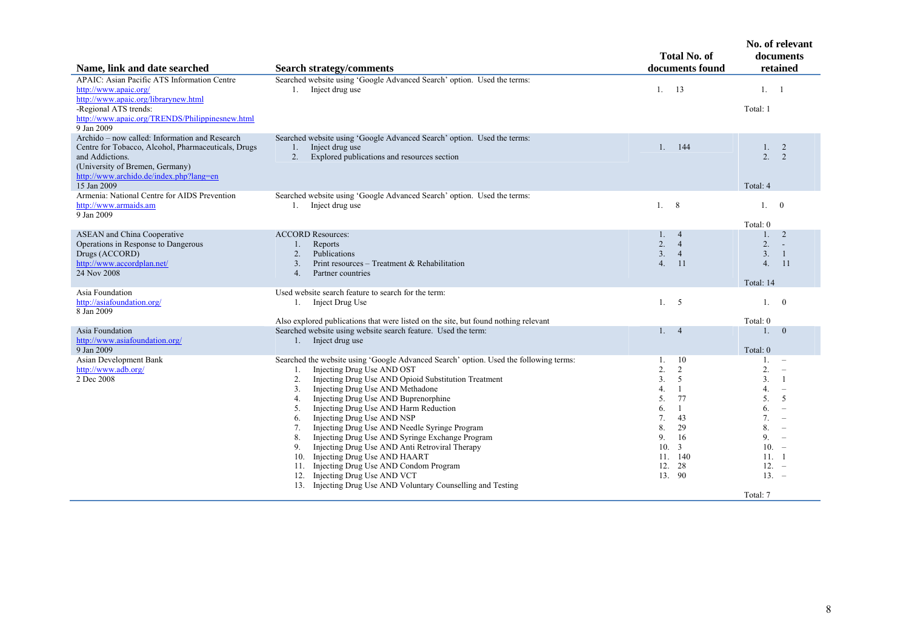| Name, link and date searched | Search strategy/comments | Total No. of documents found | No. of relevant documents retained |
|---|---|---|---|
| APAIC: Asian Pacific ATS Information Centre<br>http://www.apaic.org/<br>http://www.apaic.org/librarynew.html<br>-Regional ATS trends:<br>http://www.apaic.org/TRENDS/Philippinesnew.html<br>9 Jan 2009 | Searched website using 'Google Advanced Search' option. Used the terms:<br>1. Inject drug use | 1. 13 | 1. 1<br><br>Total: 1 |
| Archido – now called: Information and Research Centre for Tobacco, Alcohol, Pharmaceuticals, Drugs and Addictions.<br>(University of Bremen, Germany)<br>http://www.archido.de/index.php?lang=en<br>15 Jan 2009 | Searched website using 'Google Advanced Search' option. Used the terms:<br>1. Inject drug use<br>2. Explored publications and resources section | 1. 144 | 1. 2<br>2. 2<br><br>Total: 4 |
| Armenia: National Centre for AIDS Prevention<br>http://www.armaids.am<br>9 Jan 2009 | Searched website using 'Google Advanced Search' option. Used the terms:<br>1. Inject drug use | 1. 8 | 1. 0<br><br>Total: 0 |
| ASEAN and China Cooperative Operations in Response to Dangerous Drugs (ACCORD)<br>http://www.accordplan.net/<br>24 Nov 2008 | ACCORD Resources:<br>1. Reports<br>2. Publications<br>3. Print resources – Treatment & Rehabilitation<br>4. Partner countries | 1. 4<br>2. 4<br>3. 4<br>4. 11 | 1. 2<br>2. -<br>3. 1<br>4. 11<br><br>Total: 14 |
| Asia Foundation<br>http://asiafoundation.org/<br>8 Jan 2009 | Used website search feature to search for the term:<br>1. Inject Drug Use<br><br>Also explored publications that were listed on the site, but found nothing relevant | 1. 5 | 1. 0<br><br>Total: 0 |
| Asia Foundation<br>http://www.asiafoundation.org/<br>9 Jan 2009 | Searched website using website search feature. Used the term:<br>1. Inject drug use | 1. 4 | 1. 0<br><br>Total: 0 |
| Asian Development Bank<br>http://www.adb.org/<br>2 Dec 2008 | Searched the website using 'Google Advanced Search' option. Used the following terms:<br>1. Injecting Drug Use AND OST<br>2. Injecting Drug Use AND Opioid Substitution Treatment<br>3. Injecting Drug Use AND Methadone<br>4. Injecting Drug Use AND Buprenorphine<br>5. Injecting Drug Use AND Harm Reduction<br>6. Injecting Drug Use AND NSP<br>7. Injecting Drug Use AND Needle Syringe Program<br>8. Injecting Drug Use AND Syringe Exchange Program<br>9. Injecting Drug Use AND Anti Retroviral Therapy<br>10. Injecting Drug Use AND HAART<br>11. Injecting Drug Use AND Condom Program<br>12. Injecting Drug Use AND VCT<br>13. Injecting Drug Use AND Voluntary Counselling and Testing | 1. 10<br>2. 2<br>3. 5<br>4. 1<br>5. 77<br>6. 1<br>7. 43<br>8. 29<br>9. 16<br>10. 3<br>11. 140<br>12. 28<br>13. 90 | 1. –<br>2. –<br>3. 1<br>4. –<br>5. 5<br>6. –<br>7. –<br>8. –<br>9. –<br>10. –<br>11. 1<br>12. –<br>13. –<br><br>Total: 7 |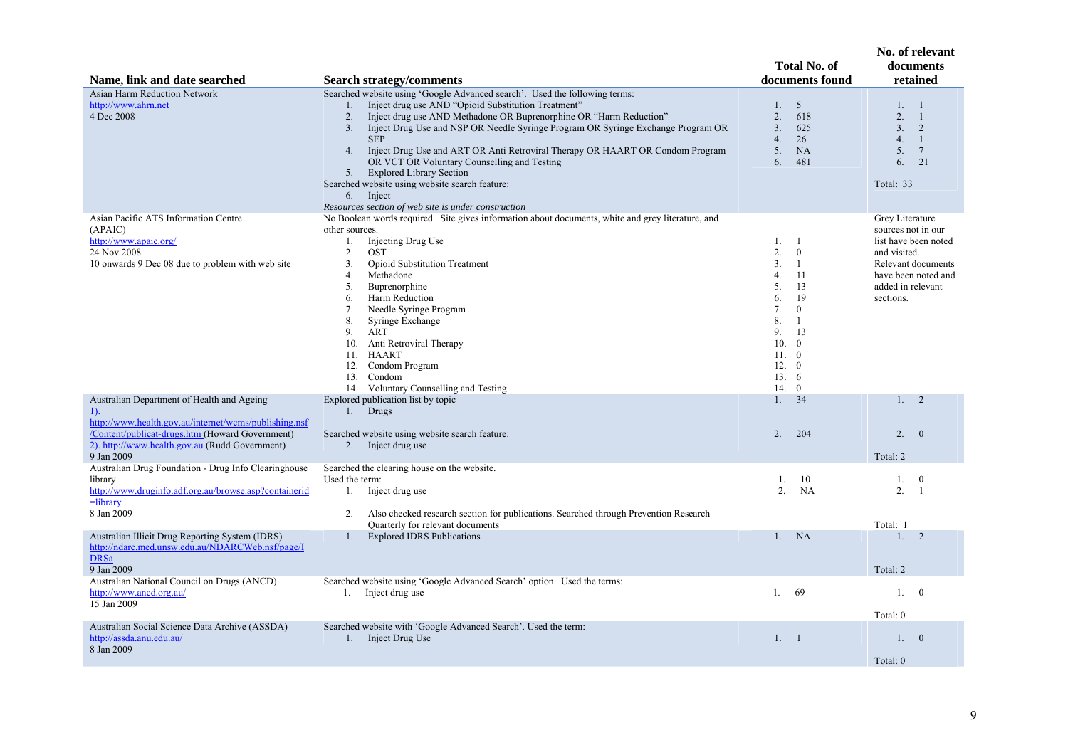| Name, link and date searched | Search strategy/comments | Total No. of documents found | No. of relevant documents retained |
|---|---|---|---|
| Asian Harm Reduction Network<br>http://www.ahrn.net<br>4 Dec 2008 | Searched website using 'Google Advanced search'. Used the following terms:<br>1. Inject drug use AND "Opioid Substitution Treatment"<br>2. Inject drug use AND Methadone OR Buprenorphine OR "Harm Reduction"<br>3. Inject Drug Use and NSP OR Needle Syringe Program OR Syringe Exchange Program OR SEP<br>4. Inject Drug Use and ART OR Anti Retroviral Therapy OR HAART OR Condom Program OR VCT OR Voluntary Counselling and Testing<br>5. Explored Library Section<br>Searched website using website search feature:<br>6. Inject<br>*Resources section of web site is under construction* | 1. 5<br>2. 618<br>3. 625<br>4. 26<br>5. NA<br>6. 481 | 1. 1<br>2. 1<br>3. 2<br>4. 1<br>5. 7<br>6. 21<br>Total: 33 |
| Asian Pacific ATS Information Centre (APAIC)<br>http://www.apaic.org/<br>24 Nov 2008<br>10 onwards 9 Dec 08 due to problem with web site | No Boolean words required. Site gives information about documents, white and grey literature, and other sources.<br>1. Injecting Drug Use<br>2. OST<br>3. Opioid Substitution Treatment<br>4. Methadone<br>5. Buprenorphine<br>6. Harm Reduction<br>7. Needle Syringe Program<br>8. Syringe Exchange<br>9. ART<br>10. Anti Retroviral Therapy<br>11. HAART<br>12. Condom Program<br>13. Condom<br>14. Voluntary Counselling and Testing | 1. 1<br>2. 0<br>3. 1<br>4. 11<br>5. 13<br>6. 19<br>7. 0<br>8. 1<br>9. 13<br>10. 0<br>11. 0<br>12. 0<br>13. 6<br>14. 0 | Grey Literature sources not in our list have been noted and visited.<br>Relevant documents have been noted and added in relevant sections. |
| Australian Department of Health and Ageing<br>1). http://www.health.gov.au/internet/wcms/publishing.nsf/Content/publicat-drugs.htm (Howard Government)<br>2). http://www.health.gov.au (Rudd Government)<br>9 Jan 2009 | Explored publication list by topic<br>1. Drugs<br>Searched website using website search feature:<br>2. Inject drug use | 1. 34<br>2. 204 | 1. 2<br>2. 0<br>Total: 2 |
| Australian Drug Foundation - Drug Info Clearinghouse library<br>http://www.druginfo.adf.org.au/browse.asp?containerid=library<br>8 Jan 2009 | Searched the clearing house on the website.<br>Used the term:<br>1. Inject drug use<br>2. Also checked research section for publications. Searched through Prevention Research Quarterly for relevant documents | 1. 10<br>2. NA | 1. 0<br>2. 1<br>Total: 1 |
| Australian Illicit Drug Reporting System (IDRS)<br>http://ndarc.med.unsw.edu.au/NDARCWeb.nsf/page/IDRSa<br>9 Jan 2009 | 1. Explored IDRS Publications | 1. NA | 1. 2<br>Total: 2 |
| Australian National Council on Drugs (ANCD)<br>http://www.ancd.org.au/<br>15 Jan 2009 | Searched website using 'Google Advanced Search' option. Used the terms:<br>1. Inject drug use | 1. 69 | 1. 0<br>Total: 0 |
| Australian Social Science Data Archive (ASSDA)<br>http://assda.anu.edu.au/<br>8 Jan 2009 | Searched website with 'Google Advanced Search'. Used the term:<br>1. Inject Drug Use | 1. 1 | 1. 0<br>Total: 0 |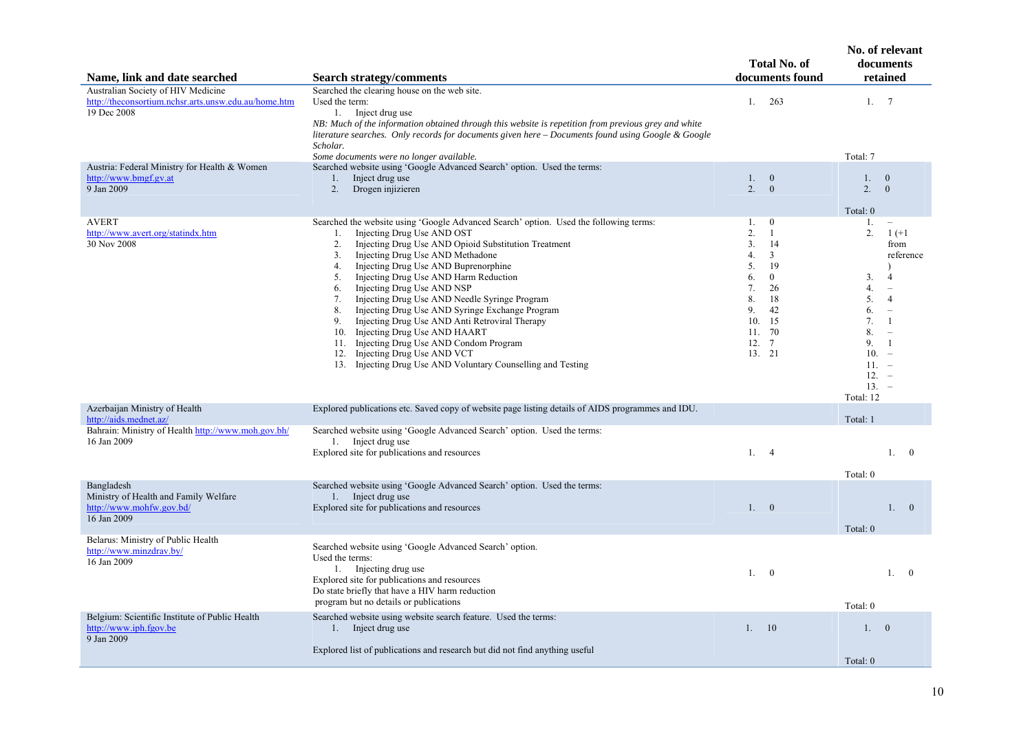| Name, link and date searched | Search strategy/comments | Total No. of documents found | No. of relevant documents retained |
|---|---|---|---|
| Australian Society of HIV Medicine<br>http://theconsortium.nchsr.arts.unsw.edu.au/home.htm<br>19 Dec 2008 | Searched the clearing house on the web site.<br>Used the term:<br>1. Inject drug use<br>*NB: Much of the information obtained through this website is repetition from previous grey and white literature searches. Only records for documents given here – Documents found using Google & Google Scholar.*<br>*Some documents were no longer available.* | 1. 263 | 1. 7<br><br>Total: 7 |
| Austria: Federal Ministry for Health & Women<br>http://www.bmgf.gv.at<br>9 Jan 2009 | Searched website using 'Google Advanced Search' option. Used the terms:<br>1. Inject drug use<br>2. Drogen injizieren | 1. 0<br>2. 0 | 1. 0<br>2. 0<br><br>Total: 0 |
| AVERT<br>http://www.avert.org/statindx.htm<br>30 Nov 2008 | Searched the website using 'Google Advanced Search' option. Used the following terms:<br>1. Injecting Drug Use AND OST<br>2. Injecting Drug Use AND Opioid Substitution Treatment<br>3. Injecting Drug Use AND Methadone<br>4. Injecting Drug Use AND Buprenorphine<br>5. Injecting Drug Use AND Harm Reduction<br>6. Injecting Drug Use AND NSP<br>7. Injecting Drug Use AND Needle Syringe Program<br>8. Injecting Drug Use AND Syringe Exchange Program<br>9. Injecting Drug Use AND Anti Retroviral Therapy<br>10. Injecting Drug Use AND HAART<br>11. Injecting Drug Use AND Condom Program<br>12. Injecting Drug Use AND VCT<br>13. Injecting Drug Use AND Voluntary Counselling and Testing | 1. 0<br>2. 1<br>3. 14<br>4. 3<br>5. 19<br>6. 0<br>7. 26<br>8. 18<br>9. 42<br>10. 15<br>11. 70<br>12. 7<br>13. 21 | 1. –<br>2. 1 (+1 from reference)<br>3. 4<br>4. –<br>5. 4<br>6. –<br>7. 1<br>8. –<br>9. 1<br>10. –<br>11. –<br>12. –<br>13. –<br>Total: 12 |
| Azerbaijan Ministry of Health<br>http://aids.mednet.az/ | Explored publications etc. Saved copy of website page listing details of AIDS programmes and IDU. | | Total: 1 |
| Bahrain: Ministry of Health http://www.moh.gov.bh/<br>16 Jan 2009 | Searched website using 'Google Advanced Search' option. Used the terms:<br>1. Inject drug use<br>Explored site for publications and resources | 1. 4 | 1. 0<br><br>Total: 0 |
| Bangladesh<br>Ministry of Health and Family Welfare<br>http://www.mohfw.gov.bd/<br>16 Jan 2009 | Searched website using 'Google Advanced Search' option. Used the terms:<br>1. Inject drug use<br>Explored site for publications and resources | 1. 0 | 1. 0<br><br>Total: 0 |
| Belarus: Ministry of Public Health<br>http://www.minzdrav.by/<br>16 Jan 2009 | Searched website using 'Google Advanced Search' option.<br>Used the terms:<br>1. Injecting drug use<br>Explored site for publications and resources<br>Do state briefly that have a HIV harm reduction program but no details or publications | 1. 0 | 1. 0<br><br>Total: 0 |
| Belgium: Scientific Institute of Public Health<br>http://www.iph.fgov.be<br>9 Jan 2009 | Searched website using website search feature. Used the terms:<br>1. Inject drug use<br><br>Explored list of publications and research but did not find anything useful | 1. 10 | 1. 0<br><br>Total: 0 |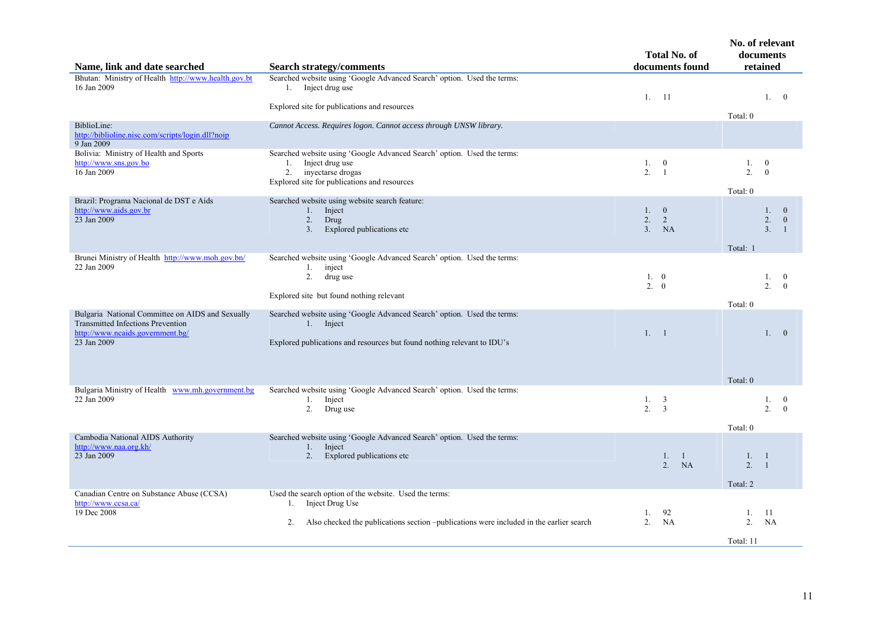| Name, link and date searched | Search strategy/comments | Total No. of documents found | No. of relevant documents retained |
|---|---|---|---|
| Bhutan: Ministry of Health http://www.health.gov.bt 16 Jan 2009 | Searched website using 'Google Advanced Search' option. Used the terms:<br>1. Inject drug use<br>Explored site for publications and resources | 1. 11 | 1. 0<br>Total: 0 |
| BiblioLine: http://biblioline.nisc.com/scripts/login.dll?noip 9 Jan 2009 | *Cannot Access. Requires logon. Cannot access through UNSW library.* | | |
| Bolivia: Ministry of Health and Sports http://www.sns.gov.bo 16 Jan 2009 | Searched website using 'Google Advanced Search' option. Used the terms:<br>1. Inject drug use<br>2. inyectarse drogas<br>Explored site for publications and resources | 1. 0<br>2. 1 | 1. 0<br>2. 0<br>Total: 0 |
| Brazil: Programa Nacional de DST e Aids http://www.aids.gov.br 23 Jan 2009 | Searched website using website search feature:<br>1. Inject<br>2. Drug<br>3. Explored publications etc | 1. 0<br>2. 2<br>3. NA | 1. 0<br>2. 0<br>3. 1<br>Total: 1 |
| Brunei Ministry of Health http://www.moh.gov.bn/ 22 Jan 2009 | Searched website using 'Google Advanced Search' option. Used the terms:<br>1. inject<br>2. drug use<br>Explored site but found nothing relevant | 1. 0<br>2. 0 | 1. 0<br>2. 0<br>Total: 0 |
| Bulgaria National Committee on AIDS and Sexually Transmitted Infections Prevention http://www.ncaids.government.bg/ 23 Jan 2009 | Searched website using 'Google Advanced Search' option. Used the terms:<br>1. Inject<br>Explored publications and resources but found nothing relevant to IDU's | 1. 1 | 1. 0<br>Total: 0 |
| Bulgaria Ministry of Health www.mh.government.bg 22 Jan 2009 | Searched website using 'Google Advanced Search' option. Used the terms:<br>1. Inject<br>2. Drug use | 1. 3<br>2. 3 | 1. 0<br>2. 0<br>Total: 0 |
| Cambodia National AIDS Authority http://www.naa.org.kh/ 23 Jan 2009 | Searched website using 'Google Advanced Search' option. Used the terms:<br>1. Inject<br>2. Explored publications etc | 1. 1<br>2. NA | 1. 1<br>2. 1<br>Total: 2 |
| Canadian Centre on Substance Abuse (CCSA) http://www.ccsa.ca/ 19 Dec 2008 | Used the search option of the website. Used the terms:<br>1. Inject Drug Use<br>2. Also checked the publications section –publications were included in the earlier search | 1. 92<br>2. NA | 1. 11<br>2. NA<br>Total: 11 |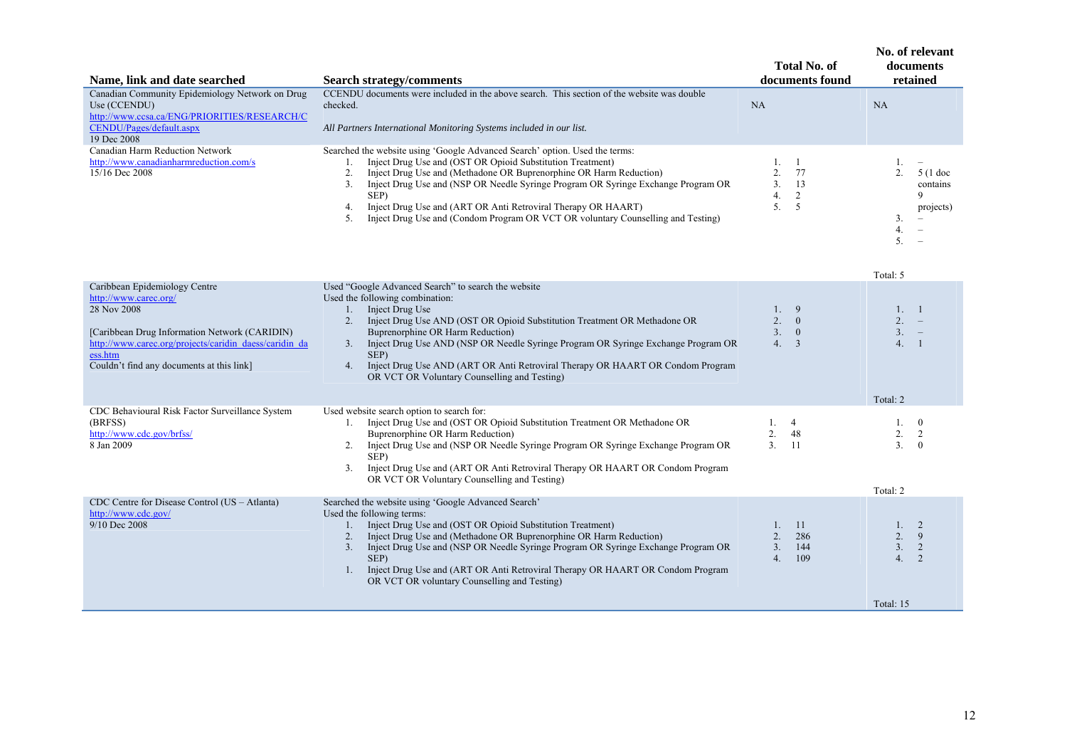| Name, link and date searched | Search strategy/comments | Total No. of documents found | No. of relevant documents retained |
|---|---|---|---|
| Canadian Community Epidemiology Network on Drug Use (CCENDU)<br>http://www.ccsa.ca/ENG/PRIORITIES/RESEARCH/CCENDU/Pages/default.aspx<br>19 Dec 2008 | CCENDU documents were included in the above search. This section of the website was double checked.<br><br>*All Partners International Monitoring Systems included in our list.* | NA | NA |
| Canadian Harm Reduction Network<br>http://www.canadianharmreduction.com/s<br>15/16 Dec 2008 | Searched the website using 'Google Advanced Search' option. Used the terms:<br>1. Inject Drug Use and (OST OR Opioid Substitution Treatment)<br>2. Inject Drug Use and (Methadone OR Buprenorphine OR Harm Reduction)<br>3. Inject Drug Use and (NSP OR Needle Syringe Program OR Syringe Exchange Program OR SEP)<br>4. Inject Drug Use and (ART OR Anti Retroviral Therapy OR HAART)<br>5. Inject Drug Use and (Condom Program OR VCT OR voluntary Counselling and Testing) | 1. 1<br>2. 77<br>3. 13<br>4. 2<br>5. 5 | 1. –<br>2. 5 (1 doc contains 9 projects)<br>3. –<br>4. –<br>5. –<br><br>Total: 5 |
| Caribbean Epidemiology Centre<br>http://www.carec.org/<br>28 Nov 2008<br><br>[Caribbean Drug Information Network (CARIDIN)<br>http://www.carec.org/projects/caridin_daess/caridin_daess.htm<br>Couldn't find any documents at this link] | Used "Google Advanced Search" to search the website<br>Used the following combination:<br>1. Inject Drug Use<br>2. Inject Drug Use AND (OST OR Opioid Substitution Treatment OR Methadone OR Buprenorphine OR Harm Reduction)<br>3. Inject Drug Use AND (NSP OR Needle Syringe Program OR Syringe Exchange Program OR SEP)<br>4. Inject Drug Use AND (ART OR Anti Retroviral Therapy OR HAART OR Condom Program OR VCT OR Voluntary Counselling and Testing) | 1. 9<br>2. 0<br>3. 0<br>4. 3 | 1. 1<br>2. –<br>3. –<br>4. 1<br><br>Total: 2 |
| CDC Behavioural Risk Factor Surveillance System (BRFSS)<br>http://www.cdc.gov/brfss/<br>8 Jan 2009 | Used website search option to search for:<br>1. Inject Drug Use and (OST OR Opioid Substitution Treatment OR Methadone OR Buprenorphine OR Harm Reduction)<br>2. Inject Drug Use and (NSP OR Needle Syringe Program OR Syringe Exchange Program OR SEP)<br>3. Inject Drug Use and (ART OR Anti Retroviral Therapy OR HAART OR Condom Program OR VCT OR Voluntary Counselling and Testing) | 1. 4<br>2. 48<br>3. 11 | 1. 0<br>2. 2<br>3. 0<br><br>Total: 2 |
| CDC Centre for Disease Control (US – Atlanta)<br>http://www.cdc.gov/<br>9/10 Dec 2008 | Searched the website using 'Google Advanced Search'<br>Used the following terms:<br>1. Inject Drug Use and (OST OR Opioid Substitution Treatment)<br>2. Inject Drug Use and (Methadone OR Buprenorphine OR Harm Reduction)<br>3. Inject Drug Use and (NSP OR Needle Syringe Program OR Syringe Exchange Program OR SEP)<br>1. Inject Drug Use and (ART OR Anti Retroviral Therapy OR HAART OR Condom Program OR VCT OR voluntary Counselling and Testing) | 1. 11<br>2. 286<br>3. 144<br>4. 109 | 1. 2<br>2. 9<br>3. 2<br>4. 2<br><br>Total: 15 |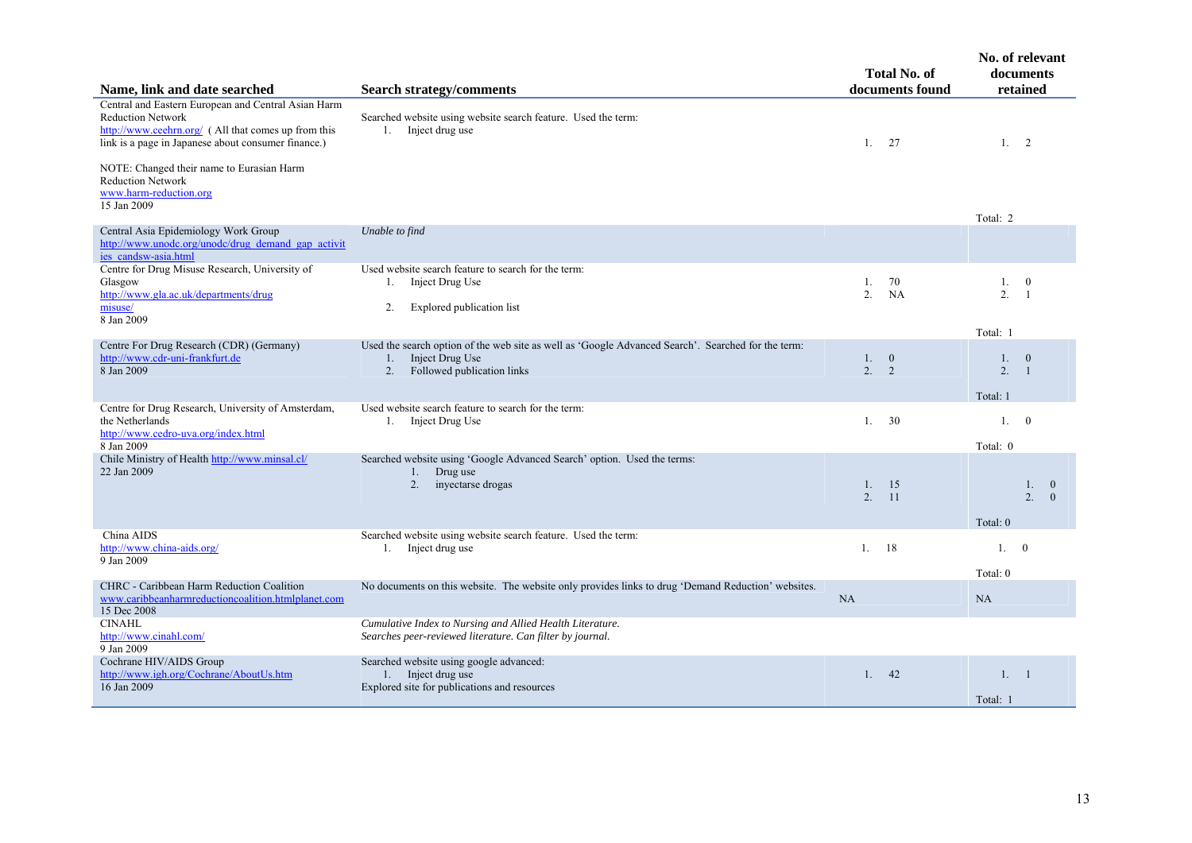| Name, link and date searched | Search strategy/comments | Total No. of documents found | No. of relevant documents retained |
|---|---|---|---|
| Central and Eastern European and Central Asian Harm Reduction Network http://www.ceehrn.org/ ( All that comes up from this link is a page in Japanese about consumer finance.)<br><br>NOTE: Changed their name to Eurasian Harm Reduction Network www.harm-reduction.org<br>15 Jan 2009 | Searched website using website search feature. Used the term:<br>1. Inject drug use | 1. 27 | 1. 2<br><br>Total: 2 |
| Central Asia Epidemiology Work Group http://www.unodc.org/unodc/drug_demand_gap_activities_candsw-asia.html | *Unable to find* | | |
| Centre for Drug Misuse Research, University of Glasgow http://www.gla.ac.uk/departments/drugmisuse/<br>8 Jan 2009 | Used website search feature to search for the term:<br>1. Inject Drug Use<br><br>2. Explored publication list | 1. 70<br>2. NA | 1. 0<br>2. 1<br><br>Total: 1 |
| Centre For Drug Research (CDR) (Germany) http://www.cdr-uni-frankfurt.de<br>8 Jan 2009 | Used the search option of the web site as well as 'Google Advanced Search'. Searched for the term:<br>1. Inject Drug Use<br>2. Followed publication links | 1. 0<br>2. 2 | 1. 0<br>2. 1<br><br>Total: 1 |
| Centre for Drug Research, University of Amsterdam, the Netherlands http://www.cedro-uva.org/index.html<br>8 Jan 2009 | Used website search feature to search for the term:<br>1. Inject Drug Use | 1. 30 | 1. 0<br><br>Total: 0 |
| Chile Ministry of Health http://www.minsal.cl/<br>22 Jan 2009 | Searched website using 'Google Advanced Search' option. Used the terms:<br>1. Drug use<br>2. inyectarse drogas | 1. 15<br>2. 11 | 1. 0<br>2. 0<br><br>Total: 0 |
| China AIDS http://www.china-aids.org/<br>9 Jan 2009 | Searched website using website search feature. Used the term:<br>1. Inject drug use | 1. 18 | 1. 0<br><br>Total: 0 |
| CHRC - Caribbean Harm Reduction Coalition www.caribbeanharmreductioncoalition.htmlplanet.com<br>15 Dec 2008 | No documents on this website. The website only provides links to drug 'Demand Reduction' websites. | NA | NA |
| CINAHL http://www.cinahl.com/<br>9 Jan 2009 | *Cumulative Index to Nursing and Allied Health Literature.*<br>*Searches peer-reviewed literature. Can filter by journal.* | | |
| Cochrane HIV/AIDS Group http://www.igh.org/Cochrane/AboutUs.htm<br>16 Jan 2009 | Searched website using google advanced:<br>1. Inject drug use<br>Explored site for publications and resources | 1. 42 | 1. 1<br><br>Total: 1 |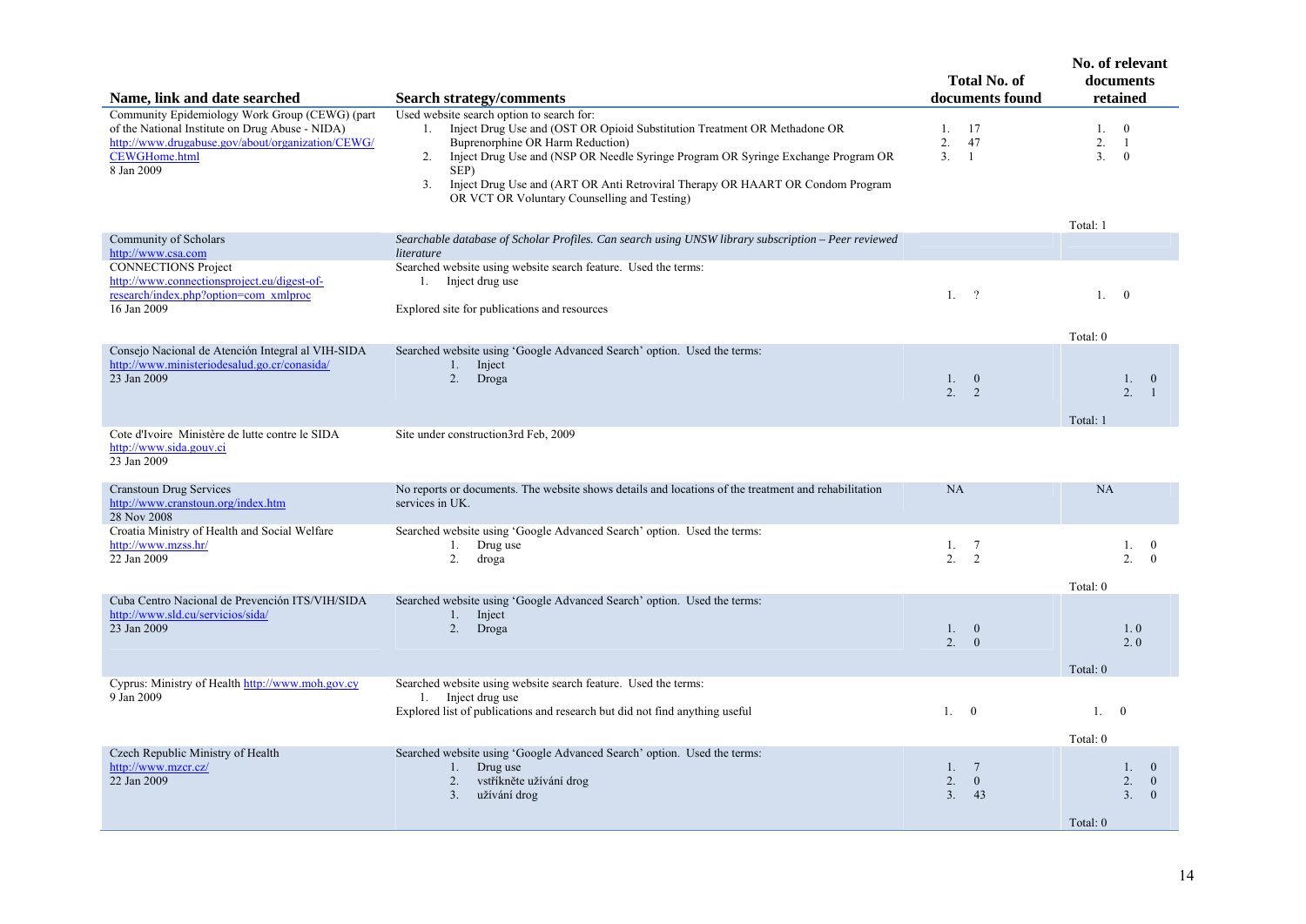| Name, link and date searched | Search strategy/comments | Total No. of documents found | No. of relevant documents retained |
|---|---|---|---|
| Community Epidemiology Work Group (CEWG) (part of the National Institute on Drug Abuse - NIDA) http://www.drugabuse.gov/about/organization/CEWG/CEWGHome.html 8 Jan 2009 | Used website search option to search for: 1. Inject Drug Use and (OST OR Opioid Substitution Treatment OR Methadone OR Buprenorphine OR Harm Reduction) 2. Inject Drug Use and (NSP OR Needle Syringe Program OR Syringe Exchange Program OR SEP) 3. Inject Drug Use and (ART OR Anti Retroviral Therapy OR HAART OR Condom Program OR VCT OR Voluntary Counselling and Testing) | 1. 17 2. 47 3. 1 | 1. 0 2. 1 3. 0 Total: 1 |
| Community of Scholars http://www.csa.com | *Searchable database of Scholar Profiles. Can search using UNSW library subscription – Peer reviewed literature* | | |
| CONNECTIONS Project http://www.connectionsproject.eu/digest-of-research/index.php?option=com_xmlproc 16 Jan 2009 | Searched website using website search feature. Used the terms: 1. Inject drug use Explored site for publications and resources | 1. ? | 1. 0 Total: 0 |
| Consejo Nacional de Atención Integral al VIH-SIDA http://www.ministeriodesalud.go.cr/conasida/ 23 Jan 2009 | Searched website using 'Google Advanced Search' option. Used the terms: 1. Inject 2. Droga | 1. 0 2. 2 | 1. 0 2. 1 Total: 1 |
| Cote d'Ivoire Ministère de lutte contre le SIDA http://www.sida.gouv.ci 23 Jan 2009 | Site under construction3rd Feb, 2009 | | |
| Cranstoun Drug Services http://www.cranstoun.org/index.htm 28 Nov 2008 | No reports or documents. The website shows details and locations of the treatment and rehabilitation services in UK. | NA | NA |
| Croatia Ministry of Health and Social Welfare http://www.mzss.hr/ 22 Jan 2009 | Searched website using 'Google Advanced Search' option. Used the terms: 1. Drug use 2. droga | 1. 7 2. 2 | 1. 0 2. 0 Total: 0 |
| Cuba Centro Nacional de Prevención ITS/VIH/SIDA http://www.sld.cu/servicios/sida/ 23 Jan 2009 | Searched website using 'Google Advanced Search' option. Used the terms: 1. Inject 2. Droga | 1. 0 2. 0 | 1. 0 2. 0 Total: 0 |
| Cyprus: Ministry of Health http://www.moh.gov.cy 9 Jan 2009 | Searched website using website search feature. Used the terms: 1. Inject drug use Explored list of publications and research but did not find anything useful | 1. 0 | 1. 0 Total: 0 |
| Czech Republic Ministry of Health http://www.mzcr.cz/ 22 Jan 2009 | Searched website using 'Google Advanced Search' option. Used the terms: 1. Drug use 2. vstříkněte užívání drog 3. užívání drog | 1. 7 2. 0 3. 43 | 1. 0 2. 0 3. 0 Total: 0 |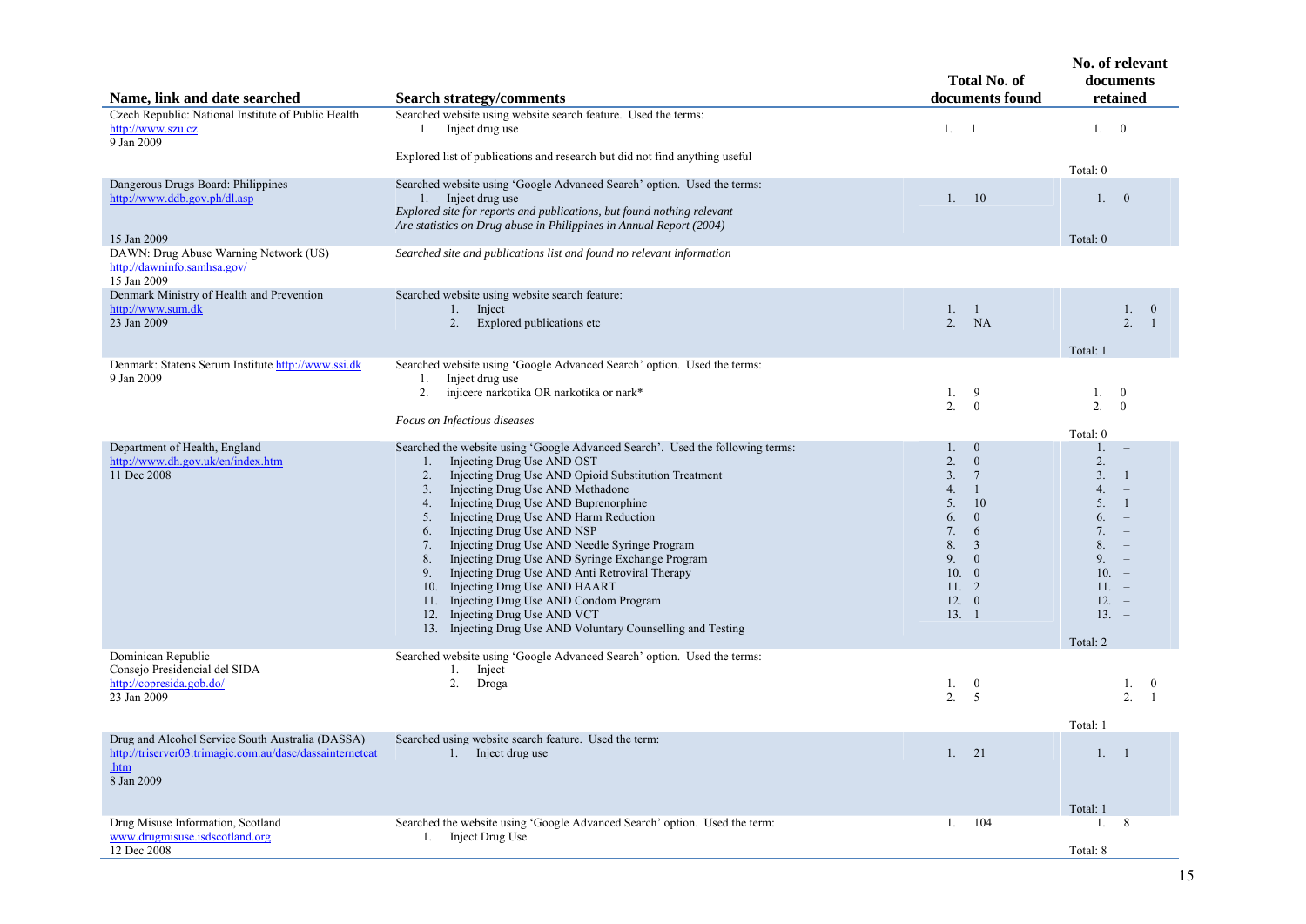| Name, link and date searched | Search strategy/comments | Total No. of documents found | No. of relevant documents retained |
|---|---|---|---|
| Czech Republic: National Institute of Public Health<br>http://www.szu.cz<br>9 Jan 2009 | Searched website using website search feature. Used the terms:<br>1. Inject drug use<br><br>Explored list of publications and research but did not find anything useful | 1. 1 | 1. 0<br><br>Total: 0 |
| Dangerous Drugs Board: Philippines<br>http://www.ddb.gov.ph/dl.asp<br><br>15 Jan 2009 | Searched website using 'Google Advanced Search' option. Used the terms:<br>1. Inject drug use<br>*Explored site for reports and publications, but found nothing relevant*<br>*Are statistics on Drug abuse in Philippines in Annual Report (2004)* | 1. 10 | 1. 0<br><br>Total: 0 |
| DAWN: Drug Abuse Warning Network (US)<br>http://dawninfo.samhsa.gov/<br>15 Jan 2009 | *Searched site and publications list and found no relevant information* | | |
| Denmark Ministry of Health and Prevention<br>http://www.sum.dk<br>23 Jan 2009 | Searched website using website search feature:<br>1. Inject<br>2. Explored publications etc | 1. 1<br>2. NA | 1. 0<br>2. 1<br><br>Total: 1 |
| Denmark: Statens Serum Institute http://www.ssi.dk<br>9 Jan 2009 | Searched website using 'Google Advanced Search' option. Used the terms:<br>1. Inject drug use<br>2. injicere narkotika OR narkotika or nark*<br><br>*Focus on Infectious diseases* | 1. 9<br>2. 0 | 1. 0<br>2. 0<br><br>Total: 0 |
| Department of Health, England<br>http://www.dh.gov.uk/en/index.htm<br>11 Dec 2008 | Searched the website using 'Google Advanced Search'. Used the following terms:<br>1. Injecting Drug Use AND OST<br>2. Injecting Drug Use AND Opioid Substitution Treatment<br>3. Injecting Drug Use AND Methadone<br>4. Injecting Drug Use AND Buprenorphine<br>5. Injecting Drug Use AND Harm Reduction<br>6. Injecting Drug Use AND NSP<br>7. Injecting Drug Use AND Needle Syringe Program<br>8. Injecting Drug Use AND Syringe Exchange Program<br>9. Injecting Drug Use AND Anti Retroviral Therapy<br>10. Injecting Drug Use AND HAART<br>11. Injecting Drug Use AND Condom Program<br>12. Injecting Drug Use AND VCT<br>13. Injecting Drug Use AND Voluntary Counselling and Testing | 1. 0<br>2. 0<br>3. 7<br>4. 1<br>5. 10<br>6. 0<br>7. 6<br>8. 3<br>9. 0<br>10. 0<br>11. 2<br>12. 0<br>13. 1 | 1. –<br>2. –<br>3. 1<br>4. –<br>5. 1<br>6. –<br>7. –<br>8. –<br>9. –<br>10. –<br>11. –<br>12. –<br>13. –<br><br>Total: 2 |
| Dominican Republic<br>Consejo Presidencial del SIDA<br>http://copresida.gob.do/<br>23 Jan 2009 | Searched website using 'Google Advanced Search' option. Used the terms:<br>1. Inject<br>2. Droga | 1. 0<br>2. 5 | 1. 0<br>2. 1<br><br>Total: 1 |
| Drug and Alcohol Service South Australia (DASSA)<br>http://triserver03.trimagic.com.au/dasc/dassainternetcat.htm<br>8 Jan 2009 | Searched using website search feature. Used the term:<br>1. Inject drug use | 1. 21 | 1. 1<br><br>Total: 1 |
| Drug Misuse Information, Scotland<br>www.drugmisuse.isdscotland.org<br>12 Dec 2008 | Searched the website using 'Google Advanced Search' option. Used the term:<br>1. Inject Drug Use | 1. 104 | 1. 8<br><br>Total: 8 |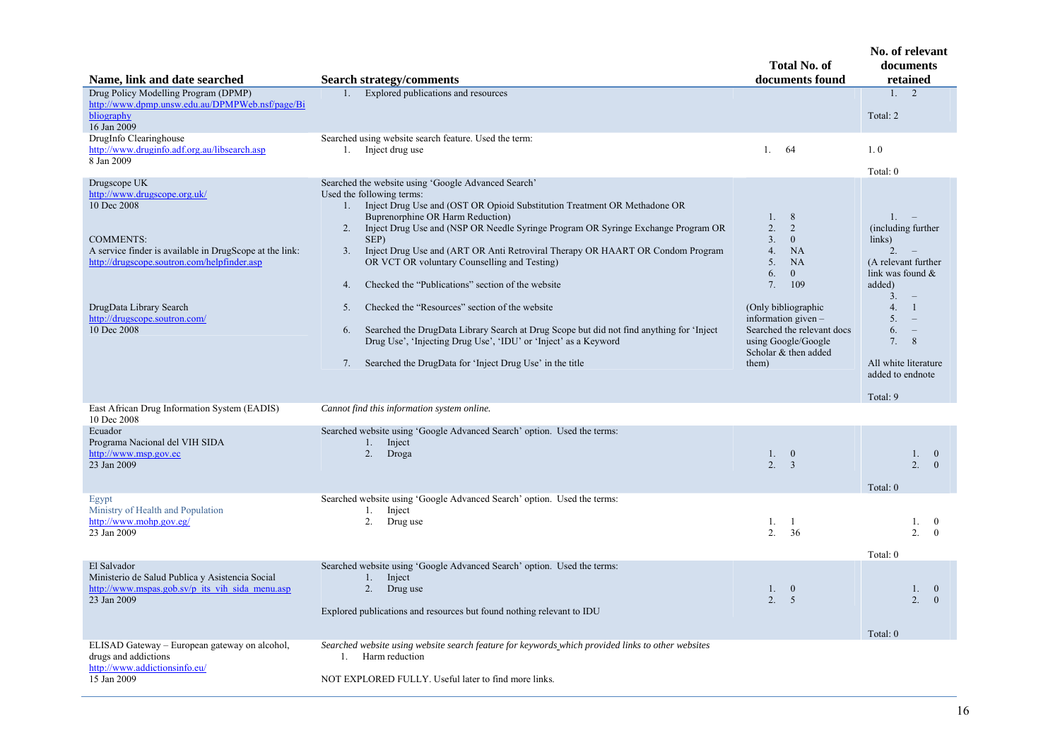| Name, link and date searched | Search strategy/comments | Total No. of documents found | No. of relevant documents retained |
|---|---|---|---|
| Drug Policy Modelling Program (DPMP)<br>http://www.dpmp.unsw.edu.au/DPMPWeb.nsf/page/Bibliography<br>16 Jan 2009 | 1. Explored publications and resources | | 1. 2<br><br>Total: 2 |
| DrugInfo Clearinghouse<br>http://www.druginfo.adf.org.au/libsearch.asp<br>8 Jan 2009 | Searched using website search feature. Used the term:<br>1. Inject drug use | 1. 64 | 1. 0<br><br>Total: 0 |
| Drugscope UK<br>http://www.drugscope.org.uk/<br>10 Dec 2008<br><br>COMMENTS:<br>A service finder is available in DrugScope at the link: http://drugscope.soutron.com/helpfinder.asp<br><br>DrugData Library Search<br>http://drugscope.soutron.com/<br>10 Dec 2008 | Searched the website using 'Google Advanced Search'<br>Used the following terms:<br>1. Inject Drug Use and (OST OR Opioid Substitution Treatment OR Methadone OR Buprenorphine OR Harm Reduction)<br>2. Inject Drug Use and (NSP OR Needle Syringe Program OR Syringe Exchange Program OR SEP)<br>3. Inject Drug Use and (ART OR Anti Retroviral Therapy OR HAART OR Condom Program OR VCT OR voluntary Counselling and Testing)<br>4. Checked the "Publications" section of the website<br>5. Checked the "Resources" section of the website<br>6. Searched the DrugData Library Search at Drug Scope but did not find anything for 'Inject Drug Use', 'Injecting Drug Use', 'IDU' or 'Inject' as a Keyword<br>7. Searched the DrugData for 'Inject Drug Use' in the title | 1. 8<br>2. 2<br>3. 0<br>4. NA<br>5. NA<br>6. 0<br>7. 109<br><br>(Only bibliographic information given – Searched the relevant docs using Google/Google Scholar & then added them) | 1. –<br>(including further links)<br>2. –<br>(A relevant further link was found & added)<br>3. –<br>4. 1<br>5. –<br>6. –<br>7. 8<br><br>All white literature added to endnote<br><br>Total: 9 |
| East African Drug Information System (EADIS)<br>10 Dec 2008 | *Cannot find this information system online.* | | |
| Ecuador<br>Programa Nacional del VIH SIDA<br>http://www.msp.gov.ec<br>23 Jan 2009 | Searched website using 'Google Advanced Search' option. Used the terms:<br>1. Inject<br>2. Droga | 1. 0<br>2. 3 | 1. 0<br>2. 0<br><br>Total: 0 |
| Egypt<br>Ministry of Health and Population<br>http://www.mohp.gov.eg/<br>23 Jan 2009 | Searched website using 'Google Advanced Search' option. Used the terms:<br>1. Inject<br>2. Drug use | 1. 1<br>2. 36 | 1. 0<br>2. 0<br><br>Total: 0 |
| El Salvador<br>Ministerio de Salud Publica y Asistencia Social<br>http://www.mspas.gob.sv/p_its_vih_sida_menu.asp<br>23 Jan 2009 | Searched website using 'Google Advanced Search' option. Used the terms:<br>1. Inject<br>2. Drug use<br><br>Explored publications and resources but found nothing relevant to IDU | 1. 0<br>2. 5 | 1. 0<br>2. 0<br><br>Total: 0 |
| ELISAD Gateway – European gateway on alcohol, drugs and addictions<br>http://www.addictionsinfo.eu/<br>15 Jan 2009 | *Searched website using website search feature for keywords which provided links to other websites*<br>1. Harm reduction<br><br>NOT EXPLORED FULLY. Useful later to find more links. | | |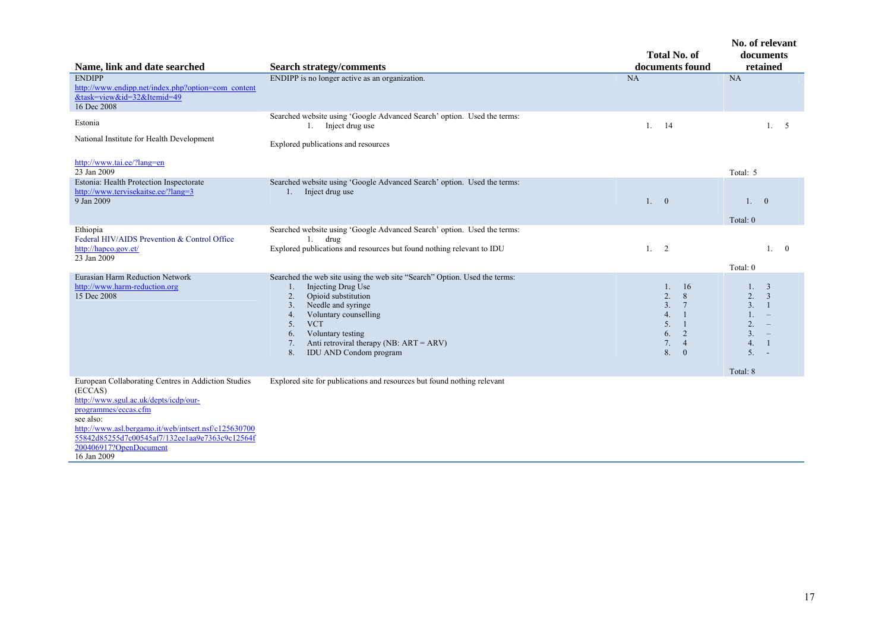| Name, link and date searched | Search strategy/comments | Total No. of documents found | No. of relevant documents retained |
|---|---|---|---|
| ENDIPP<br>http://www.endipp.net/index.php?option=com_content&task=view&id=32&Itemid=49<br>16 Dec 2008 | ENDIPP is no longer active as an organization. | NA | NA |
| Estonia<br>National Institute for Health Development<br>http://www.tai.ee/?lang=en<br>23 Jan 2009 | Searched website using 'Google Advanced Search' option. Used the terms:<br>1. Inject drug use<br>Explored publications and resources | 1. 14 | 1. 5<br>Total: 5 |
| Estonia: Health Protection Inspectorate<br>http://www.tervisekaitse.ee/?lang=3<br>9 Jan 2009 | Searched website using 'Google Advanced Search' option. Used the terms:<br>1. Inject drug use | 1. 0 | 1. 0<br>Total: 0 |
| Ethiopia<br>Federal HIV/AIDS Prevention & Control Office<br>http://hapco.gov.et/<br>23 Jan 2009 | Searched website using 'Google Advanced Search' option. Used the terms:<br>1. drug<br>Explored publications and resources but found nothing relevant to IDU | 1. 2 | 1. 0<br>Total: 0 |
| Eurasian Harm Reduction Network<br>http://www.harm-reduction.org<br>15 Dec 2008 | Searched the web site using the web site "Search" Option. Used the terms:<br>1. Injecting Drug Use<br>2. Opioid substitution<br>3. Needle and syringe<br>4. Voluntary counselling<br>5. VCT<br>6. Voluntary testing<br>7. Anti retroviral therapy (NB: ART = ARV)<br>8. IDU AND Condom program | 1. 16<br>2. 8<br>3. 7<br>4. 1<br>5. 1<br>6. 2<br>7. 4<br>8. 0 | 1. 3<br>2. 3<br>3. 1<br>1. –<br>2. –<br>3. –<br>4. 1<br>5. -<br>Total: 8 |
| European Collaborating Centres in Addiction Studies (ECCAS)<br>http://www.sgul.ac.uk/depts/icdp/our-programmes/eccas.cfm<br>see also:<br>http://www.asl.bergamo.it/web/intsert.nsf/c12563070055842d85255d7c00545af7/132ee1aa9e7363c9c12564f200406917?OpenDocument<br>16 Jan 2009 | Explored site for publications and resources but found nothing relevant | | |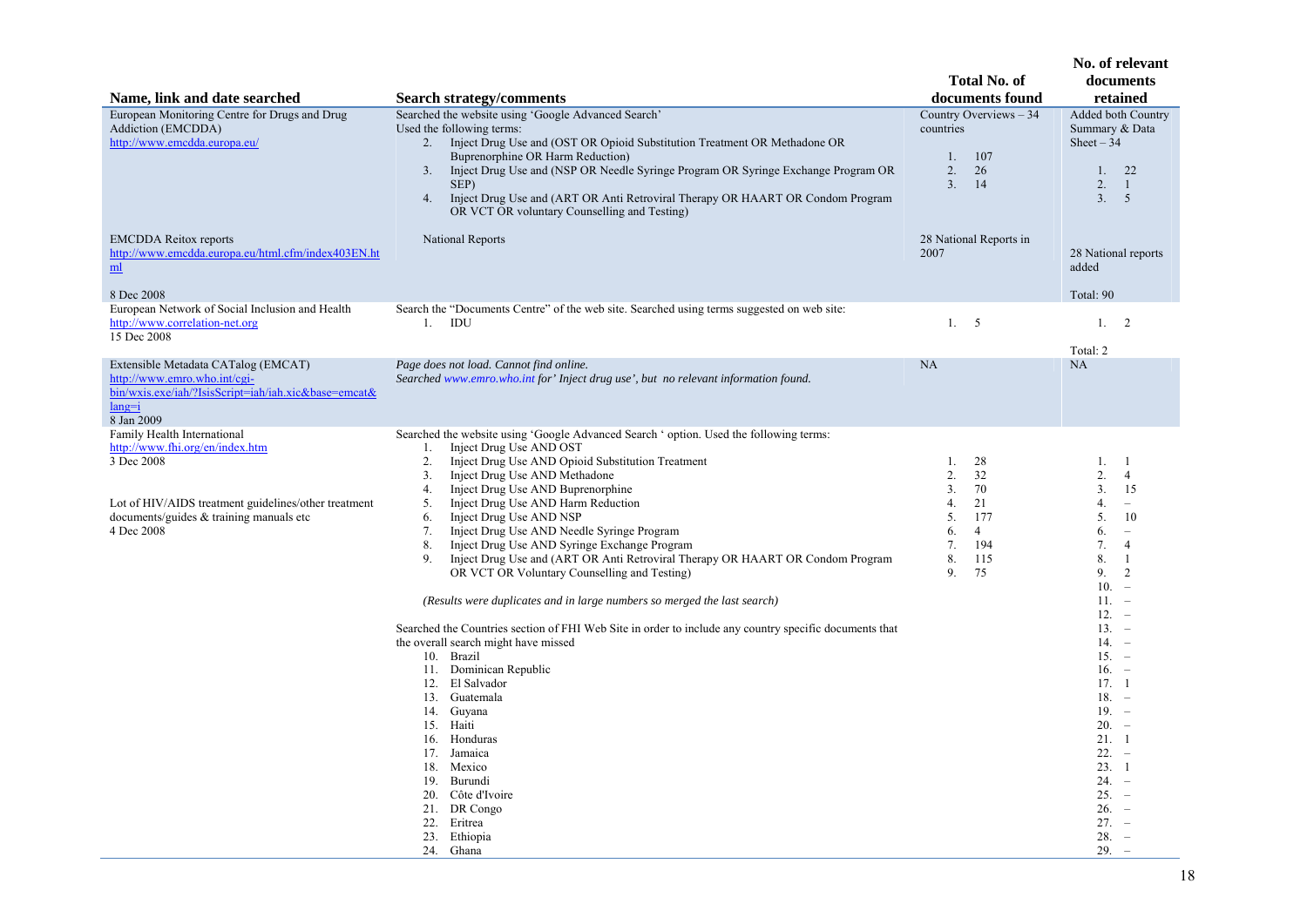| Name, link and date searched | Search strategy/comments | Total No. of documents found | No. of relevant documents retained |
|---|---|---|---|
| European Monitoring Centre for Drugs and Drug Addiction (EMCDDA)<br>http://www.emcdda.europa.eu/ | Searched the website using 'Google Advanced Search'<br>Used the following terms:<br>2. Inject Drug Use and (OST OR Opioid Substitution Treatment OR Methadone OR Buprenorphine OR Harm Reduction)<br>3. Inject Drug Use and (NSP OR Needle Syringe Program OR Syringe Exchange Program OR SEP)<br>4. Inject Drug Use and (ART OR Anti Retroviral Therapy OR HAART OR Condom Program OR VCT OR voluntary Counselling and Testing) | Country Overviews – 34 countries<br>1. 107<br>2. 26<br>3. 14 | Added both Country Summary & Data Sheet – 34<br>1. 22<br>2. 1<br>3. 5 |
| EMCDDA Reitox reports<br>http://www.emcdda.europa.eu/html.cfm/index403EN.html<br>8 Dec 2008 | National Reports | 28 National Reports in 2007 | 28 National reports added<br>Total: 90 |
| European Network of Social Inclusion and Health<br>http://www.correlation-net.org<br>15 Dec 2008 | Search the "Documents Centre" of the web site. Searched using terms suggested on web site:<br>1. IDU | 1. 5 | 1. 2<br>Total: 2 |
| Extensible Metadata CATalog (EMCAT)<br>http://www.emro.who.int/cgi-bin/wxis.exe/iah/?IsisScript=iah/iah.xic&base=emcat&lang=i<br>8 Jan 2009 | *Page does not load. Cannot find online.*<br>*Searched www.emro.who.int for' Inject drug use', but no relevant information found.* | NA | NA |
| Family Health International<br>http://www.fhi.org/en/index.htm<br>3 Dec 2008<br><br>Lot of HIV/AIDS treatment guidelines/other treatment documents/guides & training manuals etc<br>4 Dec 2008 | Searched the website using 'Google Advanced Search ' option. Used the following terms:<br>1. Inject Drug Use AND OST<br>2. Inject Drug Use AND Opioid Substitution Treatment<br>3. Inject Drug Use AND Methadone<br>4. Inject Drug Use AND Buprenorphine<br>5. Inject Drug Use AND Harm Reduction<br>6. Inject Drug Use AND NSP<br>7. Inject Drug Use AND Needle Syringe Program<br>8. Inject Drug Use AND Syringe Exchange Program<br>9. Inject Drug Use and (ART OR Anti Retroviral Therapy OR HAART OR Condom Program OR VCT OR Voluntary Counselling and Testing)<br><br>*(Results were duplicates and in large numbers so merged the last search)*<br><br>Searched the Countries section of FHI Web Site in order to include any country specific documents that the overall search might have missed<br>10. Brazil<br>11. Dominican Republic<br>12. El Salvador<br>13. Guatemala<br>14. Guyana<br>15. Haiti<br>16. Honduras<br>17. Jamaica<br>18. Mexico<br>19. Burundi<br>20. Côte d'Ivoire<br>21. DR Congo<br>22. Eritrea<br>23. Ethiopia<br>24. Ghana | 1. 28<br>2. 32<br>3. 70<br>4. 21<br>5. 177<br>6. 4<br>7. 194<br>8. 115<br>9. 75 | 1. 1<br>2. 4<br>3. 15<br>4. –<br>5. 10<br>6. –<br>7. 4<br>8. 1<br>9. 2<br>10. –<br>11. –<br>12. –<br>13. –<br>14. –<br>15. –<br>16. –<br>17. 1<br>18. –<br>19. –<br>20. –<br>21. 1<br>22. –<br>23. 1<br>24. –<br>25. –<br>26. –<br>27. –<br>28. –<br>29. – |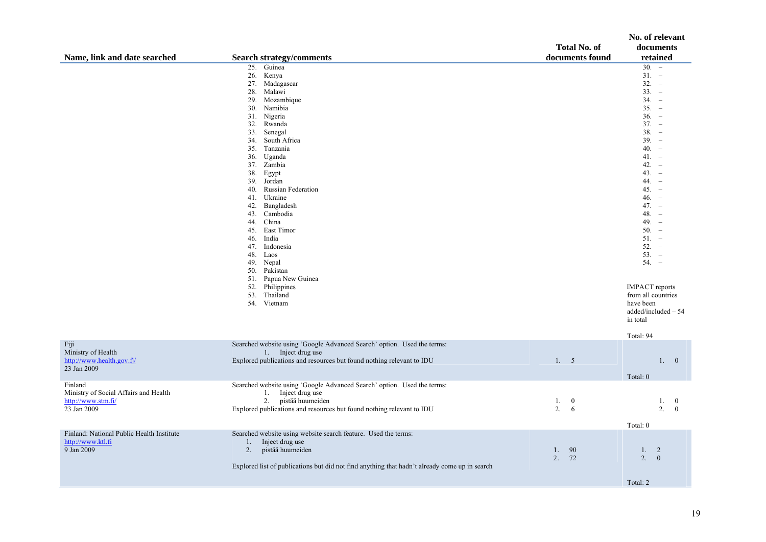| Name, link and date searched | Search strategy/comments | Total No. of documents found | No. of relevant documents retained |
|---|---|---|---|
| | 25. Guinea<br>26. Kenya<br>27. Madagascar<br>28. Malawi<br>29. Mozambique<br>30. Namibia<br>31. Nigeria<br>32. Rwanda<br>33. Senegal<br>34. South Africa<br>35. Tanzania<br>36. Uganda<br>37. Zambia<br>38. Egypt<br>39. Jordan<br>40. Russian Federation<br>41. Ukraine<br>42. Bangladesh<br>43. Cambodia<br>44. China<br>45. East Timor<br>46. India<br>47. Indonesia<br>48. Laos<br>49. Nepal<br>50. Pakistan<br>51. Papua New Guinea<br>52. Philippines<br>53. Thailand<br>54. Vietnam | | 30. –<br>31. –<br>32. –<br>33. –<br>34. –<br>35. –<br>36. –<br>37. –<br>38. –<br>39. –<br>40. –<br>41. –<br>42. –<br>43. –<br>44. –<br>45. –<br>46. –<br>47. –<br>48. –<br>49. –<br>50. –<br>51. –<br>52. –<br>53. –<br>54. –<br><br>IMPACT reports from all countries have been added/included – 54 in total<br><br>Total: 94 |
| Fiji<br>Ministry of Health<br>http://www.health.gov.fj/<br>23 Jan 2009 | Searched website using 'Google Advanced Search' option. Used the terms:<br>1. Inject drug use<br>Explored publications and resources but found nothing relevant to IDU | 1. 5 | 1. 0<br><br>Total: 0 |
| Finland<br>Ministry of Social Affairs and Health<br>http://www.stm.fi/<br>23 Jan 2009 | Searched website using 'Google Advanced Search' option. Used the terms:<br>1. Inject drug use<br>2. pistää huumeiden<br>Explored publications and resources but found nothing relevant to IDU | 1. 0<br>2. 6 | 1. 0<br>2. 0<br><br>Total: 0 |
| Finland: National Public Health Institute<br>http://www.ktl.fi<br>9 Jan 2009 | Searched website using website search feature. Used the terms:<br>1. Inject drug use<br>2. pistää huumeiden<br><br>Explored list of publications but did not find anything that hadn't already come up in search | 1. 90<br>2. 72 | 1. 2<br>2. 0<br><br>Total: 2 |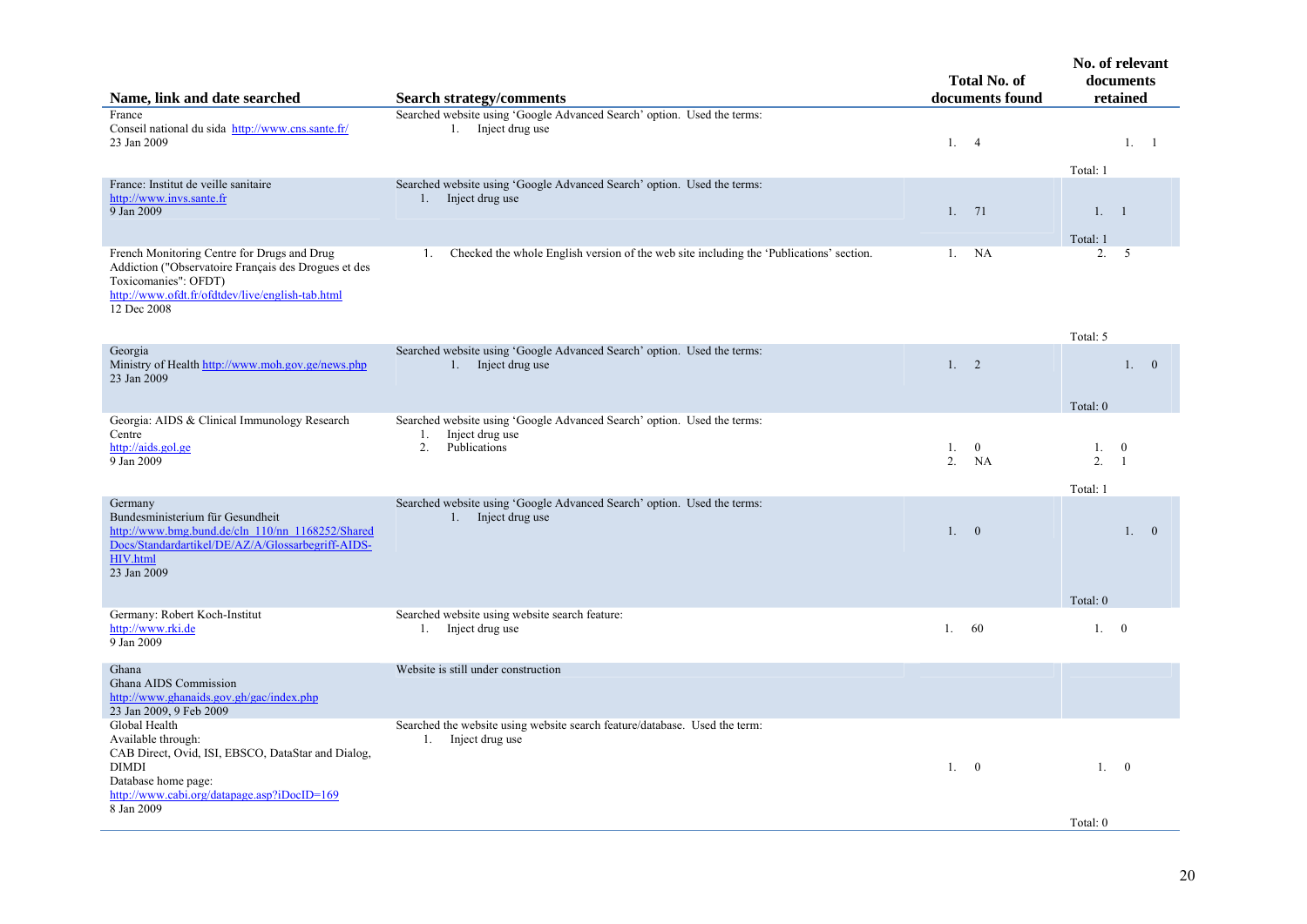| Name, link and date searched | Search strategy/comments | Total No. of documents found | No. of relevant documents retained |
|---|---|---|---|
| France<br>Conseil national du sida http://www.cns.sante.fr/<br>23 Jan 2009 | Searched website using 'Google Advanced Search' option. Used the terms:<br>1. Inject drug use | 1. 4 | 1. 1<br>Total: 1 |
| France: Institut de veille sanitaire<br>http://www.invs.sante.fr<br>9 Jan 2009 | Searched website using 'Google Advanced Search' option. Used the terms:<br>1. Inject drug use | 1. 71 | 1. 1<br>Total: 1 |
| French Monitoring Centre for Drugs and Drug Addiction ("Observatoire Français des Drogues et des Toxicomanies": OFDT)<br>http://www.ofdt.fr/ofdtdev/live/english-tab.html<br>12 Dec 2008 | 1. Checked the whole English version of the web site including the 'Publications' section. | 1. NA | 2. 5<br>Total: 5 |
| Georgia<br>Ministry of Health http://www.moh.gov.ge/news.php<br>23 Jan 2009 | Searched website using 'Google Advanced Search' option. Used the terms:<br>1. Inject drug use | 1. 2 | 1. 0<br>Total: 0 |
| Georgia: AIDS & Clinical Immunology Research Centre<br>http://aids.gol.ge<br>9 Jan 2009 | Searched website using 'Google Advanced Search' option. Used the terms:<br>1. Inject drug use<br>2. Publications | 1. 0<br>2. NA | 1. 0<br>2. 1<br>Total: 1 |
| Germany<br>Bundesministerium für Gesundheit<br>http://www.bmg.bund.de/cln_110/nn_1168252/SharedDocs/Standardartikel/DE/AZ/A/Glossarbegriff-AIDS-HIV.html<br>23 Jan 2009 | Searched website using 'Google Advanced Search' option. Used the terms:<br>1. Inject drug use | 1. 0 | 1. 0<br>Total: 0 |
| Germany: Robert Koch-Institut<br>http://www.rki.de<br>9 Jan 2009 | Searched website using website search feature:<br>1. Inject drug use | 1. 60 | 1. 0 |
| Ghana<br>Ghana AIDS Commission<br>http://www.ghanaids.gov.gh/gac/index.php<br>23 Jan 2009, 9 Feb 2009 | Website is still under construction | | |
| Global Health<br>Available through:<br>CAB Direct, Ovid, ISI, EBSCO, DataStar and Dialog, DIMDI<br>Database home page:<br>http://www.cabi.org/datapage.asp?iDocID=169<br>8 Jan 2009 | Searched the website using website search feature/database. Used the term:<br>1. Inject drug use | 1. 0 | 1. 0<br>Total: 0 |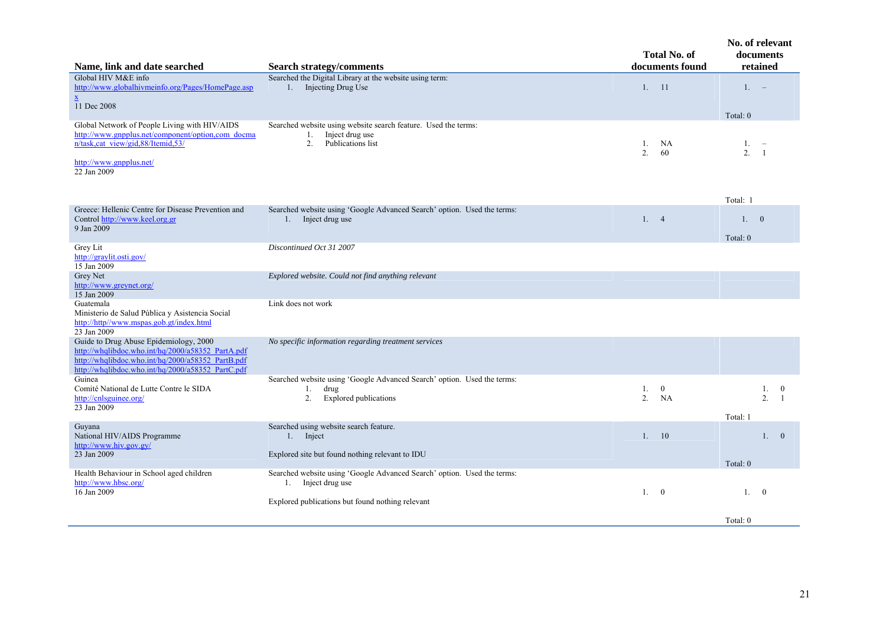| Name, link and date searched | Search strategy/comments | Total No. of documents found | No. of relevant documents retained |
|---|---|---|---|
| Global HIV M&E info<br>http://www.globalhivmeinfo.org/Pages/HomePage.aspx<br>11 Dec 2008 | Searched the Digital Library at the website using term:<br>1. Injecting Drug Use | 1. 11 | 1. –<br><br>Total: 0 |
| Global Network of People Living with HIV/AIDS<br>http://www.gnpplus.net/component/option,com_docman/task,cat_view/gid,88/Itemid,53/<br><br>http://www.gnpplus.net/<br>22 Jan 2009 | Searched website using website search feature. Used the terms:<br>1. Inject drug use<br>2. Publications list | 1. NA<br>2. 60 | 1. –<br>2. 1<br><br>Total: 1 |
| Greece: Hellenic Centre for Disease Prevention and Control http://www.keel.org.gr<br>9 Jan 2009 | Searched website using 'Google Advanced Search' option. Used the terms:<br>1. Inject drug use | 1. 4 | 1. 0<br><br>Total: 0 |
| Grey Lit<br>http://graylit.osti.gov/<br>15 Jan 2009 | *Discontinued Oct 31 2007* | | |
| Grey Net<br>http://www.greynet.org/<br>15 Jan 2009 | *Explored website. Could not find anything relevant* | | |
| Guatemala<br>Ministerio de Salud Pública y Asistencia Social<br>http://http//www.mspas.gob.gt/index.html<br>23 Jan 2009 | Link does not work | | |
| Guide to Drug Abuse Epidemiology, 2000<br>http://whqlibdoc.who.int/hq/2000/a58352_PartA.pdf<br>http://whqlibdoc.who.int/hq/2000/a58352_PartB.pdf<br>http://whqlibdoc.who.int/hq/2000/a58352_PartC.pdf | *No specific information regarding treatment services* | | |
| Guinea<br>Comité National de Lutte Contre le SIDA<br>http://cnlsguinee.org/<br>23 Jan 2009 | Searched website using 'Google Advanced Search' option. Used the terms:<br>1. drug<br>2. Explored publications | 1. 0<br>2. NA | 1. 0<br>2. 1<br><br>Total: 1 |
| Guyana<br>National HIV/AIDS Programme<br>http://www.hiv.gov.gy/<br>23 Jan 2009 | Searched using website search feature.<br>1. Inject<br><br>Explored site but found nothing relevant to IDU | 1. 10 | 1. 0<br><br>Total: 0 |
| Health Behaviour in School aged children<br>http://www.hbsc.org/<br>16 Jan 2009 | Searched website using 'Google Advanced Search' option. Used the terms:<br>1. Inject drug use<br><br>Explored publications but found nothing relevant | 1. 0 | 1. 0<br><br>Total: 0 |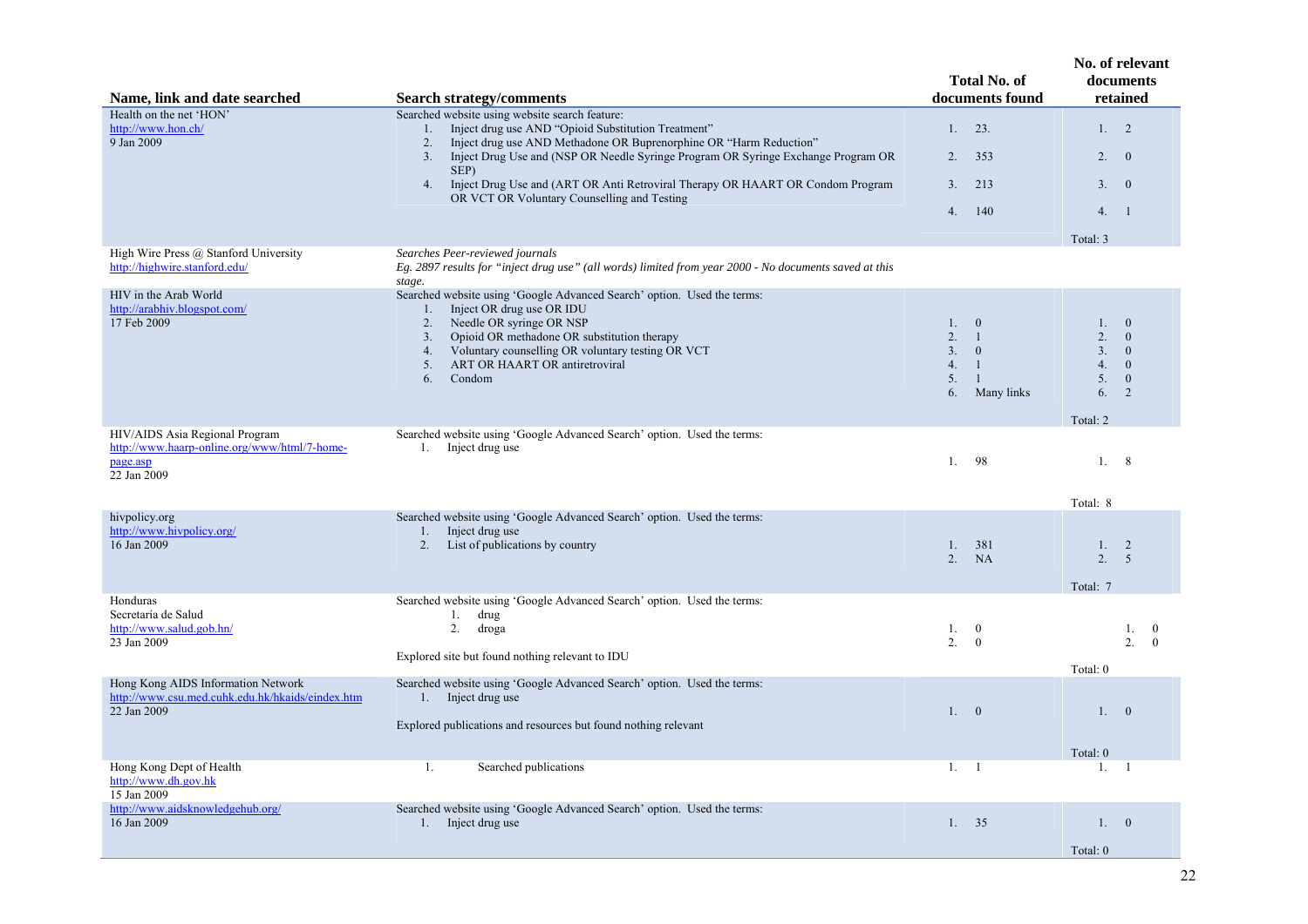| Name, link and date searched | Search strategy/comments | Total No. of documents found | No. of relevant documents retained |
|---|---|---|---|
| Health on the net 'HON'<br>http://www.hon.ch/<br>9 Jan 2009 | Searched website using website search feature:<br>1. Inject drug use AND "Opioid Substitution Treatment"<br>2. Inject drug use AND Methadone OR Buprenorphine OR "Harm Reduction"<br>3. Inject Drug Use and (NSP OR Needle Syringe Program OR Syringe Exchange Program OR SEP)<br>4. Inject Drug Use and (ART OR Anti Retroviral Therapy OR HAART OR Condom Program OR VCT OR Voluntary Counselling and Testing | 1. 23.<br>2. 353<br>3. 213<br>4. 140 | 1. 2<br>2. 0<br>3. 0<br>4. 1<br>Total: 3 |
| High Wire Press @ Stanford University<br>http://highwire.stanford.edu/ | *Searches Peer-reviewed journals*<br>*Eg. 2897 results for "inject drug use" (all words) limited from year 2000 - No documents saved at this stage.* | | |
| HIV in the Arab World<br>http://arabhiv.blogspot.com/<br>17 Feb 2009 | Searched website using 'Google Advanced Search' option. Used the terms:<br>1. Inject OR drug use OR IDU<br>2. Needle OR syringe OR NSP<br>3. Opioid OR methadone OR substitution therapy<br>4. Voluntary counselling OR voluntary testing OR VCT<br>5. ART OR HAART OR antiretroviral<br>6. Condom | 1. 0<br>2. 1<br>3. 0<br>4. 1<br>5. 1<br>6. Many links | 1. 0<br>2. 0<br>3. 0<br>4. 0<br>5. 0<br>6. 2<br>Total: 2 |
| HIV/AIDS Asia Regional Program<br>http://www.haarp-online.org/www/html/7-home-page.asp<br>22 Jan 2009 | Searched website using 'Google Advanced Search' option. Used the terms:<br>1. Inject drug use | 1. 98 | 1. 8<br>Total: 8 |
| hivpolicy.org<br>http://www.hivpolicy.org/<br>16 Jan 2009 | Searched website using 'Google Advanced Search' option. Used the terms:<br>1. Inject drug use<br>2. List of publications by country | 1. 381<br>2. NA | 1. 2<br>2. 5<br>Total: 7 |
| Honduras<br>Secretaría de Salud<br>http://www.salud.gob.hn/<br>23 Jan 2009 | Searched website using 'Google Advanced Search' option. Used the terms:<br>1. drug<br>2. droga<br>Explored site but found nothing relevant to IDU | 1. 0<br>2. 0 | 1. 0<br>2. 0<br>Total: 0 |
| Hong Kong AIDS Information Network<br>http://www.csu.med.cuhk.edu.hk/hkaids/eindex.htm<br>22 Jan 2009 | Searched website using 'Google Advanced Search' option. Used the terms:<br>1. Inject drug use<br>Explored publications and resources but found nothing relevant | 1. 0 | 1. 0<br>Total: 0 |
| Hong Kong Dept of Health<br>http://www.dh.gov.hk<br>15 Jan 2009 | 1. Searched publications | 1. 1 | 1. 1 |
| http://www.aidsknowledgehub.org/<br>16 Jan 2009 | Searched website using 'Google Advanced Search' option. Used the terms:<br>1. Inject drug use | 1. 35 | 1. 0<br>Total: 0 |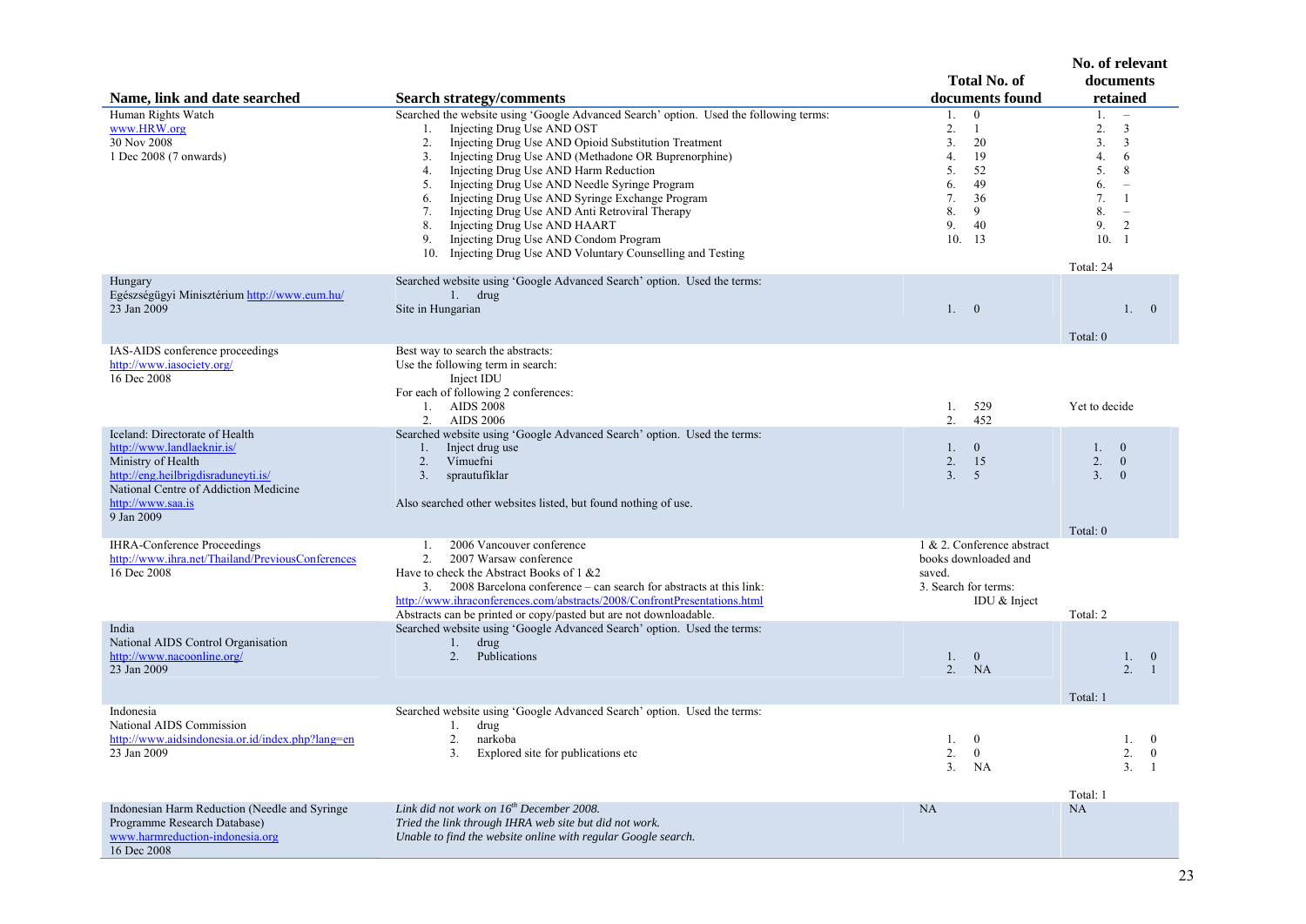| Name, link and date searched | Search strategy/comments | Total No. of documents found | No. of relevant documents retained |
|---|---|---|---|
| Human Rights Watch<br>www.HRW.org<br>30 Nov 2008<br>1 Dec 2008 (7 onwards) | Searched the website using 'Google Advanced Search' option. Used the following terms:<br>1. Injecting Drug Use AND OST<br>2. Injecting Drug Use AND Opioid Substitution Treatment<br>3. Injecting Drug Use AND (Methadone OR Buprenorphine)<br>4. Injecting Drug Use AND Harm Reduction<br>5. Injecting Drug Use AND Needle Syringe Program<br>6. Injecting Drug Use AND Syringe Exchange Program<br>7. Injecting Drug Use AND Anti Retroviral Therapy<br>8. Injecting Drug Use AND HAART<br>9. Injecting Drug Use AND Condom Program<br>10. Injecting Drug Use AND Voluntary Counselling and Testing | 1. 0<br>2. 1<br>3. 20<br>4. 19<br>5. 52<br>6. 49<br>7. 36<br>8. 9<br>9. 40<br>10. 13 | 1. –<br>2. 3<br>3. 3<br>4. 6<br>5. 8<br>6. –<br>7. 1<br>8. –<br>9. 2<br>10. 1<br>Total: 24 |
| Hungary<br>Egészségügyi Minisztérium http://www.eum.hu/<br>23 Jan 2009 | Searched website using 'Google Advanced Search' option. Used the terms:<br>1. drug<br>Site in Hungarian | 1. 0 | 1. 0<br>Total: 0 |
| IAS-AIDS conference proceedings<br>http://www.iasociety.org/<br>16 Dec 2008 | Best way to search the abstracts:<br>Use the following term in search:<br>Inject IDU<br>For each of following 2 conferences:<br>1. AIDS 2008<br>2. AIDS 2006 | 1. 529<br>2. 452 | Yet to decide |
| Iceland: Directorate of Health<br>http://www.landlaeknir.is/<br>Ministry of Health<br>http://eng.heilbrigdisraduneyti.is/<br>National Centre of Addiction Medicine<br>http://www.saa.is<br>9 Jan 2009 | Searched website using 'Google Advanced Search' option. Used the terms:<br>1. Inject drug use<br>2. Vímuefni<br>3. sprautufiklar<br><br>Also searched other websites listed, but found nothing of use. | 1. 0<br>2. 15<br>3. 5 | 1. 0<br>2. 0<br>3. 0<br>Total: 0 |
| IHRA-Conference Proceedings<br>http://www.ihra.net/Thailand/PreviousConferences<br>16 Dec 2008 | 1. 2006 Vancouver conference<br>2. 2007 Warsaw conference<br>Have to check the Abstract Books of 1 &2<br>3. 2008 Barcelona conference – can search for abstracts at this link:<br>http://www.ihraconferences.com/abstracts/2008/ConfrontPresentations.html<br>Abstracts can be printed or copy/pasted but are not downloadable. | 1 & 2. Conference abstract books downloaded and saved.<br>3. Search for terms:<br>IDU & Inject | Total: 2 |
| India<br>National AIDS Control Organisation<br>http://www.nacoonline.org/<br>23 Jan 2009 | Searched website using 'Google Advanced Search' option. Used the terms:<br>1. drug<br>2. Publications | 1. 0<br>2. NA | 1. 0<br>2. 1<br>Total: 1 |
| Indonesia<br>National AIDS Commission<br>http://www.aidsindonesia.or.id/index.php?lang=en<br>23 Jan 2009 | Searched website using 'Google Advanced Search' option. Used the terms:<br>1. drug<br>2. narkoba<br>3. Explored site for publications etc | 1. 0<br>2. 0<br>3. NA | 1. 0<br>2. 0<br>3. 1<br>Total: 1 |
| Indonesian Harm Reduction (Needle and Syringe Programme Research Database)<br>www.harmreduction-indonesia.org<br>16 Dec 2008 | *Link did not work on 16th December 2008.*<br>*Tried the link through IHRA web site but did not work.*<br>*Unable to find the website online with regular Google search.* | NA | NA |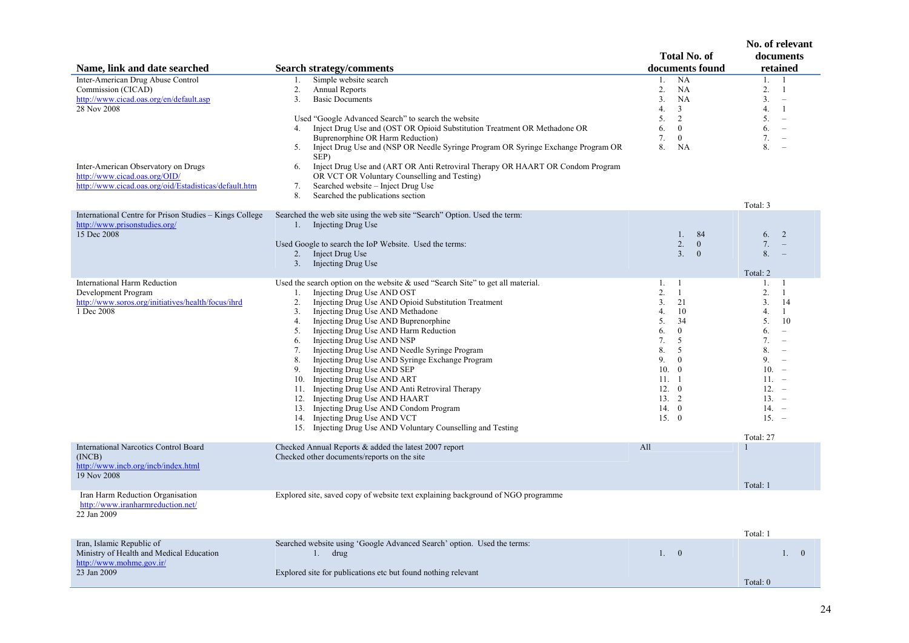| Name, link and date searched | Search strategy/comments | Total No. of documents found | No. of relevant documents retained |
|---|---|---|---|
| Inter-American Drug Abuse Control Commission (CICAD)<br>http://www.cicad.oas.org/en/default.asp<br>28 Nov 2008<br><br>Inter-American Observatory on Drugs<br>http://www.cicad.oas.org/OID/<br>http://www.cicad.oas.org/oid/Estadisticas/default.htm | 1. Simple website search<br>2. Annual Reports<br>3. Basic Documents<br><br>Used "Google Advanced Search" to search the website<br>4. Inject Drug Use and (OST OR Opioid Substitution Treatment OR Methadone OR Buprenorphine OR Harm Reduction)<br>5. Inject Drug Use and (NSP OR Needle Syringe Program OR Syringe Exchange Program OR SEP)<br>6. Inject Drug Use and (ART OR Anti Retroviral Therapy OR HAART OR Condom Program OR VCT OR Voluntary Counselling and Testing)<br>7. Searched website – Inject Drug Use<br>8. Searched the publications section | 1. NA<br>2. NA<br>3. NA<br>4. 3<br>5. 2<br>6. 0<br>7. 0<br>8. NA | 1. 1<br>2. 1<br>3. –<br>4. 1<br>5. –<br>6. –<br>7. –<br>8. –<br><br>Total: 3 |
| International Centre for Prison Studies – Kings College<br>http://www.prisonstudies.org/<br>15 Dec 2008 | Searched the web site using the web site "Search" Option. Used the term:<br>1. Injecting Drug Use<br><br>Used Google to search the IoP Website. Used the terms:<br>2. Inject Drug Use<br>3. Injecting Drug Use | 1. 84<br>2. 0<br>3. 0 | 6. 2<br>7. –<br>8. –<br><br>Total: 2 |
| International Harm Reduction Development Program<br>http://www.soros.org/initiatives/health/focus/ihrd<br>1 Dec 2008 | Used the search option on the website & used "Search Site" to get all material.<br>1. Injecting Drug Use AND OST<br>2. Injecting Drug Use AND Opioid Substitution Treatment<br>3. Injecting Drug Use AND Methadone<br>4. Injecting Drug Use AND Buprenorphine<br>5. Injecting Drug Use AND Harm Reduction<br>6. Injecting Drug Use AND NSP<br>7. Injecting Drug Use AND Needle Syringe Program<br>8. Injecting Drug Use AND Syringe Exchange Program<br>9. Injecting Drug Use AND SEP<br>10. Injecting Drug Use AND ART<br>11. Injecting Drug Use AND Anti Retroviral Therapy<br>12. Injecting Drug Use AND HAART<br>13. Injecting Drug Use AND Condom Program<br>14. Injecting Drug Use AND VCT<br>15. Injecting Drug Use AND Voluntary Counselling and Testing | 1. 1<br>2. 1<br>3. 21<br>4. 10<br>5. 34<br>6. 0<br>7. 5<br>8. 5<br>9. 0<br>10. 0<br>11. 1<br>12. 0<br>13. 2<br>14. 0<br>15. 0 | 1. 1<br>2. 1<br>3. 14<br>4. 1<br>5. 10<br>6. –<br>7. –<br>8. –<br>9. –<br>10. –<br>11. –<br>12. –<br>13. –<br>14. –<br>15. –<br><br>Total: 27 |
| International Narcotics Control Board (INCB)<br>http://www.incb.org/incb/index.html<br>19 Nov 2008 | Checked Annual Reports & added the latest 2007 report<br>Checked other documents/reports on the site | All | 1<br><br>Total: 1 |
| Iran Harm Reduction Organisation<br>http://www.iranharmreduction.net/<br>22 Jan 2009 | Explored site, saved copy of website text explaining background of NGO programme | | Total: 1 |
| Iran, Islamic Republic of<br>Ministry of Health and Medical Education<br>http://www.mohme.gov.ir/<br>23 Jan 2009 | Searched website using 'Google Advanced Search' option. Used the terms:<br>1. drug<br><br>Explored site for publications etc but found nothing relevant | 1. 0 | 1. 0<br><br>Total: 0 |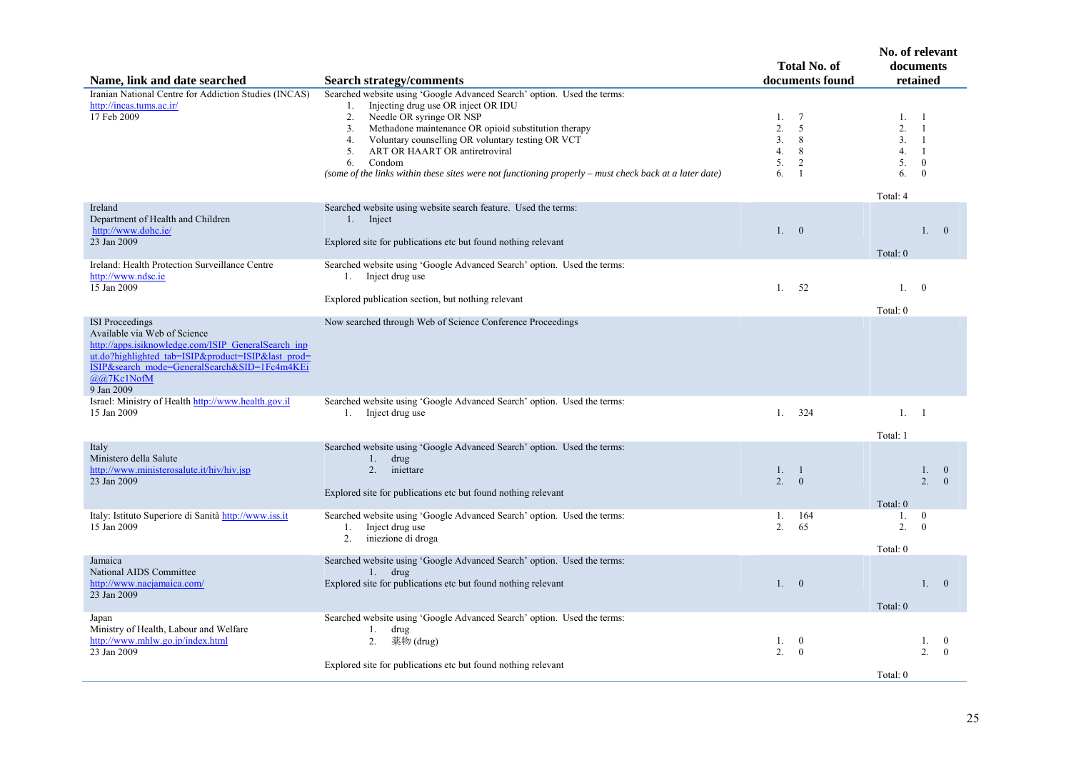| Name, link and date searched | Search strategy/comments | Total No. of documents found | No. of relevant documents retained |
|---|---|---|---|
| Iranian National Centre for Addiction Studies (INCAS)<br>http://incas.tums.ac.ir/<br>17 Feb 2009 | Searched website using 'Google Advanced Search' option. Used the terms:<br>1. Injecting drug use OR inject OR IDU<br>2. Needle OR syringe OR NSP<br>3. Methadone maintenance OR opioid substitution therapy<br>4. Voluntary counselling OR voluntary testing OR VCT<br>5. ART OR HAART OR antiretroviral<br>6. Condom<br>*(some of the links within these sites were not functioning properly – must check back at a later date)* | 1. 7<br>2. 5<br>3. 8<br>4. 8<br>5. 2<br>6. 1 | 1. 1<br>2. 1<br>3. 1<br>4. 1<br>5. 0<br>6. 0<br>Total: 4 |
| Ireland<br>Department of Health and Children<br>http://www.dohc.ie/<br>23 Jan 2009 | Searched website using website search feature. Used the terms:<br>1. Inject<br>Explored site for publications etc but found nothing relevant | 1. 0 | 1. 0<br>Total: 0 |
| Ireland: Health Protection Surveillance Centre<br>http://www.ndsc.ie<br>15 Jan 2009 | Searched website using 'Google Advanced Search' option. Used the terms:<br>1. Inject drug use<br>Explored publication section, but nothing relevant | 1. 52 | 1. 0<br>Total: 0 |
| ISI Proceedings<br>Available via Web of Science<br>http://apps.isiknowledge.com/ISIP_GeneralSearch_input.do?highlighted_tab=ISIP&product=ISIP&last_prod=ISIP&search_mode=GeneralSearch&SID=1Fc4m4KEi@@7Kc1NofM<br>9 Jan 2009 | Now searched through Web of Science Conference Proceedings | | |
| Israel: Ministry of Health http://www.health.gov.il<br>15 Jan 2009 | Searched website using 'Google Advanced Search' option. Used the terms:<br>1. Inject drug use | 1. 324 | 1. 1<br>Total: 1 |
| Italy<br>Ministero della Salute<br>http://www.ministerosalute.it/hiv/hiv.jsp<br>23 Jan 2009 | Searched website using 'Google Advanced Search' option. Used the terms:<br>1. drug<br>2. iniettare<br>Explored site for publications etc but found nothing relevant | 1. 1<br>2. 0 | 1. 0<br>2. 0<br>Total: 0 |
| Italy: Istituto Superiore di Sanità http://www.iss.it<br>15 Jan 2009 | Searched website using 'Google Advanced Search' option. Used the terms:<br>1. Inject drug use<br>2. iniezione di droga | 1. 164<br>2. 65 | 1. 0<br>2. 0<br>Total: 0 |
| Jamaica<br>National AIDS Committee<br>http://www.nacjamaica.com/<br>23 Jan 2009 | Searched website using 'Google Advanced Search' option. Used the terms:<br>1. drug<br>Explored site for publications etc but found nothing relevant | 1. 0 | 1. 0<br>Total: 0 |
| Japan<br>Ministry of Health, Labour and Welfare<br>http://www.mhlw.go.jp/index.html<br>23 Jan 2009 | Searched website using 'Google Advanced Search' option. Used the terms:<br>1. drug<br>2. 薬物 (drug)<br>Explored site for publications etc but found nothing relevant | 1. 0<br>2. 0 | 1. 0<br>2. 0<br>Total: 0 |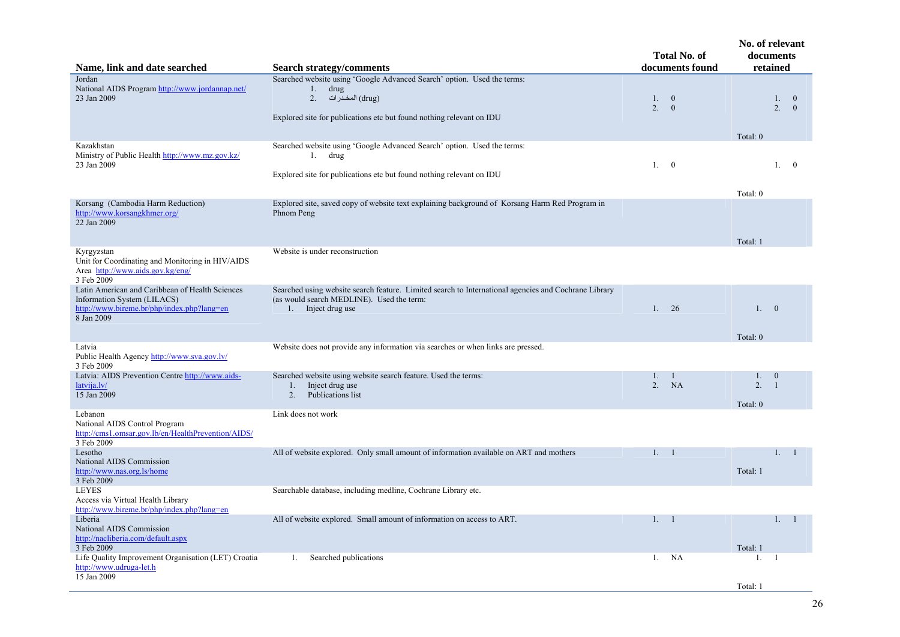| Name, link and date searched | Search strategy/comments | Total No. of documents found | No. of relevant documents retained |
|---|---|---|---|
| Jordan<br>National AIDS Program http://www.jordannap.net/<br>23 Jan 2009 | Searched website using 'Google Advanced Search' option. Used the terms:<br>1. drug<br>2. المخدرات (drug)<br><br>Explored site for publications etc but found nothing relevant on IDU | 1. 0<br>2. 0 | 1. 0<br>2. 0<br><br>Total: 0 |
| Kazakhstan<br>Ministry of Public Health http://www.mz.gov.kz/<br>23 Jan 2009 | Searched website using 'Google Advanced Search' option. Used the terms:<br>1. drug<br><br>Explored site for publications etc but found nothing relevant on IDU | 1. 0 | 1. 0<br><br>Total: 0 |
| Korsang (Cambodia Harm Reduction)<br>http://www.korsangkhmer.org/<br>22 Jan 2009 | Explored site, saved copy of website text explaining background of Korsang Harm Red Program in Phnom Peng | | Total: 1 |
| Kyrgyzstan<br>Unit for Coordinating and Monitoring in HIV/AIDS Area http://www.aids.gov.kg/eng/<br>3 Feb 2009 | Website is under reconstruction | | |
| Latin American and Caribbean of Health Sciences Information System (LILACS)<br>http://www.bireme.br/php/index.php?lang=en<br>8 Jan 2009 | Searched using website search feature. Limited search to International agencies and Cochrane Library (as would search MEDLINE). Used the term:<br>1. Inject drug use | 1. 26 | 1. 0<br><br>Total: 0 |
| Latvia<br>Public Health Agency http://www.sva.gov.lv/<br>3 Feb 2009 | Website does not provide any information via searches or when links are pressed. | | |
| Latvia: AIDS Prevention Centre http://www.aids-latvija.lv/<br>15 Jan 2009 | Searched website using website search feature. Used the terms:<br>1. Inject drug use<br>2. Publications list | 1. 1<br>2. NA | 1. 0<br>2. 1<br><br>Total: 0 |
| Lebanon<br>National AIDS Control Program<br>http://cms1.omsar.gov.lb/en/HealthPrevention/AIDS/<br>3 Feb 2009 | Link does not work | | |
| Lesotho<br>National AIDS Commission<br>http://www.nas.org.ls/home<br>3 Feb 2009 | All of website explored. Only small amount of information available on ART and mothers | 1. 1 | 1. 1<br><br>Total: 1 |
| LEYES<br>Access via Virtual Health Library<br>http://www.bireme.br/php/index.php?lang=en | Searchable database, including medline, Cochrane Library etc. | | |
| Liberia<br>National AIDS Commission<br>http://nacliberia.com/default.aspx<br>3 Feb 2009 | All of website explored. Small amount of information on access to ART. | 1. 1 | 1. 1<br><br>Total: 1 |
| Life Quality Improvement Organisation (LET) Croatia<br>http://www.udruga-let.h<br>15 Jan 2009 | 1. Searched publications | 1. NA | 1. 1<br><br>Total: 1 |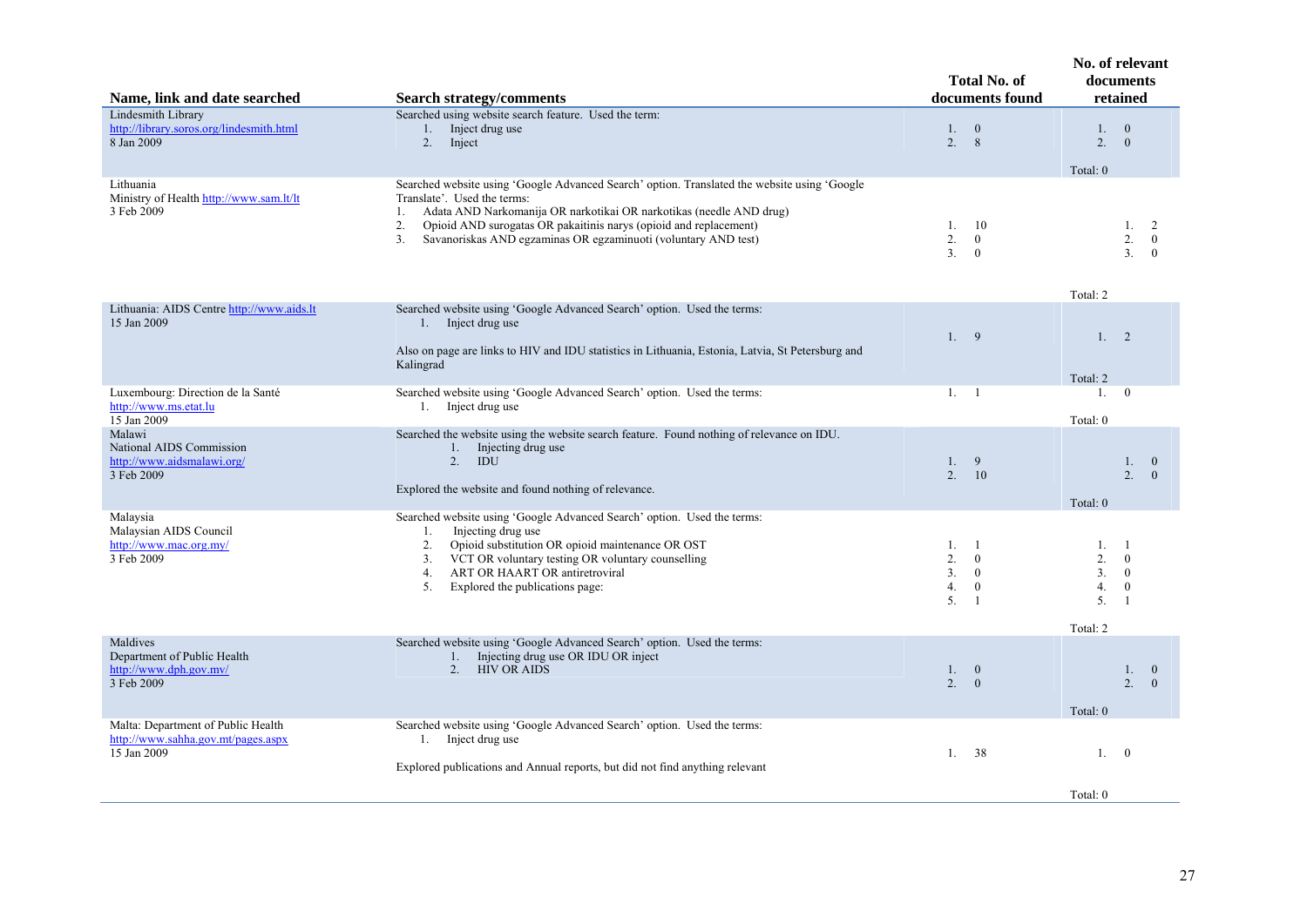| Name, link and date searched | Search strategy/comments | Total No. of documents found | No. of relevant documents retained |
|---|---|---|---|
| Lindesmith Library<br>http://library.soros.org/lindesmith.html<br>8 Jan 2009 | Searched using website search feature. Used the term:<br>1. Inject drug use<br>2. Inject | 1. 0<br>2. 8 | 1. 0<br>2. 0<br><br>Total: 0 |
| Lithuania<br>Ministry of Health http://www.sam.lt/lt<br>3 Feb 2009 | Searched website using 'Google Advanced Search' option. Translated the website using 'Google Translate'. Used the terms:<br>1. Adata AND Narkomanija OR narkotikai OR narkotikas (needle AND drug)<br>2. Opioid AND surogatas OR pakaitinis narys (opioid and replacement)<br>3. Savanoriskas AND egzaminas OR egzaminuoti (voluntary AND test) | 1. 10<br>2. 0<br>3. 0 | 1. 2<br>2. 0<br>3. 0<br><br>Total: 2 |
| Lithuania: AIDS Centre http://www.aids.lt<br>15 Jan 2009 | Searched website using 'Google Advanced Search' option. Used the terms:<br>1. Inject drug use<br><br>Also on page are links to HIV and IDU statistics in Lithuania, Estonia, Latvia, St Petersburg and Kalingrad | 1. 9 | 1. 2<br><br>Total: 2 |
| Luxembourg: Direction de la Santé<br>http://www.ms.etat.lu<br>15 Jan 2009 | Searched website using 'Google Advanced Search' option. Used the terms:<br>1. Inject drug use | 1. 1 | 1. 0<br><br>Total: 0 |
| Malawi<br>National AIDS Commission<br>http://www.aidsmalawi.org/<br>3 Feb 2009 | Searched the website using the website search feature. Found nothing of relevance on IDU.<br>1. Injecting drug use<br>2. IDU<br><br>Explored the website and found nothing of relevance. | 1. 9<br>2. 10 | 1. 0<br>2. 0<br><br>Total: 0 |
| Malaysia<br>Malaysian AIDS Council<br>http://www.mac.org.my/<br>3 Feb 2009 | Searched website using 'Google Advanced Search' option. Used the terms:<br>1. Injecting drug use<br>2. Opioid substitution OR opioid maintenance OR OST<br>3. VCT OR voluntary testing OR voluntary counselling<br>4. ART OR HAART OR antiretroviral<br>5. Explored the publications page: | 1. 1<br>2. 0<br>3. 0<br>4. 0<br>5. 1 | 1. 1<br>2. 0<br>3. 0<br>4. 0<br>5. 1<br><br>Total: 2 |
| Maldives<br>Department of Public Health<br>http://www.dph.gov.mv/<br>3 Feb 2009 | Searched website using 'Google Advanced Search' option. Used the terms:<br>1. Injecting drug use OR IDU OR inject<br>2. HIV OR AIDS | 1. 0<br>2. 0 | 1. 0<br>2. 0<br><br>Total: 0 |
| Malta: Department of Public Health<br>http://www.sahha.gov.mt/pages.aspx<br>15 Jan 2009 | Searched website using 'Google Advanced Search' option. Used the terms:<br>1. Inject drug use<br><br>Explored publications and Annual reports, but did not find anything relevant | 1. 38 | 1. 0<br><br>Total: 0 |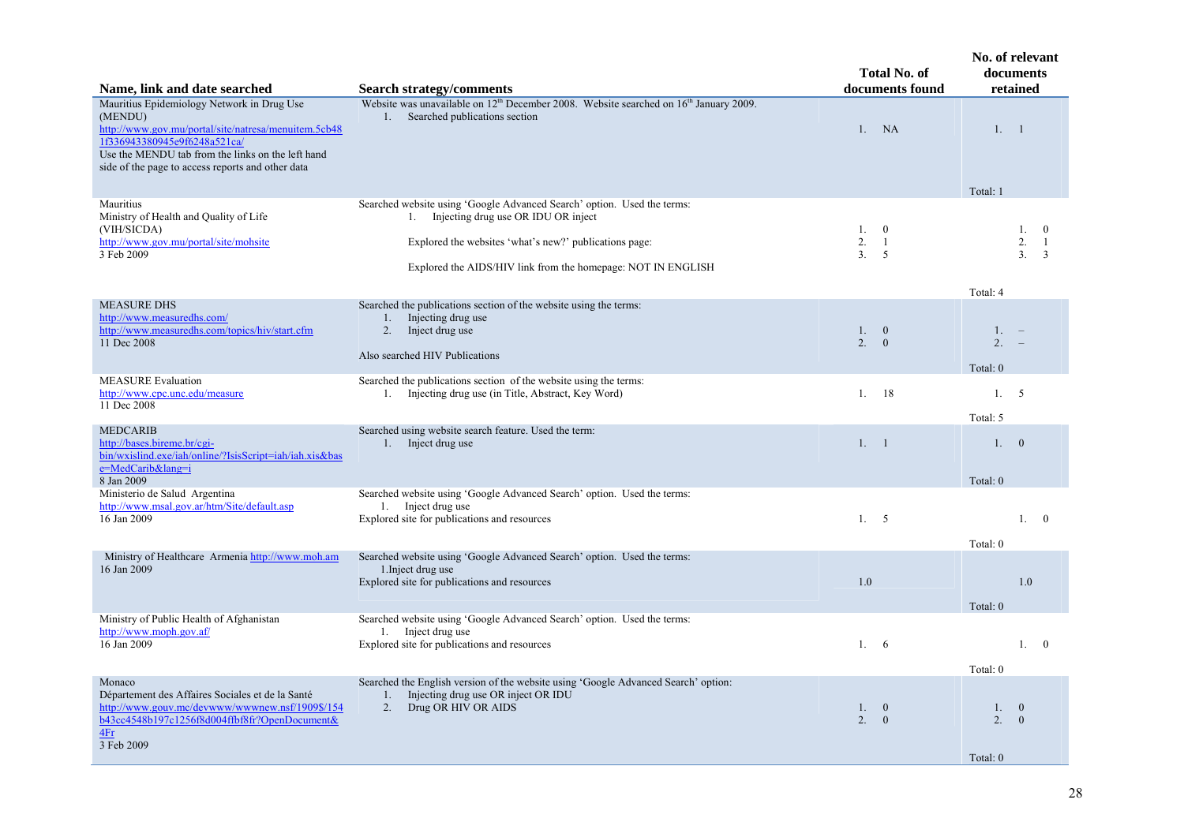| Name, link and date searched | Search strategy/comments | Total No. of documents found | No. of relevant documents retained |
|---|---|---|---|
| Mauritius Epidemiology Network in Drug Use (MENDU) http://www.gov.mu/portal/site/natresa/menuitem.5cb481f336943380945e9f6248a521ca/ Use the MENDU tab from the links on the left hand side of the page to access reports and other data | Website was unavailable on 12th December 2008. Website searched on 16th January 2009. 1. Searched publications section | 1. NA | 1. 1 Total: 1 |
| Mauritius Ministry of Health and Quality of Life (VIH/SICDA) http://www.gov.mu/portal/site/mohsite 3 Feb 2009 | Searched website using 'Google Advanced Search' option. Used the terms: 1. Injecting drug use OR IDU OR inject<br>Explored the websites 'what's new?' publications page:<br>Explored the AIDS/HIV link from the homepage: NOT IN ENGLISH | 1. 0<br>2. 1<br>3. 5 | 1. 0<br>2. 1<br>3. 3<br>Total: 4 |
| MEASURE DHS http://www.measuredhs.com/ http://www.measuredhs.com/topics/hiv/start.cfm 11 Dec 2008 | Searched the publications section of the website using the terms: 1. Injecting drug use 2. Inject drug use<br>Also searched HIV Publications | 1. 0<br>2. 0 | 1. –<br>2. –<br>Total: 0 |
| MEASURE Evaluation http://www.cpc.unc.edu/measure 11 Dec 2008 | Searched the publications section of the website using the terms: 1. Injecting drug use (in Title, Abstract, Key Word) | 1. 18 | 1. 5 Total: 5 |
| MEDCARIB http://bases.bireme.br/cgi-bin/wxislind.exe/iah/online/?IsisScript=iah/iah.xis&base=MedCarib&lang=i 8 Jan 2009 | Searched using website search feature. Used the term: 1. Inject drug use | 1. 1 | 1. 0 Total: 0 |
| Ministerio de Salud Argentina http://www.msal.gov.ar/htm/Site/default.asp 16 Jan 2009 | Searched website using 'Google Advanced Search' option. Used the terms: 1. Inject drug use<br>Explored site for publications and resources | 1. 5 | 1. 0 Total: 0 |
| Ministry of Healthcare Armenia http://www.moh.am 16 Jan 2009 | Searched website using 'Google Advanced Search' option. Used the terms: 1.Inject drug use<br>Explored site for publications and resources | 1.0 | 1.0 Total: 0 |
| Ministry of Public Health of Afghanistan http://www.moph.gov.af/ 16 Jan 2009 | Searched website using 'Google Advanced Search' option. Used the terms: 1. Inject drug use<br>Explored site for publications and resources | 1. 6 | 1. 0 Total: 0 |
| Monaco Département des Affaires Sociales et de la Santé http://www.gouv.mc/devwww/wwwnew.nsf/1909$/154b43cc4548b197c1256f8d004ffbf8fr?OpenDocument&4Fr 3 Feb 2009 | Searched the English version of the website using 'Google Advanced Search' option: 1. Injecting drug use OR inject OR IDU 2. Drug OR HIV OR AIDS | 1. 0<br>2. 0 | 1. 0<br>2. 0<br>Total: 0 |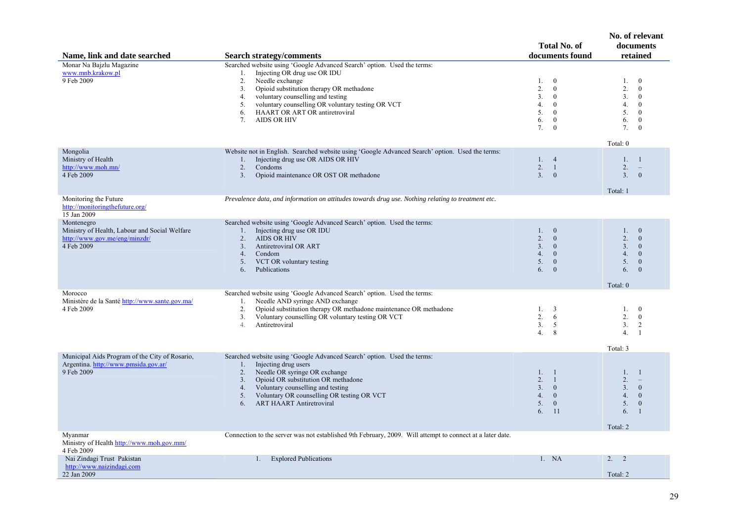| Name, link and date searched | Search strategy/comments | Total No. of documents found | No. of relevant documents retained |
|---|---|---|---|
| Monar Na Bajzlu Magazine<br>www.mnb.krakow.pl<br>9 Feb 2009 | Searched website using 'Google Advanced Search' option. Used the terms:<br>1. Injecting OR drug use OR IDU<br>2. Needle exchange<br>3. Opioid substitution therapy OR methadone<br>4. voluntary counselling and testing<br>5. voluntary counselling OR voluntary testing OR VCT<br>6. HAART OR ART OR antiretroviral<br>7. AIDS OR HIV | 1. 0<br>2. 0<br>3. 0<br>4. 0<br>5. 0<br>6. 0<br>7. 0 | 1. 0<br>2. 0<br>3. 0<br>4. 0<br>5. 0<br>6. 0<br>7. 0<br>Total: 0 |
| Mongolia<br>Ministry of Health<br>http://www.moh.mn/<br>4 Feb 2009 | Website not in English. Searched website using 'Google Advanced Search' option. Used the terms:<br>1. Injecting drug use OR AIDS OR HIV<br>2. Condoms<br>3. Opioid maintenance OR OST OR methadone | 1. 4<br>2. 1<br>3. 0 | 1. 1<br>2. –<br>3. 0<br>Total: 1 |
| Monitoring the Future<br>http://monitoringthefuture.org/<br>15 Jan 2009 | *Prevalence data, and information on attitudes towards drug use. Nothing relating to treatment etc.* | | |
| Montenegro<br>Ministry of Health, Labour and Social Welfare<br>http://www.gov.me/eng/minzdr/<br>4 Feb 2009 | Searched website using 'Google Advanced Search' option. Used the terms:<br>1. Injecting drug use OR IDU<br>2. AIDS OR HIV<br>3. Antiretroviral OR ART<br>4. Condom<br>5. VCT OR voluntary testing<br>6. Publications | 1. 0<br>2. 0<br>3. 0<br>4. 0<br>5. 0<br>6. 0 | 1. 0<br>2. 0<br>3. 0<br>4. 0<br>5. 0<br>6. 0<br>Total: 0 |
| Morocco<br>Ministère de la Santé http://www.sante.gov.ma/<br>4 Feb 2009 | Searched website using 'Google Advanced Search' option. Used the terms:<br>1. Needle AND syringe AND exchange<br>2. Opioid substitution therapy OR methadone maintenance OR methadone<br>3. Voluntary counselling OR voluntary testing OR VCT<br>4. Antiretroviral | 1. 3<br>2. 6<br>3. 5<br>4. 8 | 1. 0<br>2. 0<br>3. 2<br>4. 1<br>Total: 3 |
| Municipal Aids Program of the City of Rosario, Argentina. http://www.pmsida.gov.ar/<br>9 Feb 2009 | Searched website using 'Google Advanced Search' option. Used the terms:<br>1. Injecting drug users<br>2. Needle OR syringe OR exchange<br>3. Opioid OR substitution OR methadone<br>4. Voluntary counselling and testing<br>5. Voluntary OR counselling OR testing OR VCT<br>6. ART HAART Antiretroviral | 1. 1<br>2. 1<br>3. 0<br>4. 0<br>5. 0<br>6. 11 | 1. 1<br>2. –<br>3. 0<br>4. 0<br>5. 0<br>6. 1<br>Total: 2 |
| Myanmar<br>Ministry of Health http://www.moh.gov.mm/<br>4 Feb 2009 | Connection to the server was not established 9th February, 2009. Will attempt to connect at a later date. | | |
| Nai Zindagi Trust Pakistan<br>http://www.naizindagi.com<br>22 Jan 2009 | 1. Explored Publications | 1. NA | 2. 2<br>Total: 2 |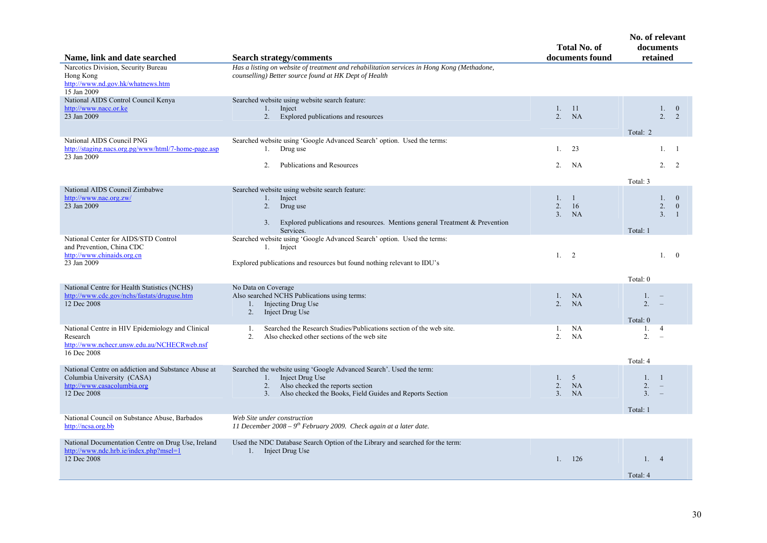| Name, link and date searched | Search strategy/comments | Total No. of documents found | No. of relevant documents retained |
|---|---|---|---|
| Narcotics Division, Security Bureau<br>Hong Kong<br>http://www.nd.gov.hk/whatnews.htm<br>15 Jan 2009 | *Has a listing on website of treatment and rehabilitation services in Hong Kong (Methadone, counselling) Better source found at HK Dept of Health* | | |
| National AIDS Control Council Kenya<br>http://www.nacc.or.ke<br>23 Jan 2009 | Searched website using website search feature:<br>1. Inject<br>2. Explored publications and resources | 1. 11<br>2. NA | 1. 0<br>2. 2<br>Total: 2 |
| National AIDS Council PNG<br>http://staging.nacs.org.pg/www/html/7-home-page.asp<br>23 Jan 2009 | Searched website using 'Google Advanced Search' option. Used the terms:<br>1. Drug use<br>2. Publications and Resources | 1. 23<br>2. NA | 1. 1<br>2. 2<br>Total: 3 |
| National AIDS Council Zimbabwe<br>http://www.nac.org.zw/<br>23 Jan 2009 | Searched website using website search feature:<br>1. Inject<br>2. Drug use<br>3. Explored publications and resources. Mentions general Treatment & Prevention Services. | 1. 1<br>2. 16<br>3. NA | 1. 0<br>2. 0<br>3. 1<br>Total: 1 |
| National Center for AIDS/STD Control and Prevention, China CDC<br>http://www.chinaids.org.cn<br>23 Jan 2009 | Searched website using 'Google Advanced Search' option. Used the terms:<br>1. Inject<br>Explored publications and resources but found nothing relevant to IDU's | 1. 2 | 1. 0<br>Total: 0 |
| National Centre for Health Statistics (NCHS)<br>http://www.cdc.gov/nchs/fastats/druguse.htm<br>12 Dec 2008 | No Data on Coverage<br>Also searched NCHS Publications using terms:<br>1. Injecting Drug Use<br>2. Inject Drug Use | 1. NA<br>2. NA | 1. –<br>2. –<br>Total: 0 |
| National Centre in HIV Epidemiology and Clinical Research<br>http://www.nchecr.unsw.edu.au/NCHECRweb.nsf<br>16 Dec 2008 | 1. Searched the Research Studies/Publications section of the web site.<br>2. Also checked other sections of the web site | 1. NA<br>2. NA | 1. 4<br>2. –<br>Total: 4 |
| National Centre on addiction and Substance Abuse at Columbia University (CASA)<br>http://www.casacolumbia.org<br>12 Dec 2008 | Searched the website using 'Google Advanced Search'. Used the term:<br>1. Inject Drug Use<br>2. Also checked the reports section<br>3. Also checked the Books, Field Guides and Reports Section | 1. 5<br>2. NA<br>3. NA | 1. 1<br>2. –<br>3. –<br>Total: 1 |
| National Council on Substance Abuse, Barbados<br>http://ncsa.org.bb | *Web Site under construction*<br>*11 December 2008 – 9th February 2009. Check again at a later date.* | | |
| National Documentation Centre on Drug Use, Ireland<br>http://www.ndc.hrb.ie/index.php?msel=1<br>12 Dec 2008 | Used the NDC Database Search Option of the Library and searched for the term:<br>1. Inject Drug Use | 1. 126 | 1. 4<br>Total: 4 |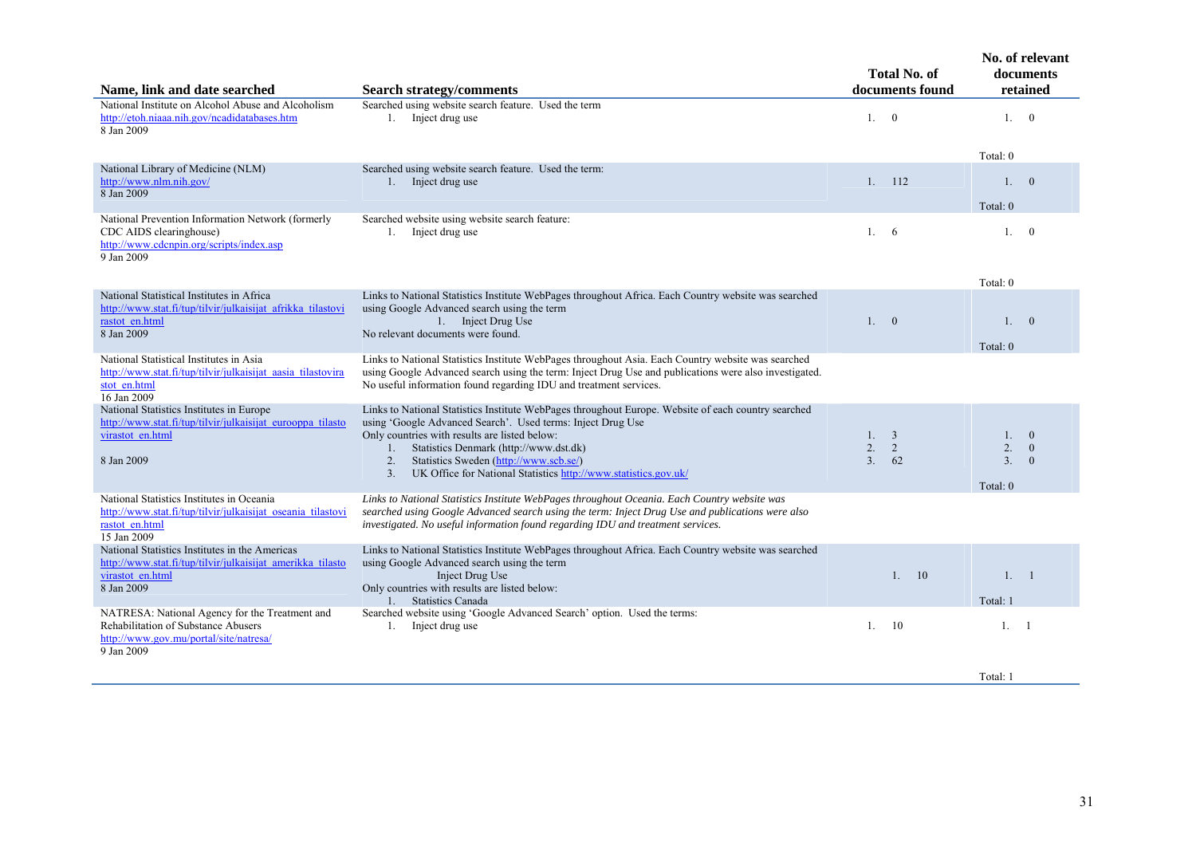| Name, link and date searched | Search strategy/comments | Total No. of documents found | No. of relevant documents retained |
|---|---|---|---|
| National Institute on Alcohol Abuse and Alcoholism<br>http://etoh.niaaa.nih.gov/ncadidatabases.htm<br>8 Jan 2009 | Searched using website search feature. Used the term<br>1. Inject drug use | 1. 0 | 1. 0<br>Total: 0 |
| National Library of Medicine (NLM)<br>http://www.nlm.nih.gov/<br>8 Jan 2009 | Searched using website search feature. Used the term:<br>1. Inject drug use | 1. 112 | 1. 0<br>Total: 0 |
| National Prevention Information Network (formerly CDC AIDS clearinghouse)<br>http://www.cdcnpin.org/scripts/index.asp<br>9 Jan 2009 | Searched website using website search feature:<br>1. Inject drug use | 1. 6 | 1. 0<br>Total: 0 |
| National Statistical Institutes in Africa<br>http://www.stat.fi/tup/tilvir/julkaisijat_afrikka_tilastovirastot_en.html<br>8 Jan 2009 | Links to National Statistics Institute WebPages throughout Africa. Each Country website was searched using Google Advanced search using the term<br>1. Inject Drug Use<br>No relevant documents were found. | 1. 0 | 1. 0<br>Total: 0 |
| National Statistical Institutes in Asia<br>http://www.stat.fi/tup/tilvir/julkaisijat_aasia_tilastovirastot_en.html<br>16 Jan 2009 | Links to National Statistics Institute WebPages throughout Asia. Each Country website was searched using Google Advanced search using the term: Inject Drug Use and publications were also investigated. No useful information found regarding IDU and treatment services. | | |
| National Statistics Institutes in Europe<br>http://www.stat.fi/tup/tilvir/julkaisijat_eurooppa_tilastovirastot_en.html<br>8 Jan 2009 | Links to National Statistics Institute WebPages throughout Europe. Website of each country searched using 'Google Advanced Search'. Used terms: Inject Drug Use<br>Only countries with results are listed below:<br>1. Statistics Denmark (http://www.dst.dk)<br>2. Statistics Sweden (http://www.scb.se/)<br>3. UK Office for National Statistics http://www.statistics.gov.uk/ | 1. 3<br>2. 2<br>3. 62 | 1. 0<br>2. 0<br>3. 0<br>Total: 0 |
| National Statistics Institutes in Oceania<br>http://www.stat.fi/tup/tilvir/julkaisijat_oseania_tilastovirastot_en.html<br>15 Jan 2009 | *Links to National Statistics Institute WebPages throughout Oceania. Each Country website was searched using Google Advanced search using the term: Inject Drug Use and publications were also investigated. No useful information found regarding IDU and treatment services.* | | |
| National Statistics Institutes in the Americas<br>http://www.stat.fi/tup/tilvir/julkaisijat_amerikka_tilastovirastot_en.html<br>8 Jan 2009 | Links to National Statistics Institute WebPages throughout Africa. Each Country website was searched using Google Advanced search using the term<br>Inject Drug Use<br>Only countries with results are listed below:<br>1. Statistics Canada | 1. 10 | 1. 1<br>Total: 1 |
| NATRESA: National Agency for the Treatment and Rehabilitation of Substance Abusers<br>http://www.gov.mu/portal/site/natresa/<br>9 Jan 2009 | Searched website using 'Google Advanced Search' option. Used the terms:<br>1. Inject drug use | 1. 10 | 1. 1<br>Total: 1 |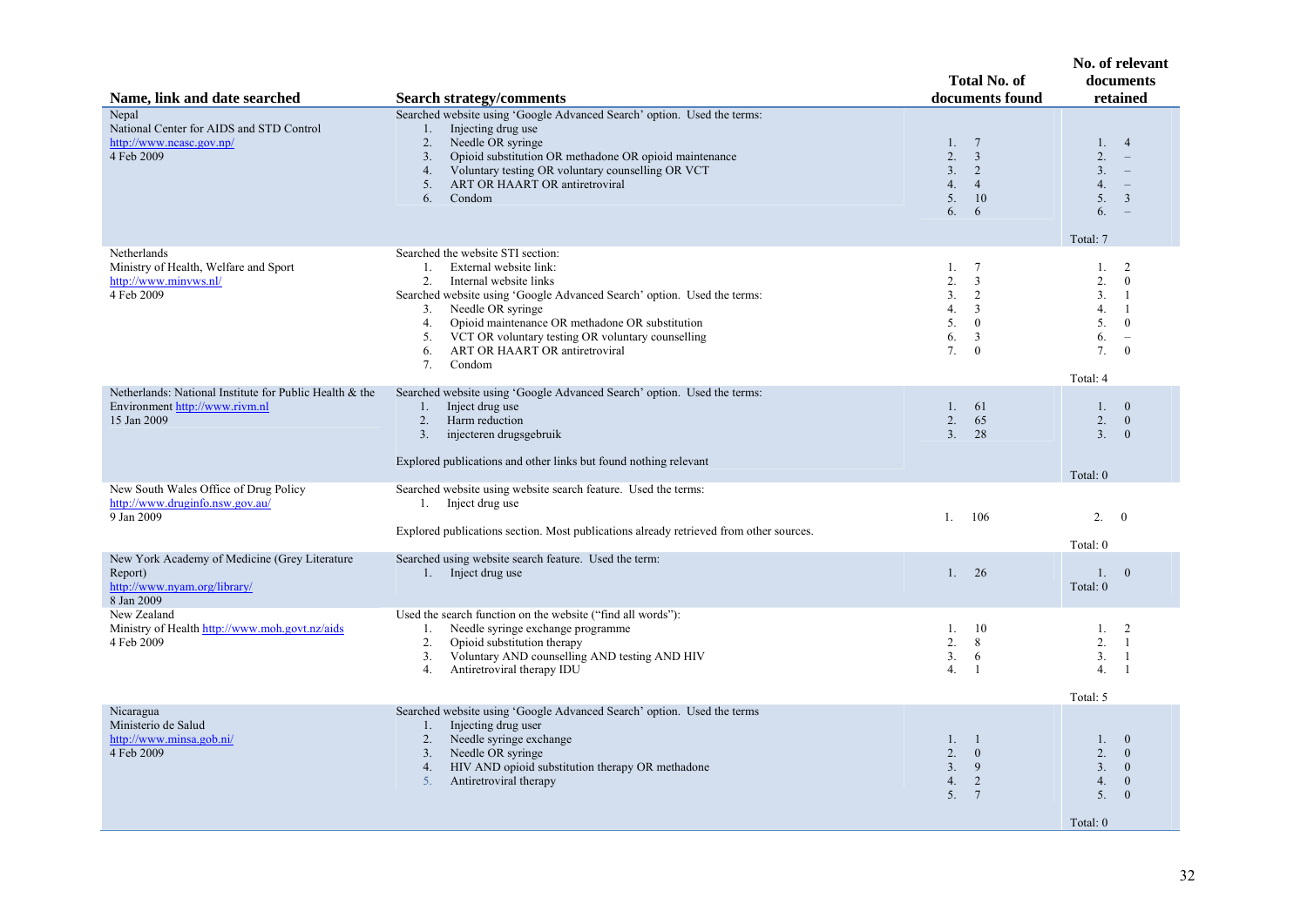| Name, link and date searched | Search strategy/comments | Total No. of documents found | No. of relevant documents retained |
|---|---|---|---|
| Nepal<br>National Center for AIDS and STD Control<br>http://www.ncasc.gov.np/<br>4 Feb 2009 | Searched website using 'Google Advanced Search' option. Used the terms:<br>1. Injecting drug use<br>2. Needle OR syringe<br>3. Opioid substitution OR methadone OR opioid maintenance<br>4. Voluntary testing OR voluntary counselling OR VCT<br>5. ART OR HAART OR antiretroviral<br>6. Condom | 1. 7<br>2. 3<br>3. 2<br>4. 4<br>5. 10<br>6. 6 | 1. 4<br>2. –<br>3. –<br>4. –<br>5. 3<br>6. –<br>Total: 7 |
| Netherlands<br>Ministry of Health, Welfare and Sport<br>http://www.minvws.nl/<br>4 Feb 2009 | Searched the website STI section:<br>1. External website link:<br>2. Internal website links<br>Searched website using 'Google Advanced Search' option. Used the terms:<br>3. Needle OR syringe<br>4. Opioid maintenance OR methadone OR substitution<br>5. VCT OR voluntary testing OR voluntary counselling<br>6. ART OR HAART OR antiretroviral<br>7. Condom | 1. 7<br>2. 3<br>3. 2<br>4. 3<br>5. 0<br>6. 3<br>7. 0 | 1. 2<br>2. 0<br>3. 1<br>4. 1<br>5. 0<br>6. –<br>7. 0<br>Total: 4 |
| Netherlands: National Institute for Public Health & the Environment http://www.rivm.nl<br>15 Jan 2009 | Searched website using 'Google Advanced Search' option. Used the terms:<br>1. Inject drug use<br>2. Harm reduction<br>3. injecteren drugsgebruik<br><br>Explored publications and other links but found nothing relevant | 1. 61<br>2. 65<br>3. 28 | 1. 0<br>2. 0<br>3. 0<br>Total: 0 |
| New South Wales Office of Drug Policy<br>http://www.druginfo.nsw.gov.au/<br>9 Jan 2009 | Searched website using website search feature. Used the terms:<br>1. Inject drug use<br><br>Explored publications section. Most publications already retrieved from other sources. | 1. 106 | 2. 0<br>Total: 0 |
| New York Academy of Medicine (Grey Literature Report)<br>http://www.nyam.org/library/<br>8 Jan 2009 | Searched using website search feature. Used the term:<br>1. Inject drug use | 1. 26 | 1. 0<br>Total: 0 |
| New Zealand<br>Ministry of Health http://www.moh.govt.nz/aids<br>4 Feb 2009 | Used the search function on the website ("find all words"):<br>1. Needle syringe exchange programme<br>2. Opioid substitution therapy<br>3. Voluntary AND counselling AND testing AND HIV<br>4. Antiretroviral therapy IDU | 1. 10<br>2. 8<br>3. 6<br>4. 1 | 1. 2<br>2. 1<br>3. 1<br>4. 1<br>Total: 5 |
| Nicaragua<br>Ministerio de Salud<br>http://www.minsa.gob.ni/<br>4 Feb 2009 | Searched website using 'Google Advanced Search' option. Used the terms<br>1. Injecting drug user<br>2. Needle syringe exchange<br>3. Needle OR syringe<br>4. HIV AND opioid substitution therapy OR methadone<br>5. Antiretroviral therapy | 1. 1<br>2. 0<br>3. 9<br>4. 2<br>5. 7 | 1. 0<br>2. 0<br>3. 0<br>4. 0<br>5. 0<br>Total: 0 |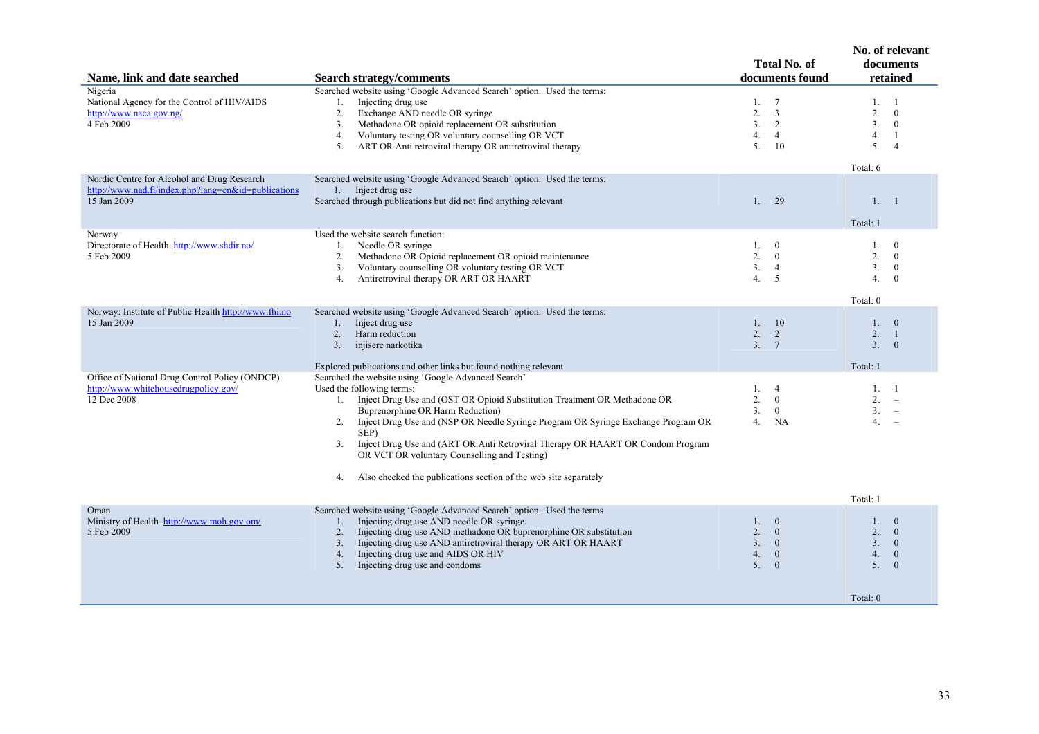| Name, link and date searched | Search strategy/comments | Total No. of documents found | No. of relevant documents retained |
|---|---|---|---|
| Nigeria<br>National Agency for the Control of HIV/AIDS<br>http://www.naca.gov.ng/<br>4 Feb 2009 | Searched website using 'Google Advanced Search' option. Used the terms:<br>1. Injecting drug use<br>2. Exchange AND needle OR syringe<br>3. Methadone OR opioid replacement OR substitution<br>4. Voluntary testing OR voluntary counselling OR VCT<br>5. ART OR Anti retroviral therapy OR antiretroviral therapy | 1. 7<br>2. 3<br>3. 2<br>4. 4<br>5. 10 | 1. 1<br>2. 0<br>3. 0<br>4. 1<br>5. 4<br><br>Total: 6 |
| Nordic Centre for Alcohol and Drug Research<br>http://www.nad.fi/index.php?lang=en&id=publications<br>15 Jan 2009 | Searched website using 'Google Advanced Search' option. Used the terms:<br>1. Inject drug use<br>Searched through publications but did not find anything relevant | 1. 29 | 1. 1<br><br>Total: 1 |
| Norway<br>Directorate of Health http://www.shdir.no/<br>5 Feb 2009 | Used the website search function:<br>1. Needle OR syringe<br>2. Methadone OR Opioid replacement OR opioid maintenance<br>3. Voluntary counselling OR voluntary testing OR VCT<br>4. Antiretroviral therapy OR ART OR HAART | 1. 0<br>2. 0<br>3. 4<br>4. 5 | 1. 0<br>2. 0<br>3. 0<br>4. 0<br><br>Total: 0 |
| Norway: Institute of Public Health http://www.fhi.no<br>15 Jan 2009 | Searched website using 'Google Advanced Search' option. Used the terms:<br>1. Inject drug use<br>2. Harm reduction<br>3. injisere narkotika<br><br>Explored publications and other links but found nothing relevant | 1. 10<br>2. 2<br>3. 7 | 1. 0<br>2. 1<br>3. 0<br><br>Total: 1 |
| Office of National Drug Control Policy (ONDCP)<br>http://www.whitehousedrugpolicy.gov/<br>12 Dec 2008 | Searched the website using 'Google Advanced Search'<br>Used the following terms:<br>1. Inject Drug Use and (OST OR Opioid Substitution Treatment OR Methadone OR Buprenorphine OR Harm Reduction)<br>2. Inject Drug Use and (NSP OR Needle Syringe Program OR Syringe Exchange Program OR SEP)<br>3. Inject Drug Use and (ART OR Anti Retroviral Therapy OR HAART OR Condom Program OR VCT OR voluntary Counselling and Testing)<br><br>4. Also checked the publications section of the web site separately | 1. 4<br>2. 0<br>3. 0<br>4. NA | 1. 1<br>2. –<br>3. –<br>4. –<br><br>Total: 1 |
| Oman<br>Ministry of Health http://www.moh.gov.om/<br>5 Feb 2009 | Searched website using 'Google Advanced Search' option. Used the terms<br>1. Injecting drug use AND needle OR syringe.<br>2. Injecting drug use AND methadone OR buprenorphine OR substitution<br>3. Injecting drug use AND antiretroviral therapy OR ART OR HAART<br>4. Injecting drug use and AIDS OR HIV<br>5. Injecting drug use and condoms | 1. 0<br>2. 0<br>3. 0<br>4. 0<br>5. 0 | 1. 0<br>2. 0<br>3. 0<br>4. 0<br>5. 0<br><br>Total: 0 |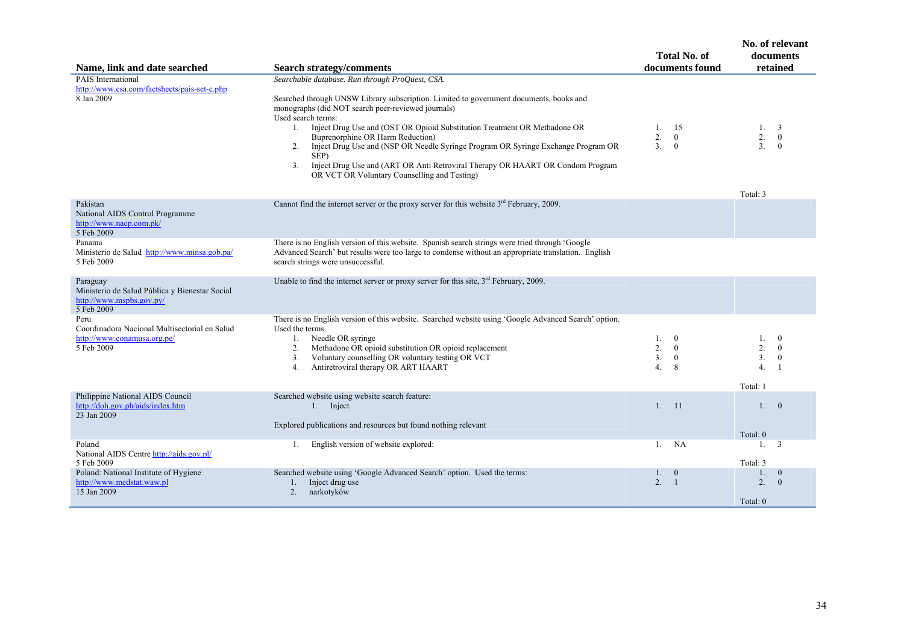| Name, link and date searched | Search strategy/comments | Total No. of documents found | No. of relevant documents retained |
|---|---|---|---|
| PAIS International<br>http://www.csa.com/factsheets/pais-set-c.php<br>8 Jan 2009 | *Searchable database. Run through ProQuest, CSA.*<br><br>Searched through UNSW Library subscription. Limited to government documents, books and monographs (did NOT search peer-reviewed journals)<br>Used search terms:<br>1. Inject Drug Use and (OST OR Opioid Substitution Treatment OR Methadone OR Buprenorphine OR Harm Reduction)<br>2. Inject Drug Use and (NSP OR Needle Syringe Program OR Syringe Exchange Program OR SEP)<br>3. Inject Drug Use and (ART OR Anti Retroviral Therapy OR HAART OR Condom Program OR VCT OR Voluntary Counselling and Testing) | 1. 15<br>2. 0<br>3. 0 | 1. 3<br>2. 0<br>3. 0<br><br>Total: 3 |
| Pakistan<br>National AIDS Control Programme<br>http://www.nacp.com.pk/<br>5 Feb 2009 | Cannot find the internet server or the proxy server for this website 3rd February, 2009. | | |
| Panama<br>Ministerio de Salud http://www.minsa.gob.pa/<br>5 Feb 2009 | There is no English version of this website. Spanish search strings were tried through 'Google Advanced Search' but results were too large to condense without an appropriate translation. English search strings were unsuccessful. | | |
| Paraguay<br>Ministerio de Salud Pública y Bienestar Social<br>http://www.mspbs.gov.py/<br>5 Feb 2009 | Unable to find the internet server or proxy server for this site, 3rd February, 2009. | | |
| Peru<br>Coordinadora Nacional Multisectorial en Salud<br>http://www.conamusa.org.pe/<br>5 Feb 2009 | There is no English version of this website. Searched website using 'Google Advanced Search' option. Used the terms<br>1. Needle OR syringe<br>2. Methadone OR opioid substitution OR opioid replacement<br>3. Voluntary counselling OR voluntary testing OR VCT<br>4. Antiretroviral therapy OR ART HAART | 1. 0<br>2. 0<br>3. 0<br>4. 8 | 1. 0<br>2. 0<br>3. 0<br>4. 1<br><br>Total: 1 |
| Philippine National AIDS Council<br>http://doh.gov.ph/aids/index.htm<br>23 Jan 2009 | Searched website using website search feature:<br>1. Inject<br><br>Explored publications and resources but found nothing relevant | 1. 11 | 1. 0<br><br>Total: 0 |
| Poland<br>National AIDS Centre http://aids.gov.pl/<br>5 Feb 2009 | 1. English version of website explored: | 1. NA | 1. 3<br><br>Total: 3 |
| Poland: National Institute of Hygiene<br>http://www.medstat.waw.pl<br>15 Jan 2009 | Searched website using 'Google Advanced Search' option. Used the terms:<br>1. Inject drug use<br>2. narkotyków | 1. 0<br>2. 1 | 1. 0<br>2. 0<br><br>Total: 0 |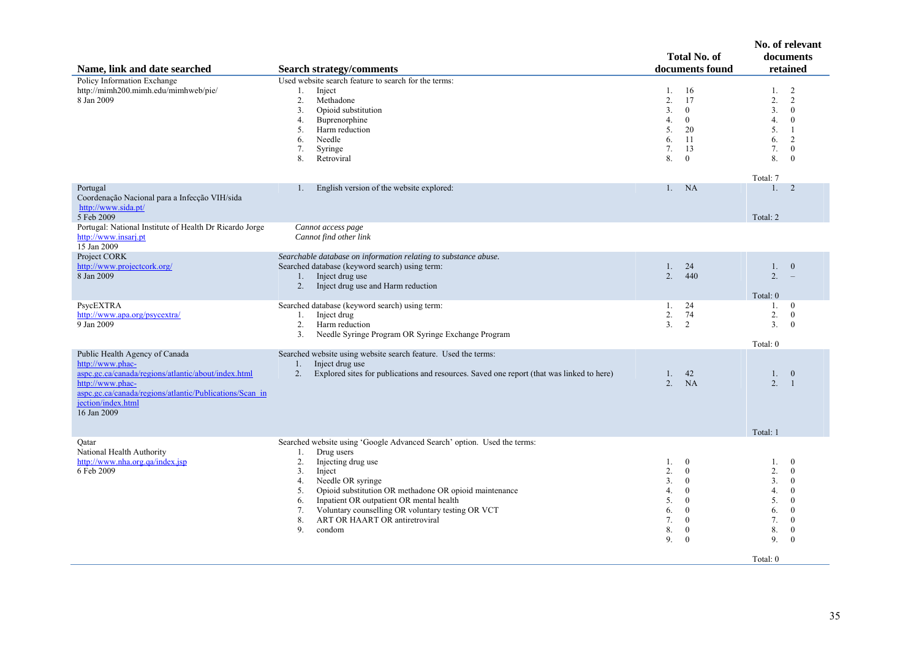| Name, link and date searched | Search strategy/comments | Total No. of documents found | No. of relevant documents retained |
|---|---|---|---|
| Policy Information Exchange<br>http://mimh200.mimh.edu/mimhweb/pie/<br>8 Jan 2009 | Used website search feature to search for the terms:<br>1. Inject<br>2. Methadone<br>3. Opioid substitution<br>4. Buprenorphine<br>5. Harm reduction<br>6. Needle<br>7. Syringe<br>8. Retroviral | 1. 16<br>2. 17<br>3. 0<br>4. 0<br>5. 20<br>6. 11<br>7. 13<br>8. 0 | 1. 2<br>2. 2<br>3. 0<br>4. 0<br>5. 1<br>6. 2<br>7. 0<br>8. 0<br><br>Total: 7 |
| Portugal<br>Coordenação Nacional para a Infecção VIH/sida<br>http://www.sida.pt/<br>5 Feb 2009 | 1. English version of the website explored: | 1. NA | 1. 2<br><br>Total: 2 |
| Portugal: National Institute of Health Dr Ricardo Jorge<br>http://www.insarj.pt<br>15 Jan 2009 | *Cannot access page*<br>*Cannot find other link* | | |
| Project CORK<br>http://www.projectcork.org/<br>8 Jan 2009 | *Searchable database on information relating to substance abuse.*<br>Searched database (keyword search) using term:<br>1. Inject drug use<br>2. Inject drug use and Harm reduction | 1. 24<br>2. 440 | 1. 0<br>2. –<br><br>Total: 0 |
| PsycEXTRA<br>http://www.apa.org/psycextra/<br>9 Jan 2009 | Searched database (keyword search) using term:<br>1. Inject drug<br>2. Harm reduction<br>3. Needle Syringe Program OR Syringe Exchange Program | 1. 24<br>2. 74<br>3. 2 | 1. 0<br>2. 0<br>3. 0<br><br>Total: 0 |
| Public Health Agency of Canada<br>http://www.phac-aspc.gc.ca/canada/regions/atlantic/about/index.html<br>http://www.phac-aspc.gc.ca/canada/regions/atlantic/Publications/Scan_injection/index.html<br>16 Jan 2009 | Searched website using website search feature. Used the terms:<br>1. Inject drug use<br>2. Explored sites for publications and resources. Saved one report (that was linked to here) | 1. 42<br>2. NA | 1. 0<br>2. 1<br><br>Total: 1 |
| Qatar<br>National Health Authority<br>http://www.nha.org.qa/index.jsp<br>6 Feb 2009 | Searched website using 'Google Advanced Search' option. Used the terms:<br>1. Drug users<br>2. Injecting drug use<br>3. Inject<br>4. Needle OR syringe<br>5. Opioid substitution OR methadone OR opioid maintenance<br>6. Inpatient OR outpatient OR mental health<br>7. Voluntary counselling OR voluntary testing OR VCT<br>8. ART OR HAART OR antiretroviral<br>9. condom | 1. 0<br>2. 0<br>3. 0<br>4. 0<br>5. 0<br>6. 0<br>7. 0<br>8. 0<br>9. 0 | 1. 0<br>2. 0<br>3. 0<br>4. 0<br>5. 0<br>6. 0<br>7. 0<br>8. 0<br>9. 0<br><br>Total: 0 |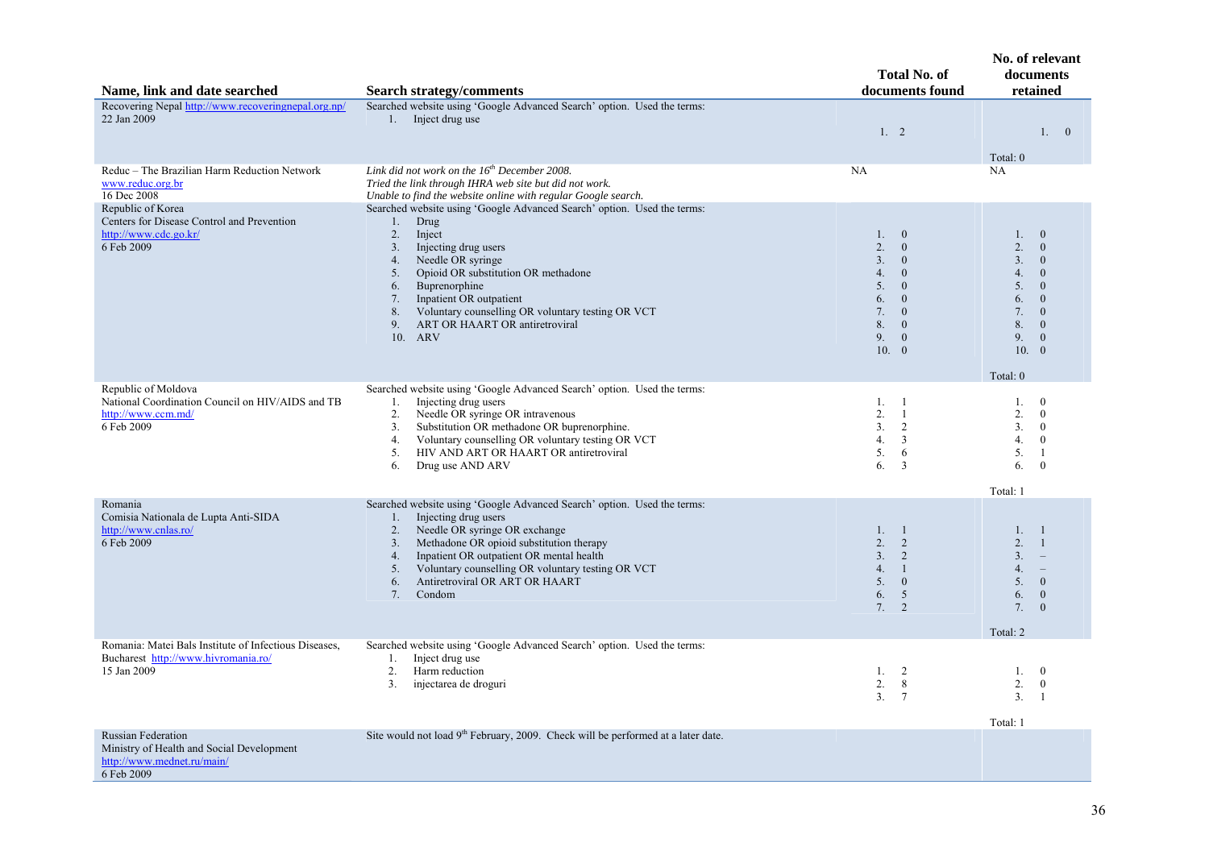| Name, link and date searched | Search strategy/comments | Total No. of documents found | No. of relevant documents retained |
|---|---|---|---|
| Recovering Nepal http://www.recoveringnepal.org.np/<br>22 Jan 2009 | Searched website using 'Google Advanced Search' option. Used the terms:<br>1. Inject drug use | 1. 2 | 1. 0<br><br>Total: 0 |
| Reduc – The Brazilian Harm Reduction Network<br>www.reduc.org.br<br>16 Dec 2008 | *Link did not work on the 16th December 2008.*<br>*Tried the link through IHRA web site but did not work.*<br>*Unable to find the website online with regular Google search.* | NA | NA |
| Republic of Korea<br>Centers for Disease Control and Prevention<br>http://www.cdc.go.kr/<br>6 Feb 2009 | Searched website using 'Google Advanced Search' option. Used the terms:<br>1. Drug<br>2. Inject<br>3. Injecting drug users<br>4. Needle OR syringe<br>5. Opioid OR substitution OR methadone<br>6. Buprenorphine<br>7. Inpatient OR outpatient<br>8. Voluntary counselling OR voluntary testing OR VCT<br>9. ART OR HAART OR antiretroviral<br>10. ARV | 1. 0<br>2. 0<br>3. 0<br>4. 0<br>5. 0<br>6. 0<br>7. 0<br>8. 0<br>9. 0<br>10. 0 | 1. 0<br>2. 0<br>3. 0<br>4. 0<br>5. 0<br>6. 0<br>7. 0<br>8. 0<br>9. 0<br>10. 0<br><br>Total: 0 |
| Republic of Moldova<br>National Coordination Council on HIV/AIDS and TB<br>http://www.ccm.md/<br>6 Feb 2009 | Searched website using 'Google Advanced Search' option. Used the terms:<br>1. Injecting drug users<br>2. Needle OR syringe OR intravenous<br>3. Substitution OR methadone OR buprenorphine.<br>4. Voluntary counselling OR voluntary testing OR VCT<br>5. HIV AND ART OR HAART OR antiretroviral<br>6. Drug use AND ARV | 1. 1<br>2. 1<br>3. 2<br>4. 3<br>5. 6<br>6. 3 | 1. 0<br>2. 0<br>3. 0<br>4. 0<br>5. 1<br>6. 0<br><br>Total: 1 |
| Romania<br>Comisia Nationala de Lupta Anti-SIDA<br>http://www.cnlas.ro/<br>6 Feb 2009 | Searched website using 'Google Advanced Search' option. Used the terms:<br>1. Injecting drug users<br>2. Needle OR syringe OR exchange<br>3. Methadone OR opioid substitution therapy<br>4. Inpatient OR outpatient OR mental health<br>5. Voluntary counselling OR voluntary testing OR VCT<br>6. Antiretroviral OR ART OR HAART<br>7. Condom | 1. 1<br>2. 2<br>3. 2<br>4. 1<br>5. 0<br>6. 5<br>7. 2 | 1. 1<br>2. 1<br>3. –<br>4. –<br>5. 0<br>6. 0<br>7. 0<br><br>Total: 2 |
| Romania: Matei Bals Institute of Infectious Diseases, Bucharest http://www.hivromania.ro/<br>15 Jan 2009 | Searched website using 'Google Advanced Search' option. Used the terms:<br>1. Inject drug use<br>2. Harm reduction<br>3. injectarea de droguri | 1. 2<br>2. 8<br>3. 7 | 1. 0<br>2. 0<br>3. 1<br><br>Total: 1 |
| Russian Federation<br>Ministry of Health and Social Development<br>http://www.mednet.ru/main/<br>6 Feb 2009 | Site would not load 9th February, 2009. Check will be performed at a later date. | | |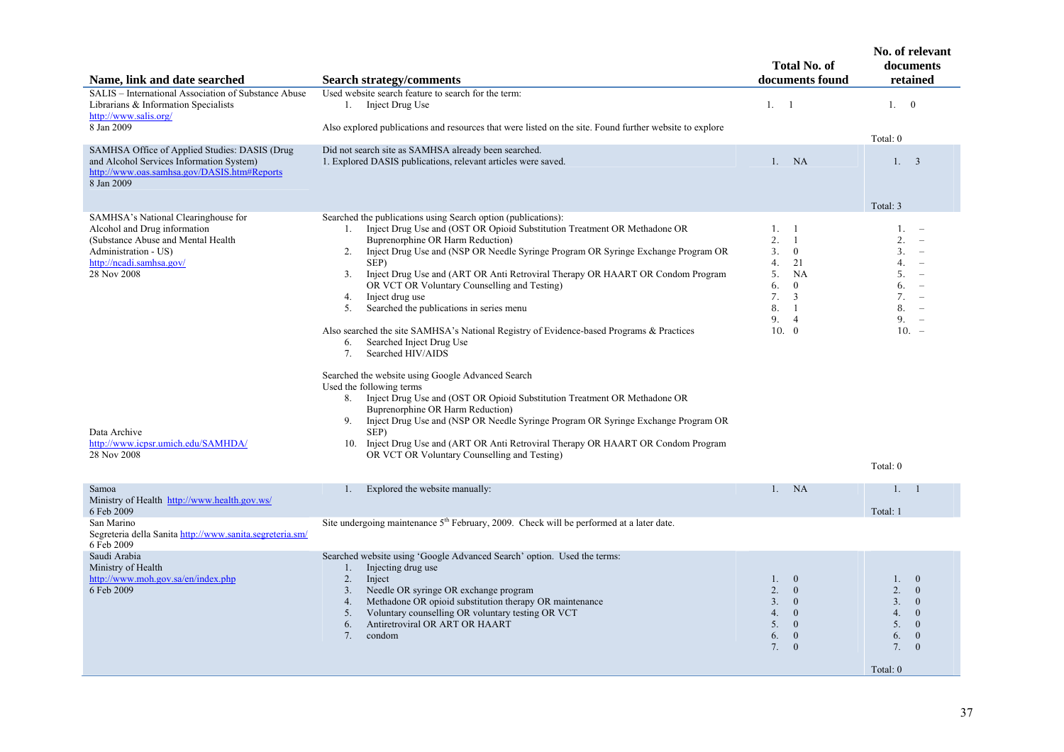| Name, link and date searched | Search strategy/comments | Total No. of documents found | No. of relevant documents retained |
|---|---|---|---|
| SALIS – International Association of Substance Abuse Librarians & Information Specialists http://www.salis.org/ 8 Jan 2009 | Used website search feature to search for the term: 1. Inject Drug Use<br><br>Also explored publications and resources that were listed on the site. Found further website to explore | 1. 1 | 1. 0<br><br>Total: 0 |
| SAMHSA Office of Applied Studies: DASIS (Drug and Alcohol Services Information System) http://www.oas.samhsa.gov/DASIS.htm#Reports 8 Jan 2009 | Did not search site as SAMHSA already been searched.<br>1. Explored DASIS publications, relevant articles were saved. | 1. NA | 1. 3<br><br>Total: 3 |
| SAMHSA's National Clearinghouse for Alcohol and Drug information (Substance Abuse and Mental Health Administration - US) http://ncadi.samhsa.gov/ 28 Nov 2008<br><br>Data Archive http://www.icpsr.umich.edu/SAMHDA/ 28 Nov 2008 | Searched the publications using Search option (publications):<br>1. Inject Drug Use and (OST OR Opioid Substitution Treatment OR Methadone OR Buprenorphine OR Harm Reduction)<br>2. Inject Drug Use and (NSP OR Needle Syringe Program OR Syringe Exchange Program OR SEP)<br>3. Inject Drug Use and (ART OR Anti Retroviral Therapy OR HAART OR Condom Program OR VCT OR Voluntary Counselling and Testing)<br>4. Inject drug use<br>5. Searched the publications in series menu<br><br>Also searched the site SAMHSA's National Registry of Evidence-based Programs & Practices<br>6. Searched Inject Drug Use<br>7. Searched HIV/AIDS<br><br>Searched the website using Google Advanced Search<br>Used the following terms<br>8. Inject Drug Use and (OST OR Opioid Substitution Treatment OR Methadone OR Buprenorphine OR Harm Reduction)<br>9. Inject Drug Use and (NSP OR Needle Syringe Program OR Syringe Exchange Program OR SEP)<br>10. Inject Drug Use and (ART OR Anti Retroviral Therapy OR HAART OR Condom Program OR VCT OR Voluntary Counselling and Testing) | 1. 1<br>2. 1<br>3. 0<br>4. 21<br>5. NA<br>6. 0<br>7. 3<br>8. 1<br>9. 4<br>10. 0 | 1. –<br>2. –<br>3. –<br>4. –<br>5. –<br>6. –<br>7. –<br>8. –<br>9. –<br>10. –<br><br>Total: 0 |
| Samoa<br>Ministry of Health http://www.health.gov.ws/ 6 Feb 2009 | 1. Explored the website manually: | 1. NA | 1. 1<br><br>Total: 1 |
| San Marino<br>Segreteria della Sanita http://www.sanita.segreteria.sm/ 6 Feb 2009 | Site undergoing maintenance 5th February, 2009. Check will be performed at a later date. | | |
| Saudi Arabia<br>Ministry of Health http://www.moh.gov.sa/en/index.php 6 Feb 2009 | Searched website using 'Google Advanced Search' option. Used the terms:<br>1. Injecting drug use<br>2. Inject<br>3. Needle OR syringe OR exchange program<br>4. Methadone OR opioid substitution therapy OR maintenance<br>5. Voluntary counselling OR voluntary testing OR VCT<br>6. Antiretroviral OR ART OR HAART<br>7. condom | 1. 0<br>2. 0<br>3. 0<br>4. 0<br>5. 0<br>6. 0<br>7. 0 | 1. 0<br>2. 0<br>3. 0<br>4. 0<br>5. 0<br>6. 0<br>7. 0<br><br>Total: 0 |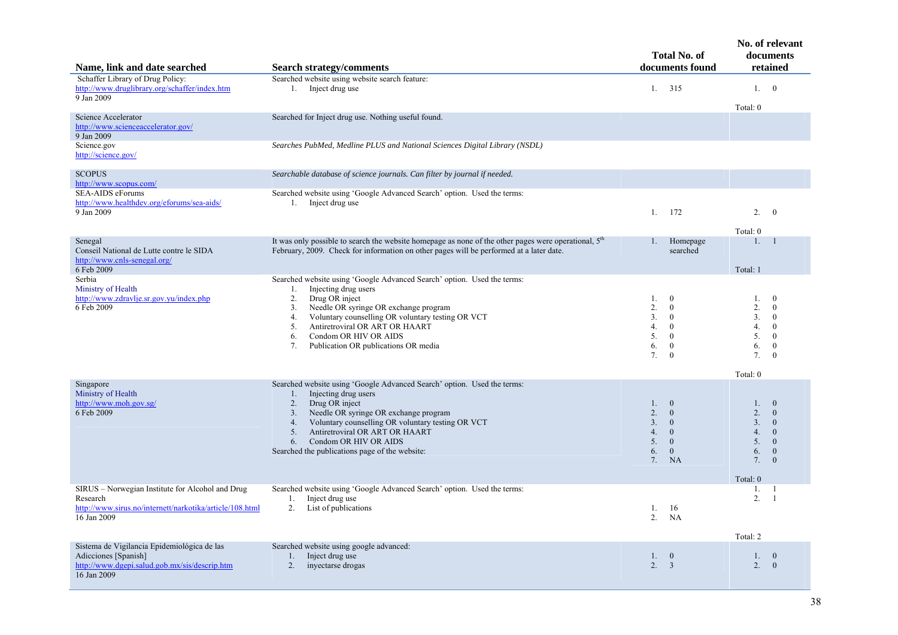| Name, link and date searched | Search strategy/comments | Total No. of documents found | No. of relevant documents retained |
|---|---|---|---|
| Schaffer Library of Drug Policy:<br>http://www.druglibrary.org/schaffer/index.htm<br>9 Jan 2009 | Searched website using website search feature:<br>1. Inject drug use | 1. 315 | 1. 0<br><br>Total: 0 |
| Science Accelerator<br>http://www.scienceaccelerator.gov/<br>9 Jan 2009 | Searched for Inject drug use. Nothing useful found. | | |
| Science.gov<br>http://science.gov/ | *Searches PubMed, Medline PLUS and National Sciences Digital Library (NSDL)* | | |
| SCOPUS<br>http://www.scopus.com/ | *Searchable database of science journals. Can filter by journal if needed.* | | |
| SEA-AIDS eForums<br>http://www.healthdev.org/eforums/sea-aids/<br>9 Jan 2009 | Searched website using 'Google Advanced Search' option. Used the terms:<br>1. Inject drug use | 1. 172 | 2. 0<br><br>Total: 0 |
| Senegal<br>Conseil National de Lutte contre le SIDA<br>http://www.cnls-senegal.org/<br>6 Feb 2009 | It was only possible to search the website homepage as none of the other pages were operational, 5th February, 2009. Check for information on other pages will be performed at a later date. | 1. Homepage searched | 1. 1<br><br>Total: 1 |
| Serbia<br>Ministry of Health<br>http://www.zdravlje.sr.gov.yu/index.php<br>6 Feb 2009 | Searched website using 'Google Advanced Search' option. Used the terms:<br>1. Injecting drug users<br>2. Drug OR inject<br>3. Needle OR syringe OR exchange program<br>4. Voluntary counselling OR voluntary testing OR VCT<br>5. Antiretroviral OR ART OR HAART<br>6. Condom OR HIV OR AIDS<br>7. Publication OR publications OR media | 1. 0<br>2. 0<br>3. 0<br>4. 0<br>5. 0<br>6. 0<br>7. 0 | 1. 0<br>2. 0<br>3. 0<br>4. 0<br>5. 0<br>6. 0<br>7. 0<br><br>Total: 0 |
| Singapore<br>Ministry of Health<br>http://www.moh.gov.sg/<br>6 Feb 2009 | Searched website using 'Google Advanced Search' option. Used the terms:<br>1. Injecting drug users<br>2. Drug OR inject<br>3. Needle OR syringe OR exchange program<br>4. Voluntary counselling OR voluntary testing OR VCT<br>5. Antiretroviral OR ART OR HAART<br>6. Condom OR HIV OR AIDS<br>Searched the publications page of the website: | 1. 0<br>2. 0<br>3. 0<br>4. 0<br>5. 0<br>6. 0<br>7. NA | 1. 0<br>2. 0<br>3. 0<br>4. 0<br>5. 0<br>6. 0<br>7. 0<br><br>Total: 0 |
| SIRUS – Norwegian Institute for Alcohol and Drug Research<br>http://www.sirus.no/internett/narkotika/article/108.html<br>16 Jan 2009 | Searched website using 'Google Advanced Search' option. Used the terms:<br>1. Inject drug use<br>2. List of publications | 1. 16<br>2. NA | 1. 1<br>2. 1<br><br>Total: 2 |
| Sistema de Vigilancia Epidemiológica de las Adicciones [Spanish]<br>http://www.dgepi.salud.gob.mx/sis/descrip.htm<br>16 Jan 2009 | Searched website using google advanced:<br>1. Inject drug use<br>2. inyectarse drogas | 1. 0<br>2. 3 | 1. 0<br>2. 0 |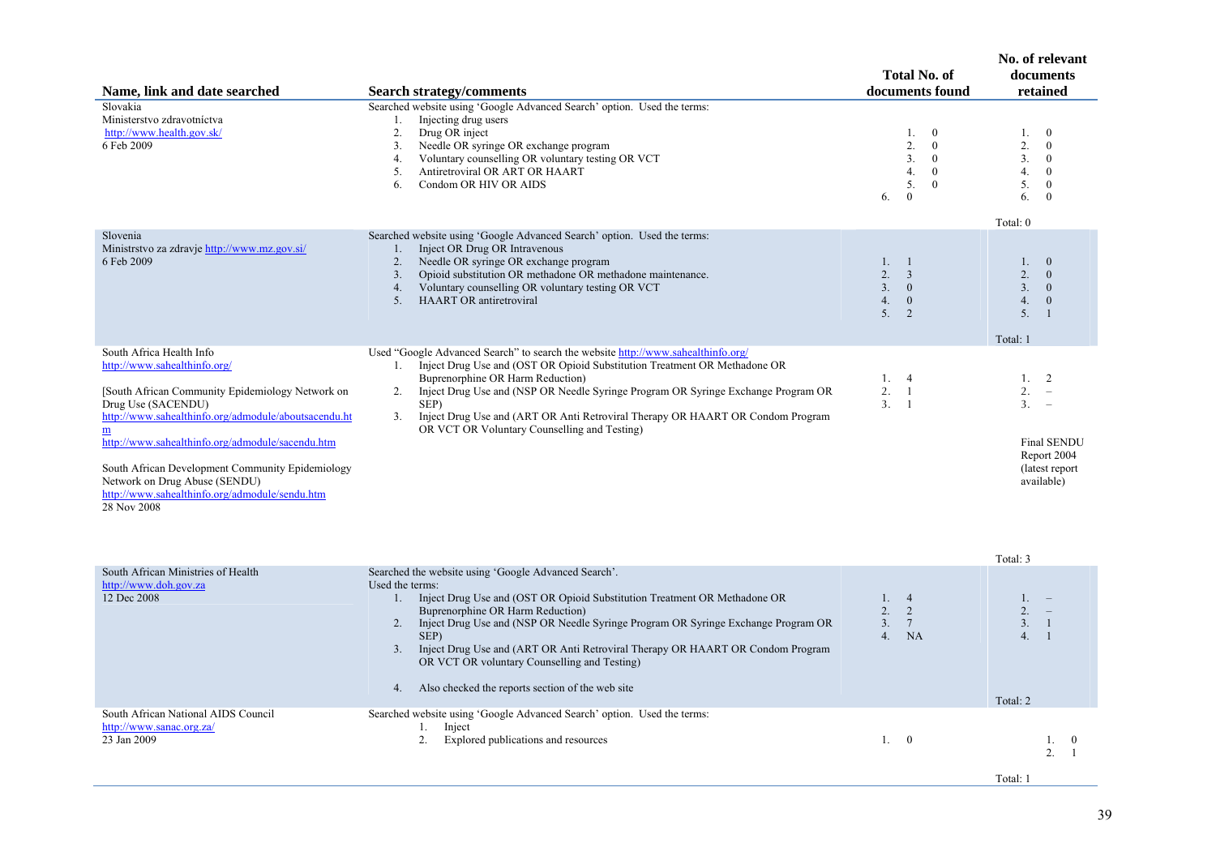| Name, link and date searched | Search strategy/comments | Total No. of documents found | No. of relevant documents retained |
|---|---|---|---|
| Slovakia<br>Ministerstvo zdravotníctva<br>http://www.health.gov.sk/<br>6 Feb 2009 | Searched website using 'Google Advanced Search' option. Used the terms:<br>1. Injecting drug users<br>2. Drug OR inject<br>3. Needle OR syringe OR exchange program<br>4. Voluntary counselling OR voluntary testing OR VCT<br>5. Antiretroviral OR ART OR HAART<br>6. Condom OR HIV OR AIDS | 1. 0<br>2. 0<br>3. 0<br>4. 0<br>5. 0<br>6. 0 | 1. 0<br>2. 0<br>3. 0<br>4. 0<br>5. 0<br>6. 0<br><br>Total: 0 |
| Slovenia<br>Ministrstvo za zdravje http://www.mz.gov.si/<br>6 Feb 2009 | Searched website using 'Google Advanced Search' option. Used the terms:<br>1. Inject OR Drug OR Intravenous<br>2. Needle OR syringe OR exchange program<br>3. Opioid substitution OR methadone OR methadone maintenance.<br>4. Voluntary counselling OR voluntary testing OR VCT<br>5. HAART OR antiretroviral | 1. 1<br>2. 3<br>3. 0<br>4. 0<br>5. 2 | 1. 0<br>2. 0<br>3. 0<br>4. 0<br>5. 1<br><br>Total: 1 |
| South Africa Health Info<br>http://www.sahealthinfo.org/<br><br>[South African Community Epidemiology Network on Drug Use (SACENDU)<br>http://www.sahealthinfo.org/admodule/aboutsacendu.htm<br>http://www.sahealthinfo.org/admodule/sacendu.htm<br><br>South African Development Community Epidemiology Network on Drug Abuse (SENDU)<br>http://www.sahealthinfo.org/admodule/sendu.htm<br>28 Nov 2008 | Used "Google Advanced Search" to search the website http://www.sahealthinfo.org/<br>1. Inject Drug Use and (OST OR Opioid Substitution Treatment OR Methadone OR Buprenorphine OR Harm Reduction)<br>2. Inject Drug Use and (NSP OR Needle Syringe Program OR Syringe Exchange Program OR SEP)<br>3. Inject Drug Use and (ART OR Anti Retroviral Therapy OR HAART OR Condom Program OR VCT OR Voluntary Counselling and Testing) | 1. 4<br>2. 1<br>3. 1 | 1. 2<br>2. –<br>3. –<br><br>Final SENDU Report 2004 (latest report available)<br><br>Total: 3 |
| South African Ministries of Health<br>http://www.doh.gov.za<br>12 Dec 2008 | Searched the website using 'Google Advanced Search'.<br>Used the terms:<br>1. Inject Drug Use and (OST OR Opioid Substitution Treatment OR Methadone OR Buprenorphine OR Harm Reduction)<br>2. Inject Drug Use and (NSP OR Needle Syringe Program OR Syringe Exchange Program OR SEP)<br>3. Inject Drug Use and (ART OR Anti Retroviral Therapy OR HAART OR Condom Program OR VCT OR voluntary Counselling and Testing)<br><br>4. Also checked the reports section of the web site | 1. 4<br>2. 2<br>3. 7<br>4. NA | 1. –<br>2. –<br>3. 1<br>4. 1<br><br>Total: 2 |
| South African National AIDS Council<br>http://www.sanac.org.za/<br>23 Jan 2009 | Searched website using 'Google Advanced Search' option. Used the terms:<br>1. Inject<br>2. Explored publications and resources | 1. 0 | 1. 0<br>2. 1<br><br>Total: 1 |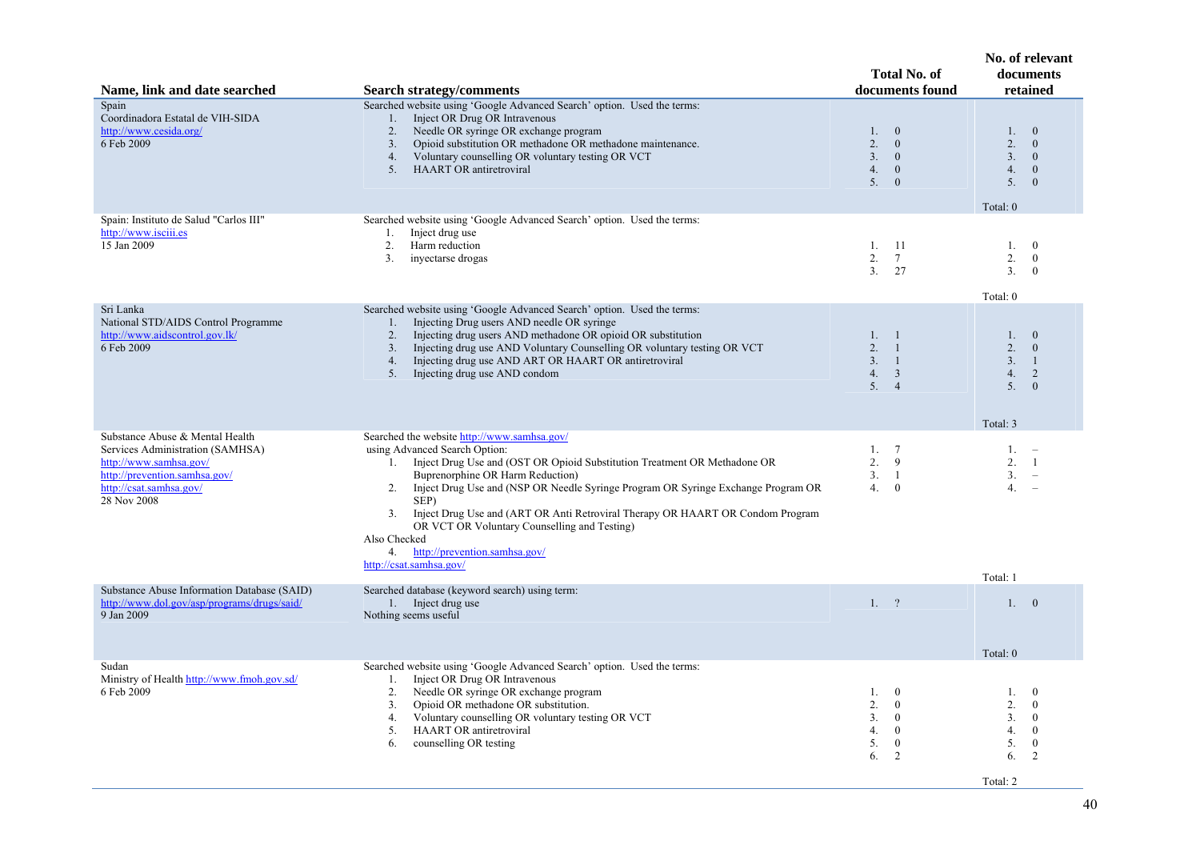| Name, link and date searched | Search strategy/comments | Total No. of documents found | No. of relevant documents retained |
|---|---|---|---|
| Spain<br>Coordinadora Estatal de VIH-SIDA<br>http://www.cesida.org/<br>6 Feb 2009 | Searched website using 'Google Advanced Search' option. Used the terms:<br>1. Inject OR Drug OR Intravenous<br>2. Needle OR syringe OR exchange program<br>3. Opioid substitution OR methadone OR methadone maintenance.<br>4. Voluntary counselling OR voluntary testing OR VCT<br>5. HAART OR antiretroviral | 1. 0<br>2. 0<br>3. 0<br>4. 0<br>5. 0 | 1. 0<br>2. 0<br>3. 0<br>4. 0<br>5. 0<br><br>Total: 0 |
| Spain: Instituto de Salud "Carlos III"<br>http://www.isciii.es<br>15 Jan 2009 | Searched website using 'Google Advanced Search' option. Used the terms:<br>1. Inject drug use<br>2. Harm reduction<br>3. inyectarse drogas | 1. 11<br>2. 7<br>3. 27 | 1. 0<br>2. 0<br>3. 0<br><br>Total: 0 |
| Sri Lanka<br>National STD/AIDS Control Programme<br>http://www.aidscontrol.gov.lk/<br>6 Feb 2009 | Searched website using 'Google Advanced Search' option. Used the terms:<br>1. Injecting Drug users AND needle OR syringe<br>2. Injecting drug users AND methadone OR opioid OR substitution<br>3. Injecting drug use AND Voluntary Counselling OR voluntary testing OR VCT<br>4. Injecting drug use AND ART OR HAART OR antiretroviral<br>5. Injecting drug use AND condom | 1. 1<br>2. 1<br>3. 1<br>4. 3<br>5. 4 | 1. 0<br>2. 0<br>3. 1<br>4. 2<br>5. 0<br><br>Total: 3 |
| Substance Abuse & Mental Health Services Administration (SAMHSA)<br>http://www.samhsa.gov/<br>http://prevention.samhsa.gov/<br>http://csat.samhsa.gov/<br>28 Nov 2008 | Searched the website http://www.samhsa.gov/ using Advanced Search Option:<br>1. Inject Drug Use and (OST OR Opioid Substitution Treatment OR Methadone OR Buprenorphine OR Harm Reduction)<br>2. Inject Drug Use and (NSP OR Needle Syringe Program OR Syringe Exchange Program OR SEP)<br>3. Inject Drug Use and (ART OR Anti Retroviral Therapy OR HAART OR Condom Program OR VCT OR Voluntary Counselling and Testing)<br>Also Checked<br>4. http://prevention.samhsa.gov/<br>http://csat.samhsa.gov/ | 1. 7<br>2. 9<br>3. 1<br>4. 0 | 1. –<br>2. 1<br>3. –<br>4. –<br><br>Total: 1 |
| Substance Abuse Information Database (SAID)<br>http://www.dol.gov/asp/programs/drugs/said/<br>9 Jan 2009 | Searched database (keyword search) using term:<br>1. Inject drug use<br>Nothing seems useful | 1. ? | 1. 0<br><br>Total: 0 |
| Sudan<br>Ministry of Health http://www.fmoh.gov.sd/<br>6 Feb 2009 | Searched website using 'Google Advanced Search' option. Used the terms:<br>1. Inject OR Drug OR Intravenous<br>2. Needle OR syringe OR exchange program<br>3. Opioid OR methadone OR substitution.<br>4. Voluntary counselling OR voluntary testing OR VCT<br>5. HAART OR antiretroviral<br>6. counselling OR testing | 1. 0<br>2. 0<br>3. 0<br>4. 0<br>5. 0<br>6. 2 | 1. 0<br>2. 0<br>3. 0<br>4. 0<br>5. 0<br>6. 2<br><br>Total: 2 |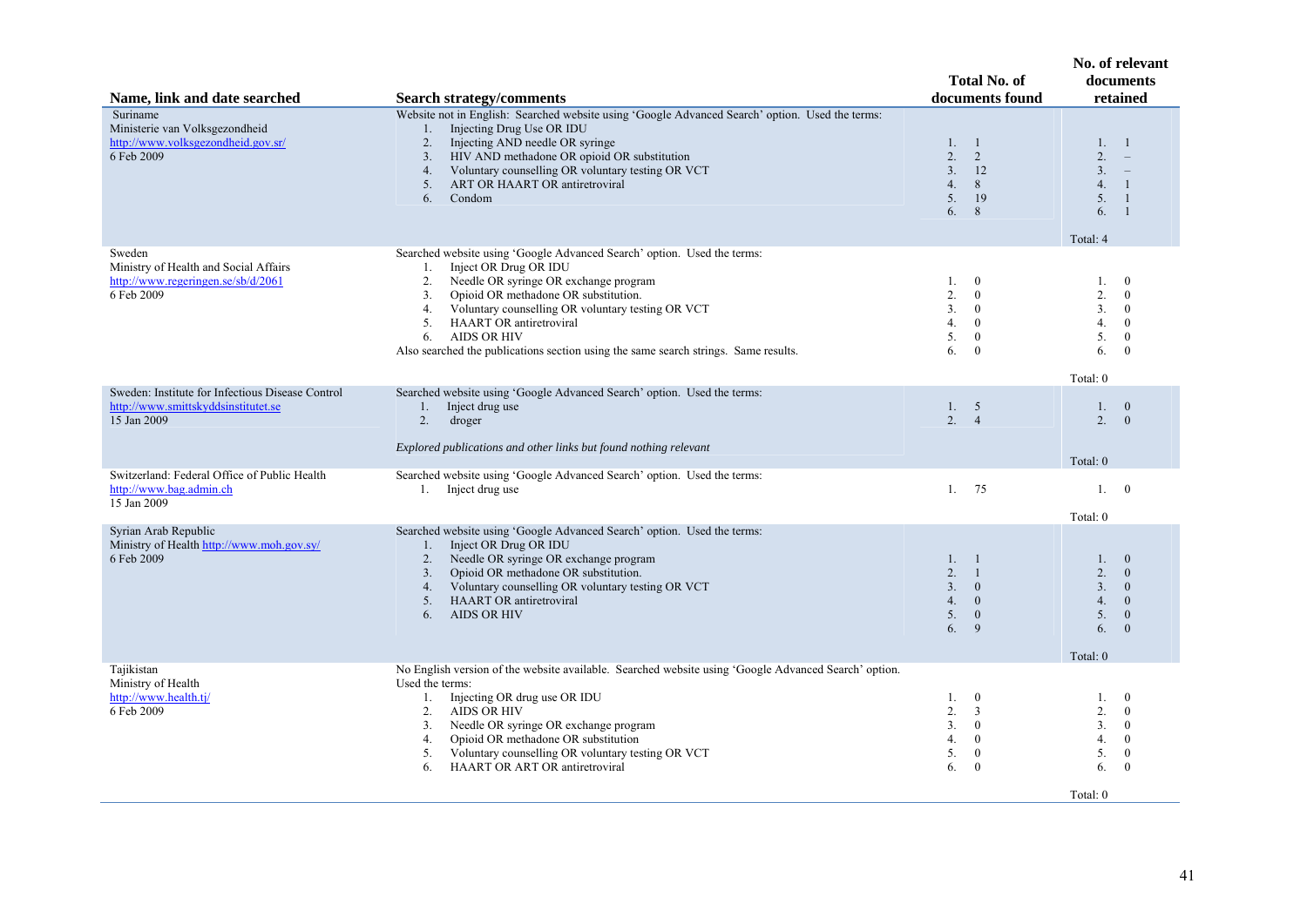| Name, link and date searched | Search strategy/comments | Total No. of documents found | No. of relevant documents retained |
|---|---|---|---|
| Suriname<br>Ministerie van Volksgezondheid<br>http://www.volksgezondheid.gov.sr/<br>6 Feb 2009 | Website not in English: Searched website using 'Google Advanced Search' option. Used the terms:<br>1. Injecting Drug Use OR IDU<br>2. Injecting AND needle OR syringe<br>3. HIV AND methadone OR opioid OR substitution<br>4. Voluntary counselling OR voluntary testing OR VCT<br>5. ART OR HAART OR antiretroviral<br>6. Condom | 1. 1<br>2. 2<br>3. 12<br>4. 8<br>5. 19<br>6. 8 | 1. 1<br>2. –<br>3. –<br>4. 1<br>5. 1<br>6. 1<br><br>Total: 4 |
| Sweden<br>Ministry of Health and Social Affairs<br>http://www.regeringen.se/sb/d/2061<br>6 Feb 2009 | Searched website using 'Google Advanced Search' option. Used the terms:<br>1. Inject OR Drug OR IDU<br>2. Needle OR syringe OR exchange program<br>3. Opioid OR methadone OR substitution.<br>4. Voluntary counselling OR voluntary testing OR VCT<br>5. HAART OR antiretroviral<br>6. AIDS OR HIV<br>Also searched the publications section using the same search strings. Same results. | 1. 0<br>2. 0<br>3. 0<br>4. 0<br>5. 0<br>6. 0 | 1. 0<br>2. 0<br>3. 0<br>4. 0<br>5. 0<br>6. 0<br><br>Total: 0 |
| Sweden: Institute for Infectious Disease Control<br>http://www.smittskyddsinstitutet.se<br>15 Jan 2009 | Searched website using 'Google Advanced Search' option. Used the terms:<br>1. Inject drug use<br>2. droger<br><br>*Explored publications and other links but found nothing relevant* | 1. 5<br>2. 4 | 1. 0<br>2. 0<br><br>Total: 0 |
| Switzerland: Federal Office of Public Health<br>http://www.bag.admin.ch<br>15 Jan 2009 | Searched website using 'Google Advanced Search' option. Used the terms:<br>1. Inject drug use | 1. 75 | 1. 0<br><br>Total: 0 |
| Syrian Arab Republic<br>Ministry of Health http://www.moh.gov.sy/<br>6 Feb 2009 | Searched website using 'Google Advanced Search' option. Used the terms:<br>1. Inject OR Drug OR IDU<br>2. Needle OR syringe OR exchange program<br>3. Opioid OR methadone OR substitution.<br>4. Voluntary counselling OR voluntary testing OR VCT<br>5. HAART OR antiretroviral<br>6. AIDS OR HIV | 1. 1<br>2. 1<br>3. 0<br>4. 0<br>5. 0<br>6. 9 | 1. 0<br>2. 0<br>3. 0<br>4. 0<br>5. 0<br>6. 0<br><br>Total: 0 |
| Tajikistan<br>Ministry of Health<br>http://www.health.tj/<br>6 Feb 2009 | No English version of the website available. Searched website using 'Google Advanced Search' option. Used the terms:<br>1. Injecting OR drug use OR IDU<br>2. AIDS OR HIV<br>3. Needle OR syringe OR exchange program<br>4. Opioid OR methadone OR substitution<br>5. Voluntary counselling OR voluntary testing OR VCT<br>6. HAART OR ART OR antiretroviral | 1. 0<br>2. 3<br>3. 0<br>4. 0<br>5. 0<br>6. 0 | 1. 0<br>2. 0<br>3. 0<br>4. 0<br>5. 0<br>6. 0<br><br>Total: 0 |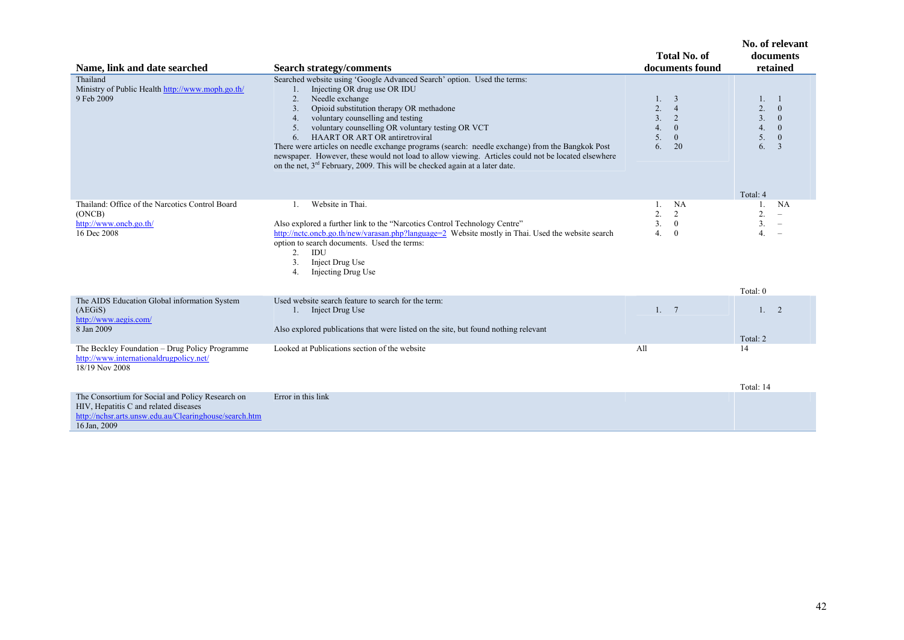| Name, link and date searched | Search strategy/comments | Total No. of documents found | No. of relevant documents retained |
|---|---|---|---|
| Thailand<br>Ministry of Public Health http://www.moph.go.th/<br>9 Feb 2009 | Searched website using 'Google Advanced Search' option. Used the terms:<br>1. Injecting OR drug use OR IDU<br>2. Needle exchange<br>3. Opioid substitution therapy OR methadone<br>4. voluntary counselling and testing<br>5. voluntary counselling OR voluntary testing OR VCT<br>6. HAART OR ART OR antiretroviral<br>There were articles on needle exchange programs (search: needle exchange) from the Bangkok Post newspaper. However, these would not load to allow viewing. Articles could not be located elsewhere on the net, 3rd February, 2009. This will be checked again at a later date. | 1. 3<br>2. 4<br>3. 2<br>4. 0<br>5. 0<br>6. 20 | 1. 1<br>2. 0<br>3. 0<br>4. 0<br>5. 0<br>6. 3<br><br>Total: 4 |
| Thailand: Office of the Narcotics Control Board (ONCB)<br>http://www.oncb.go.th/<br>16 Dec 2008 | 1. Website in Thai.<br><br>Also explored a further link to the "Narcotics Control Technology Centre" http://nctc.oncb.go.th/new/varasan.php?language=2 Website mostly in Thai. Used the website search option to search documents. Used the terms:<br>2. IDU<br>3. Inject Drug Use<br>4. Injecting Drug Use | 1. NA<br>2. 2<br>3. 0<br>4. 0 | 1. NA<br>2. –<br>3. –<br>4. –<br><br>Total: 0 |
| The AIDS Education Global information System (AEGiS)<br>http://www.aegis.com/<br>8 Jan 2009 | Used website search feature to search for the term:<br>1. Inject Drug Use<br><br>Also explored publications that were listed on the site, but found nothing relevant | 1. 7 | 1. 2<br><br>Total: 2 |
| The Beckley Foundation – Drug Policy Programme<br>http://www.internationaldrugpolicy.net/<br>18/19 Nov 2008 | Looked at Publications section of the website | All | 14<br><br>Total: 14 |
| The Consortium for Social and Policy Research on HIV, Hepatitis C and related diseases<br>http://nchsr.arts.unsw.edu.au/Clearinghouse/search.htm<br>16 Jan, 2009 | Error in this link | | |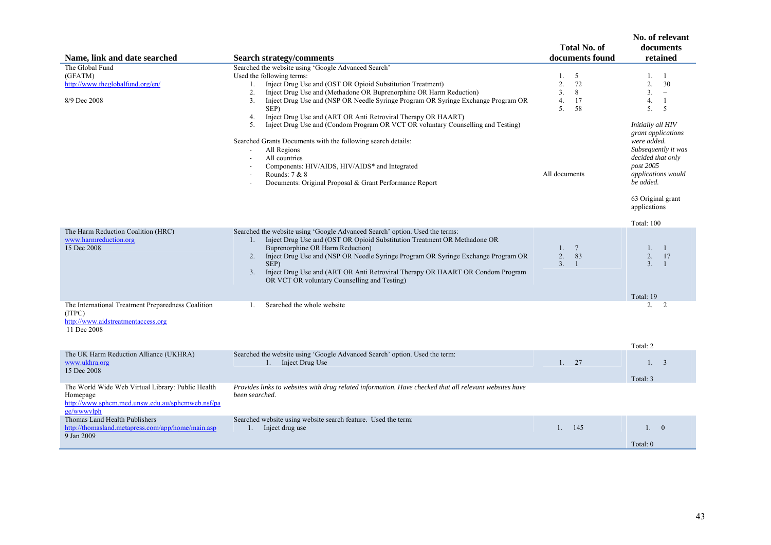| Name, link and date searched | Search strategy/comments | Total No. of documents found | No. of relevant documents retained |
|---|---|---|---|
| The Global Fund (GFATM) http://www.theglobalfund.org/en/ 8/9 Dec 2008 | Searched the website using 'Google Advanced Search' Used the following terms: 1. Inject Drug Use and (OST OR Opioid Substitution Treatment) 2. Inject Drug Use and (Methadone OR Buprenorphine OR Harm Reduction) 3. Inject Drug Use and (NSP OR Needle Syringe Program OR Syringe Exchange Program OR SEP) 4. Inject Drug Use and (ART OR Anti Retroviral Therapy OR HAART) 5. Inject Drug Use and (Condom Program OR VCT OR voluntary Counselling and Testing) | 1. 5 2. 72 3. 8 4. 17 5. 58 | 1. 1 2. 30 3. – 4. 1 5. 5 |
| | Searched Grants Documents with the following search details: - All Regions - All countries - Components: HIV/AIDS, HIV/AIDS* and Integrated - Rounds: 7 & 8 - Documents: Original Proposal & Grant Performance Report | All documents | *Initially all HIV grant applications were added. Subsequently it was decided that only post 2005 applications would be added.* 63 Original grant applications Total: 100 |
| The Harm Reduction Coalition (HRC) www.harmreduction.org 15 Dec 2008 | Searched the website using 'Google Advanced Search' option. Used the terms: 1. Inject Drug Use and (OST OR Opioid Substitution Treatment OR Methadone OR Buprenorphine OR Harm Reduction) 2. Inject Drug Use and (NSP OR Needle Syringe Program OR Syringe Exchange Program OR SEP) 3. Inject Drug Use and (ART OR Anti Retroviral Therapy OR HAART OR Condom Program OR VCT OR voluntary Counselling and Testing) | 1. 7 2. 83 3. 1 | 1. 1 2. 17 3. 1 Total: 19 |
| The International Treatment Preparedness Coalition (ITPC) http://www.aidstreatmentaccess.org 11 Dec 2008 | 1. Searched the whole website | | 2. 2 Total: 2 |
| The UK Harm Reduction Alliance (UKHRA) www.ukhra.org 15 Dec 2008 | Searched the website using 'Google Advanced Search' option. Used the term: 1. Inject Drug Use | 1. 27 | 1. 3 Total: 3 |
| The World Wide Web Virtual Library: Public Health Homepage http://www.sphcm.med.unsw.edu.au/sphcmweb.nsf/page/wwwvlph | *Provides links to websites with drug related information. Have checked that all relevant websites have been searched.* | | |
| Thomas Land Health Publishers http://thomasland.metapress.com/app/home/main.asp 9 Jan 2009 | Searched website using website search feature. Used the term: 1. Inject drug use | 1. 145 | 1. 0 Total: 0 |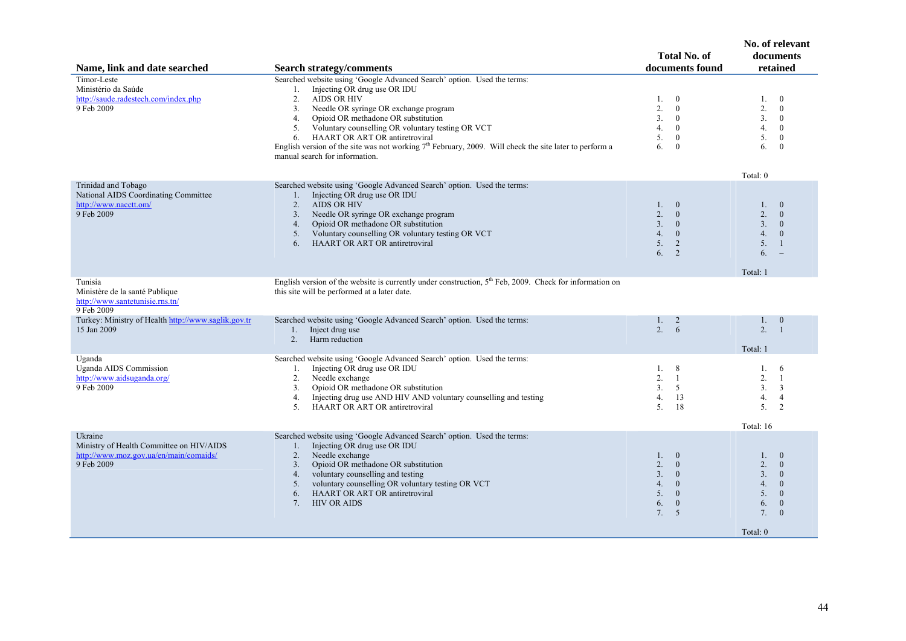| Name, link and date searched | Search strategy/comments | Total No. of documents found | No. of relevant documents retained |
|---|---|---|---|
| Timor-Leste<br>Ministério da Saúde<br>http://saude.radestech.com/index.php<br>9 Feb 2009 | Searched website using 'Google Advanced Search' option. Used the terms:<br>1. Injecting OR drug use OR IDU<br>2. AIDS OR HIV<br>3. Needle OR syringe OR exchange program<br>4. Opioid OR methadone OR substitution<br>5. Voluntary counselling OR voluntary testing OR VCT<br>6. HAART OR ART OR antiretroviral<br>English version of the site was not working 7th February, 2009. Will check the site later to perform a manual search for information. | 1. 0<br>2. 0<br>3. 0<br>4. 0<br>5. 0<br>6. 0 | 1. 0<br>2. 0<br>3. 0<br>4. 0<br>5. 0<br>6. 0<br><br>Total: 0 |
| Trinidad and Tobago<br>National AIDS Coordinating Committee<br>http://www.nacctt.om/<br>9 Feb 2009 | Searched website using 'Google Advanced Search' option. Used the terms:<br>1. Injecting OR drug use OR IDU<br>2. AIDS OR HIV<br>3. Needle OR syringe OR exchange program<br>4. Opioid OR methadone OR substitution<br>5. Voluntary counselling OR voluntary testing OR VCT<br>6. HAART OR ART OR antiretroviral | 1. 0<br>2. 0<br>3. 0<br>4. 0<br>5. 2<br>6. 2 | 1. 0<br>2. 0<br>3. 0<br>4. 0<br>5. 1<br>6. –<br><br>Total: 1 |
| Tunisia<br>Ministère de la santé Publique<br>http://www.santetunisie.rns.tn/<br>9 Feb 2009 | English version of the website is currently under construction, 5th Feb, 2009. Check for information on this site will be performed at a later date. | | |
| Turkey: Ministry of Health http://www.saglik.gov.tr<br>15 Jan 2009 | Searched website using 'Google Advanced Search' option. Used the terms:<br>1. Inject drug use<br>2. Harm reduction | 1. 2<br>2. 6 | 1. 0<br>2. 1<br><br>Total: 1 |
| Uganda<br>Uganda AIDS Commission<br>http://www.aidsuganda.org/<br>9 Feb 2009 | Searched website using 'Google Advanced Search' option. Used the terms:<br>1. Injecting OR drug use OR IDU<br>2. Needle exchange<br>3. Opioid OR methadone OR substitution<br>4. Injecting drug use AND HIV AND voluntary counselling and testing<br>5. HAART OR ART OR antiretroviral | 1. 8<br>2. 1<br>3. 5<br>4. 13<br>5. 18 | 1. 6<br>2. 1<br>3. 3<br>4. 4<br>5. 2<br><br>Total: 16 |
| Ukraine<br>Ministry of Health Committee on HIV/AIDS<br>http://www.moz.gov.ua/en/main/comaids/<br>9 Feb 2009 | Searched website using 'Google Advanced Search' option. Used the terms:<br>1. Injecting OR drug use OR IDU<br>2. Needle exchange<br>3. Opioid OR methadone OR substitution<br>4. voluntary counselling and testing<br>5. voluntary counselling OR voluntary testing OR VCT<br>6. HAART OR ART OR antiretroviral<br>7. HIV OR AIDS | 1. 0<br>2. 0<br>3. 0<br>4. 0<br>5. 0<br>6. 0<br>7. 5 | 1. 0<br>2. 0<br>3. 0<br>4. 0<br>5. 0<br>6. 0<br>7. 0<br><br>Total: 0 |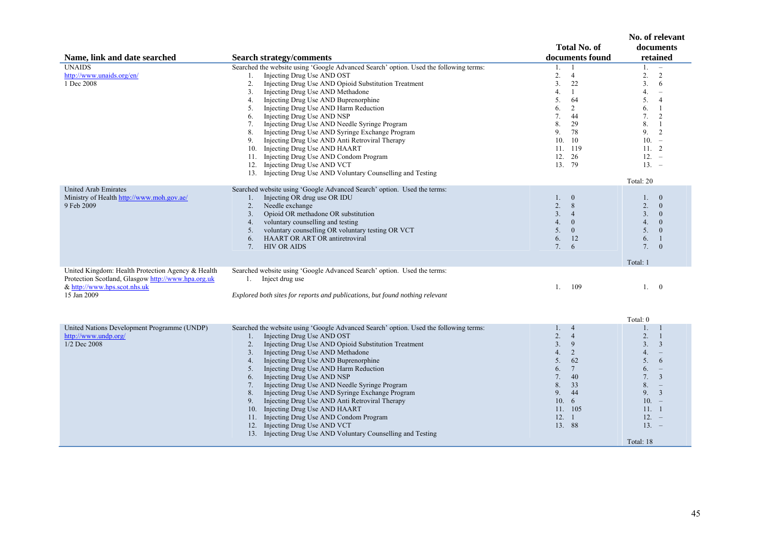| Name, link and date searched | Search strategy/comments | Total No. of documents found | No. of relevant documents retained |
|---|---|---|---|
| UNAIDS<br>http://www.unaids.org/en/<br>1 Dec 2008 | Searched the website using 'Google Advanced Search' option. Used the following terms:<br>1. Injecting Drug Use AND OST<br>2. Injecting Drug Use AND Opioid Substitution Treatment<br>3. Injecting Drug Use AND Methadone<br>4. Injecting Drug Use AND Buprenorphine<br>5. Injecting Drug Use AND Harm Reduction<br>6. Injecting Drug Use AND NSP<br>7. Injecting Drug Use AND Needle Syringe Program<br>8. Injecting Drug Use AND Syringe Exchange Program<br>9. Injecting Drug Use AND Anti Retroviral Therapy<br>10. Injecting Drug Use AND HAART<br>11. Injecting Drug Use AND Condom Program<br>12. Injecting Drug Use AND VCT<br>13. Injecting Drug Use AND Voluntary Counselling and Testing | 1. 1<br>2. 4<br>3. 22<br>4. 1<br>5. 64<br>6. 2<br>7. 44<br>8. 29<br>9. 78<br>10. 10<br>11. 119<br>12. 26<br>13. 79 | 1. –<br>2. 2<br>3. 6<br>4. –<br>5. 4<br>6. 1<br>7. 2<br>8. 1<br>9. 2<br>10. –<br>11. 2<br>12. –<br>13. –<br>Total: 20 |
| United Arab Emirates<br>Ministry of Health http://www.moh.gov.ae/<br>9 Feb 2009 | Searched website using 'Google Advanced Search' option. Used the terms:<br>1. Injecting OR drug use OR IDU<br>2. Needle exchange<br>3. Opioid OR methadone OR substitution<br>4. voluntary counselling and testing<br>5. voluntary counselling OR voluntary testing OR VCT<br>6. HAART OR ART OR antiretroviral<br>7. HIV OR AIDS | 1. 0<br>2. 8<br>3. 4<br>4. 0<br>5. 0<br>6. 12<br>7. 6 | 1. 0<br>2. 0<br>3. 0<br>4. 0<br>5. 0<br>6. 1<br>7. 0<br>Total: 1 |
| United Kingdom: Health Protection Agency & Health Protection Scotland, Glasgow http://www.hpa.org.uk & http://www.hps.scot.nhs.uk<br>15 Jan 2009 | Searched website using 'Google Advanced Search' option. Used the terms:<br>1. Inject drug use<br>*Explored both sites for reports and publications, but found nothing relevant* | 1. 109 | 1. 0<br>Total: 0 |
| United Nations Development Programme (UNDP)<br>http://www.undp.org/<br>1/2 Dec 2008 | Searched the website using 'Google Advanced Search' option. Used the following terms:<br>1. Injecting Drug Use AND OST<br>2. Injecting Drug Use AND Opioid Substitution Treatment<br>3. Injecting Drug Use AND Methadone<br>4. Injecting Drug Use AND Buprenorphine<br>5. Injecting Drug Use AND Harm Reduction<br>6. Injecting Drug Use AND NSP<br>7. Injecting Drug Use AND Needle Syringe Program<br>8. Injecting Drug Use AND Syringe Exchange Program<br>9. Injecting Drug Use AND Anti Retroviral Therapy<br>10. Injecting Drug Use AND HAART<br>11. Injecting Drug Use AND Condom Program<br>12. Injecting Drug Use AND VCT<br>13. Injecting Drug Use AND Voluntary Counselling and Testing | 1. 4<br>2. 4<br>3. 9<br>4. 2<br>5. 62<br>6. 7<br>7. 40<br>8. 33<br>9. 44<br>10. 6<br>11. 105<br>12. 1<br>13. 88 | 1. 1<br>2. 1<br>3. 3<br>4. –<br>5. 6<br>6. –<br>7. 3<br>8. –<br>9. 3<br>10. –<br>11. 1<br>12. –<br>13. –<br>Total: 18 |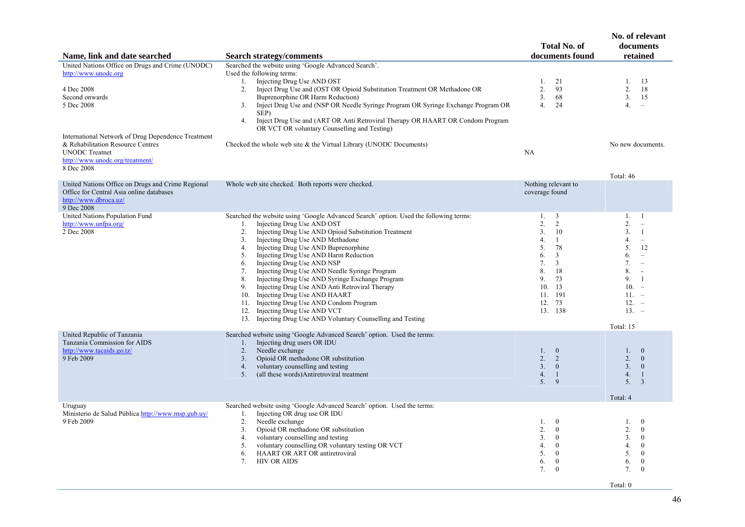| Name, link and date searched | Search strategy/comments | Total No. of documents found | No. of relevant documents retained |
|---|---|---|---|
| United Nations Office on Drugs and Crime (UNODC) http://www.unodc.org<br><br>4 Dec 2008<br>Second onwards<br>5 Dec 2008 | Searched the website using 'Google Advanced Search'.<br>Used the following terms:<br>1. Injecting Drug Use AND OST<br>2. Inject Drug Use and (OST OR Opioid Substitution Treatment OR Methadone OR Buprenorphine OR Harm Reduction)<br>3. Inject Drug Use and (NSP OR Needle Syringe Program OR Syringe Exchange Program OR SEP)<br>4. Inject Drug Use and (ART OR Anti Retroviral Therapy OR HAART OR Condom Program OR VCT OR voluntary Counselling and Testing) | 1. 21<br>2. 93<br>3. 68<br>4. 24 | 1. 13<br>2. 18<br>3. 15<br>4. – |
| International Network of Drug Dependence Treatment & Rehabilitation Resource Centres<br>UNODC Treatnet<br>http://www.unodc.org/treatment/<br>8 Dec 2008 | Checked the whole web site & the Virtual Library (UNODC Documents) | NA | No new documents.<br><br>Total: 46 |
| United Nations Office on Drugs and Crime Regional Office for Central Asia online databases<br>http://www.dbroca.uz/<br>9 Dec 2008 | Whole web site checked. Both reports were checked. | Nothing relevant to coverage found | |
| United Nations Population Fund<br>http://www.unfpa.org/<br>2 Dec 2008 | Searched the website using 'Google Advanced Search' option. Used the following terms:<br>1. Injecting Drug Use AND OST<br>2. Injecting Drug Use AND Opioid Substitution Treatment<br>3. Injecting Drug Use AND Methadone<br>4. Injecting Drug Use AND Buprenorphine<br>5. Injecting Drug Use AND Harm Reduction<br>6. Injecting Drug Use AND NSP<br>7. Injecting Drug Use AND Needle Syringe Program<br>8. Injecting Drug Use AND Syringe Exchange Program<br>9. Injecting Drug Use AND Anti Retroviral Therapy<br>10. Injecting Drug Use AND HAART<br>11. Injecting Drug Use AND Condom Program<br>12. Injecting Drug Use AND VCT<br>13. Injecting Drug Use AND Voluntary Counselling and Testing | 1. 3<br>2. 2<br>3. 10<br>4. 1<br>5. 78<br>6. 3<br>7. 3<br>8. 18<br>9. 73<br>10. 13<br>11. 191<br>12. 73<br>13. 138 | 1. 1<br>2. –<br>3. 1<br>4. –<br>5. 12<br>6. –<br>7. –<br>8. -<br>9. 1<br>10. –<br>11. –<br>12. –<br>13. –<br><br>Total: 15 |
| United Republic of Tanzania<br>Tanzania Commission for AIDS<br>http://www.tacaids.go.tz/<br>9 Feb 2009 | Searched website using 'Google Advanced Search' option. Used the terms:<br>1. Injecting drug users OR IDU<br>2. Needle exchange<br>3. Opioid OR methadone OR substitution<br>4. voluntary counselling and testing<br>5. (all these words)Antiretroviral treatment | 1. 0<br>2. 2<br>3. 0<br>4. 1<br>5. 9 | 1. 0<br>2. 0<br>3. 0<br>4. 1<br>5. 3<br><br>Total: 4 |
| Uruguay<br>Ministerio de Salud Pública http://www.msp.gub.uy/<br>9 Feb 2009 | Searched website using 'Google Advanced Search' option. Used the terms:<br>1. Injecting OR drug use OR IDU<br>2. Needle exchange<br>3. Opioid OR methadone OR substitution<br>4. voluntary counselling and testing<br>5. voluntary counselling OR voluntary testing OR VCT<br>6. HAART OR ART OR antiretroviral<br>7. HIV OR AIDS | 1. 0<br>2. 0<br>3. 0<br>4. 0<br>5. 0<br>6. 0<br>7. 0 | 1. 0<br>2. 0<br>3. 0<br>4. 0<br>5. 0<br>6. 0<br>7. 0<br><br>Total: 0 |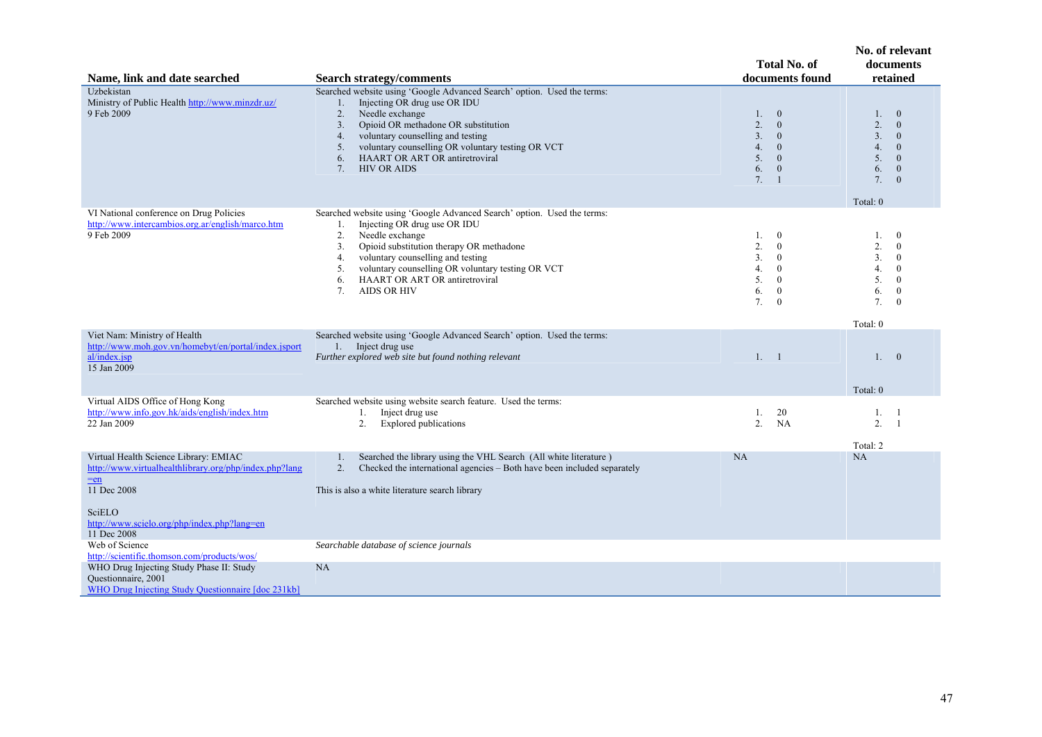| Name, link and date searched | Search strategy/comments | Total No. of documents found | No. of relevant documents retained |
|---|---|---|---|
| Uzbekistan<br>Ministry of Public Health http://www.minzdr.uz/<br>9 Feb 2009 | Searched website using 'Google Advanced Search' option. Used the terms:<br>1. Injecting OR drug use OR IDU<br>2. Needle exchange<br>3. Opioid OR methadone OR substitution<br>4. voluntary counselling and testing<br>5. voluntary counselling OR voluntary testing OR VCT<br>6. HAART OR ART OR antiretroviral<br>7. HIV OR AIDS | 1. 0<br>2. 0<br>3. 0<br>4. 0<br>5. 0<br>6. 0<br>7. 1 | 1. 0<br>2. 0<br>3. 0<br>4. 0<br>5. 0<br>6. 0<br>7. 0<br><br>Total: 0 |
| VI National conference on Drug Policies<br>http://www.intercambios.org.ar/english/marco.htm<br>9 Feb 2009 | Searched website using 'Google Advanced Search' option. Used the terms:<br>1. Injecting OR drug use OR IDU<br>2. Needle exchange<br>3. Opioid substitution therapy OR methadone<br>4. voluntary counselling and testing<br>5. voluntary counselling OR voluntary testing OR VCT<br>6. HAART OR ART OR antiretroviral<br>7. AIDS OR HIV | 1. 0<br>2. 0<br>3. 0<br>4. 0<br>5. 0<br>6. 0<br>7. 0 | 1. 0<br>2. 0<br>3. 0<br>4. 0<br>5. 0<br>6. 0<br>7. 0<br><br>Total: 0 |
| Viet Nam: Ministry of Health<br>http://www.moh.gov.vn/homebyt/en/portal/index.jsportal/index.jsp<br>15 Jan 2009 | Searched website using 'Google Advanced Search' option. Used the terms:<br>1. Inject drug use<br>*Further explored web site but found nothing relevant* | 1. 1 | 1. 0<br><br>Total: 0 |
| Virtual AIDS Office of Hong Kong<br>http://www.info.gov.hk/aids/english/index.htm<br>22 Jan 2009 | Searched website using website search feature. Used the terms:<br>1. Inject drug use<br>2. Explored publications | 1. 20<br>2. NA | 1. 1<br>2. 1<br><br>Total: 2 |
| Virtual Health Science Library: EMIAC<br>http://www.virtualhealthlibrary.org/php/index.php?lang=en<br>11 Dec 2008<br><br>SciELO<br>http://www.scielo.org/php/index.php?lang=en<br>11 Dec 2008 | 1. Searched the library using the VHL Search (All white literature )<br>2. Checked the international agencies – Both have been included separately<br><br>This is also a white literature search library | NA | NA |
| Web of Science<br>http://scientific.thomson.com/products/wos/ | *Searchable database of science journals* | | |
| WHO Drug Injecting Study Phase II: Study Questionnaire, 2001<br>WHO Drug Injecting Study Questionnaire [doc 231kb] | NA | | |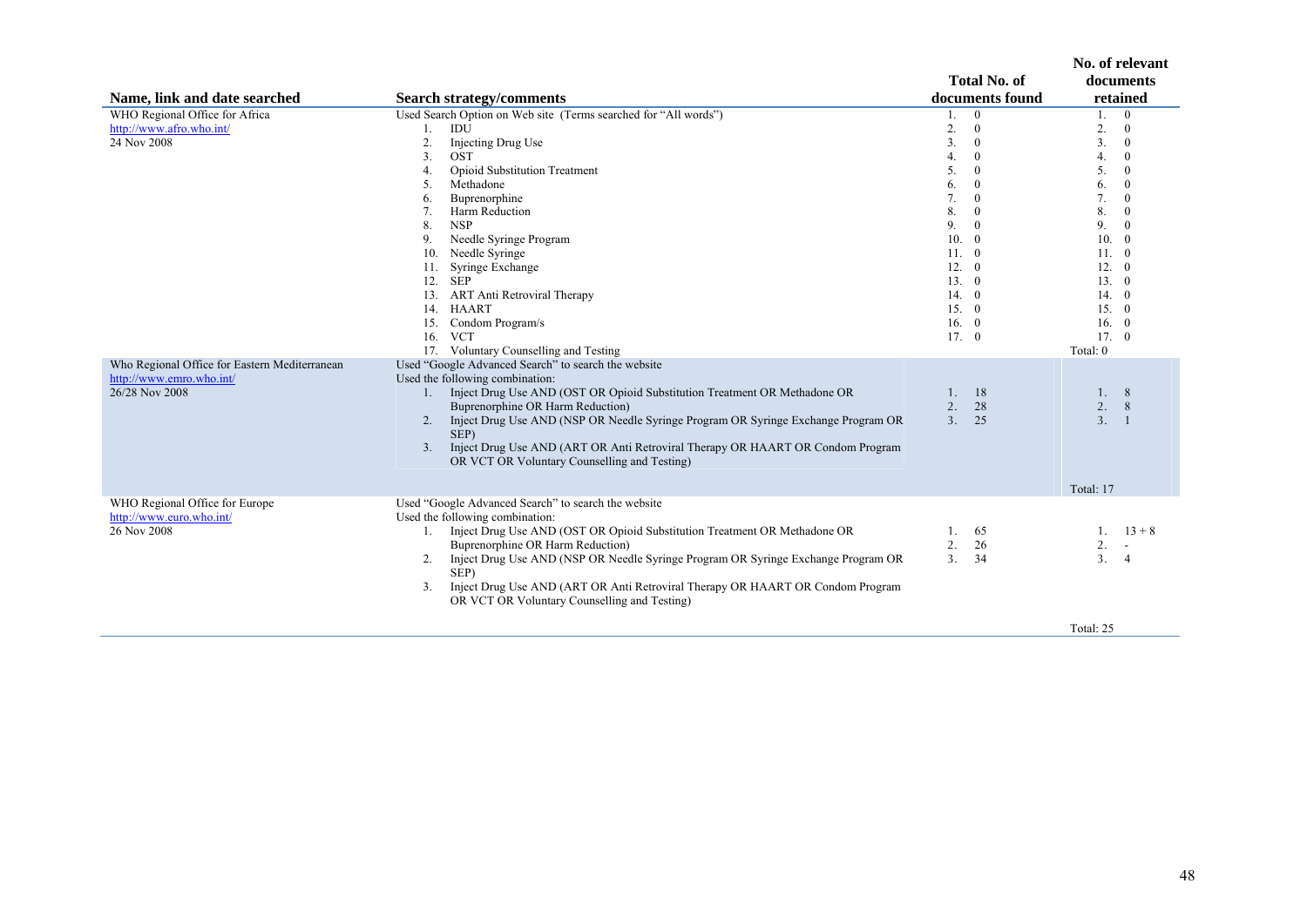| Name, link and date searched | Search strategy/comments | Total No. of documents found | No. of relevant documents retained |
|---|---|---|---|
| WHO Regional Office for Africa<br>http://www.afro.who.int/<br>24 Nov 2008 | Used Search Option on Web site (Terms searched for "All words")<br>1. IDU<br>2. Injecting Drug Use<br>3. OST<br>4. Opioid Substitution Treatment<br>5. Methadone<br>6. Buprenorphine<br>7. Harm Reduction<br>8. NSP<br>9. Needle Syringe Program<br>10. Needle Syringe<br>11. Syringe Exchange<br>12. SEP<br>13. ART Anti Retroviral Therapy<br>14. HAART<br>15. Condom Program/s<br>16. VCT<br>17. Voluntary Counselling and Testing | 1. 0<br>2. 0<br>3. 0<br>4. 0<br>5. 0<br>6. 0<br>7. 0<br>8. 0<br>9. 0<br>10. 0<br>11. 0<br>12. 0<br>13. 0<br>14. 0<br>15. 0<br>16. 0<br>17. 0 | 1. 0<br>2. 0<br>3. 0<br>4. 0<br>5. 0<br>6. 0<br>7. 0<br>8. 0<br>9. 0<br>10. 0<br>11. 0<br>12. 0<br>13. 0<br>14. 0<br>15. 0<br>16. 0<br>17. 0<br>Total: 0 |
| Who Regional Office for Eastern Mediterranean<br>http://www.emro.who.int/<br>26/28 Nov 2008 | Used "Google Advanced Search" to search the website<br>Used the following combination:<br>1. Inject Drug Use AND (OST OR Opioid Substitution Treatment OR Methadone OR Buprenorphine OR Harm Reduction)<br>2. Inject Drug Use AND (NSP OR Needle Syringe Program OR Syringe Exchange Program OR SEP)<br>3. Inject Drug Use AND (ART OR Anti Retroviral Therapy OR HAART OR Condom Program OR VCT OR Voluntary Counselling and Testing) | 1. 18<br>2. 28<br>3. 25 | 1. 8<br>2. 8<br>3. 1<br>Total: 17 |
| WHO Regional Office for Europe<br>http://www.euro.who.int/<br>26 Nov 2008 | Used "Google Advanced Search" to search the website<br>Used the following combination:<br>1. Inject Drug Use AND (OST OR Opioid Substitution Treatment OR Methadone OR Buprenorphine OR Harm Reduction)<br>2. Inject Drug Use AND (NSP OR Needle Syringe Program OR Syringe Exchange Program OR SEP)<br>3. Inject Drug Use AND (ART OR Anti Retroviral Therapy OR HAART OR Condom Program OR VCT OR Voluntary Counselling and Testing) | 1. 65<br>2. 26<br>3. 34 | 1. 13 + 8<br>2. -<br>3. 4<br>Total: 25 |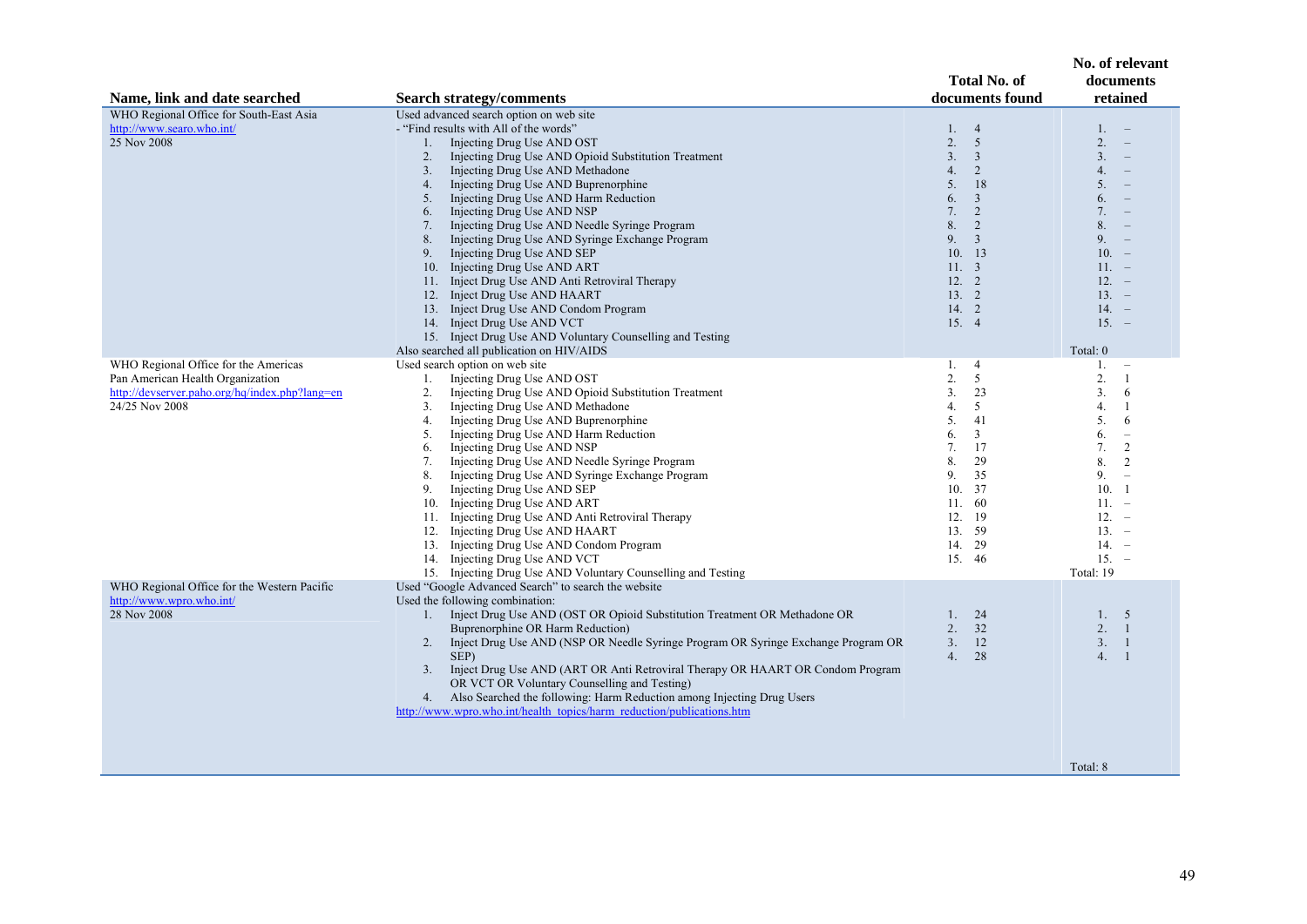| Name, link and date searched | Search strategy/comments | Total No. of documents found | No. of relevant documents retained |
|---|---|---|---|
| WHO Regional Office for South-East Asia<br>http://www.searo.who.int/<br>25 Nov 2008 | Used advanced search option on web site<br>- "Find results with All of the words"<br>1. Injecting Drug Use AND OST<br>2. Injecting Drug Use AND Opioid Substitution Treatment<br>3. Injecting Drug Use AND Methadone<br>4. Injecting Drug Use AND Buprenorphine<br>5. Injecting Drug Use AND Harm Reduction<br>6. Injecting Drug Use AND NSP<br>7. Injecting Drug Use AND Needle Syringe Program<br>8. Injecting Drug Use AND Syringe Exchange Program<br>9. Injecting Drug Use AND SEP<br>10. Injecting Drug Use AND ART<br>11. Inject Drug Use AND Anti Retroviral Therapy<br>12. Inject Drug Use AND HAART<br>13. Inject Drug Use AND Condom Program<br>14. Inject Drug Use AND VCT<br>15. Inject Drug Use AND Voluntary Counselling and Testing<br>Also searched all publication on HIV/AIDS | 1. 4<br>2. 5<br>3. 3<br>4. 2<br>5. 18<br>6. 3<br>7. 2<br>8. 2<br>9. 3<br>10. 13<br>11. 3<br>12. 2<br>13. 2<br>14. 2<br>15. 4 | 1. –<br>2. –<br>3. –<br>4. –<br>5. –<br>6. –<br>7. –<br>8. –<br>9. –<br>10. –<br>11. –<br>12. –<br>13. –<br>14. –<br>15. –<br>Total: 0 |
| WHO Regional Office for the Americas<br>Pan American Health Organization<br>http://devserver.paho.org/hq/index.php?lang=en<br>24/25 Nov 2008 | Used search option on web site<br>1. Injecting Drug Use AND OST<br>2. Injecting Drug Use AND Opioid Substitution Treatment<br>3. Injecting Drug Use AND Methadone<br>4. Injecting Drug Use AND Buprenorphine<br>5. Injecting Drug Use AND Harm Reduction<br>6. Injecting Drug Use AND NSP<br>7. Injecting Drug Use AND Needle Syringe Program<br>8. Injecting Drug Use AND Syringe Exchange Program<br>9. Injecting Drug Use AND SEP<br>10. Injecting Drug Use AND ART<br>11. Injecting Drug Use AND Anti Retroviral Therapy<br>12. Injecting Drug Use AND HAART<br>13. Injecting Drug Use AND Condom Program<br>14. Injecting Drug Use AND VCT<br>15. Injecting Drug Use AND Voluntary Counselling and Testing | 1. 4<br>2. 5<br>3. 23<br>4. 5<br>5. 41<br>6. 3<br>7. 17<br>8. 29<br>9. 35<br>10. 37<br>11. 60<br>12. 19<br>13. 59<br>14. 29<br>15. 46 | 1. –<br>2. 1<br>3. 6<br>4. 1<br>5. 6<br>6. –<br>7. 2<br>8. 2<br>9. –<br>10. 1<br>11. –<br>12. –<br>13. –<br>14. –<br>15. –<br>Total: 19 |
| WHO Regional Office for the Western Pacific<br>http://www.wpro.who.int/<br>28 Nov 2008 | Used "Google Advanced Search" to search the website<br>Used the following combination:<br>1. Inject Drug Use AND (OST OR Opioid Substitution Treatment OR Methadone OR Buprenorphine OR Harm Reduction)<br>2. Inject Drug Use AND (NSP OR Needle Syringe Program OR Syringe Exchange Program OR SEP)<br>3. Inject Drug Use AND (ART OR Anti Retroviral Therapy OR HAART OR Condom Program OR VCT OR Voluntary Counselling and Testing)<br>4. Also Searched the following: Harm Reduction among Injecting Drug Users<br>http://www.wpro.who.int/health_topics/harm_reduction/publications.htm | 1. 24<br>2. 32<br>3. 12<br>4. 28 | 1. 5<br>2. 1<br>3. 1<br>4. 1<br>Total: 8 |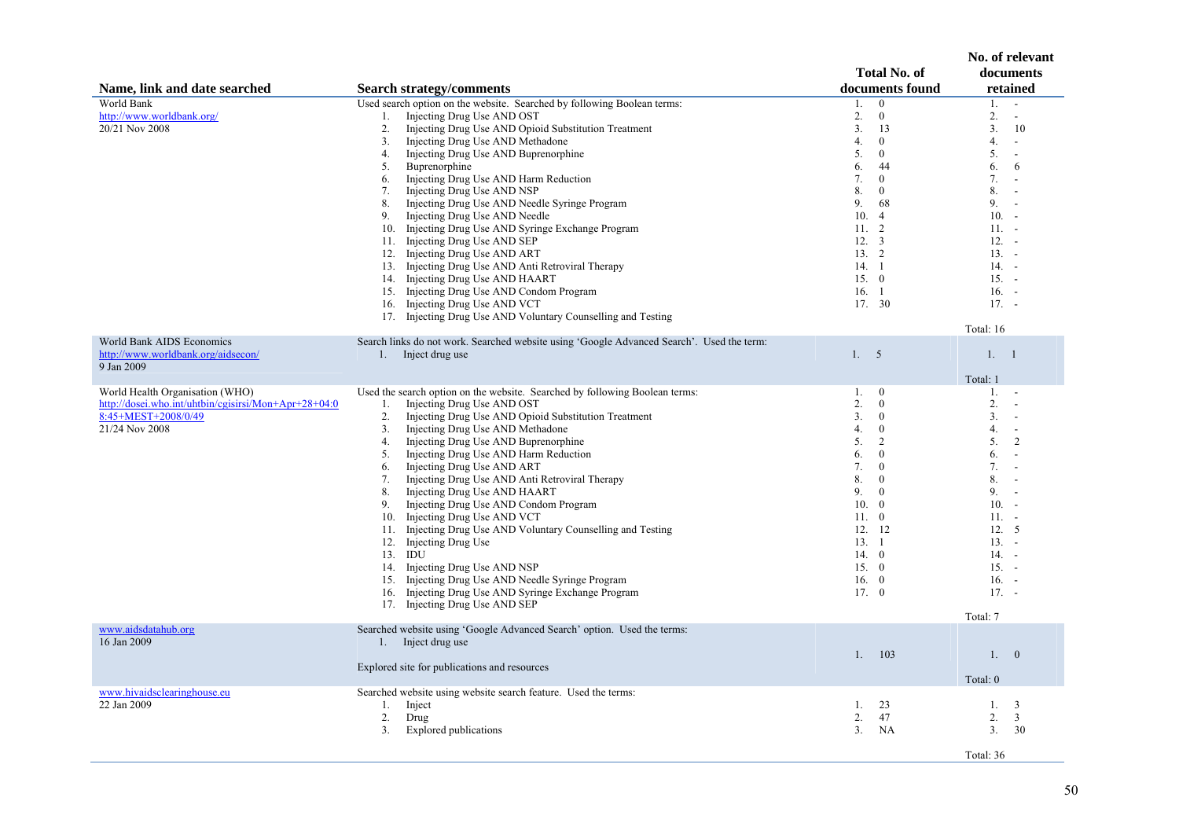| Name, link and date searched | Search strategy/comments | Total No. of documents found | No. of relevant documents retained |
|---|---|---|---|
| World Bank<br>http://www.worldbank.org/<br>20/21 Nov 2008 | Used search option on the website. Searched by following Boolean terms:<br>1. Injecting Drug Use AND OST<br>2. Injecting Drug Use AND Opioid Substitution Treatment<br>3. Injecting Drug Use AND Methadone<br>4. Injecting Drug Use AND Buprenorphine<br>5. Buprenorphine<br>6. Injecting Drug Use AND Harm Reduction<br>7. Injecting Drug Use AND NSP<br>8. Injecting Drug Use AND Needle Syringe Program<br>9. Injecting Drug Use AND Needle<br>10. Injecting Drug Use AND Syringe Exchange Program<br>11. Injecting Drug Use AND SEP<br>12. Injecting Drug Use AND ART<br>13. Injecting Drug Use AND Anti Retroviral Therapy<br>14. Injecting Drug Use AND HAART<br>15. Injecting Drug Use AND Condom Program<br>16. Injecting Drug Use AND VCT<br>17. Injecting Drug Use AND Voluntary Counselling and Testing | 1. 0<br>2. 0<br>3. 13<br>4. 0<br>5. 0<br>6. 44<br>7. 0<br>8. 0<br>9. 68<br>10. 4<br>11. 2<br>12. 3<br>13. 2<br>14. 1<br>15. 0<br>16. 1<br>17. 30 | 1. -<br>2. -<br>3. 10<br>4. -<br>5. -<br>6. 6<br>7. -<br>8. -<br>9. -<br>10. -<br>11. -<br>12. -<br>13. -<br>14. -<br>15. -<br>16. -<br>17. -<br>Total: 16 |
| World Bank AIDS Economics<br>http://www.worldbank.org/aidsecon/<br>9 Jan 2009 | Search links do not work. Searched website using 'Google Advanced Search'. Used the term:<br>1. Inject drug use | 1. 5 | 1. 1<br>Total: 1 |
| World Health Organisation (WHO)<br>http://dosei.who.int/uhtbin/cgisirsi/Mon+Apr+28+04:08:45+MEST+2008/0/49<br>21/24 Nov 2008 | Used the search option on the website. Searched by following Boolean terms:<br>1. Injecting Drug Use AND OST<br>2. Injecting Drug Use AND Opioid Substitution Treatment<br>3. Injecting Drug Use AND Methadone<br>4. Injecting Drug Use AND Buprenorphine<br>5. Injecting Drug Use AND Harm Reduction<br>6. Injecting Drug Use AND ART<br>7. Injecting Drug Use AND Anti Retroviral Therapy<br>8. Injecting Drug Use AND HAART<br>9. Injecting Drug Use AND Condom Program<br>10. Injecting Drug Use AND VCT<br>11. Injecting Drug Use AND Voluntary Counselling and Testing<br>12. Injecting Drug Use<br>13. IDU<br>14. Injecting Drug Use AND NSP<br>15. Injecting Drug Use AND Needle Syringe Program<br>16. Injecting Drug Use AND Syringe Exchange Program<br>17. Injecting Drug Use AND SEP | 1. 0<br>2. 0<br>3. 0<br>4. 0<br>5. 2<br>6. 0<br>7. 0<br>8. 0<br>9. 0<br>10. 0<br>11. 0<br>12. 12<br>13. 1<br>14. 0<br>15. 0<br>16. 0<br>17. 0 | 1. -<br>2. -<br>3. -<br>4. -<br>5. 2<br>6. -<br>7. -<br>8. -<br>9. -<br>10. -<br>11. -<br>12. 5<br>13. -<br>14. -<br>15. -<br>16. -<br>17. -<br>Total: 7 |
| www.aidsdatahub.org<br>16 Jan 2009 | Searched website using 'Google Advanced Search' option. Used the terms:<br>1. Inject drug use<br><br>Explored site for publications and resources | 1. 103 | 1. 0<br>Total: 0 |
| www.hivaidsclearinghouse.eu<br>22 Jan 2009 | Searched website using website search feature. Used the terms:<br>1. Inject<br>2. Drug<br>3. Explored publications | 1. 23<br>2. 47<br>3. NA | 1. 3<br>2. 3<br>3. 30<br>Total: 36 |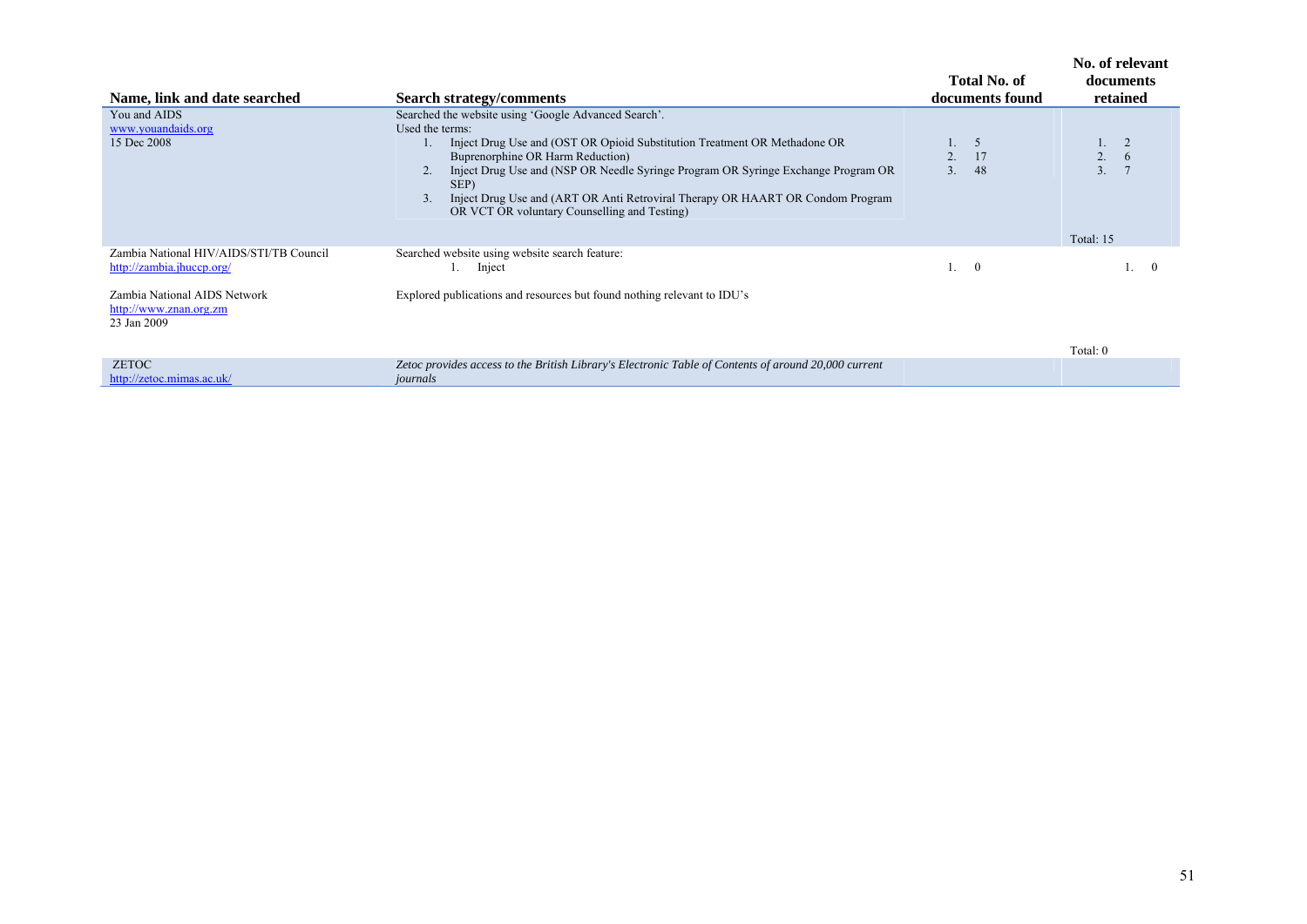| Name, link and date searched | Search strategy/comments | Total No. of documents found | No. of relevant documents retained |
|---|---|---|---|
| You and AIDS<br>www.youandaids.org<br>15 Dec 2008 | Searched the website using 'Google Advanced Search'.<br>Used the terms:<br>1. Inject Drug Use and (OST OR Opioid Substitution Treatment OR Methadone OR Buprenorphine OR Harm Reduction)<br>2. Inject Drug Use and (NSP OR Needle Syringe Program OR Syringe Exchange Program OR SEP)<br>3. Inject Drug Use and (ART OR Anti Retroviral Therapy OR HAART OR Condom Program OR VCT OR voluntary Counselling and Testing) | 1. 5<br>2. 17<br>3. 48 | 1. 2<br>2. 6<br>3. 7<br><br>Total: 15 |
| Zambia National HIV/AIDS/STI/TB Council<br>http://zambia.jhuccp.org/ | Searched website using website search feature:<br>1. Inject | 1. 0 | 1. 0 |
| Zambia National AIDS Network<br>http://www.znan.org.zm<br>23 Jan 2009 | Explored publications and resources but found nothing relevant to IDU's | | Total: 0 |
| ZETOC<br>http://zetoc.mimas.ac.uk/ | *Zetoc provides access to the British Library's Electronic Table of Contents of around 20,000 current journals* | | |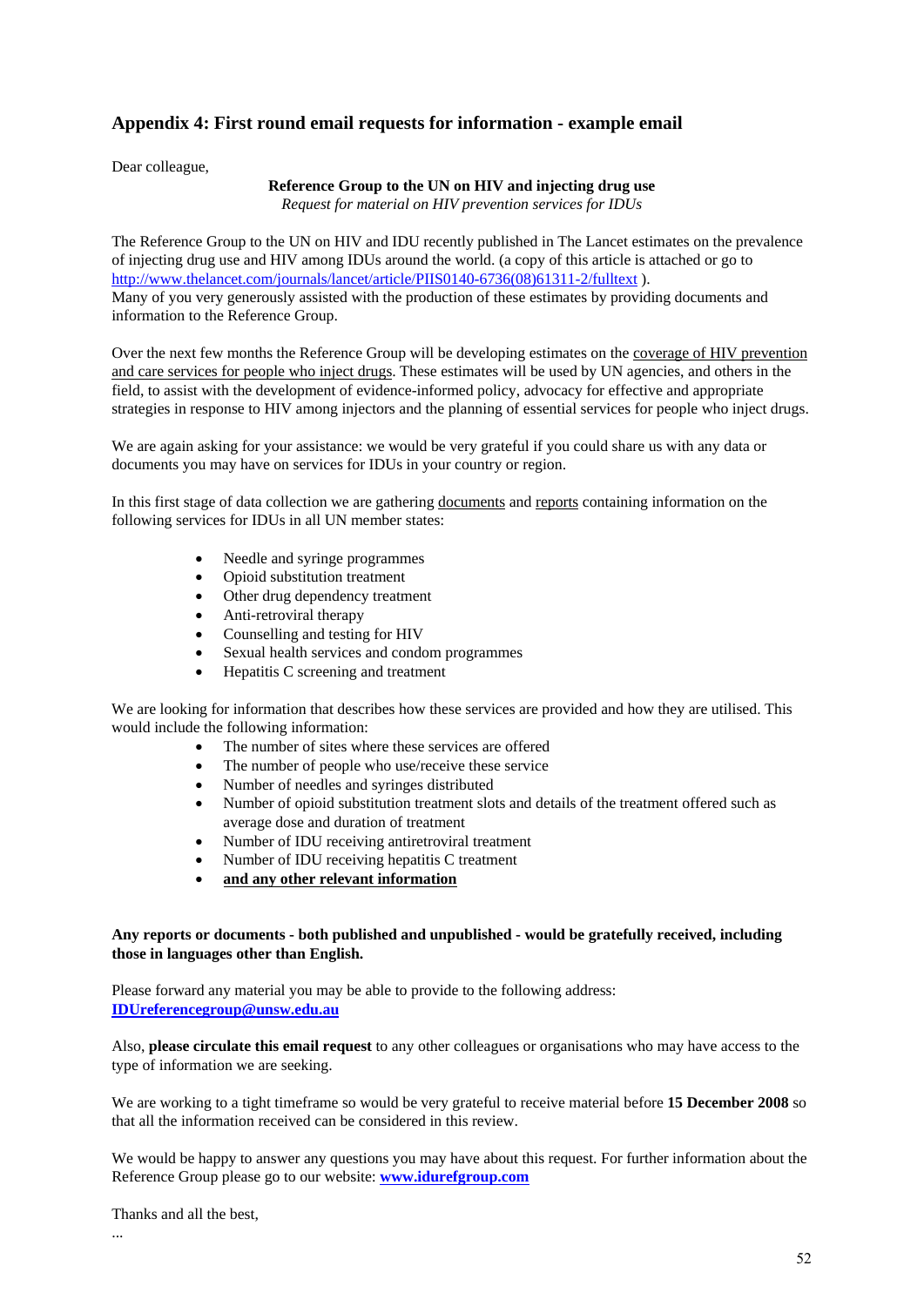## Appendix 4: First round email requests for information - example email

Dear colleague,

**Reference Group to the UN on HIV and injecting drug use**
*Request for material on HIV prevention services for IDUs*

The Reference Group to the UN on HIV and IDU recently published in The Lancet estimates on the prevalence of injecting drug use and HIV among IDUs around the world. (a copy of this article is attached or go to http://www.thelancet.com/journals/lancet/article/PIIS0140-6736(08)61311-2/fulltext ).
Many of you very generously assisted with the production of these estimates by providing documents and information to the Reference Group.

Over the next few months the Reference Group will be developing estimates on the coverage of HIV prevention and care services for people who inject drugs. These estimates will be used by UN agencies, and others in the field, to assist with the development of evidence-informed policy, advocacy for effective and appropriate strategies in response to HIV among injectors and the planning of essential services for people who inject drugs.

We are again asking for your assistance: we would be very grateful if you could share us with any data or documents you may have on services for IDUs in your country or region.

In this first stage of data collection we are gathering documents and reports containing information on the following services for IDUs in all UN member states:

- Needle and syringe programmes
- Opioid substitution treatment
- Other drug dependency treatment
- Anti-retroviral therapy
- Counselling and testing for HIV
- Sexual health services and condom programmes
- Hepatitis C screening and treatment

We are looking for information that describes how these services are provided and how they are utilised. This would include the following information:

- The number of sites where these services are offered
- The number of people who use/receive these service
- Number of needles and syringes distributed
- Number of opioid substitution treatment slots and details of the treatment offered such as average dose and duration of treatment
- Number of IDU receiving antiretroviral treatment
- Number of IDU receiving hepatitis C treatment
- **and any other relevant information**

**Any reports or documents - both published and unpublished - would be gratefully received, including those in languages other than English.**

Please forward any material you may be able to provide to the following address:
**IDUreferencegroup@unsw.edu.au**

Also, **please circulate this email request** to any other colleagues or organisations who may have access to the type of information we are seeking.

We are working to a tight timeframe so would be very grateful to receive material before **15 December 2008** so that all the information received can be considered in this review.

We would be happy to answer any questions you may have about this request. For further information about the Reference Group please go to our website: **www.idurefgroup.com**

Thanks and all the best,

...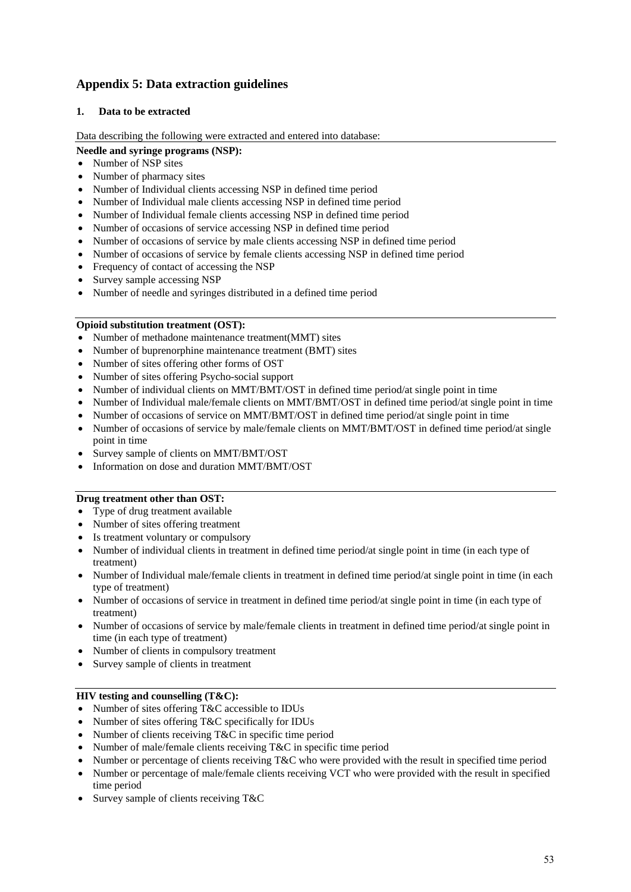## Appendix 5: Data extraction guidelines

### 1. Data to be extracted

Data describing the following were extracted and entered into database:

**Needle and syringe programs (NSP):**

- Number of NSP sites
- Number of pharmacy sites
- Number of Individual clients accessing NSP in defined time period
- Number of Individual male clients accessing NSP in defined time period
- Number of Individual female clients accessing NSP in defined time period
- Number of occasions of service accessing NSP in defined time period
- Number of occasions of service by male clients accessing NSP in defined time period
- Number of occasions of service by female clients accessing NSP in defined time period
- Frequency of contact of accessing the NSP
- Survey sample accessing NSP
- Number of needle and syringes distributed in a defined time period

**Opioid substitution treatment (OST):**

- Number of methadone maintenance treatment(MMT) sites
- Number of buprenorphine maintenance treatment (BMT) sites
- Number of sites offering other forms of OST
- Number of sites offering Psycho-social support
- Number of individual clients on MMT/BMT/OST in defined time period/at single point in time
- Number of Individual male/female clients on MMT/BMT/OST in defined time period/at single point in time
- Number of occasions of service on MMT/BMT/OST in defined time period/at single point in time
- Number of occasions of service by male/female clients on MMT/BMT/OST in defined time period/at single point in time
- Survey sample of clients on MMT/BMT/OST
- Information on dose and duration MMT/BMT/OST

**Drug treatment other than OST:**

- Type of drug treatment available
- Number of sites offering treatment
- Is treatment voluntary or compulsory
- Number of individual clients in treatment in defined time period/at single point in time (in each type of treatment)
- Number of Individual male/female clients in treatment in defined time period/at single point in time (in each type of treatment)
- Number of occasions of service in treatment in defined time period/at single point in time (in each type of treatment)
- Number of occasions of service by male/female clients in treatment in defined time period/at single point in time (in each type of treatment)
- Number of clients in compulsory treatment
- Survey sample of clients in treatment

**HIV testing and counselling (T&C):**

- Number of sites offering T&C accessible to IDUs
- Number of sites offering T&C specifically for IDUs
- Number of clients receiving T&C in specific time period
- Number of male/female clients receiving T&C in specific time period
- Number or percentage of clients receiving T&C who were provided with the result in specified time period
- Number or percentage of male/female clients receiving VCT who were provided with the result in specified time period
- Survey sample of clients receiving T&C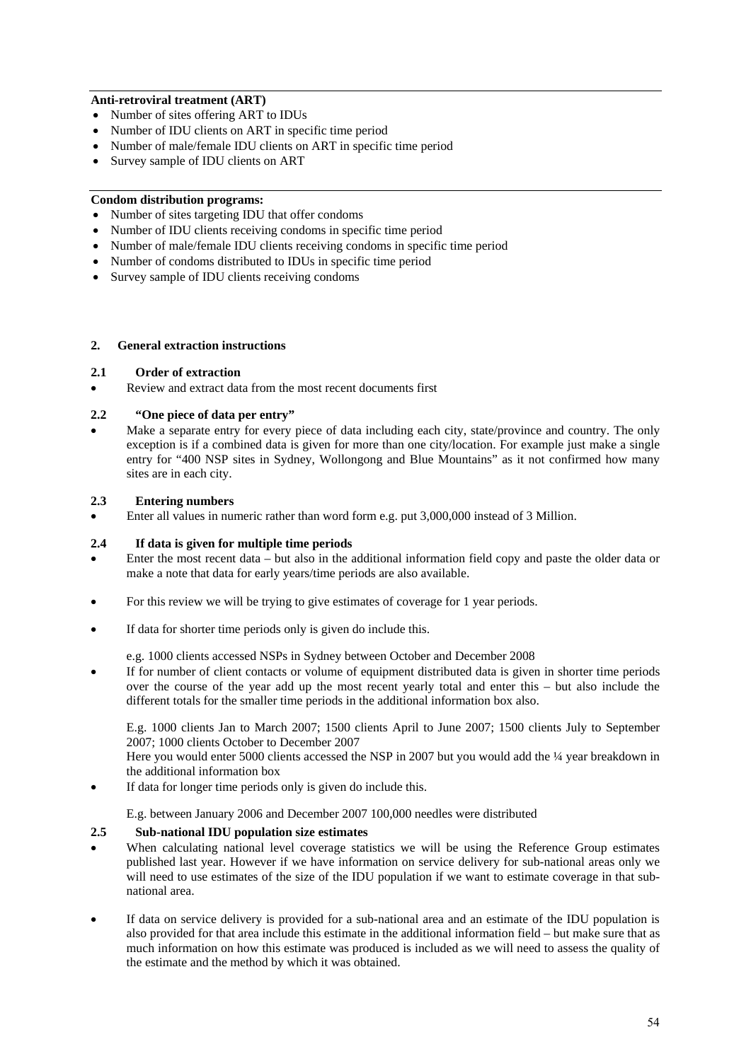**Anti-retroviral treatment (ART)**

- Number of sites offering ART to IDUs
- Number of IDU clients on ART in specific time period
- Number of male/female IDU clients on ART in specific time period
- Survey sample of IDU clients on ART

**Condom distribution programs:**

- Number of sites targeting IDU that offer condoms
- Number of IDU clients receiving condoms in specific time period
- Number of male/female IDU clients receiving condoms in specific time period
- Number of condoms distributed to IDUs in specific time period
- Survey sample of IDU clients receiving condoms

## 2. General extraction instructions

### 2.1 Order of extraction

- Review and extract data from the most recent documents first

### 2.2 "One piece of data per entry"

- Make a separate entry for every piece of data including each city, state/province and country. The only exception is if a combined data is given for more than one city/location. For example just make a single entry for "400 NSP sites in Sydney, Wollongong and Blue Mountains" as it not confirmed how many sites are in each city.

### 2.3 Entering numbers

- Enter all values in numeric rather than word form e.g. put 3,000,000 instead of 3 Million.

### 2.4 If data is given for multiple time periods

- Enter the most recent data – but also in the additional information field copy and paste the older data or make a note that data for early years/time periods are also available.
- For this review we will be trying to give estimates of coverage for 1 year periods.
- If data for shorter time periods only is given do include this.

  e.g. 1000 clients accessed NSPs in Sydney between October and December 2008

- If for number of client contacts or volume of equipment distributed data is given in shorter time periods over the course of the year add up the most recent yearly total and enter this – but also include the different totals for the smaller time periods in the additional information box also.

  E.g. 1000 clients Jan to March 2007; 1500 clients April to June 2007; 1500 clients July to September 2007; 1000 clients October to December 2007
  Here you would enter 5000 clients accessed the NSP in 2007 but you would add the ¼ year breakdown in the additional information box

- If data for longer time periods only is given do include this.

  E.g. between January 2006 and December 2007 100,000 needles were distributed

### 2.5 Sub-national IDU population size estimates

- When calculating national level coverage statistics we will be using the Reference Group estimates published last year. However if we have information on service delivery for sub-national areas only we will need to use estimates of the size of the IDU population if we want to estimate coverage in that sub-national area.
- If data on service delivery is provided for a sub-national area and an estimate of the IDU population is also provided for that area include this estimate in the additional information field – but make sure that as much information on how this estimate was produced is included as we will need to assess the quality of the estimate and the method by which it was obtained.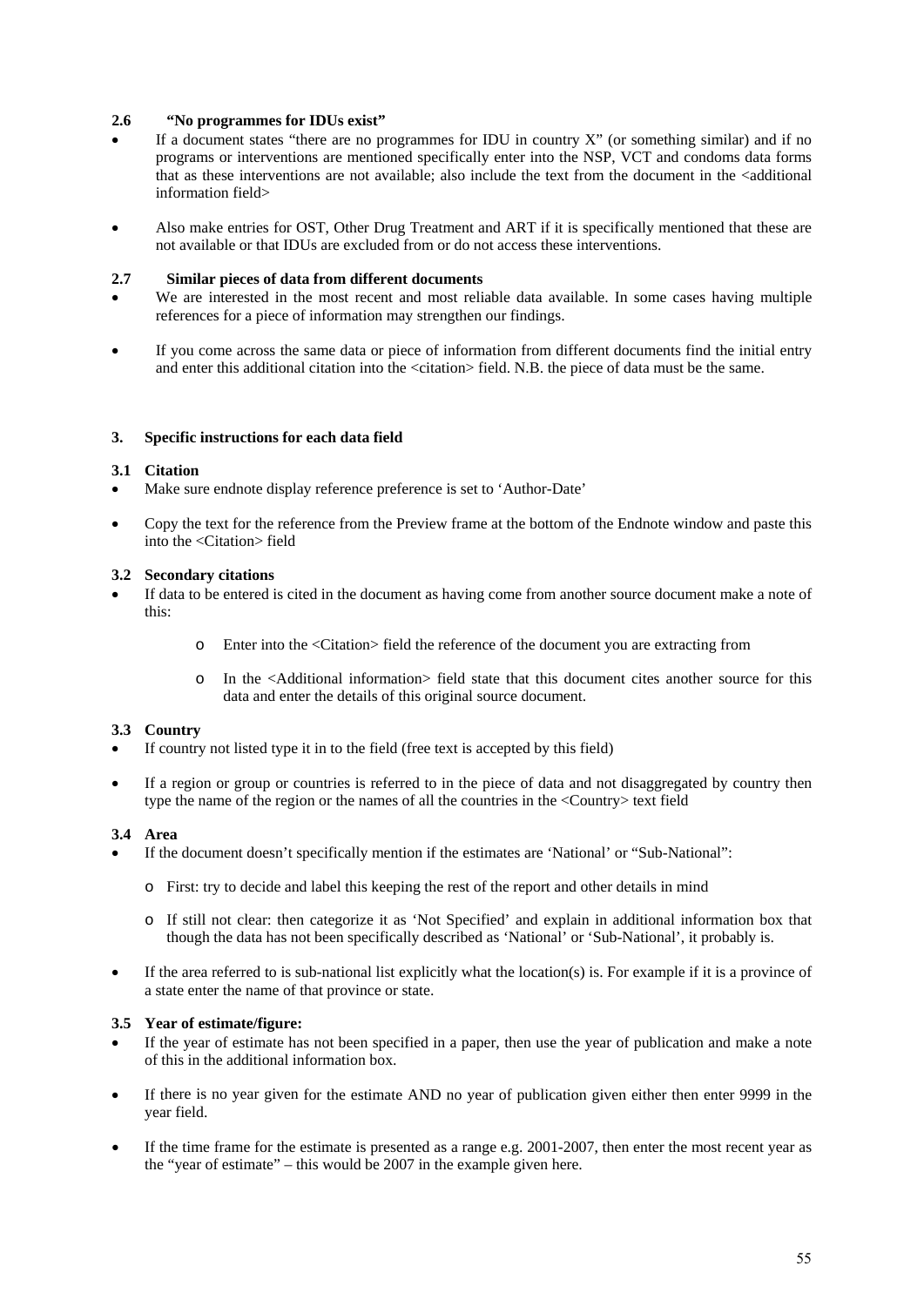### 2.6 "No programmes for IDUs exist"

- If a document states "there are no programmes for IDU in country X" (or something similar) and if no programs or interventions are mentioned specifically enter into the NSP, VCT and condoms data forms that as these interventions are not available; also include the text from the document in the <additional information field>
- Also make entries for OST, Other Drug Treatment and ART if it is specifically mentioned that these are not available or that IDUs are excluded from or do not access these interventions.

### 2.7 Similar pieces of data from different documents

- We are interested in the most recent and most reliable data available. In some cases having multiple references for a piece of information may strengthen our findings.
- If you come across the same data or piece of information from different documents find the initial entry and enter this additional citation into the <citation> field. N.B. the piece of data must be the same.

## 3. Specific instructions for each data field

### 3.1 Citation

- Make sure endnote display reference preference is set to 'Author-Date'
- Copy the text for the reference from the Preview frame at the bottom of the Endnote window and paste this into the <Citation> field

### 3.2 Secondary citations

- If data to be entered is cited in the document as having come from another source document make a note of this:
  - Enter into the <Citation> field the reference of the document you are extracting from
  - In the <Additional information> field state that this document cites another source for this data and enter the details of this original source document.

### 3.3 Country

- If country not listed type it in to the field (free text is accepted by this field)
- If a region or group or countries is referred to in the piece of data and not disaggregated by country then type the name of the region or the names of all the countries in the <Country> text field

### 3.4 Area

- If the document doesn't specifically mention if the estimates are 'National' or "Sub-National":
  - First: try to decide and label this keeping the rest of the report and other details in mind
  - If still not clear: then categorize it as 'Not Specified' and explain in additional information box that though the data has not been specifically described as 'National' or 'Sub-National', it probably is.
- If the area referred to is sub-national list explicitly what the location(s) is. For example if it is a province of a state enter the name of that province or state.

### 3.5 Year of estimate/figure:

- If the year of estimate has not been specified in a paper, then use the year of publication and make a note of this in the additional information box.
- If there is no year given for the estimate AND no year of publication given either then enter 9999 in the year field.
- If the time frame for the estimate is presented as a range e.g. 2001-2007, then enter the most recent year as the "year of estimate" – this would be 2007 in the example given here.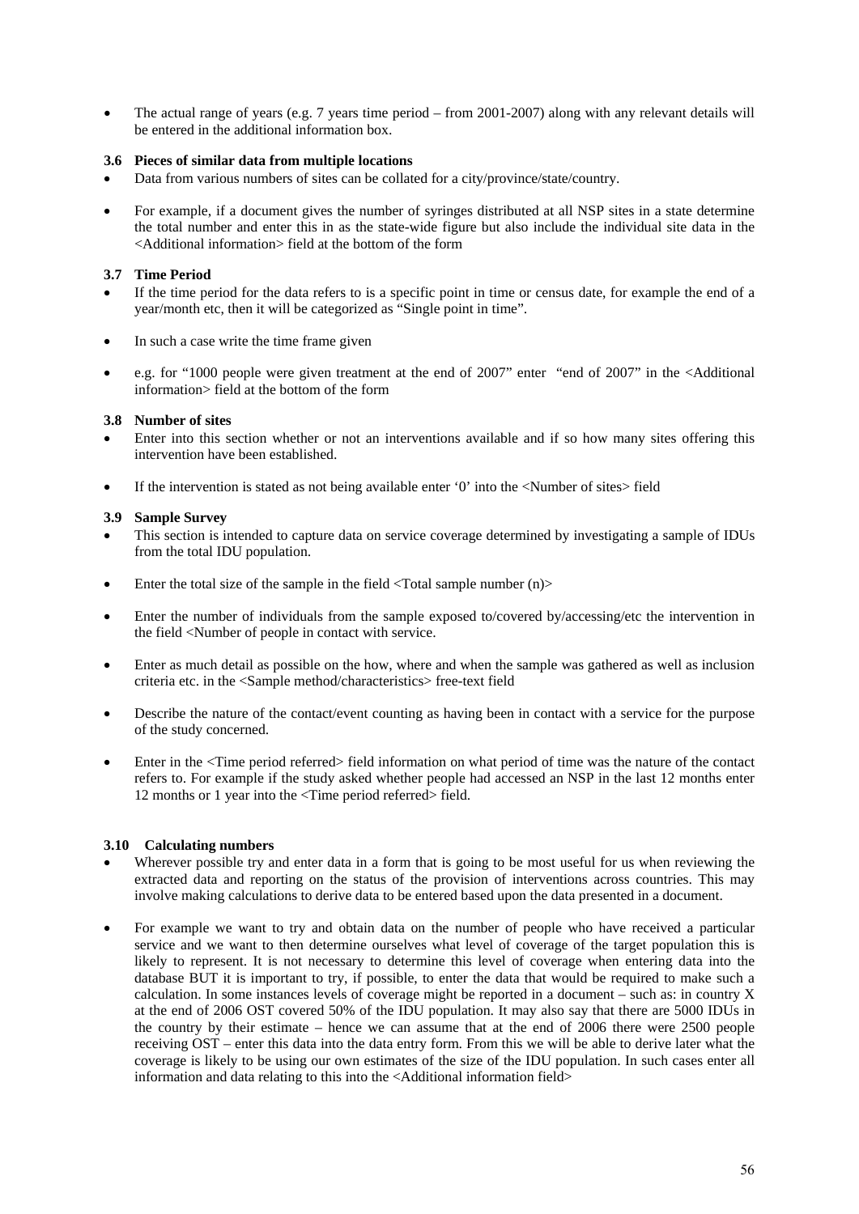- The actual range of years (e.g. 7 years time period – from 2001-2007) along with any relevant details will be entered in the additional information box.

### 3.6 Pieces of similar data from multiple locations

- Data from various numbers of sites can be collated for a city/province/state/country.
- For example, if a document gives the number of syringes distributed at all NSP sites in a state determine the total number and enter this in as the state-wide figure but also include the individual site data in the <Additional information> field at the bottom of the form

### 3.7 Time Period

- If the time period for the data refers to is a specific point in time or census date, for example the end of a year/month etc, then it will be categorized as "Single point in time".
- In such a case write the time frame given
- e.g. for "1000 people were given treatment at the end of 2007" enter "end of 2007" in the <Additional information> field at the bottom of the form

### 3.8 Number of sites

- Enter into this section whether or not an interventions available and if so how many sites offering this intervention have been established.
- If the intervention is stated as not being available enter '0' into the <Number of sites> field

### 3.9 Sample Survey

- This section is intended to capture data on service coverage determined by investigating a sample of IDUs from the total IDU population.
- Enter the total size of the sample in the field <Total sample number (n)>
- Enter the number of individuals from the sample exposed to/covered by/accessing/etc the intervention in the field <Number of people in contact with service.
- Enter as much detail as possible on the how, where and when the sample was gathered as well as inclusion criteria etc. in the <Sample method/characteristics> free-text field
- Describe the nature of the contact/event counting as having been in contact with a service for the purpose of the study concerned.
- Enter in the <Time period referred> field information on what period of time was the nature of the contact refers to. For example if the study asked whether people had accessed an NSP in the last 12 months enter 12 months or 1 year into the <Time period referred> field.

### 3.10 Calculating numbers

- Wherever possible try and enter data in a form that is going to be most useful for us when reviewing the extracted data and reporting on the status of the provision of interventions across countries. This may involve making calculations to derive data to be entered based upon the data presented in a document.
- For example we want to try and obtain data on the number of people who have received a particular service and we want to then determine ourselves what level of coverage of the target population this is likely to represent. It is not necessary to determine this level of coverage when entering data into the database BUT it is important to try, if possible, to enter the data that would be required to make such a calculation. In some instances levels of coverage might be reported in a document – such as: in country X at the end of 2006 OST covered 50% of the IDU population. It may also say that there are 5000 IDUs in the country by their estimate – hence we can assume that at the end of 2006 there were 2500 people receiving OST – enter this data into the data entry form. From this we will be able to derive later what the coverage is likely to be using our own estimates of the size of the IDU population. In such cases enter all information and data relating to this into the <Additional information field>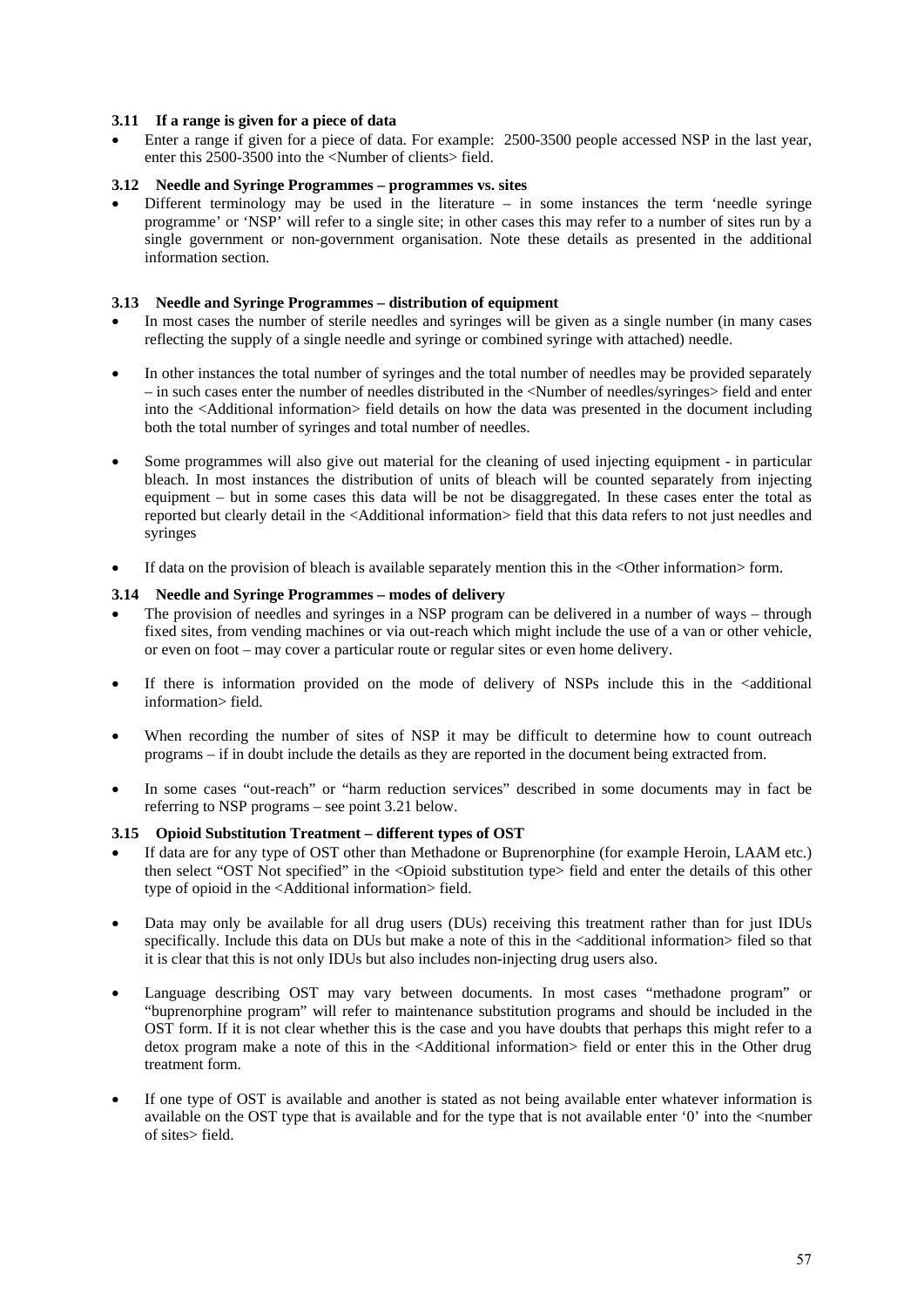### 3.11 If a range is given for a piece of data

- Enter a range if given for a piece of data. For example: 2500-3500 people accessed NSP in the last year, enter this 2500-3500 into the <Number of clients> field.

### 3.12 Needle and Syringe Programmes – programmes vs. sites

- Different terminology may be used in the literature – in some instances the term 'needle syringe programme' or 'NSP' will refer to a single site; in other cases this may refer to a number of sites run by a single government or non-government organisation. Note these details as presented in the additional information section.

### 3.13 Needle and Syringe Programmes – distribution of equipment

- In most cases the number of sterile needles and syringes will be given as a single number (in many cases reflecting the supply of a single needle and syringe or combined syringe with attached) needle.

- In other instances the total number of syringes and the total number of needles may be provided separately – in such cases enter the number of needles distributed in the <Number of needles/syringes> field and enter into the <Additional information> field details on how the data was presented in the document including both the total number of syringes and total number of needles.

- Some programmes will also give out material for the cleaning of used injecting equipment - in particular bleach. In most instances the distribution of units of bleach will be counted separately from injecting equipment – but in some cases this data will be not be disaggregated. In these cases enter the total as reported but clearly detail in the <Additional information> field that this data refers to not just needles and syringes

- If data on the provision of bleach is available separately mention this in the <Other information> form.

### 3.14 Needle and Syringe Programmes – modes of delivery

- The provision of needles and syringes in a NSP program can be delivered in a number of ways – through fixed sites, from vending machines or via out-reach which might include the use of a van or other vehicle, or even on foot – may cover a particular route or regular sites or even home delivery.

- If there is information provided on the mode of delivery of NSPs include this in the <additional information> field.

- When recording the number of sites of NSP it may be difficult to determine how to count outreach programs – if in doubt include the details as they are reported in the document being extracted from.

- In some cases "out-reach" or "harm reduction services" described in some documents may in fact be referring to NSP programs – see point 3.21 below.

### 3.15 Opioid Substitution Treatment – different types of OST

- If data are for any type of OST other than Methadone or Buprenorphine (for example Heroin, LAAM etc.) then select "OST Not specified" in the <Opioid substitution type> field and enter the details of this other type of opioid in the <Additional information> field.

- Data may only be available for all drug users (DUs) receiving this treatment rather than for just IDUs specifically. Include this data on DUs but make a note of this in the <additional information> filed so that it is clear that this is not only IDUs but also includes non-injecting drug users also.

- Language describing OST may vary between documents. In most cases "methadone program" or "buprenorphine program" will refer to maintenance substitution programs and should be included in the OST form. If it is not clear whether this is the case and you have doubts that perhaps this might refer to a detox program make a note of this in the <Additional information> field or enter this in the Other drug treatment form.

- If one type of OST is available and another is stated as not being available enter whatever information is available on the OST type that is available and for the type that is not available enter '0' into the <number of sites> field.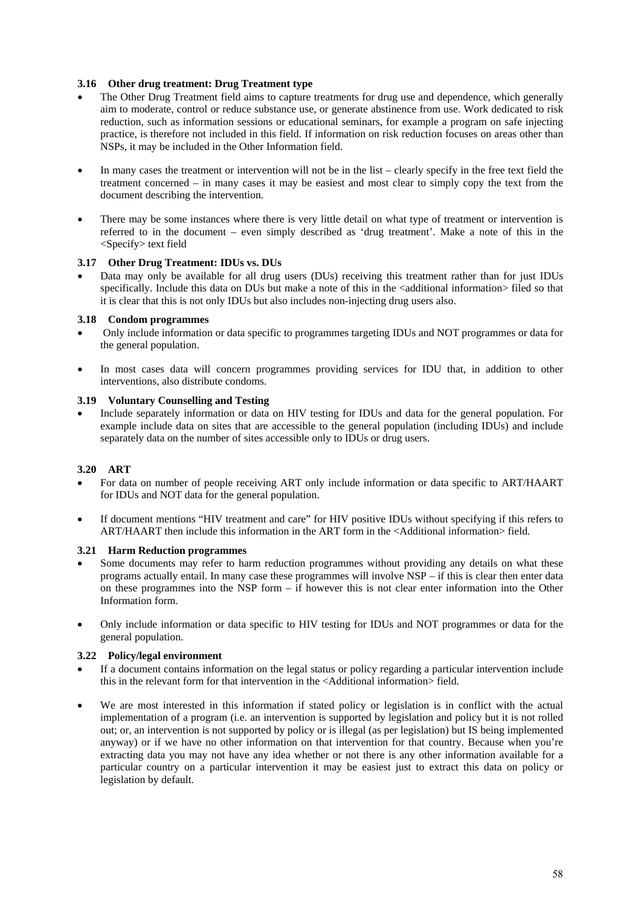### 3.16 Other drug treatment: Drug Treatment type

- The Other Drug Treatment field aims to capture treatments for drug use and dependence, which generally aim to moderate, control or reduce substance use, or generate abstinence from use. Work dedicated to risk reduction, such as information sessions or educational seminars, for example a program on safe injecting practice, is therefore not included in this field. If information on risk reduction focuses on areas other than NSPs, it may be included in the Other Information field.

- In many cases the treatment or intervention will not be in the list – clearly specify in the free text field the treatment concerned – in many cases it may be easiest and most clear to simply copy the text from the document describing the intervention.

- There may be some instances where there is very little detail on what type of treatment or intervention is referred to in the document – even simply described as 'drug treatment'. Make a note of this in the <Specify> text field

### 3.17 Other Drug Treatment: IDUs vs. DUs

- Data may only be available for all drug users (DUs) receiving this treatment rather than for just IDUs specifically. Include this data on DUs but make a note of this in the <additional information> filed so that it is clear that this is not only IDUs but also includes non-injecting drug users also.

### 3.18 Condom programmes

- Only include information or data specific to programmes targeting IDUs and NOT programmes or data for the general population.

- In most cases data will concern programmes providing services for IDU that, in addition to other interventions, also distribute condoms.

### 3.19 Voluntary Counselling and Testing

- Include separately information or data on HIV testing for IDUs and data for the general population. For example include data on sites that are accessible to the general population (including IDUs) and include separately data on the number of sites accessible only to IDUs or drug users.

### 3.20 ART

- For data on number of people receiving ART only include information or data specific to ART/HAART for IDUs and NOT data for the general population.

- If document mentions "HIV treatment and care" for HIV positive IDUs without specifying if this refers to ART/HAART then include this information in the ART form in the <Additional information> field.

### 3.21 Harm Reduction programmes

- Some documents may refer to harm reduction programmes without providing any details on what these programs actually entail. In many case these programmes will involve NSP – if this is clear then enter data on these programmes into the NSP form – if however this is not clear enter information into the Other Information form.

- Only include information or data specific to HIV testing for IDUs and NOT programmes or data for the general population.

### 3.22 Policy/legal environment

- If a document contains information on the legal status or policy regarding a particular intervention include this in the relevant form for that intervention in the <Additional information> field.

- We are most interested in this information if stated policy or legislation is in conflict with the actual implementation of a program (i.e. an intervention is supported by legislation and policy but it is not rolled out; or, an intervention is not supported by policy or is illegal (as per legislation) but IS being implemented anyway) or if we have no other information on that intervention for that country. Because when you're extracting data you may not have any idea whether or not there is any other information available for a particular country on a particular intervention it may be easiest just to extract this data on policy or legislation by default.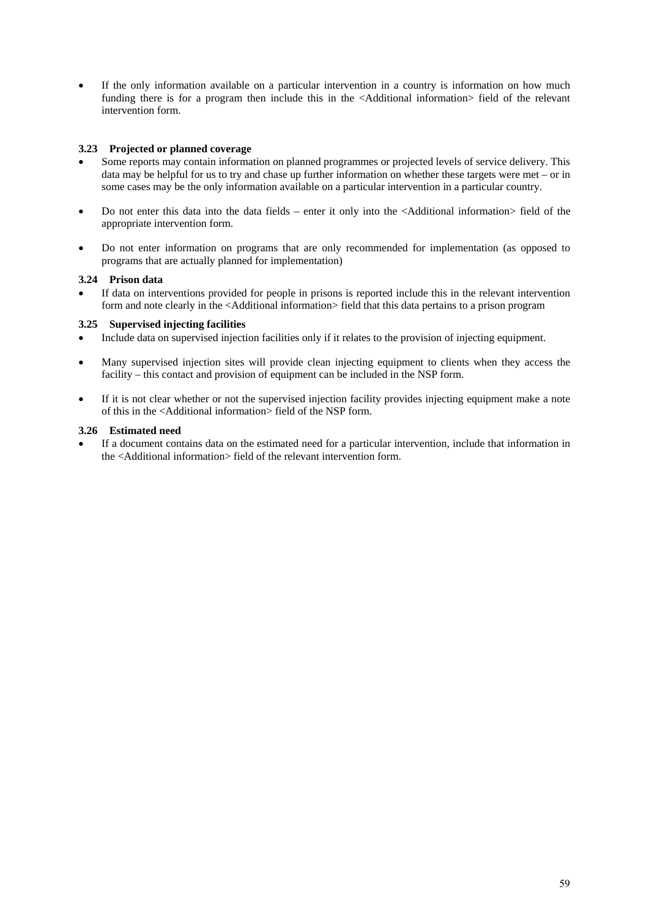- If the only information available on a particular intervention in a country is information on how much funding there is for a program then include this in the <Additional information> field of the relevant intervention form.

### 3.23 Projected or planned coverage

- Some reports may contain information on planned programmes or projected levels of service delivery. This data may be helpful for us to try and chase up further information on whether these targets were met – or in some cases may be the only information available on a particular intervention in a particular country.
- Do not enter this data into the data fields – enter it only into the <Additional information> field of the appropriate intervention form.
- Do not enter information on programs that are only recommended for implementation (as opposed to programs that are actually planned for implementation)

### 3.24 Prison data

- If data on interventions provided for people in prisons is reported include this in the relevant intervention form and note clearly in the <Additional information> field that this data pertains to a prison program

### 3.25 Supervised injecting facilities

- Include data on supervised injection facilities only if it relates to the provision of injecting equipment.
- Many supervised injection sites will provide clean injecting equipment to clients when they access the facility – this contact and provision of equipment can be included in the NSP form.
- If it is not clear whether or not the supervised injection facility provides injecting equipment make a note of this in the <Additional information> field of the NSP form.

### 3.26 Estimated need

- If a document contains data on the estimated need for a particular intervention, include that information in the <Additional information> field of the relevant intervention form.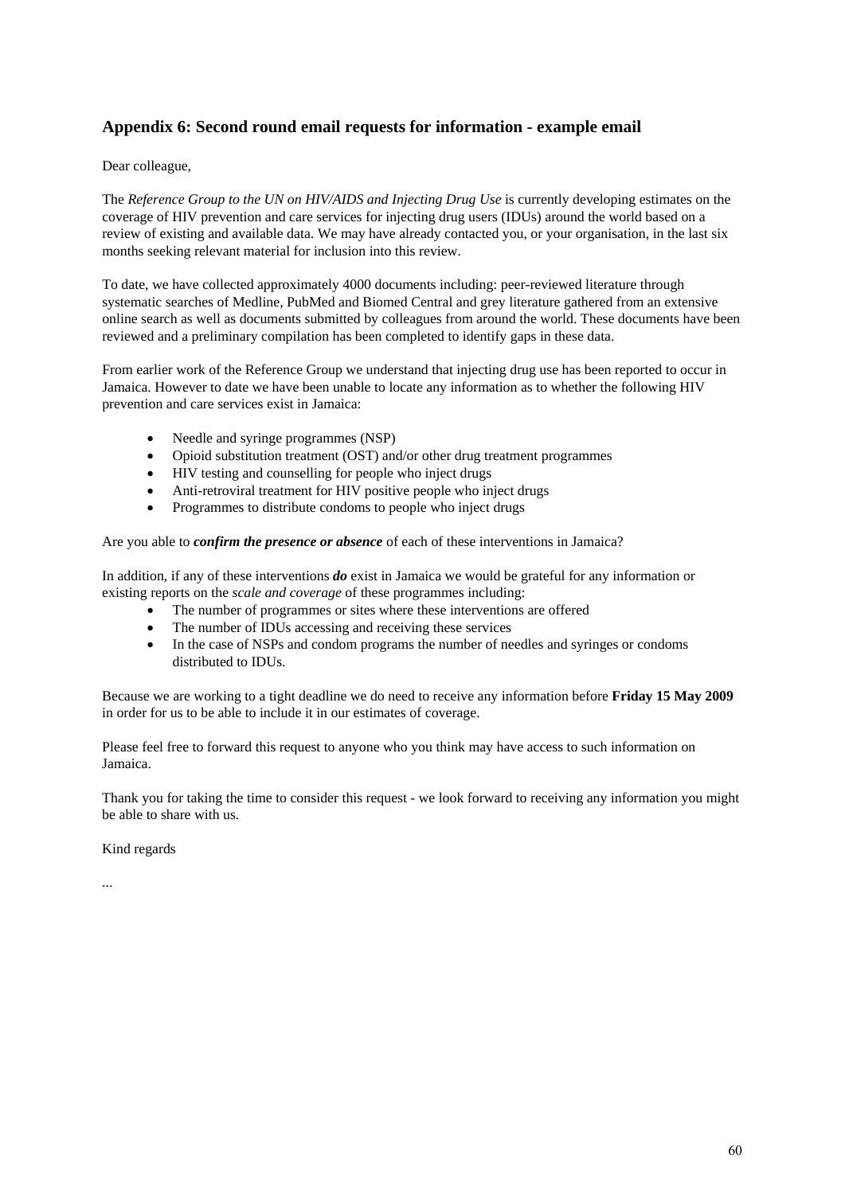## Appendix 6: Second round email requests for information - example email

Dear colleague,

The *Reference Group to the UN on HIV/AIDS and Injecting Drug Use* is currently developing estimates on the coverage of HIV prevention and care services for injecting drug users (IDUs) around the world based on a review of existing and available data. We may have already contacted you, or your organisation, in the last six months seeking relevant material for inclusion into this review.

To date, we have collected approximately 4000 documents including: peer-reviewed literature through systematic searches of Medline, PubMed and Biomed Central and grey literature gathered from an extensive online search as well as documents submitted by colleagues from around the world. These documents have been reviewed and a preliminary compilation has been completed to identify gaps in these data.

From earlier work of the Reference Group we understand that injecting drug use has been reported to occur in Jamaica. However to date we have been unable to locate any information as to whether the following HIV prevention and care services exist in Jamaica:

- Needle and syringe programmes (NSP)
- Opioid substitution treatment (OST) and/or other drug treatment programmes
- HIV testing and counselling for people who inject drugs
- Anti-retroviral treatment for HIV positive people who inject drugs
- Programmes to distribute condoms to people who inject drugs

Are you able to ***confirm the presence or absence*** of each of these interventions in Jamaica?

In addition, if any of these interventions ***do*** exist in Jamaica we would be grateful for any information or existing reports on the *scale and coverage* of these programmes including:

- The number of programmes or sites where these interventions are offered
- The number of IDUs accessing and receiving these services
- In the case of NSPs and condom programs the number of needles and syringes or condoms distributed to IDUs.

Because we are working to a tight deadline we do need to receive any information before **Friday 15 May 2009** in order for us to be able to include it in our estimates of coverage.

Please feel free to forward this request to anyone who you think may have access to such information on Jamaica.

Thank you for taking the time to consider this request - we look forward to receiving any information you might be able to share with us.

Kind regards

...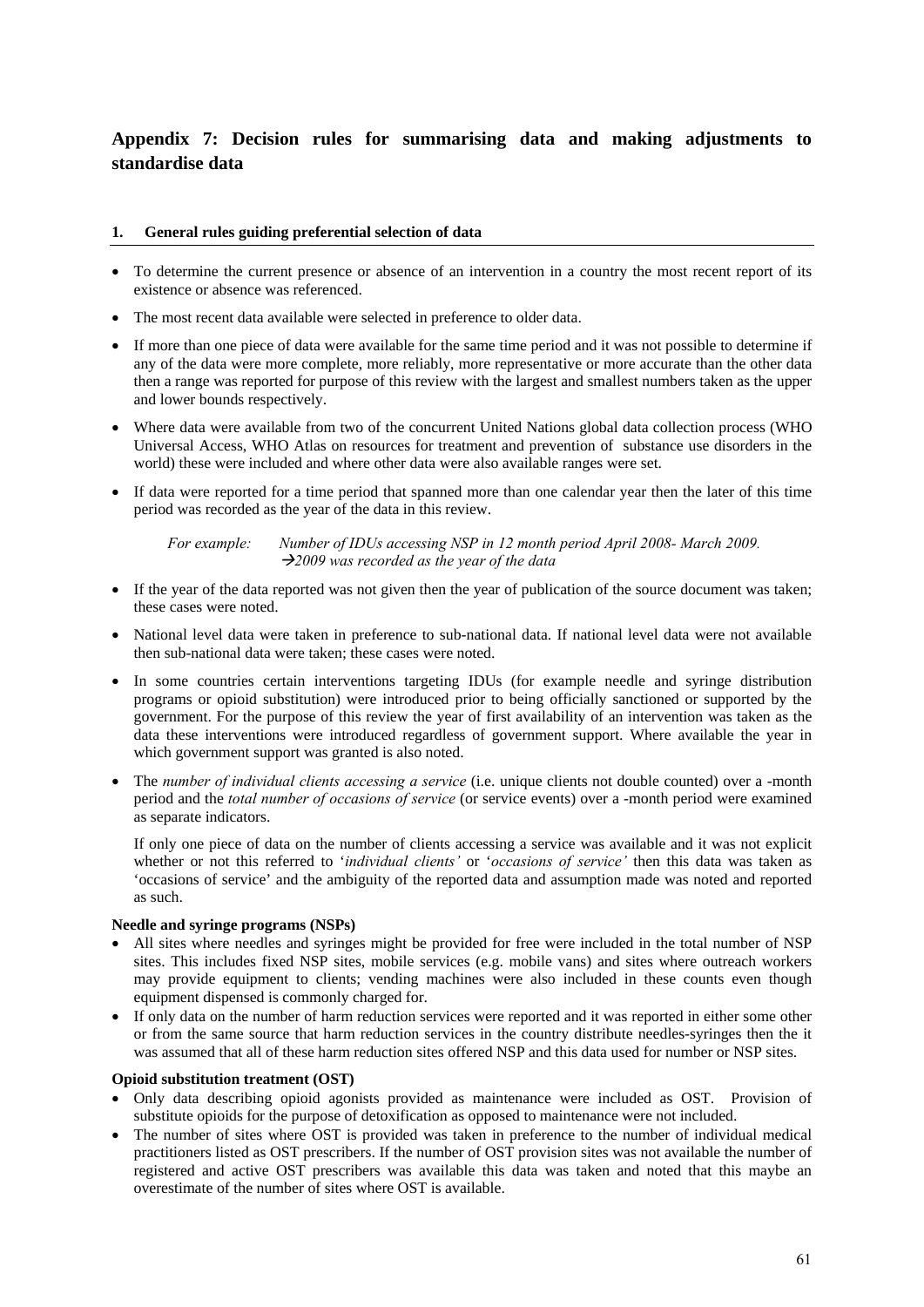# Appendix 7: Decision rules for summarising data and making adjustments to standardise data

## 1. General rules guiding preferential selection of data

- To determine the current presence or absence of an intervention in a country the most recent report of its existence or absence was referenced.
- The most recent data available were selected in preference to older data.
- If more than one piece of data were available for the same time period and it was not possible to determine if any of the data were more complete, more reliably, more representative or more accurate than the other data then a range was reported for purpose of this review with the largest and smallest numbers taken as the upper and lower bounds respectively.
- Where data were available from two of the concurrent United Nations global data collection process (WHO Universal Access, WHO Atlas on resources for treatment and prevention of substance use disorders in the world) these were included and where other data were also available ranges were set.
- If data were reported for a time period that spanned more than one calendar year then the later of this time period was recorded as the year of the data in this review.

  *For example: Number of IDUs accessing NSP in 12 month period April 2008- March 2009.*
  *→2009 was recorded as the year of the data*

- If the year of the data reported was not given then the year of publication of the source document was taken; these cases were noted.
- National level data were taken in preference to sub-national data. If national level data were not available then sub-national data were taken; these cases were noted.
- In some countries certain interventions targeting IDUs (for example needle and syringe distribution programs or opioid substitution) were introduced prior to being officially sanctioned or supported by the government. For the purpose of this review the year of first availability of an intervention was taken as the data these interventions were introduced regardless of government support. Where available the year in which government support was granted is also noted.
- The *number of individual clients accessing a service* (i.e. unique clients not double counted) over a -month period and the *total number of occasions of service* (or service events) over a -month period were examined as separate indicators.

  If only one piece of data on the number of clients accessing a service was available and it was not explicit whether or not this referred to '*individual clients'* or '*occasions of service'* then this data was taken as 'occasions of service' and the ambiguity of the reported data and assumption made was noted and reported as such.

**Needle and syringe programs (NSPs)**

- All sites where needles and syringes might be provided for free were included in the total number of NSP sites. This includes fixed NSP sites, mobile services (e.g. mobile vans) and sites where outreach workers may provide equipment to clients; vending machines were also included in these counts even though equipment dispensed is commonly charged for.
- If only data on the number of harm reduction services were reported and it was reported in either some other or from the same source that harm reduction services in the country distribute needles-syringes then the it was assumed that all of these harm reduction sites offered NSP and this data used for number or NSP sites.

**Opioid substitution treatment (OST)**

- Only data describing opioid agonists provided as maintenance were included as OST. Provision of substitute opioids for the purpose of detoxification as opposed to maintenance were not included.
- The number of sites where OST is provided was taken in preference to the number of individual medical practitioners listed as OST prescribers. If the number of OST provision sites was not available the number of registered and active OST prescribers was available this data was taken and noted that this maybe an overestimate of the number of sites where OST is available.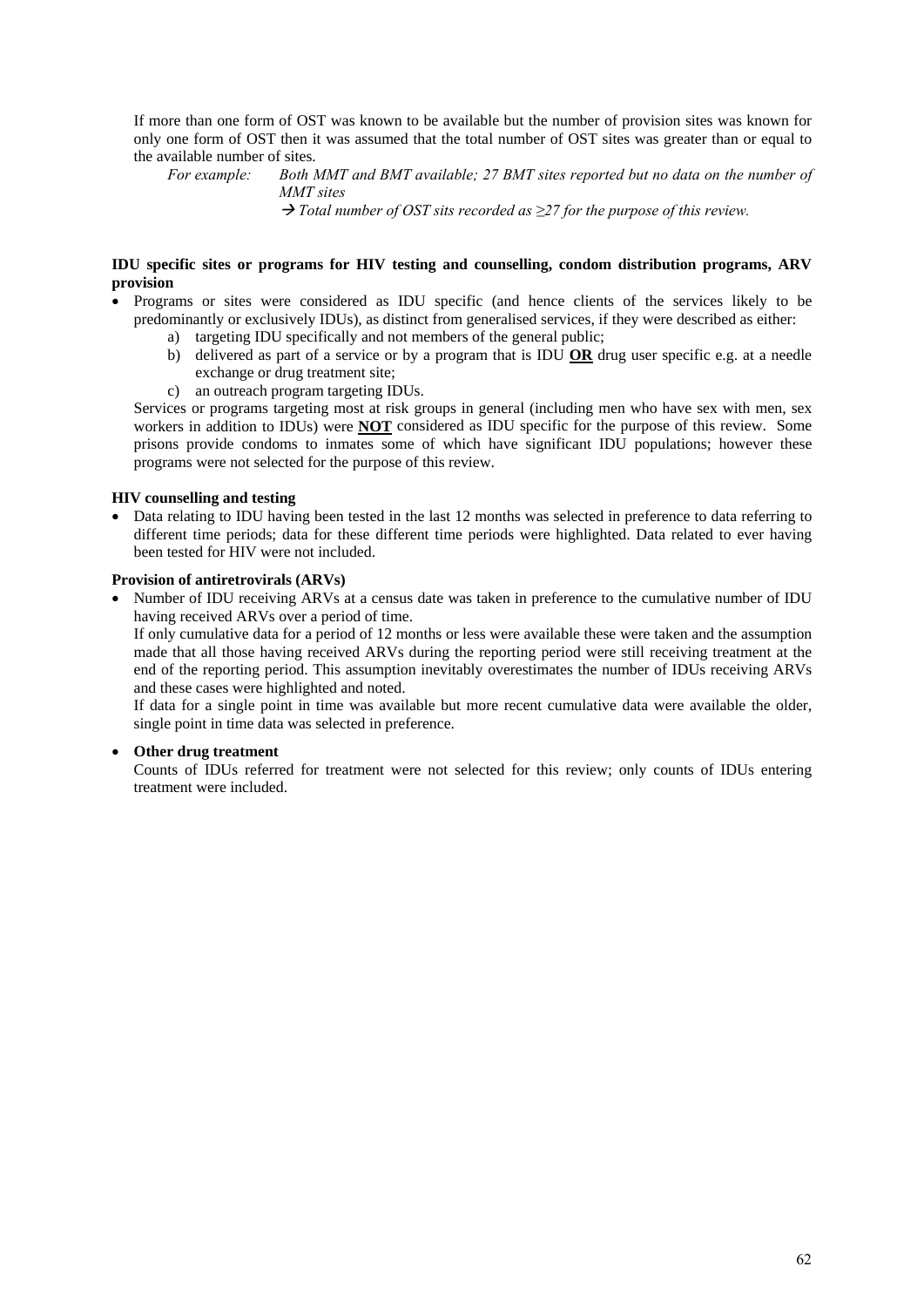If more than one form of OST was known to be available but the number of provision sites was known for only one form of OST then it was assumed that the total number of OST sites was greater than or equal to the available number of sites.

*For example: Both MMT and BMT available; 27 BMT sites reported but no data on the number of MMT sites*

*→ Total number of OST sits recorded as ≥27 for the purpose of this review.*

**IDU specific sites or programs for HIV testing and counselling, condom distribution programs, ARV provision**

- Programs or sites were considered as IDU specific (and hence clients of the services likely to be predominantly or exclusively IDUs), as distinct from generalised services, if they were described as either:
    a) targeting IDU specifically and not members of the general public;
    b) delivered as part of a service or by a program that is IDU **OR** drug user specific e.g. at a needle exchange or drug treatment site;
    c) an outreach program targeting IDUs.

  Services or programs targeting most at risk groups in general (including men who have sex with men, sex workers in addition to IDUs) were **NOT** considered as IDU specific for the purpose of this review. Some prisons provide condoms to inmates some of which have significant IDU populations; however these programs were not selected for the purpose of this review.

**HIV counselling and testing**

- Data relating to IDU having been tested in the last 12 months was selected in preference to data referring to different time periods; data for these different time periods were highlighted. Data related to ever having been tested for HIV were not included.

**Provision of antiretrovirals (ARVs)**

- Number of IDU receiving ARVs at a census date was taken in preference to the cumulative number of IDU having received ARVs over a period of time.

  If only cumulative data for a period of 12 months or less were available these were taken and the assumption made that all those having received ARVs during the reporting period were still receiving treatment at the end of the reporting period. This assumption inevitably overestimates the number of IDUs receiving ARVs and these cases were highlighted and noted.

  If data for a single point in time was available but more recent cumulative data were available the older, single point in time data was selected in preference.

- **Other drug treatment**

  Counts of IDUs referred for treatment were not selected for this review; only counts of IDUs entering treatment were included.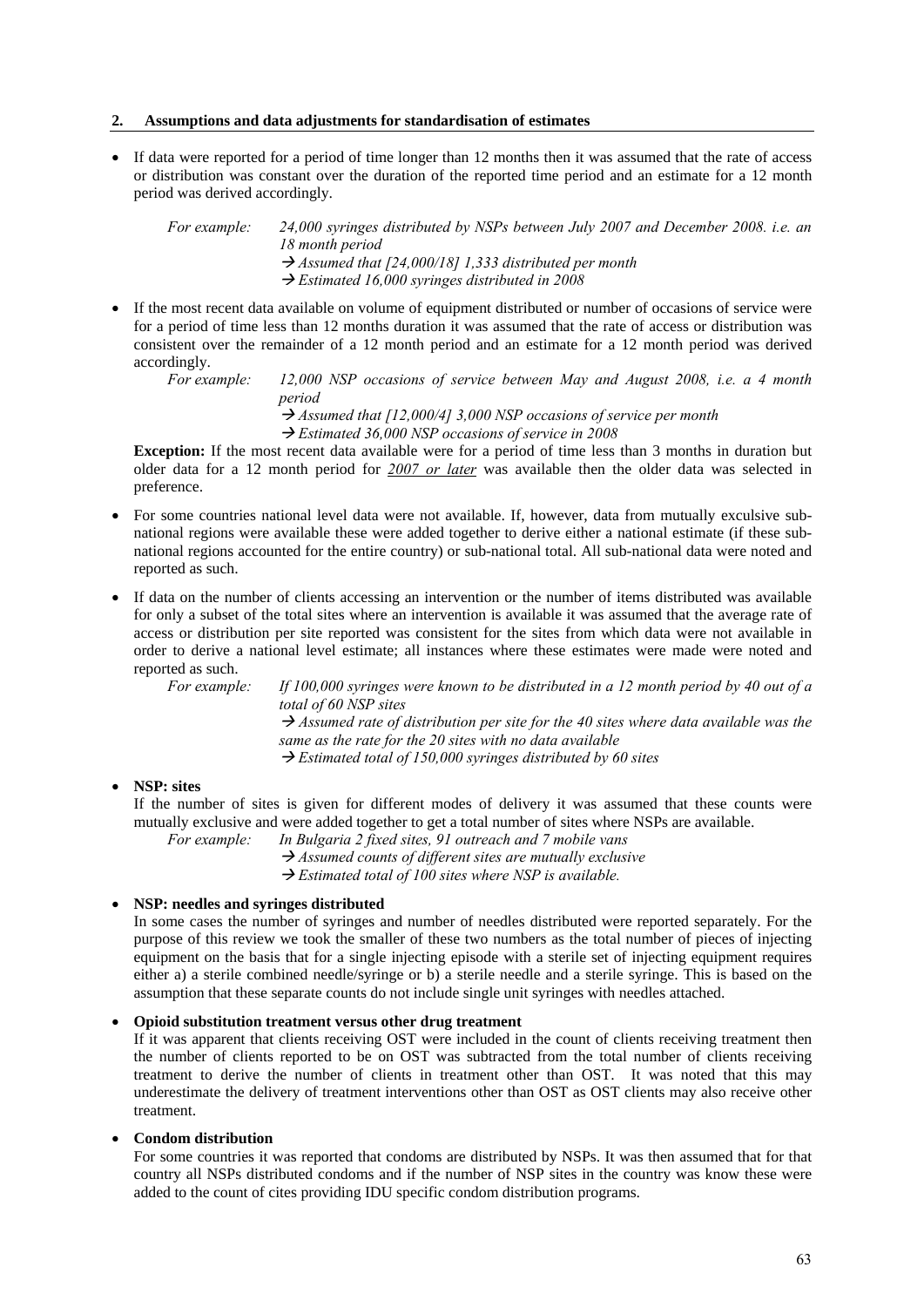## 2. Assumptions and data adjustments for standardisation of estimates

- If data were reported for a period of time longer than 12 months then it was assumed that the rate of access or distribution was constant over the duration of the reported time period and an estimate for a 12 month period was derived accordingly.

  *For example: 24,000 syringes distributed by NSPs between July 2007 and December 2008. i.e. an 18 month period*
  *→ Assumed that [24,000/18] 1,333 distributed per month*
  *→ Estimated 16,000 syringes distributed in 2008*

- If the most recent data available on volume of equipment distributed or number of occasions of service were for a period of time less than 12 months duration it was assumed that the rate of access or distribution was consistent over the remainder of a 12 month period and an estimate for a 12 month period was derived accordingly.

  *For example: 12,000 NSP occasions of service between May and August 2008, i.e. a 4 month period*
  *→ Assumed that [12,000/4] 3,000 NSP occasions of service per month*
  *→ Estimated 36,000 NSP occasions of service in 2008*

  **Exception:** If the most recent data available were for a period of time less than 3 months in duration but older data for a 12 month period for *2007 or later* was available then the older data was selected in preference.

- For some countries national level data were not available. If, however, data from mutually exculsive sub-national regions were available these were added together to derive either a national estimate (if these sub-national regions accounted for the entire country) or sub-national total. All sub-national data were noted and reported as such.

- If data on the number of clients accessing an intervention or the number of items distributed was available for only a subset of the total sites where an intervention is available it was assumed that the average rate of access or distribution per site reported was consistent for the sites from which data were not available in order to derive a national level estimate; all instances where these estimates were made were noted and reported as such.

  *For example: If 100,000 syringes were known to be distributed in a 12 month period by 40 out of a total of 60 NSP sites*
  *→ Assumed rate of distribution per site for the 40 sites where data available was the same as the rate for the 20 sites with no data available*
  *→ Estimated total of 150,000 syringes distributed by 60 sites*

- **NSP: sites**
  If the number of sites is given for different modes of delivery it was assumed that these counts were mutually exclusive and were added together to get a total number of sites where NSPs are available.

  *For example: In Bulgaria 2 fixed sites, 91 outreach and 7 mobile vans*
  *→ Assumed counts of different sites are mutually exclusive*
  *→ Estimated total of 100 sites where NSP is available.*

- **NSP: needles and syringes distributed**
  In some cases the number of syringes and number of needles distributed were reported separately. For the purpose of this review we took the smaller of these two numbers as the total number of pieces of injecting equipment on the basis that for a single injecting episode with a sterile set of injecting equipment requires either a) a sterile combined needle/syringe or b) a sterile needle and a sterile syringe. This is based on the assumption that these separate counts do not include single unit syringes with needles attached.

- **Opioid substitution treatment versus other drug treatment**
  If it was apparent that clients receiving OST were included in the count of clients receiving treatment then the number of clients reported to be on OST was subtracted from the total number of clients receiving treatment to derive the number of clients in treatment other than OST. It was noted that this may underestimate the delivery of treatment interventions other than OST as OST clients may also receive other treatment.

- **Condom distribution**
  For some countries it was reported that condoms are distributed by NSPs. It was then assumed that for that country all NSPs distributed condoms and if the number of NSP sites in the country was know these were added to the count of cites providing IDU specific condom distribution programs.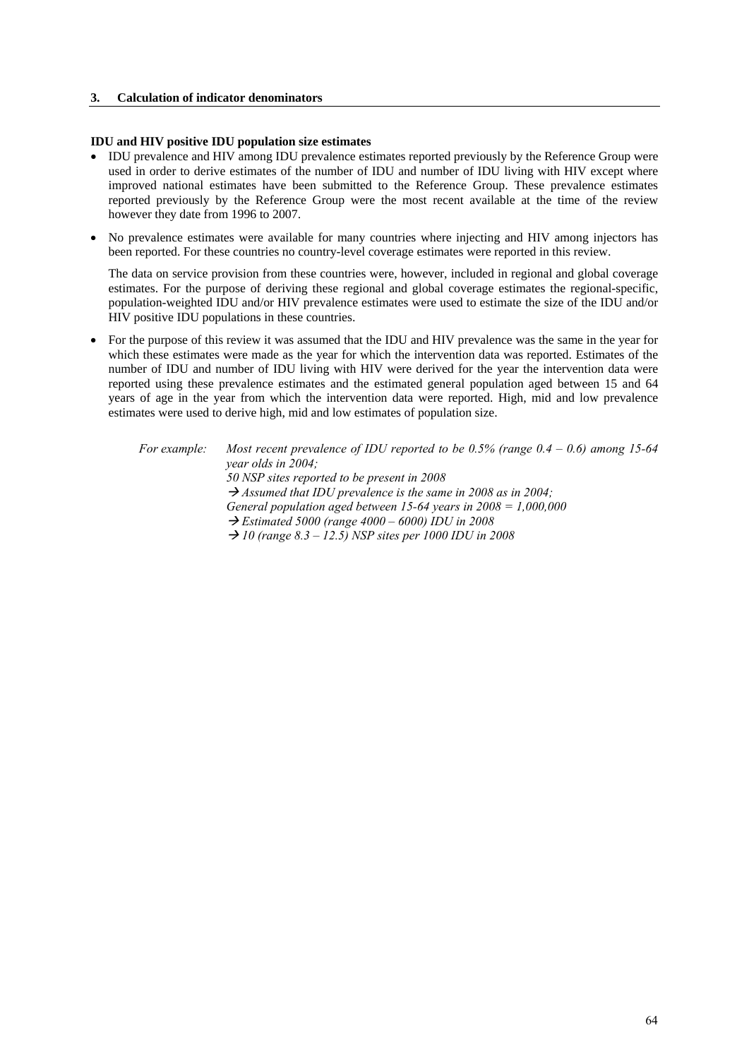### 3. Calculation of indicator denominators

**IDU and HIV positive IDU population size estimates**

- IDU prevalence and HIV among IDU prevalence estimates reported previously by the Reference Group were used in order to derive estimates of the number of IDU and number of IDU living with HIV except where improved national estimates have been submitted to the Reference Group. These prevalence estimates reported previously by the Reference Group were the most recent available at the time of the review however they date from 1996 to 2007.

- No prevalence estimates were available for many countries where injecting and HIV among injectors has been reported. For these countries no country-level coverage estimates were reported in this review.

  The data on service provision from these countries were, however, included in regional and global coverage estimates. For the purpose of deriving these regional and global coverage estimates the regional-specific, population-weighted IDU and/or HIV prevalence estimates were used to estimate the size of the IDU and/or HIV positive IDU populations in these countries.

- For the purpose of this review it was assumed that the IDU and HIV prevalence was the same in the year for which these estimates were made as the year for which the intervention data was reported. Estimates of the number of IDU and number of IDU living with HIV were derived for the year the intervention data were reported using these prevalence estimates and the estimated general population aged between 15 and 64 years of age in the year from which the intervention data were reported. High, mid and low prevalence estimates were used to derive high, mid and low estimates of population size.

*For example:* *Most recent prevalence of IDU reported to be 0.5% (range 0.4 – 0.6) among 15-64 year olds in 2004;*
*50 NSP sites reported to be present in 2008*
*→ Assumed that IDU prevalence is the same in 2008 as in 2004;*
*General population aged between 15-64 years in 2008 = 1,000,000*
*→ Estimated 5000 (range 4000 – 6000) IDU in 2008*
*→ 10 (range 8.3 – 12.5) NSP sites per 1000 IDU in 2008*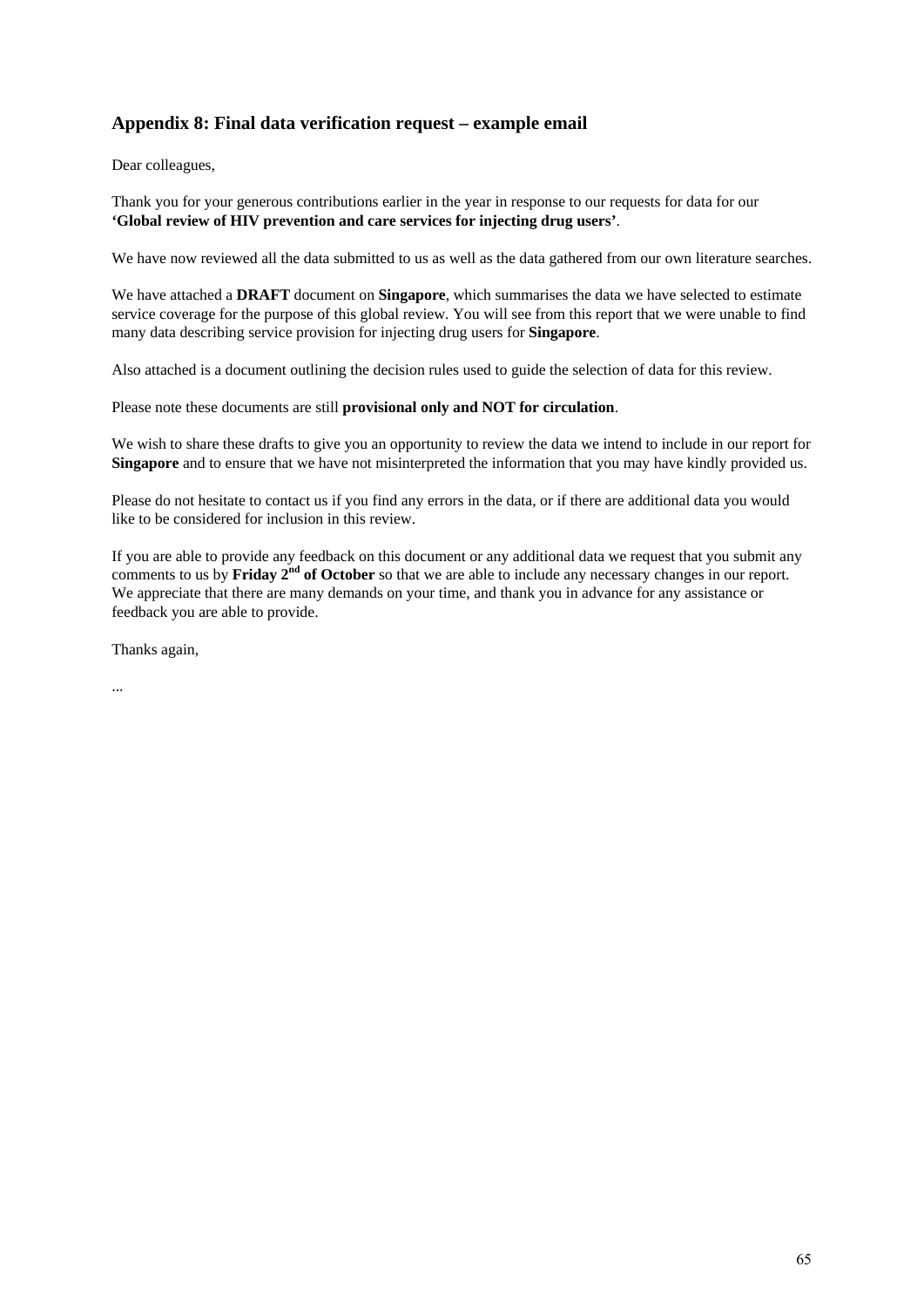## Appendix 8: Final data verification request – example email

Dear colleagues,

Thank you for your generous contributions earlier in the year in response to our requests for data for our **'Global review of HIV prevention and care services for injecting drug users'**.

We have now reviewed all the data submitted to us as well as the data gathered from our own literature searches.

We have attached a **DRAFT** document on **Singapore**, which summarises the data we have selected to estimate service coverage for the purpose of this global review. You will see from this report that we were unable to find many data describing service provision for injecting drug users for **Singapore**.

Also attached is a document outlining the decision rules used to guide the selection of data for this review.

Please note these documents are still **provisional only and NOT for circulation**.

We wish to share these drafts to give you an opportunity to review the data we intend to include in our report for **Singapore** and to ensure that we have not misinterpreted the information that you may have kindly provided us.

Please do not hesitate to contact us if you find any errors in the data, or if there are additional data you would like to be considered for inclusion in this review.

If you are able to provide any feedback on this document or any additional data we request that you submit any comments to us by **Friday 2nd of October** so that we are able to include any necessary changes in our report. We appreciate that there are many demands on your time, and thank you in advance for any assistance or feedback you are able to provide.

Thanks again,

...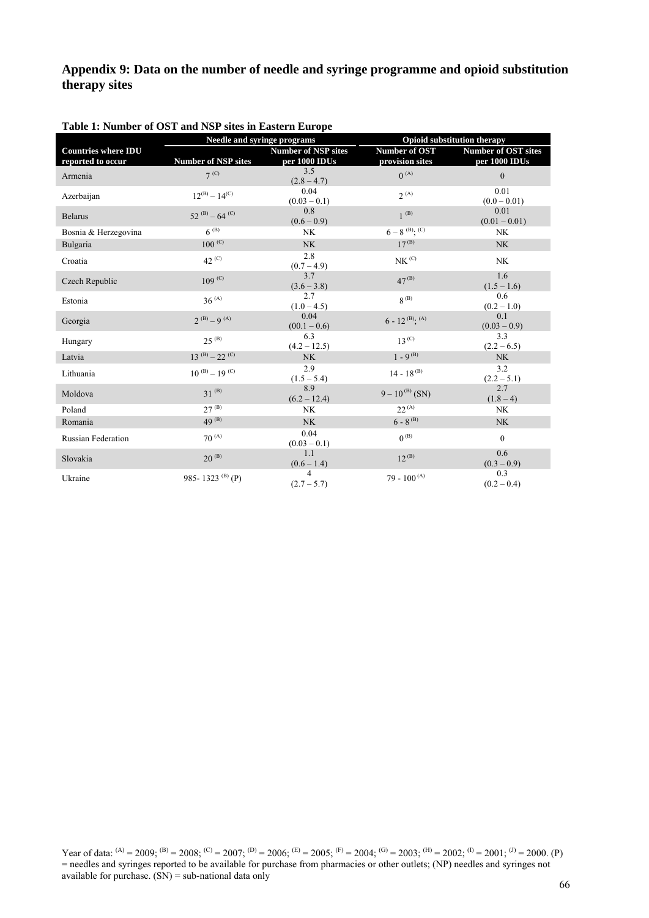## Appendix 9: Data on the number of needle and syringe programme and opioid substitution therapy sites

**Table 1: Number of OST and NSP sites in Eastern Europe**

| | Needle and syringe programs | | Opioid substitution therapy | |
|---|---|---|---|---|
| **Countries where IDU reported to occur** | **Number of NSP sites** | **Number of NSP sites per 1000 IDUs** | **Number of OST provision sites** | **Number of OST sites per 1000 IDUs** |
| Armenia | 7 (C) | 3.5 (2.8 – 4.7) | 0 (A) | 0 |
| Azerbaijan | 12(B) – 14(C) | 0.04 (0.03 – 0.1) | 2 (A) | 0.01 (0.0 – 0.01) |
| Belarus | 52 (B) – 64 (C) | 0.8 (0.6 – 0.9) | 1 (B) | 0.01 (0.01 – 0.01) |
| Bosnia & Herzegovina | 6 (B) | NK | 6 – 8 (B); (C) | NK |
| Bulgaria | 100 (C) | NK | 17 (B) | NK |
| Croatia | 42 (C) | 2.8 (0.7 – 4.9) | NK (C) | NK |
| Czech Republic | 109 (C) | 3.7 (3.6 – 3.8) | 47 (B) | 1.6 (1.5 – 1.6) |
| Estonia | 36 (A) | 2.7 (1.0 – 4.5) | 8 (B) | 0.6 (0.2 – 1.0) |
| Georgia | 2 (B) – 9 (A) | 0.04 (00.1 – 0.6) | 6 - 12 (B); (A) | 0.1 (0.03 – 0.9) |
| Hungary | 25 (B) | 6.3 (4.2 – 12.5) | 13 (C) | 3.3 (2.2 – 6.5) |
| Latvia | 13 (B) – 22 (C) | NK | 1 - 9 (B) | NK |
| Lithuania | 10 (B) – 19 (C) | 2.9 (1.5 – 5.4) | 14 - 18 (B) | 3.2 (2.2 – 5.1) |
| Moldova | 31 (B) | 8.9 (6.2 – 12.4) | 9 – 10 (B) (SN) | 2.7 (1.8 – 4) |
| Poland | 27 (B) | NK | 22 (A) | NK |
| Romania | 49 (B) | NK | 6 - 8 (B) | NK |
| Russian Federation | 70 (A) | 0.04 (0.03 – 0.1) | 0 (B) | 0 |
| Slovakia | 20 (B) | 1.1 (0.6 – 1.4) | 12 (B) | 0.6 (0.3 – 0.9) |
| Ukraine | 985- 1323 (B) (P) | 4 (2.7 – 5.7) | 79 - 100 (A) | 0.3 (0.2 – 0.4) |

Year of data: (A) = 2009; (B) = 2008; (C) = 2007; (D) = 2006; (E) = 2005; (F) = 2004; (G) = 2003; (H) = 2002; (I) = 2001; (J) = 2000. (P) = needles and syringes reported to be available for purchase from pharmacies or other outlets; (NP) needles and syringes not available for purchase. (SN) = sub-national data only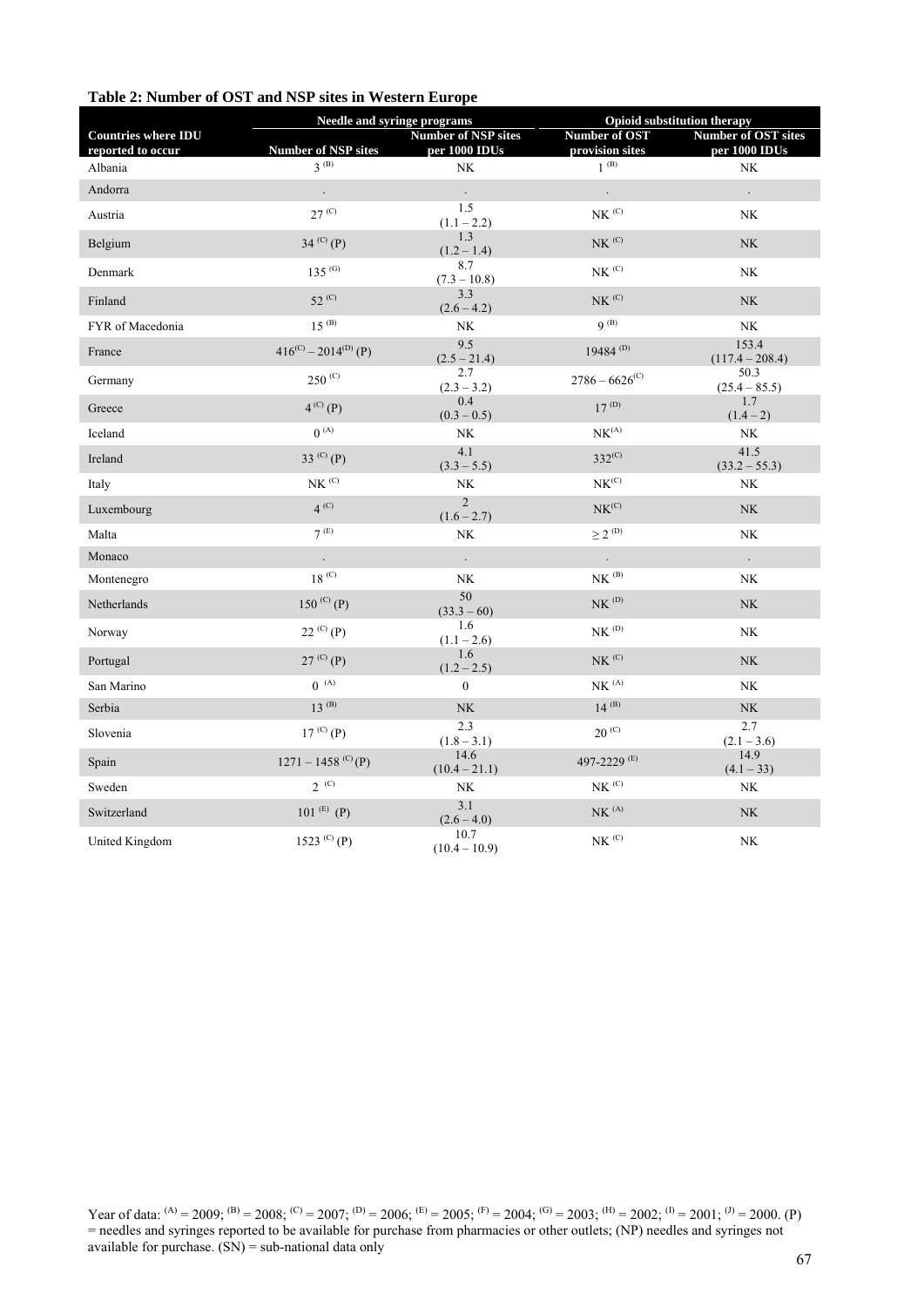**Table 2: Number of OST and NSP sites in Western Europe**

| | Needle and syringe programs | | Opioid substitution therapy | |
|---|---|---|---|---|
| Countries where IDU reported to occur | Number of NSP sites | Number of NSP sites per 1000 IDUs | Number of OST provision sites | Number of OST sites per 1000 IDUs |
| Albania | 3 (B) | NK | 1 (B) | NK |
| Andorra | . | . | . | . |
| Austria | 27 (C) | 1.5 (1.1 – 2.2) | NK (C) | NK |
| Belgium | 34 (C) (P) | 1.3 (1.2 – 1.4) | NK (C) | NK |
| Denmark | 135 (G) | 8.7 (7.3 – 10.8) | NK (C) | NK |
| Finland | 52 (C) | 3.3 (2.6 – 4.2) | NK (C) | NK |
| FYR of Macedonia | 15 (B) | NK | 9 (B) | NK |
| France | 416(C) – 2014(D) (P) | 9.5 (2.5 – 21.4) | 19484 (D) | 153.4 (117.4 – 208.4) |
| Germany | 250 (C) | 2.7 (2.3 – 3.2) | 2786 – 6626(C) | 50.3 (25.4 – 85.5) |
| Greece | 4 (C) (P) | 0.4 (0.3 – 0.5) | 17 (D) | 1.7 (1.4 – 2) |
| Iceland | 0 (A) | NK | NK(A) | NK |
| Ireland | 33 (C) (P) | 4.1 (3.3 – 5.5) | 332(C) | 41.5 (33.2 – 55.3) |
| Italy | NK (C) | NK | NK(C) | NK |
| Luxembourg | 4 (C) | 2 (1.6 – 2.7) | NK(C) | NK |
| Malta | 7 (E) | NK | ≥ 2 (D) | NK |
| Monaco | . | . | . | . |
| Montenegro | 18 (C) | NK | NK (B) | NK |
| Netherlands | 150 (C) (P) | 50 (33.3 – 60) | NK (D) | NK |
| Norway | 22 (C) (P) | 1.6 (1.1 – 2.6) | NK (D) | NK |
| Portugal | 27 (C) (P) | 1.6 (1.2 – 2.5) | NK (C) | NK |
| San Marino | 0 (A) | 0 | NK (A) | NK |
| Serbia | 13 (B) | NK | 14 (B) | NK |
| Slovenia | 17 (C) (P) | 2.3 (1.8 – 3.1) | 20 (C) | 2.7 (2.1 – 3.6) |
| Spain | 1271 – 1458 (C) (P) | 14.6 (10.4 – 21.1) | 497-2229 (E) | 14.9 (4.1 – 33) |
| Sweden | 2 (C) | NK | NK (C) | NK |
| Switzerland | 101 (E) (P) | 3.1 (2.6 – 4.0) | NK (A) | NK |
| United Kingdom | 1523 (C) (P) | 10.7 (10.4 – 10.9) | NK (C) | NK |

Year of data: (A) = 2009; (B) = 2008; (C) = 2007; (D) = 2006; (E) = 2005; (F) = 2004; (G) = 2003; (H) = 2002; (I) = 2001; (J) = 2000. (P) = needles and syringes reported to be available for purchase from pharmacies or other outlets; (NP) needles and syringes not available for purchase. (SN) = sub-national data only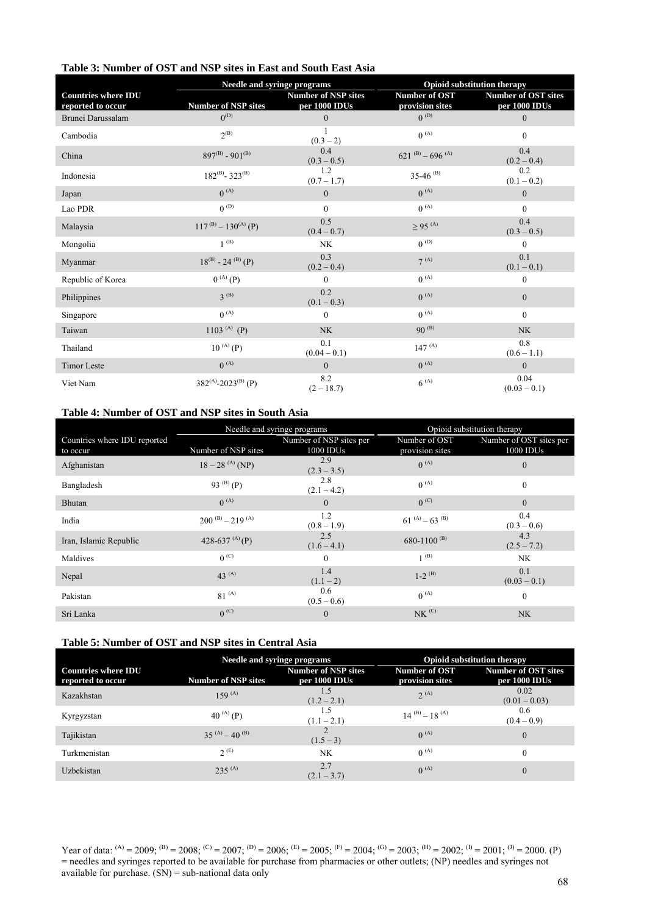**Table 3: Number of OST and NSP sites in East and South East Asia**

| | Needle and syringe programs | | Opioid substitution therapy | |
|---|---|---|---|---|
| **Countries where IDU reported to occur** | **Number of NSP sites** | **Number of NSP sites per 1000 IDUs** | **Number of OST provision sites** | **Number of OST sites per 1000 IDUs** |
| Brunei Darussalam | 0 (D) | 0 | 0 (D) | 0 |
| Cambodia | 2 (B) | 1 (0.3 – 2) | 0 (A) | 0 |
| China | 897 (B) - 901 (B) | 0.4 (0.3 – 0.5) | 621 (B) – 696 (A) | 0.4 (0.2 – 0.4) |
| Indonesia | 182 (B) - 323 (B) | 1.2 (0.7 – 1.7) | 35-46 (B) | 0.2 (0.1 – 0.2) |
| Japan | 0 (A) | 0 | 0 (A) | 0 |
| Lao PDR | 0 (D) | 0 | 0 (A) | 0 |
| Malaysia | 117 (B) – 130 (A) (P) | 0.5 (0.4 – 0.7) | ≥ 95 (A) | 0.4 (0.3 – 0.5) |
| Mongolia | 1 (B) | NK | 0 (D) | 0 |
| Myanmar | 18 (B) - 24 (B) (P) | 0.3 (0.2 – 0.4) | 7 (A) | 0.1 (0.1 – 0.1) |
| Republic of Korea | 0 (A) (P) | 0 | 0 (A) | 0 |
| Philippines | 3 (B) | 0.2 (0.1 – 0.3) | 0 (A) | 0 |
| Singapore | 0 (A) | 0 | 0 (A) | 0 |
| Taiwan | 1103 (A) (P) | NK | 90 (B) | NK |
| Thailand | 10 (A) (P) | 0.1 (0.04 – 0.1) | 147 (A) | 0.8 (0.6 – 1.1) |
| Timor Leste | 0 (A) | 0 | 0 (A) | 0 |
| Viet Nam | 382 (A) -2023 (B) (P) | 8.2 (2 – 18.7) | 6 (A) | 0.04 (0.03 – 0.1) |

**Table 4: Number of OST and NSP sites in South Asia**

| | Needle and syringe programs | | Opioid substitution therapy | |
|---|---|---|---|---|
| Countries where IDU reported to occur | Number of NSP sites | Number of NSP sites per 1000 IDUs | Number of OST provision sites | Number of OST sites per 1000 IDUs |
| Afghanistan | 18 – 28 (A) (NP) | 2.9 (2.3 – 3.5) | 0 (A) | 0 |
| Bangladesh | 93 (B) (P) | 2.8 (2.1 – 4.2) | 0 (A) | 0 |
| Bhutan | 0 (A) | 0 | 0 (C) | 0 |
| India | 200 (B) – 219 (A) | 1.2 (0.8 – 1.9) | 61 (A) – 63 (B) | 0.4 (0.3 – 0.6) |
| Iran, Islamic Republic | 428-637 (A) (P) | 2.5 (1.6 – 4.1) | 680-1100 (B) | 4.3 (2.5 – 7.2) |
| Maldives | 0 (C) | 0 | 1 (B) | NK |
| Nepal | 43 (A) | 1.4 (1.1 – 2) | 1-2 (B) | 0.1 (0.03 – 0.1) |
| Pakistan | 81 (A) | 0.6 (0.5 – 0.6) | 0 (A) | 0 |
| Sri Lanka | 0 (C) | 0 | NK (C) | NK |

**Table 5: Number of OST and NSP sites in Central Asia**

| | Needle and syringe programs | | Opioid substitution therapy | |
|---|---|---|---|---|
| **Countries where IDU reported to occur** | **Number of NSP sites** | **Number of NSP sites per 1000 IDUs** | **Number of OST provision sites** | **Number of OST sites per 1000 IDUs** |
| Kazakhstan | 159 (A) | 1.5 (1.2 – 2.1) | 2 (A) | 0.02 (0.01 – 0.03) |
| Kyrgyzstan | 40 (A) (P) | 1.5 (1.1 – 2.1) | 14 (B) – 18 (A) | 0.6 (0.4 – 0.9) |
| Tajikistan | 35 (A) – 40 (B) | 2 (1.5 – 3) | 0 (A) | 0 |
| Turkmenistan | 2 (E) | NK | 0 (A) | 0 |
| Uzbekistan | 235 (A) | 2.7 (2.1 – 3.7) | 0 (A) | 0 |

Year of data: (A) = 2009; (B) = 2008; (C) = 2007; (D) = 2006; (E) = 2005; (F) = 2004; (G) = 2003; (H) = 2002; (I) = 2001; (J) = 2000. (P) = needles and syringes reported to be available for purchase from pharmacies or other outlets; (NP) needles and syringes not available for purchase. (SN) = sub-national data only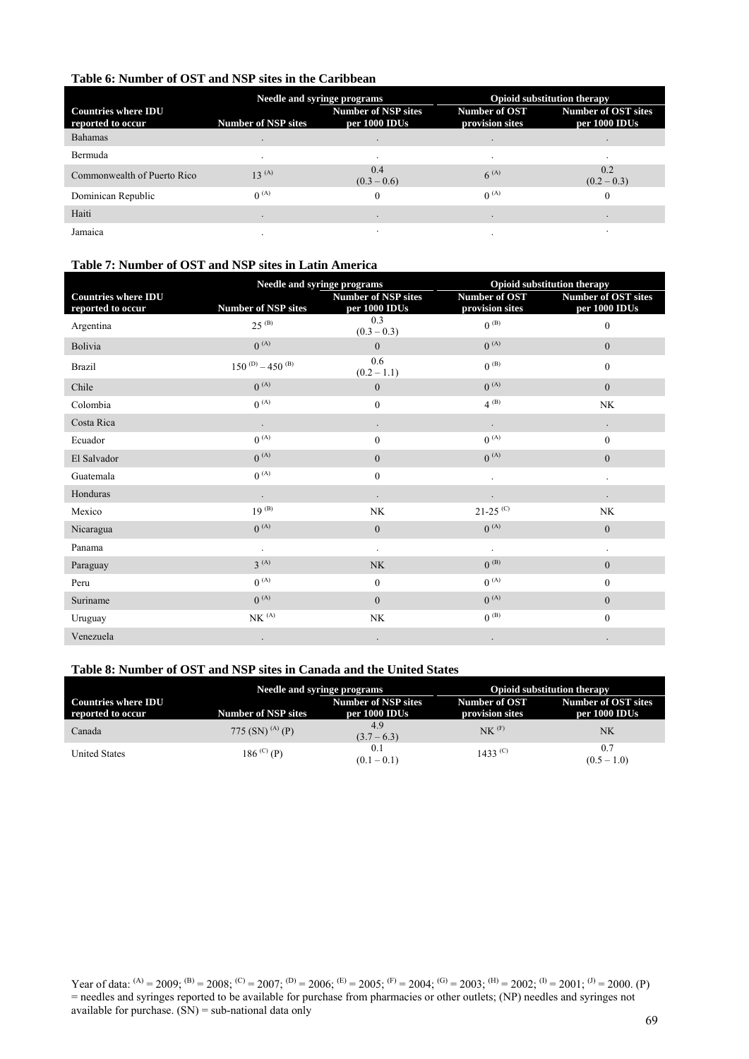**Table 6: Number of OST and NSP sites in the Caribbean**

| | Needle and syringe programs | | Opioid substitution therapy | |
|---|---|---|---|---|
| Countries where IDU reported to occur | Number of NSP sites | Number of NSP sites per 1000 IDUs | Number of OST provision sites | Number of OST sites per 1000 IDUs |
| Bahamas | . | . | . | . |
| Bermuda | . | . | . | . |
| Commonwealth of Puerto Rico | 13 (A) | 0.4 (0.3 – 0.6) | 6 (A) | 0.2 (0.2 – 0.3) |
| Dominican Republic | 0 (A) | 0 | 0 (A) | 0 |
| Haiti | . | . | . | . |
| Jamaica | . | . | . | . |

**Table 7: Number of OST and NSP sites in Latin America**

| | Needle and syringe programs | | Opioid substitution therapy | |
|---|---|---|---|---|
| Countries where IDU reported to occur | Number of NSP sites | Number of NSP sites per 1000 IDUs | Number of OST provision sites | Number of OST sites per 1000 IDUs |
| Argentina | 25 (B) | 0.3 (0.3 – 0.3) | 0 (B) | 0 |
| Bolivia | 0 (A) | 0 | 0 (A) | 0 |
| Brazil | 150 (D) – 450 (B) | 0.6 (0.2 – 1.1) | 0 (B) | 0 |
| Chile | 0 (A) | 0 | 0 (A) | 0 |
| Colombia | 0 (A) | 0 | 4 (B) | NK |
| Costa Rica | . | . | . | . |
| Ecuador | 0 (A) | 0 | 0 (A) | 0 |
| El Salvador | 0 (A) | 0 | 0 (A) | 0 |
| Guatemala | 0 (A) | 0 | . | . |
| Honduras | . | . | . | . |
| Mexico | 19 (B) | NK | 21-25 (C) | NK |
| Nicaragua | 0 (A) | 0 | 0 (A) | 0 |
| Panama | . | . | . | . |
| Paraguay | 3 (A) | NK | 0 (B) | 0 |
| Peru | 0 (A) | 0 | 0 (A) | 0 |
| Suriname | 0 (A) | 0 | 0 (A) | 0 |
| Uruguay | NK (A) | NK | 0 (B) | 0 |
| Venezuela | . | . | . | . |

**Table 8: Number of OST and NSP sites in Canada and the United States**

| | Needle and syringe programs | | Opioid substitution therapy | |
|---|---|---|---|---|
| Countries where IDU reported to occur | Number of NSP sites | Number of NSP sites per 1000 IDUs | Number of OST provision sites | Number of OST sites per 1000 IDUs |
| Canada | 775 (SN) (A) (P) | 4.9 (3.7 – 6.3) | NK (F) | NK |
| United States | 186 (C) (P) | 0.1 (0.1 – 0.1) | 1433 (C) | 0.7 (0.5 – 1.0) |

Year of data: (A) = 2009; (B) = 2008; (C) = 2007; (D) = 2006; (E) = 2005; (F) = 2004; (G) = 2003; (H) = 2002; (I) = 2001; (J) = 2000. (P) = needles and syringes reported to be available for purchase from pharmacies or other outlets; (NP) needles and syringes not available for purchase. (SN) = sub-national data only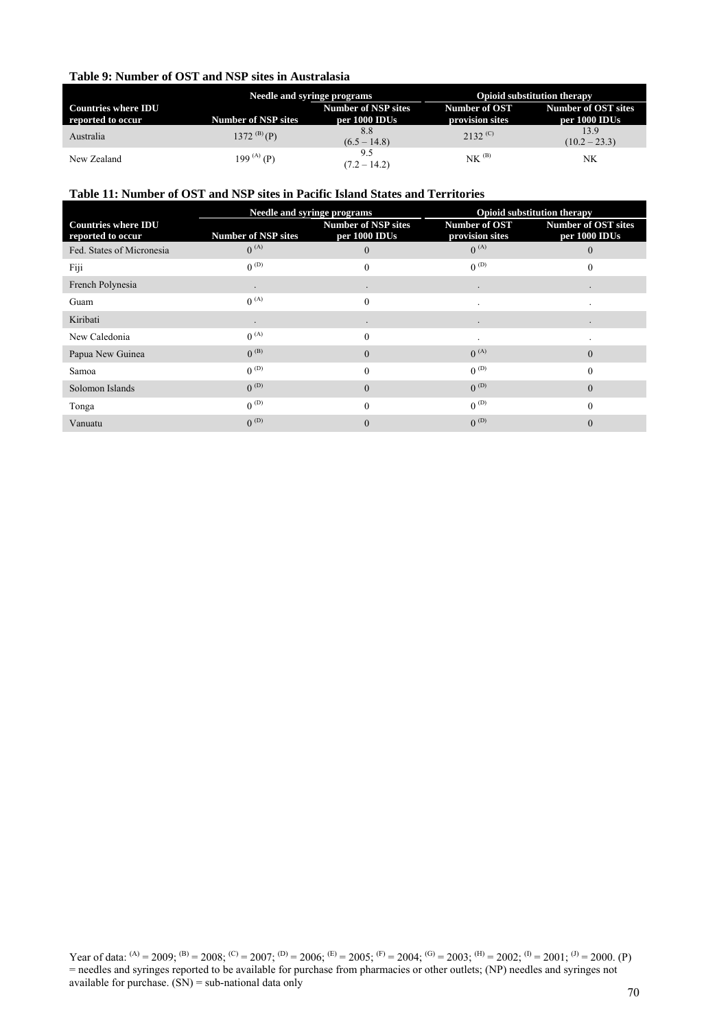**Table 9: Number of OST and NSP sites in Australasia**

| | Needle and syringe programs | | Opioid substitution therapy | |
|---|---|---|---|---|
| **Countries where IDU reported to occur** | **Number of NSP sites** | **Number of NSP sites per 1000 IDUs** | **Number of OST provision sites** | **Number of OST sites per 1000 IDUs** |
| Australia | 1372 [(B)] (P) | 8.8 (6.5 – 14.8) | 2132 [(C)] | 13.9 (10.2 – 23.3) |
| New Zealand | 199 [(A)] (P) | 9.5 (7.2 – 14.2) | NK [(B)] | NK |

**Table 11: Number of OST and NSP sites in Pacific Island States and Territories**

| | Needle and syringe programs | | Opioid substitution therapy | |
|---|---|---|---|---|
| **Countries where IDU reported to occur** | **Number of NSP sites** | **Number of NSP sites per 1000 IDUs** | **Number of OST provision sites** | **Number of OST sites per 1000 IDUs** |
| Fed. States of Micronesia | 0 [(A)] | 0 | 0 [(A)] | 0 |
| Fiji | 0 [(D)] | 0 | 0 [(D)] | 0 |
| French Polynesia | . | . | . | . |
| Guam | 0 [(A)] | 0 | . | . |
| Kiribati | . | . | . | . |
| New Caledonia | 0 [(A)] | 0 | . | . |
| Papua New Guinea | 0 [(B)] | 0 | 0 [(A)] | 0 |
| Samoa | 0 [(D)] | 0 | 0 [(D)] | 0 |
| Solomon Islands | 0 [(D)] | 0 | 0 [(D)] | 0 |
| Tonga | 0 [(D)] | 0 | 0 [(D)] | 0 |
| Vanuatu | 0 [(D)] | 0 | 0 [(D)] | 0 |

Year of data: [(A)] = 2009; [(B)] = 2008; [(C)] = 2007; [(D)] = 2006; [(E)] = 2005; [(F)] = 2004; [(G)] = 2003; [(H)] = 2002; [(I)] = 2001; [(J)] = 2000. (P) = needles and syringes reported to be available for purchase from pharmacies or other outlets; (NP) needles and syringes not available for purchase. (SN) = sub-national data only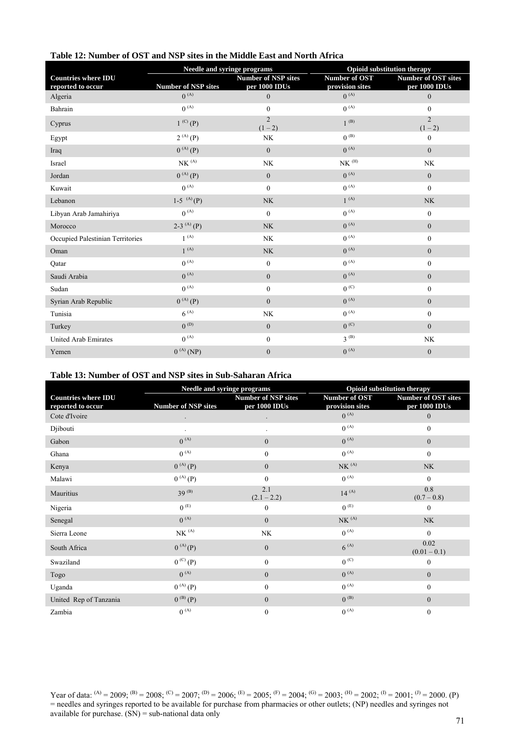**Table 12: Number of OST and NSP sites in the Middle East and North Africa**

| | Needle and syringe programs | | Opioid substitution therapy | |
|---|---|---|---|---|
| Countries where IDU reported to occur | Number of NSP sites | Number of NSP sites per 1000 IDUs | Number of OST provision sites | Number of OST sites per 1000 IDUs |
| Algeria | 0 (A) | 0 | 0 (A) | 0 |
| Bahrain | 0 (A) | 0 | 0 (A) | 0 |
| Cyprus | 1 (C) (P) | 2 (1 – 2) | 1 (B) | 2 (1 – 2) |
| Egypt | 2 (A) (P) | NK | 0 (B) | 0 |
| Iraq | 0 (A) (P) | 0 | 0 (A) | 0 |
| Israel | NK (A) | NK | NK (H) | NK |
| Jordan | 0 (A) (P) | 0 | 0 (A) | 0 |
| Kuwait | 0 (A) | 0 | 0 (A) | 0 |
| Lebanon | 1-5 (A) (P) | NK | 1 (A) | NK |
| Libyan Arab Jamahiriya | 0 (A) | 0 | 0 (A) | 0 |
| Morocco | 2-3 (A) (P) | NK | 0 (A) | 0 |
| Occupied Palestinian Territories | 1 (A) | NK | 0 (A) | 0 |
| Oman | 1 (A) | NK | 0 (A) | 0 |
| Qatar | 0 (A) | 0 | 0 (A) | 0 |
| Saudi Arabia | 0 (A) | 0 | 0 (A) | 0 |
| Sudan | 0 (A) | 0 | 0 (C) | 0 |
| Syrian Arab Republic | 0 (A) (P) | 0 | 0 (A) | 0 |
| Tunisia | 6 (A) | NK | 0 (A) | 0 |
| Turkey | 0 (D) | 0 | 0 (C) | 0 |
| United Arab Emirates | 0 (A) | 0 | 3 (B) | NK |
| Yemen | 0 (A) (NP) | 0 | 0 (A) | 0 |

**Table 13: Number of OST and NSP sites in Sub-Saharan Africa**

| | Needle and syringe programs | | Opioid substitution therapy | |
|---|---|---|---|---|
| Countries where IDU reported to occur | Number of NSP sites | Number of NSP sites per 1000 IDUs | Number of OST provision sites | Number of OST sites per 1000 IDUs |
| Cote d'Ivoire | . | . | 0 (A) | 0 |
| Djibouti | . | . | 0 (A) | 0 |
| Gabon | 0 (A) | 0 | 0 (A) | 0 |
| Ghana | 0 (A) | 0 | 0 (A) | 0 |
| Kenya | 0 (A) (P) | 0 | NK (A) | NK |
| Malawi | 0 (A) (P) | 0 | 0 (A) | 0 |
| Mauritius | 39 (B) | 2.1 (2.1 – 2.2) | 14 (A) | 0.8 (0.7 – 0.8) |
| Nigeria | 0 (E) | 0 | 0 (E) | 0 |
| Senegal | 0 (A) | 0 | NK (A) | NK |
| Sierra Leone | NK (A) | NK | 0 (A) | 0 |
| South Africa | 0 (A) (P) | 0 | 6 (A) | 0.02 (0.01 – 0.1) |
| Swaziland | 0 (C) (P) | 0 | 0 (C) | 0 |
| Togo | 0 (A) | 0 | 0 (A) | 0 |
| Uganda | 0 (A) (P) | 0 | 0 (A) | 0 |
| United Rep of Tanzania | 0 (B) (P) | 0 | 0 (B) | 0 |
| Zambia | 0 (A) | 0 | 0 (A) | 0 |

Year of data: (A) = 2009; (B) = 2008; (C) = 2007; (D) = 2006; (E) = 2005; (F) = 2004; (G) = 2003; (H) = 2002; (I) = 2001; (J) = 2000. (P) = needles and syringes reported to be available for purchase from pharmacies or other outlets; (NP) needles and syringes not available for purchase. (SN) = sub-national data only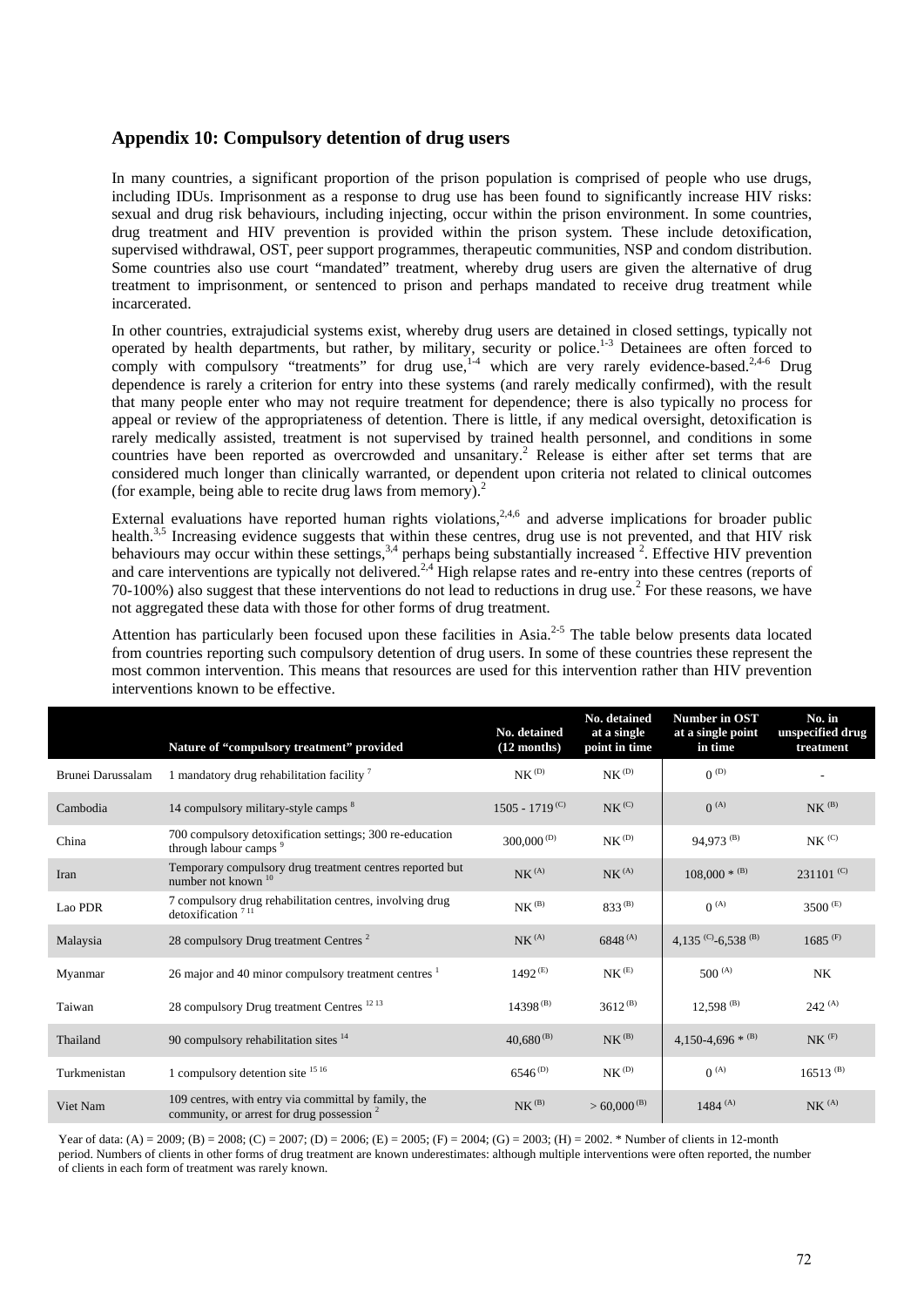## Appendix 10: Compulsory detention of drug users

In many countries, a significant proportion of the prison population is comprised of people who use drugs, including IDUs. Imprisonment as a response to drug use has been found to significantly increase HIV risks: sexual and drug risk behaviours, including injecting, occur within the prison environment. In some countries, drug treatment and HIV prevention is provided within the prison system. These include detoxification, supervised withdrawal, OST, peer support programmes, therapeutic communities, NSP and condom distribution. Some countries also use court "mandated" treatment, whereby drug users are given the alternative of drug treatment to imprisonment, or sentenced to prison and perhaps mandated to receive drug treatment while incarcerated.

In other countries, extrajudicial systems exist, whereby drug users are detained in closed settings, typically not operated by health departments, but rather, by military, security or police.[1-3] Detainees are often forced to comply with compulsory "treatments" for drug use,[1-4] which are very rarely evidence-based.[2,4-6] Drug dependence is rarely a criterion for entry into these systems (and rarely medically confirmed), with the result that many people enter who may not require treatment for dependence; there is also typically no process for appeal or review of the appropriateness of detention. There is little, if any medical oversight, detoxification is rarely medically assisted, treatment is not supervised by trained health personnel, and conditions in some countries have been reported as overcrowded and unsanitary.[2] Release is either after set terms that are considered much longer than clinically warranted, or dependent upon criteria not related to clinical outcomes (for example, being able to recite drug laws from memory).[2]

External evaluations have reported human rights violations,[2,4,6] and adverse implications for broader public health.[3,5] Increasing evidence suggests that within these centres, drug use is not prevented, and that HIV risk behaviours may occur within these settings,[3,4] perhaps being substantially increased [2]. Effective HIV prevention and care interventions are typically not delivered.[2,4] High relapse rates and re-entry into these centres (reports of 70-100%) also suggest that these interventions do not lead to reductions in drug use.[2] For these reasons, we have not aggregated these data with those for other forms of drug treatment.

Attention has particularly been focused upon these facilities in Asia.[2-5] The table below presents data located from countries reporting such compulsory detention of drug users. In some of these countries these represent the most common intervention. This means that resources are used for this intervention rather than HIV prevention interventions known to be effective.

| | Nature of "compulsory treatment" provided | No. detained (12 months) | No. detained at a single point in time | Number in OST at a single point in time | No. in unspecified drug treatment |
|---|---|---|---|---|---|
| Brunei Darussalam | 1 mandatory drug rehabilitation facility [7] | NK (D) | NK (D) | 0 (D) | - |
| Cambodia | 14 compulsory military-style camps [8] | 1505 - 1719 (C) | NK (C) | 0 (A) | NK (B) |
| China | 700 compulsory detoxification settings; 300 re-education through labour camps [9] | 300,000 (D) | NK (D) | 94,973 (B) | NK (C) |
| Iran | Temporary compulsory drug treatment centres reported but number not known [10] | NK (A) | NK (A) | 108,000 * (B) | 231101 (C) |
| Lao PDR | 7 compulsory drug rehabilitation centres, involving drug detoxification [7 11] | NK (B) | 833 (B) | 0 (A) | 3500 (E) |
| Malaysia | 28 compulsory Drug treatment Centres [2] | NK (A) | 6848 (A) | 4,135 (C)-6,538 (B) | 1685 (F) |
| Myanmar | 26 major and 40 minor compulsory treatment centres [1] | 1492 (E) | NK (E) | 500 (A) | NK |
| Taiwan | 28 compulsory Drug treatment Centres [12 13] | 14398 (B) | 3612 (B) | 12,598 (B) | 242 (A) |
| Thailand | 90 compulsory rehabilitation sites [14] | 40,680 (B) | NK (B) | 4,150-4,696 * (B) | NK (F) |
| Turkmenistan | 1 compulsory detention site [15 16] | 6546 (D) | NK (D) | 0 (A) | 16513 (B) |
| Viet Nam | 109 centres, with entry via committal by family, the community, or arrest for drug possession [2] | NK (B) | > 60,000 (B) | 1484 (A) | NK (A) |

Year of data: (A) = 2009; (B) = 2008; (C) = 2007; (D) = 2006; (E) = 2005; (F) = 2004; (G) = 2003; (H) = 2002. * Number of clients in 12-month period. Numbers of clients in other forms of drug treatment are known underestimates: although multiple interventions were often reported, the number of clients in each form of treatment was rarely known.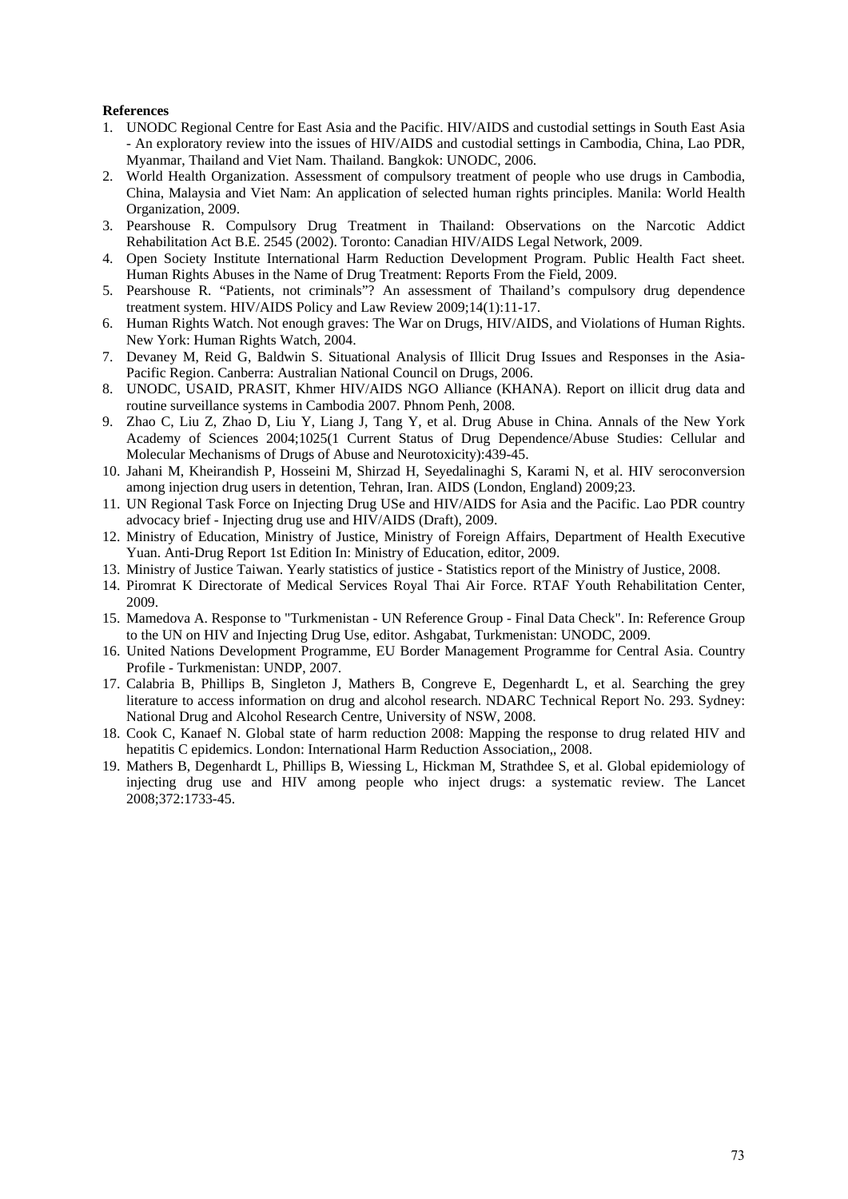**References**

1. UNODC Regional Centre for East Asia and the Pacific. HIV/AIDS and custodial settings in South East Asia - An exploratory review into the issues of HIV/AIDS and custodial settings in Cambodia, China, Lao PDR, Myanmar, Thailand and Viet Nam. Thailand. Bangkok: UNODC, 2006.
2. World Health Organization. Assessment of compulsory treatment of people who use drugs in Cambodia, China, Malaysia and Viet Nam: An application of selected human rights principles. Manila: World Health Organization, 2009.
3. Pearshouse R. Compulsory Drug Treatment in Thailand: Observations on the Narcotic Addict Rehabilitation Act B.E. 2545 (2002). Toronto: Canadian HIV/AIDS Legal Network, 2009.
4. Open Society Institute International Harm Reduction Development Program. Public Health Fact sheet. Human Rights Abuses in the Name of Drug Treatment: Reports From the Field, 2009.
5. Pearshouse R. "Patients, not criminals"? An assessment of Thailand's compulsory drug dependence treatment system. HIV/AIDS Policy and Law Review 2009;14(1):11-17.
6. Human Rights Watch. Not enough graves: The War on Drugs, HIV/AIDS, and Violations of Human Rights. New York: Human Rights Watch, 2004.
7. Devaney M, Reid G, Baldwin S. Situational Analysis of Illicit Drug Issues and Responses in the Asia-Pacific Region. Canberra: Australian National Council on Drugs, 2006.
8. UNODC, USAID, PRASIT, Khmer HIV/AIDS NGO Alliance (KHANA). Report on illicit drug data and routine surveillance systems in Cambodia 2007. Phnom Penh, 2008.
9. Zhao C, Liu Z, Zhao D, Liu Y, Liang J, Tang Y, et al. Drug Abuse in China. Annals of the New York Academy of Sciences 2004;1025(1 Current Status of Drug Dependence/Abuse Studies: Cellular and Molecular Mechanisms of Drugs of Abuse and Neurotoxicity):439-45.
10. Jahani M, Kheirandish P, Hosseini M, Shirzad H, Seyedalinaghi S, Karami N, et al. HIV seroconversion among injection drug users in detention, Tehran, Iran. AIDS (London, England) 2009;23.
11. UN Regional Task Force on Injecting Drug USe and HIV/AIDS for Asia and the Pacific. Lao PDR country advocacy brief - Injecting drug use and HIV/AIDS (Draft), 2009.
12. Ministry of Education, Ministry of Justice, Ministry of Foreign Affairs, Department of Health Executive Yuan. Anti-Drug Report 1st Edition In: Ministry of Education, editor, 2009.
13. Ministry of Justice Taiwan. Yearly statistics of justice - Statistics report of the Ministry of Justice, 2008.
14. Piromrat K Directorate of Medical Services Royal Thai Air Force. RTAF Youth Rehabilitation Center, 2009.
15. Mamedova A. Response to "Turkmenistan - UN Reference Group - Final Data Check". In: Reference Group to the UN on HIV and Injecting Drug Use, editor. Ashgabat, Turkmenistan: UNODC, 2009.
16. United Nations Development Programme, EU Border Management Programme for Central Asia. Country Profile - Turkmenistan: UNDP, 2007.
17. Calabria B, Phillips B, Singleton J, Mathers B, Congreve E, Degenhardt L, et al. Searching the grey literature to access information on drug and alcohol research. NDARC Technical Report No. 293. Sydney: National Drug and Alcohol Research Centre, University of NSW, 2008.
18. Cook C, Kanaef N. Global state of harm reduction 2008: Mapping the response to drug related HIV and hepatitis C epidemics. London: International Harm Reduction Association,, 2008.
19. Mathers B, Degenhardt L, Phillips B, Wiessing L, Hickman M, Strathdee S, et al. Global epidemiology of injecting drug use and HIV among people who inject drugs: a systematic review. The Lancet 2008;372:1733-45.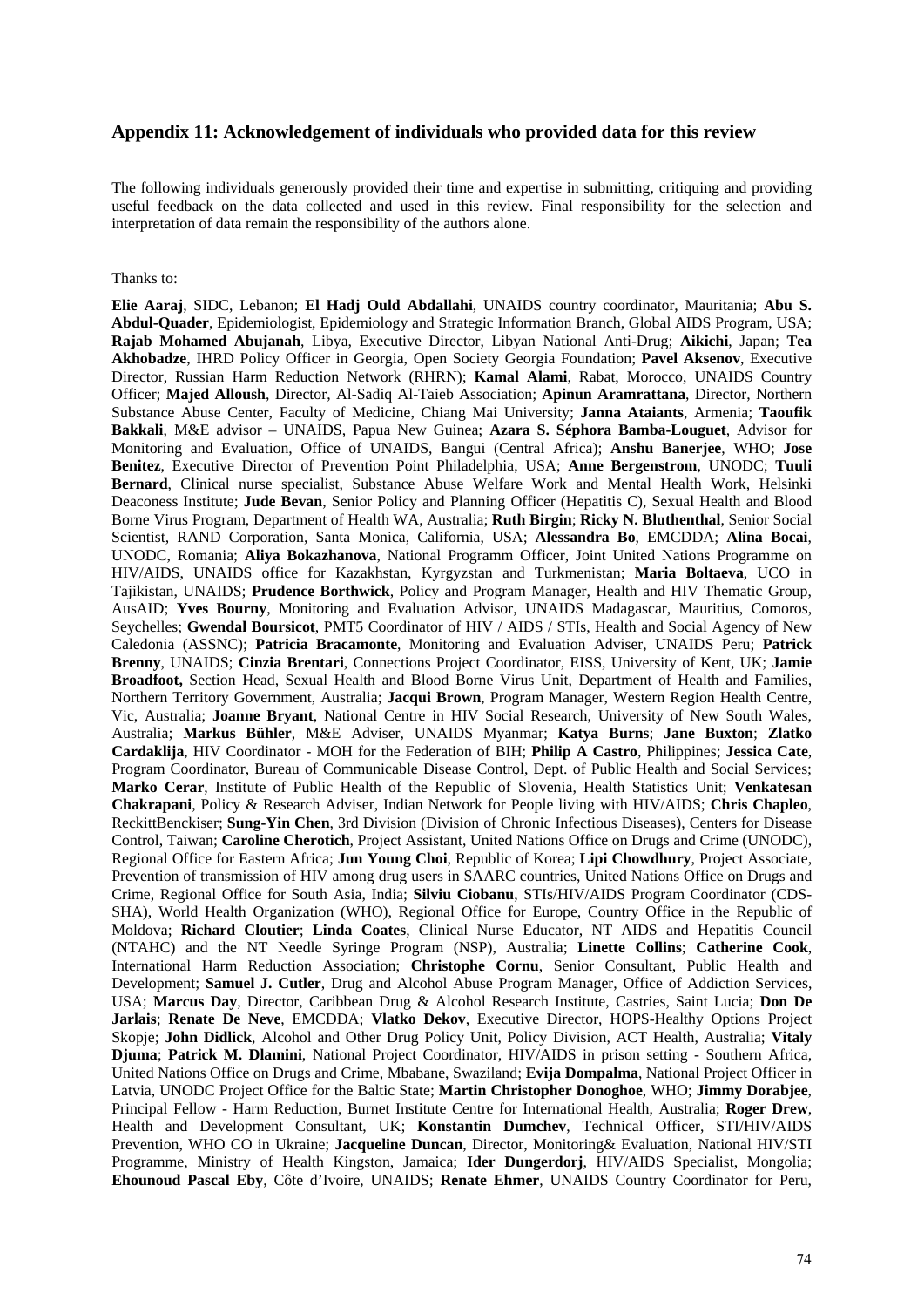## Appendix 11: Acknowledgement of individuals who provided data for this review

The following individuals generously provided their time and expertise in submitting, critiquing and providing useful feedback on the data collected and used in this review. Final responsibility for the selection and interpretation of data remain the responsibility of the authors alone.

Thanks to:

**Elie Aaraj**, SIDC, Lebanon; **El Hadj Ould Abdallahi**, UNAIDS country coordinator, Mauritania; **Abu S. Abdul-Quader**, Epidemiologist, Epidemiology and Strategic Information Branch, Global AIDS Program, USA; **Rajab Mohamed Abujanah**, Libya, Executive Director, Libyan National Anti-Drug; **Aikichi**, Japan; **Tea Akhobadze**, IHRD Policy Officer in Georgia, Open Society Georgia Foundation; **Pavel Aksenov**, Executive Director, Russian Harm Reduction Network (RHRN); **Kamal Alami**, Rabat, Morocco, UNAIDS Country Officer; **Majed Alloush**, Director, Al-Sadiq Al-Taieb Association; **Apinun Aramrattana**, Director, Northern Substance Abuse Center, Faculty of Medicine, Chiang Mai University; **Janna Ataiants**, Armenia; **Taoufik Bakkali**, M&E advisor – UNAIDS, Papua New Guinea; **Azara S. Séphora Bamba-Louguet**, Advisor for Monitoring and Evaluation, Office of UNAIDS, Bangui (Central Africa); **Anshu Banerjee**, WHO; **Jose Benitez**, Executive Director of Prevention Point Philadelphia, USA; **Anne Bergenstrom**, UNODC; **Tuuli Bernard**, Clinical nurse specialist, Substance Abuse Welfare Work and Mental Health Work, Helsinki Deaconess Institute; **Jude Bevan**, Senior Policy and Planning Officer (Hepatitis C), Sexual Health and Blood Borne Virus Program, Department of Health WA, Australia; **Ruth Birgin**; **Ricky N. Bluthenthal**, Senior Social Scientist, RAND Corporation, Santa Monica, California, USA; **Alessandra Bo**, EMCDDA; **Alina Bocai**, UNODC, Romania; **Aliya Bokazhanova**, National Programm Officer, Joint United Nations Programme on HIV/AIDS, UNAIDS office for Kazakhstan, Kyrgyzstan and Turkmenistan; **Maria Boltaeva**, UCO in Tajikistan, UNAIDS; **Prudence Borthwick**, Policy and Program Manager, Health and HIV Thematic Group, AusAID; **Yves Bourny**, Monitoring and Evaluation Advisor, UNAIDS Madagascar, Mauritius, Comoros, Seychelles; **Gwendal Boursicot**, PMT5 Coordinator of HIV / AIDS / STIs, Health and Social Agency of New Caledonia (ASSNC); **Patricia Bracamonte**, Monitoring and Evaluation Adviser, UNAIDS Peru; **Patrick Brenny**, UNAIDS; **Cinzia Brentari**, Connections Project Coordinator, EISS, University of Kent, UK; **Jamie Broadfoot,** Section Head, Sexual Health and Blood Borne Virus Unit, Department of Health and Families, Northern Territory Government, Australia; **Jacqui Brown**, Program Manager, Western Region Health Centre, Vic, Australia; **Joanne Bryant**, National Centre in HIV Social Research, University of New South Wales, Australia; **Markus Bühler**, M&E Adviser, UNAIDS Myanmar; **Katya Burns**; **Jane Buxton**; **Zlatko Cardaklija**, HIV Coordinator - MOH for the Federation of BIH; **Philip A Castro**, Philippines; **Jessica Cate**, Program Coordinator, Bureau of Communicable Disease Control, Dept. of Public Health and Social Services; **Marko Cerar**, Institute of Public Health of the Republic of Slovenia, Health Statistics Unit; **Venkatesan Chakrapani**, Policy & Research Adviser, Indian Network for People living with HIV/AIDS; **Chris Chapleo**, ReckittBenckiser; **Sung-Yin Chen**, 3rd Division (Division of Chronic Infectious Diseases), Centers for Disease Control, Taiwan; **Caroline Cherotich**, Project Assistant, United Nations Office on Drugs and Crime (UNODC), Regional Office for Eastern Africa; **Jun Young Choi**, Republic of Korea; **Lipi Chowdhury**, Project Associate, Prevention of transmission of HIV among drug users in SAARC countries, United Nations Office on Drugs and Crime, Regional Office for South Asia, India; **Silviu Ciobanu**, STIs/HIV/AIDS Program Coordinator (CDS-SHA), World Health Organization (WHO), Regional Office for Europe, Country Office in the Republic of Moldova; **Richard Cloutier**; **Linda Coates**, Clinical Nurse Educator, NT AIDS and Hepatitis Council (NTAHC) and the NT Needle Syringe Program (NSP), Australia; **Linette Collins**; **Catherine Cook**, International Harm Reduction Association; **Christophe Cornu**, Senior Consultant, Public Health and Development; **Samuel J. Cutler**, Drug and Alcohol Abuse Program Manager, Office of Addiction Services, USA; **Marcus Day**, Director, Caribbean Drug & Alcohol Research Institute, Castries, Saint Lucia; **Don De Jarlais**; **Renate De Neve**, EMCDDA; **Vlatko Dekov**, Executive Director, HOPS-Healthy Options Project Skopje; **John Didlick**, Alcohol and Other Drug Policy Unit, Policy Division, ACT Health, Australia; **Vitaly Djuma**; **Patrick M. Dlamini**, National Project Coordinator, HIV/AIDS in prison setting - Southern Africa, United Nations Office on Drugs and Crime, Mbabane, Swaziland; **Evija Dompalma**, National Project Officer in Latvia, UNODC Project Office for the Baltic State; **Martin Christopher Donoghoe**, WHO; **Jimmy Dorabjee**, Principal Fellow - Harm Reduction, Burnet Institute Centre for International Health, Australia; **Roger Drew**, Health and Development Consultant, UK; **Konstantin Dumchev**, Technical Officer, STI/HIV/AIDS Prevention, WHO CO in Ukraine; **Jacqueline Duncan**, Director, Monitoring& Evaluation, National HIV/STI Programme, Ministry of Health Kingston, Jamaica; **Ider Dungerdorj**, HIV/AIDS Specialist, Mongolia; **Ehounoud Pascal Eby**, Côte d'Ivoire, UNAIDS; **Renate Ehmer**, UNAIDS Country Coordinator for Peru,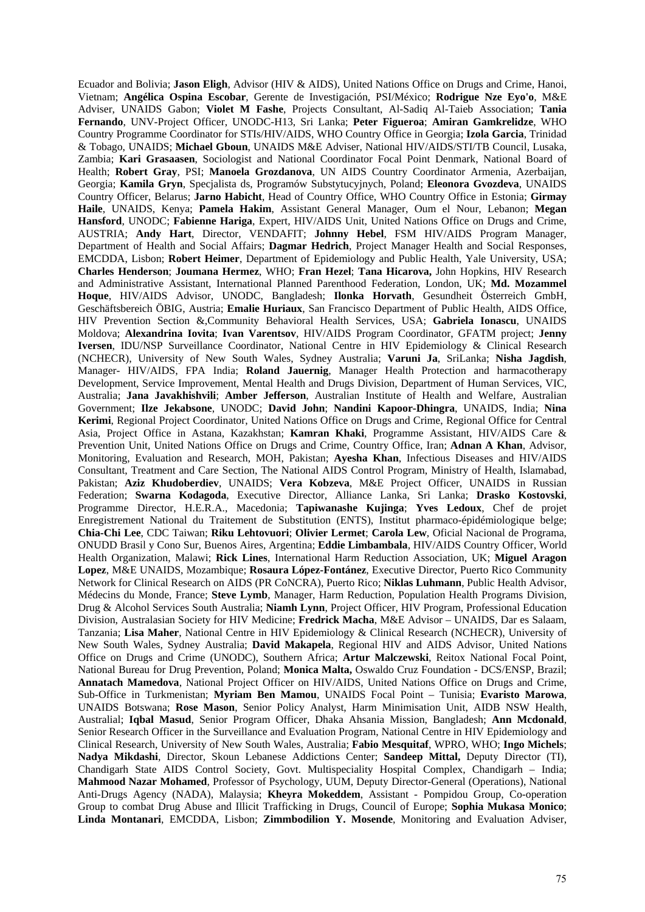Ecuador and Bolivia; **Jason Eligh**, Advisor (HIV & AIDS), United Nations Office on Drugs and Crime, Hanoi, Vietnam; **Angélica Ospina Escobar**, Gerente de Investigación, PSI/México; **Rodrigue Nze Eyo'o**, M&E Adviser, UNAIDS Gabon; **Violet M Fashe**, Projects Consultant, Al-Sadiq Al-Taieb Association; **Tania Fernando**, UNV-Project Officer, UNODC-H13, Sri Lanka; **Peter Figueroa**; **Amiran Gamkrelidze**, WHO Country Programme Coordinator for STIs/HIV/AIDS, WHO Country Office in Georgia; **Izola Garcia**, Trinidad & Tobago, UNAIDS; **Michael Gboun**, UNAIDS M&E Adviser, National HIV/AIDS/STI/TB Council, Lusaka, Zambia; **Kari Grasaasen**, Sociologist and National Coordinator Focal Point Denmark, National Board of Health; **Robert Gray**, PSI; **Manoela Grozdanova**, UN AIDS Country Coordinator Armenia, Azerbaijan, Georgia; **Kamila Gryn**, Specjalista ds, Programów Substytucyjnych, Poland; **Eleonora Gvozdeva**, UNAIDS Country Officer, Belarus; **Jarno Habicht**, Head of Country Office, WHO Country Office in Estonia; **Girmay Haile**, UNAIDS, Kenya; **Pamela Hakim**, Assistant General Manager, Oum el Nour, Lebanon; **Megan Hansford**, UNODC; **Fabienne Hariga**, Expert, HIV/AIDS Unit, United Nations Office on Drugs and Crime, AUSTRIA; **Andy Hart**, Director, VENDAFIT; **Johnny Hebel**, FSM HIV/AIDS Program Manager, Department of Health and Social Affairs; **Dagmar Hedrich**, Project Manager Health and Social Responses, EMCDDA, Lisbon; **Robert Heimer**, Department of Epidemiology and Public Health, Yale University, USA; **Charles Henderson**; **Joumana Hermez**, WHO; **Fran Hezel**; **Tana Hicarova,** John Hopkins, HIV Research and Administrative Assistant, International Planned Parenthood Federation, London, UK; **Md. Mozammel Hoque**, HIV/AIDS Advisor, UNODC, Bangladesh; **Ilonka Horvath**, Gesundheit Österreich GmbH, Geschäftsbereich ÖBIG, Austria; **Emalie Huriaux**, San Francisco Department of Public Health, AIDS Office, HIV Prevention Section &,Community Behavioral Health Services, USA; **Gabriela Ionascu**, UNAIDS Moldova; **Alexandrina Iovita**; **Ivan Varentsov**, HIV/AIDS Program Coordinator, GFATM project; **Jenny Iversen**, IDU/NSP Surveillance Coordinator, National Centre in HIV Epidemiology & Clinical Research (NCHECR), University of New South Wales, Sydney Australia; **Varuni Ja**, SriLanka; **Nisha Jagdish**, Manager- HIV/AIDS, FPA India; **Roland Jauernig**, Manager Health Protection and harmacotherapy Development, Service Improvement, Mental Health and Drugs Division, Department of Human Services, VIC, Australia; **Jana Javakhishvili**; **Amber Jefferson**, Australian Institute of Health and Welfare, Australian Government; **Ilze Jekabsone**, UNODC; **David John**; **Nandini Kapoor-Dhingra**, UNAIDS, India; **Nina Kerimi**, Regional Project Coordinator, United Nations Office on Drugs and Crime, Regional Office for Central Asia, Project Office in Astana, Kazakhstan; **Kamran Khaki**, Programme Assistant, HIV/AIDS Care & Prevention Unit, United Nations Office on Drugs and Crime, Country Office, Iran; **Adnan A Khan**, Advisor, Monitoring, Evaluation and Research, MOH, Pakistan; **Ayesha Khan**, Infectious Diseases and HIV/AIDS Consultant, Treatment and Care Section, The National AIDS Control Program, Ministry of Health, Islamabad, Pakistan; **Aziz Khudoberdiev**, UNAIDS; **Vera Kobzeva**, M&E Project Officer, UNAIDS in Russian Federation; **Swarna Kodagoda**, Executive Director, Alliance Lanka, Sri Lanka; **Drasko Kostovski**, Programme Director, H.E.R.A., Macedonia; **Tapiwanashe Kujinga**; **Yves Ledoux**, Chef de projet Enregistrement National du Traitement de Substitution (ENTS), Institut pharmaco-épidémiologique belge; **Chia-Chi Lee**, CDC Taiwan; **Riku Lehtovuori**; **Olivier Lermet**; **Carola Lew**, Oficial Nacional de Programa, ONUDD Brasil y Cono Sur, Buenos Aires, Argentina; **Eddie Limbambala**, HIV/AIDS Country Officer, World Health Organization, Malawi; **Rick Lines**, International Harm Reduction Association, UK; **Miguel Aragon Lopez**, M&E UNAIDS, Mozambique; **Rosaura López-Fontánez**, Executive Director, Puerto Rico Community Network for Clinical Research on AIDS (PR CoNCRA), Puerto Rico; **Niklas Luhmann**, Public Health Advisor, Médecins du Monde, France; **Steve Lymb**, Manager, Harm Reduction, Population Health Programs Division, Drug & Alcohol Services South Australia; **Niamh Lynn**, Project Officer, HIV Program, Professional Education Division, Australasian Society for HIV Medicine; **Fredrick Macha**, M&E Advisor – UNAIDS, Dar es Salaam, Tanzania; **Lisa Maher**, National Centre in HIV Epidemiology & Clinical Research (NCHECR), University of New South Wales, Sydney Australia; **David Makapela**, Regional HIV and AIDS Advisor, United Nations Office on Drugs and Crime (UNODC), Southern Africa; **Artur Malczewski**, Reitox National Focal Point, National Bureau for Drug Prevention, Poland; **Monica Malta,** Oswaldo Cruz Foundation - DCS/ENSP, Brazil; **Annatach Mamedova**, National Project Officer on HIV/AIDS, United Nations Office on Drugs and Crime, Sub-Office in Turkmenistan; **Myriam Ben Mamou**, UNAIDS Focal Point – Tunisia; **Evaristo Marowa**, UNAIDS Botswana; **Rose Mason**, Senior Policy Analyst, Harm Minimisation Unit, AIDB NSW Health, Australial; **Iqbal Masud**, Senior Program Officer, Dhaka Ahsania Mission, Bangladesh; **Ann Mcdonald**, Senior Research Officer in the Surveillance and Evaluation Program, National Centre in HIV Epidemiology and Clinical Research, University of New South Wales, Australia; **Fabio Mesquitaf**, WPRO, WHO; **Ingo Michels**; **Nadya Mikdashi**, Director, Skoun Lebanese Addictions Center; **Sandeep Mittal,** Deputy Director (TI), Chandigarh State AIDS Control Society, Govt. Multispeciality Hospital Complex, Chandigarh – India; **Mahmood Nazar Mohamed**, Professor of Psychology, UUM, Deputy Director-General (Operations), National Anti-Drugs Agency (NADA), Malaysia; **Kheyra Mokeddem**, Assistant - Pompidou Group, Co-operation Group to combat Drug Abuse and Illicit Trafficking in Drugs, Council of Europe; **Sophia Mukasa Monico**; **Linda Montanari**, EMCDDA, Lisbon; **Zimmbodilion Y. Mosende**, Monitoring and Evaluation Adviser,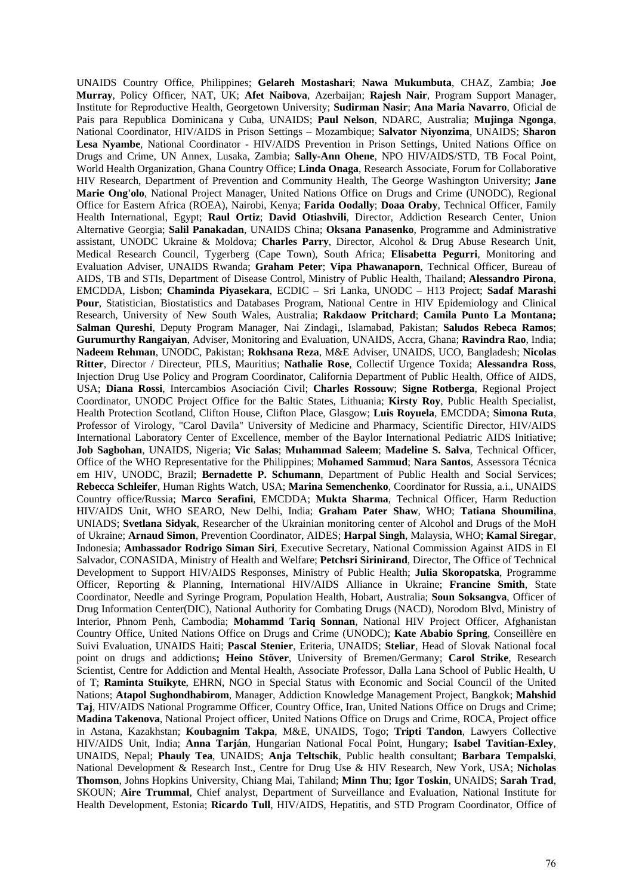UNAIDS Country Office, Philippines; **Gelareh Mostashari**; **Nawa Mukumbuta**, CHAZ, Zambia; **Joe Murray**, Policy Officer, NAT, UK; **Afet Naibova**, Azerbaijan; **Rajesh Nair**, Program Support Manager, Institute for Reproductive Health, Georgetown University; **Sudirman Nasir**; **Ana Maria Navarro**, Oficial de Pais para Republica Dominicana y Cuba, UNAIDS; **Paul Nelson**, NDARC, Australia; **Mujinga Ngonga**, National Coordinator, HIV/AIDS in Prison Settings – Mozambique; **Salvator Niyonzima**, UNAIDS; **Sharon Lesa Nyambe**, National Coordinator - HIV/AIDS Prevention in Prison Settings, United Nations Office on Drugs and Crime, UN Annex, Lusaka, Zambia; **Sally-Ann Ohene**, NPO HIV/AIDS/STD, TB Focal Point, World Health Organization, Ghana Country Office; **Linda Onaga**, Research Associate, Forum for Collaborative HIV Research, Department of Prevention and Community Health, The George Washington University; **Jane Marie Ong'olo**, National Project Manager, United Nations Office on Drugs and Crime (UNODC), Regional Office for Eastern Africa (ROEA), Nairobi, Kenya; **Farida Oodally**; **Doaa Oraby**, Technical Officer, Family Health International, Egypt; **Raul Ortiz**; **David Otiashvili**, Director, Addiction Research Center, Union Alternative Georgia; **Salil Panakadan**, UNAIDS China; **Oksana Panasenko**, Programme and Administrative assistant, UNODC Ukraine & Moldova; **Charles Parry**, Director, Alcohol & Drug Abuse Research Unit, Medical Research Council, Tygerberg (Cape Town), South Africa; **Elisabetta Pegurri**, Monitoring and Evaluation Adviser, UNAIDS Rwanda; **Graham Peter**; **Vipa Phawanaporn**, Technical Officer, Bureau of AIDS, TB and STIs, Department of Disease Control, Ministry of Public Health, Thailand; **Alessandro Pirona**, EMCDDA, Lisbon; **Chaminda Piyasekara**, ECDIC – Sri Lanka, UNODC – H13 Project; **Sadaf Marashi Pour**, Statistician, Biostatistics and Databases Program, National Centre in HIV Epidemiology and Clinical Research, University of New South Wales, Australia; **Rakdaow Pritchard**; **Camila Punto La Montana; Salman Qureshi**, Deputy Program Manager, Nai Zindagi,, Islamabad, Pakistan; **Saludos Rebeca Ramos**; **Gurumurthy Rangaiyan**, Adviser, Monitoring and Evaluation, UNAIDS, Accra, Ghana; **Ravindra Rao**, India; **Nadeem Rehman**, UNODC, Pakistan; **Rokhsana Reza**, M&E Adviser, UNAIDS, UCO, Bangladesh; **Nicolas Ritter**, Director / Directeur, PILS, Mauritius; **Nathalie Rose**, Collectif Urgence Toxida; **Alessandra Ross**, Injection Drug Use Policy and Program Coordinator, California Department of Public Health, Office of AIDS, USA; **Diana Rossi**, Intercambios Asociación Civil; **Charles Rossouw**; **Signe Rotberga**, Regional Project Coordinator, UNODC Project Office for the Baltic States, Lithuania; **Kirsty Roy**, Public Health Specialist, Health Protection Scotland, Clifton House, Clifton Place, Glasgow; **Luis Royuela**, EMCDDA; **Simona Ruta**, Professor of Virology, "Carol Davila" University of Medicine and Pharmacy, Scientific Director, HIV/AIDS International Laboratory Center of Excellence, member of the Baylor International Pediatric AIDS Initiative; **Job Sagbohan**, UNAIDS, Nigeria; **Vic Salas**; **Muhammad Saleem**; **Madeline S. Salva**, Technical Officer, Office of the WHO Representative for the Philippines; **Mohamed Sammud**; **Nara Santos**, Assessora Técnica em HIV, UNODC, Brazil; **Bernadette P. Schumann**, Department of Public Health and Social Services; **Rebecca Schleifer**, Human Rights Watch, USA; **Marina Semenchenko**, Coordinator for Russia, a.i., UNAIDS Country office/Russia; **Marco Serafini**, EMCDDA; **Mukta Sharma**, Technical Officer, Harm Reduction HIV/AIDS Unit, WHO SEARO, New Delhi, India; **Graham Pater Shaw**, WHO; **Tatiana Shoumilina**, UNAIDS; **Svetlana Sidyak**, Researcher of the Ukrainian monitoring center of Alcohol and Drugs of the MoH of Ukraine; **Arnaud Simon**, Prevention Coordinator, AIDES; **Harpal Singh**, Malaysia, WHO; **Kamal Siregar**, Indonesia; **Ambassador Rodrigo Siman Siri**, Executive Secretary, National Commission Against AIDS in El Salvador, CONASIDA, Ministry of Health and Welfare; **Petchsri Sirinirand**, Director, The Office of Technical Development to Support HIV/AIDS Responses, Ministry of Public Health; **Julia Skoropatska**, Programme Officer, Reporting & Planning, International HIV/AIDS Alliance in Ukraine; **Francine Smith**, State Coordinator, Needle and Syringe Program, Population Health, Hobart, Australia; **Soun Soksangva**, Officer of Drug Information Center(DIC), National Authority for Combating Drugs (NACD), Norodom Blvd, Ministry of Interior, Phnom Penh, Cambodia; **Mohammd Tariq Sonnan**, National HIV Project Officer, Afghanistan Country Office, United Nations Office on Drugs and Crime (UNODC); **Kate Ababio Spring**, Conseillère en Suivi Evaluation, UNAIDS Haiti; **Pascal Stenier**, Eriteria, UNAIDS; **Steliar**, Head of Slovak National focal point on drugs and addictions**; Heino Stöver**, University of Bremen/Germany; **Carol Strike**, Research Scientist, Centre for Addiction and Mental Health, Associate Professor, Dalla Lana School of Public Health, U of T; **Raminta Stuikyte**, EHRN, NGO in Special Status with Economic and Social Council of the United Nations; **Atapol Sughondhabirom**, Manager, Addiction Knowledge Management Project, Bangkok; **Mahshid Taj**, HIV/AIDS National Programme Officer, Country Office, Iran, United Nations Office on Drugs and Crime; **Madina Takenova**, National Project officer, United Nations Office on Drugs and Crime, ROCA, Project office in Astana, Kazakhstan; **Koubagnim Takpa**, M&E, UNAIDS, Togo; **Tripti Tandon**, Lawyers Collective HIV/AIDS Unit, India; **Anna Tarján**, Hungarian National Focal Point, Hungary; **Isabel Tavitian-Exley**, UNAIDS, Nepal; **Phauly Tea**, UNAIDS; **Anja Teltschik**, Public health consultant; **Barbara Tempalski**, National Development & Research Inst., Centre for Drug Use & HIV Research, New York, USA; **Nicholas Thomson**, Johns Hopkins University, Chiang Mai, Tahiland; **Minn Thu**; **Igor Toskin**, UNAIDS; **Sarah Trad**, SKOUN; **Aire Trummal**, Chief analyst, Department of Surveillance and Evaluation, National Institute for Health Development, Estonia; **Ricardo Tull**, HIV/AIDS, Hepatitis, and STD Program Coordinator, Office of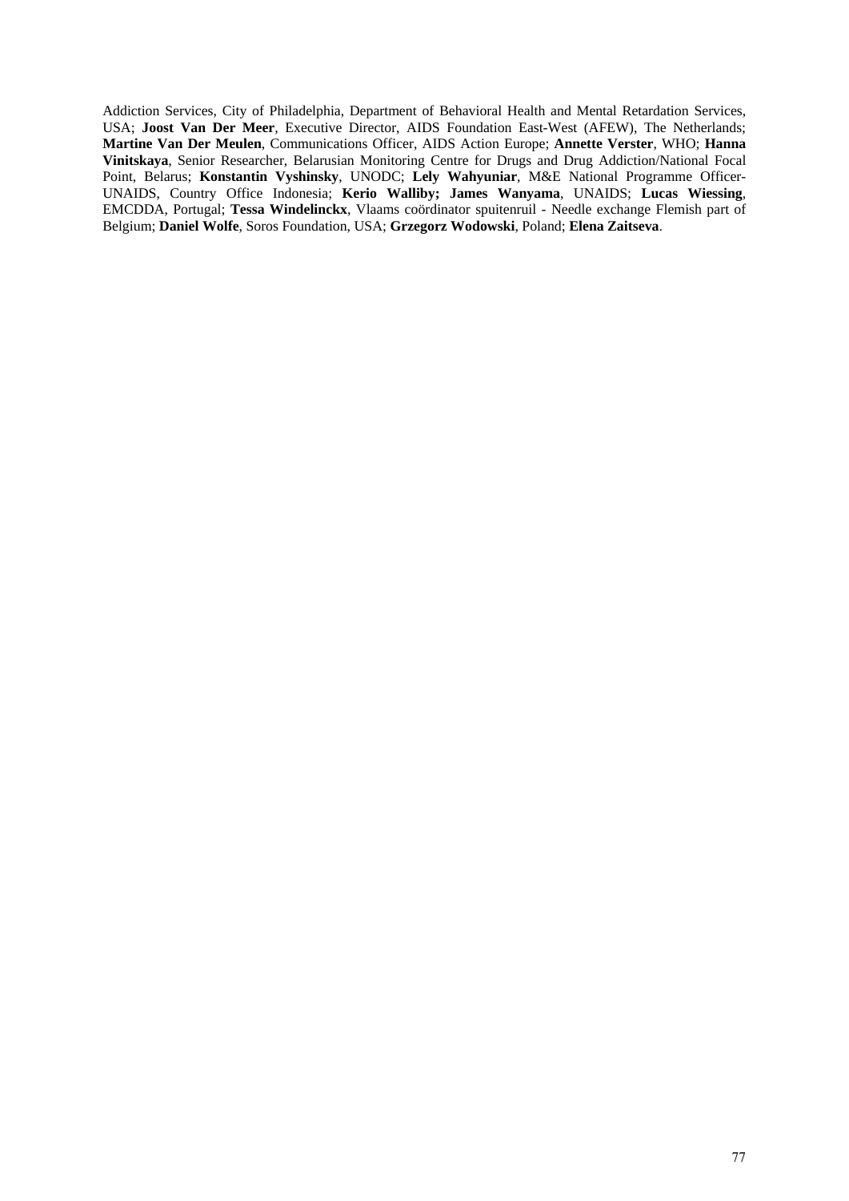Addiction Services, City of Philadelphia, Department of Behavioral Health and Mental Retardation Services, USA; **Joost Van Der Meer**, Executive Director, AIDS Foundation East-West (AFEW), The Netherlands; **Martine Van Der Meulen**, Communications Officer, AIDS Action Europe; **Annette Verster**, WHO; **Hanna Vinitskaya**, Senior Researcher, Belarusian Monitoring Centre for Drugs and Drug Addiction/National Focal Point, Belarus; **Konstantin Vyshinsky**, UNODC; **Lely Wahyuniar**, M&E National Programme Officer-UNAIDS, Country Office Indonesia; **Kerio Walliby; James Wanyama**, UNAIDS; **Lucas Wiessing**, EMCDDA, Portugal; **Tessa Windelinckx**, Vlaams coördinator spuitenruil - Needle exchange Flemish part of Belgium; **Daniel Wolfe**, Soros Foundation, USA; **Grzegorz Wodowski**, Poland; **Elena Zaitseva**.